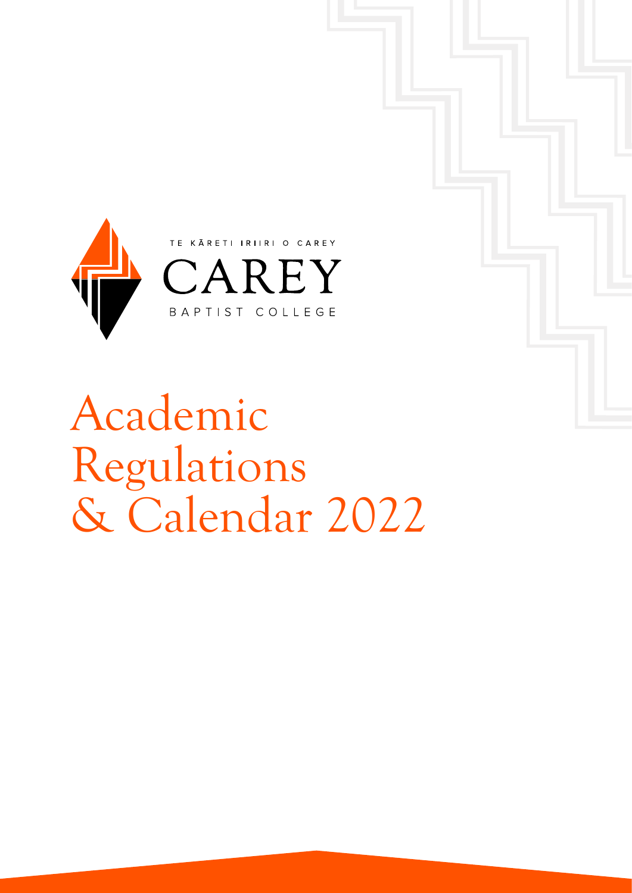TE KĀRETI IRIIRI O CAREY

CAREY

BAPTIST COLLEGE

# Academic Regulations & Calendar 2022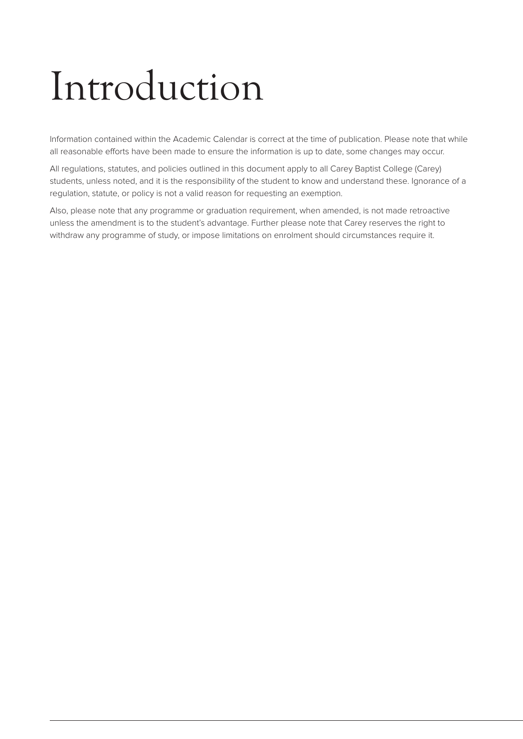# Introduction

Information contained within the Academic Calendar is correct at the time of publication. Please note that while all reasonable efforts have been made to ensure the information is up to date, some changes may occur.

All regulations, statutes, and policies outlined in this document apply to all Carey Baptist College (Carey) students, unless noted, and it is the responsibility of the student to know and understand these. Ignorance of a regulation, statute, or policy is not a valid reason for requesting an exemption.

Also, please note that any programme or graduation requirement, when amended, is not made retroactive unless the amendment is to the student's advantage. Further please note that Carey reserves the right to withdraw any programme of study, or impose limitations on enrolment should circumstances require it.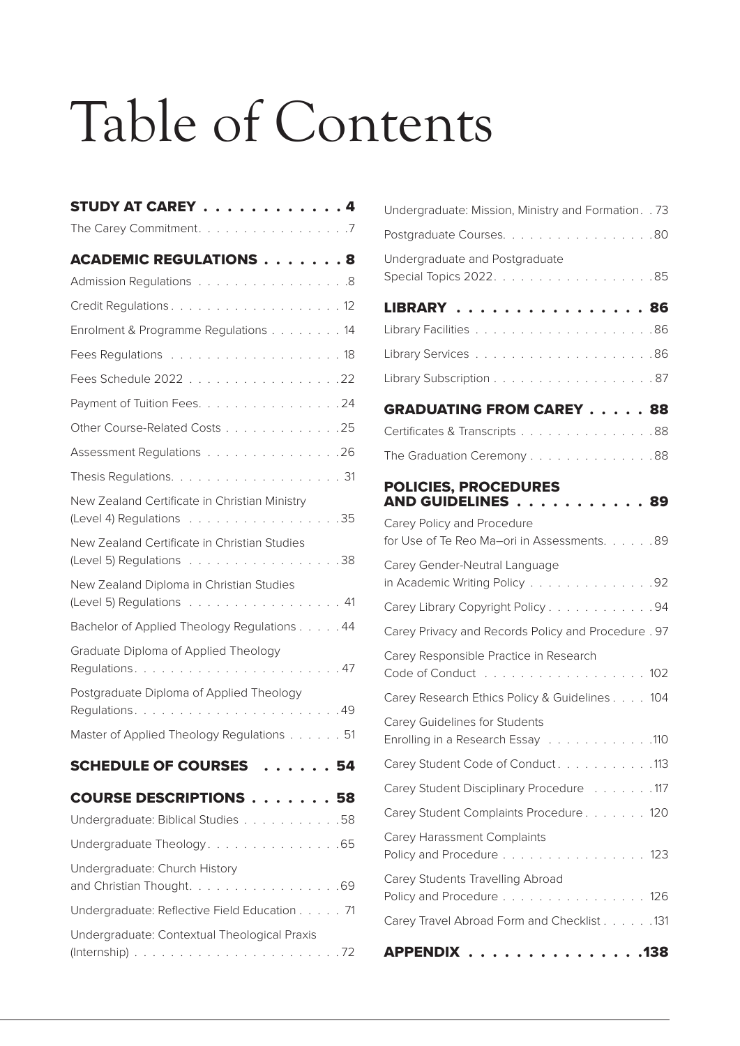# Table of Contents

**STUDY AT CAREY** . . . . . . . . . . . . 4

The Carey Commitment. . . . . . . . . . . . . . . . .7

**ACADEMIC REGULATIONS** . . . . . . . 8

Admission Regulations . . . . . . . . . . . . . . . . .8

Credit Regulations . . . . . . . . . . . . . . . . . . . 12

Enrolment & Programme Regulations . . . . . . . . 14

Fees Regulations . . . . . . . . . . . . . . . . . . . 18

Fees Schedule 2022 . . . . . . . . . . . . . . . . .22

Payment of Tuition Fees. . . . . . . . . . . . . . . .24

Other Course-Related Costs . . . . . . . . . . . . .25

Assessment Regulations . . . . . . . . . . . . . . .26

Thesis Regulations. . . . . . . . . . . . . . . . . . . 31

New Zealand Certificate in Christian Ministry (Level 4) Regulations . . . . . . . . . . . . . . . . .35

New Zealand Certificate in Christian Studies (Level 5) Regulations . . . . . . . . . . . . . . . . .38

New Zealand Diploma in Christian Studies (Level 5) Regulations . . . . . . . . . . . . . . . . . 41

Bachelor of Applied Theology Regulations . . . . . 44

Graduate Diploma of Applied Theology Regulations. . . . . . . . . . . . . . . . . . . . . . .47

Postgraduate Diploma of Applied Theology Regulations. . . . . . . . . . . . . . . . . . . . . . .49

Master of Applied Theology Regulations . . . . . . 51

**SCHEDULE OF COURSES** . . . . . . 54

**COURSE DESCRIPTIONS** . . . . . . . 58

Undergraduate: Biblical Studies . . . . . . . . . . .58

Undergraduate Theology. . . . . . . . . . . . . . .65

Undergraduate: Church History and Christian Thought. . . . . . . . . . . . . . . . .69

Undergraduate: Reflective Field Education . . . . . 71

Undergraduate: Contextual Theological Praxis (Internship) . . . . . . . . . . . . . . . . . . . . . . .72

Undergraduate: Mission, Ministry and Formation. . 73

Postgraduate Courses. . . . . . . . . . . . . . . . .80

Undergraduate and Postgraduate Special Topics 2022. . . . . . . . . . . . . . . . . .85

**LIBRARY** . . . . . . . . . . . . . . . . 86

Library Facilities . . . . . . . . . . . . . . . . . . . .86

Library Services . . . . . . . . . . . . . . . . . . . .86

Library Subscription . . . . . . . . . . . . . . . . . .87

**GRADUATING FROM CAREY** . . . . . 88

Certificates & Transcripts . . . . . . . . . . . . . . .88

The Graduation Ceremony . . . . . . . . . . . . . .88

**POLICIES, PROCEDURES AND GUIDELINES** . . . . . . . . . . . 89

Carey Policy and Procedure for Use of Te Reo Ma–ori in Assessments. . . . . .89

Carey Gender-Neutral Language in Academic Writing Policy . . . . . . . . . . . . . .92

Carey Library Copyright Policy . . . . . . . . . . . .94

Carey Privacy and Records Policy and Procedure . 97

Carey Responsible Practice in Research Code of Conduct . . . . . . . . . . . . . . . . . . 102

Carey Research Ethics Policy & Guidelines . . . . 104

Carey Guidelines for Students Enrolling in a Research Essay . . . . . . . . . . . .110

Carey Student Code of Conduct . . . . . . . . . . .113

Carey Student Disciplinary Procedure . . . . . . .117

Carey Student Complaints Procedure . . . . . . . 120

Carey Harassment Complaints Policy and Procedure . . . . . . . . . . . . . . . . 123

Carey Students Travelling Abroad Policy and Procedure . . . . . . . . . . . . . . . . 126

Carey Travel Abroad Form and Checklist . . . . . .131

**APPENDIX** . . . . . . . . . . . . . . .138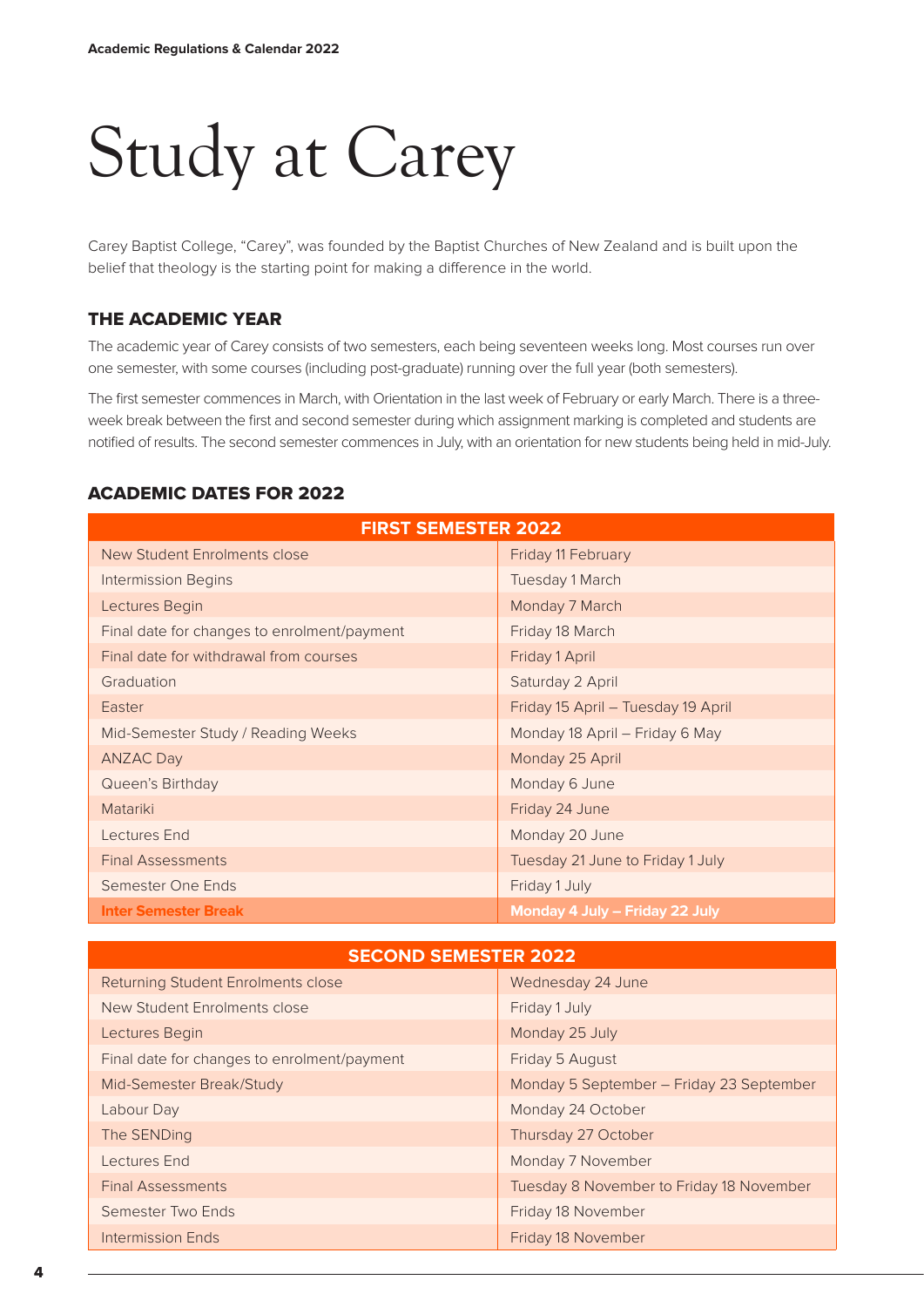# Study at Carey

Carey Baptist College, "Carey", was founded by the Baptist Churches of New Zealand and is built upon the belief that theology is the starting point for making a difference in the world.

## THE ACADEMIC YEAR

The academic year of Carey consists of two semesters, each being seventeen weeks long. Most courses run over one semester, with some courses (including post-graduate) running over the full year (both semesters).

The first semester commences in March, with Orientation in the last week of February or early March. There is a three-week break between the first and second semester during which assignment marking is completed and students are notified of results. The second semester commences in July, with an orientation for new students being held in mid-July.

## ACADEMIC DATES FOR 2022

| FIRST SEMESTER 2022 | |
|---|---|
| New Student Enrolments close | Friday 11 February |
| Intermission Begins | Tuesday 1 March |
| Lectures Begin | Monday 7 March |
| Final date for changes to enrolment/payment | Friday 18 March |
| Final date for withdrawal from courses | Friday 1 April |
| Graduation | Saturday 2 April |
| Easter | Friday 15 April – Tuesday 19 April |
| Mid-Semester Study / Reading Weeks | Monday 18 April – Friday 6 May |
| ANZAC Day | Monday 25 April |
| Queen's Birthday | Monday 6 June |
| Matariki | Friday 24 June |
| Lectures End | Monday 20 June |
| Final Assessments | Tuesday 21 June to Friday 1 July |
| Semester One Ends | Friday 1 July |
| **Inter Semester Break** | **Monday 4 July – Friday 22 July** |

| SECOND SEMESTER 2022 | |
|---|---|
| Returning Student Enrolments close | Wednesday 24 June |
| New Student Enrolments close | Friday 1 July |
| Lectures Begin | Monday 25 July |
| Final date for changes to enrolment/payment | Friday 5 August |
| Mid-Semester Break/Study | Monday 5 September – Friday 23 September |
| Labour Day | Monday 24 October |
| The SENDing | Thursday 27 October |
| Lectures End | Monday 7 November |
| Final Assessments | Tuesday 8 November to Friday 18 November |
| Semester Two Ends | Friday 18 November |
| Intermission Ends | Friday 18 November |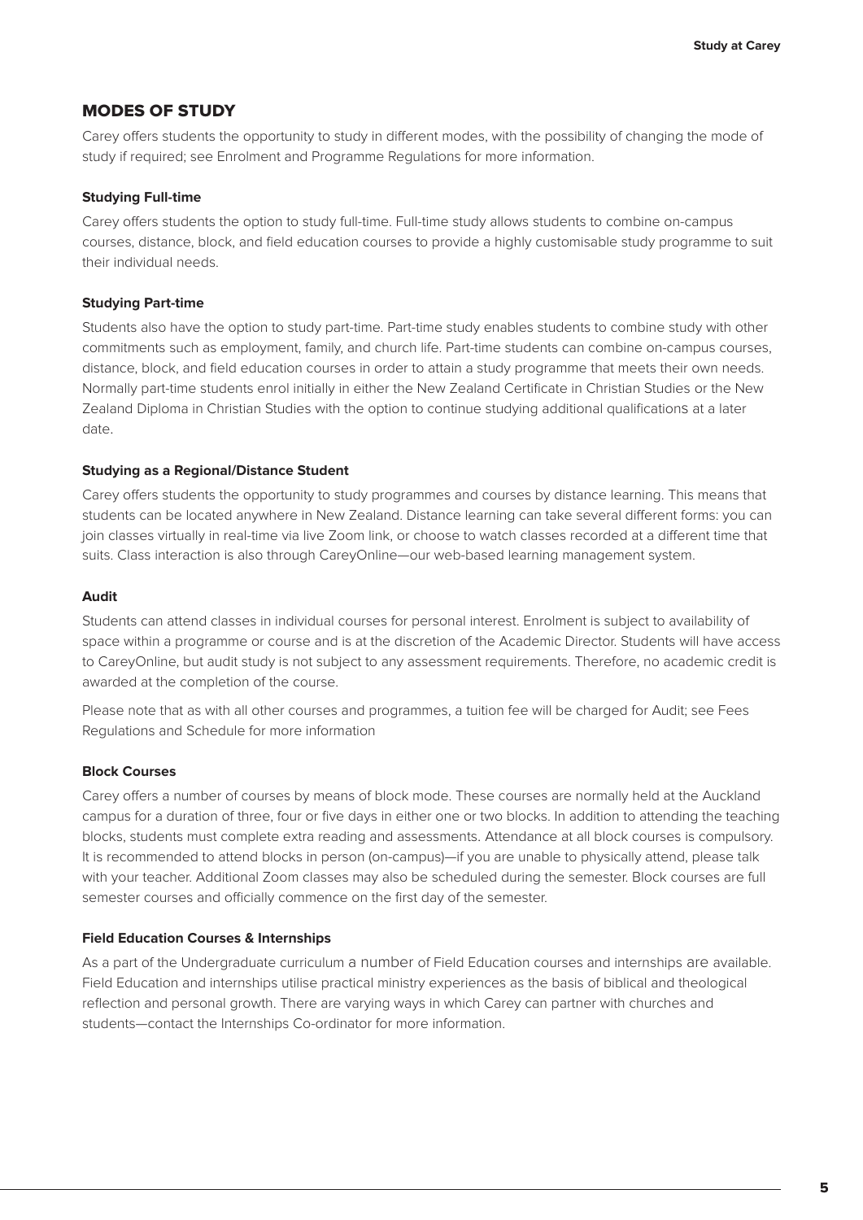## MODES OF STUDY

Carey offers students the opportunity to study in different modes, with the possibility of changing the mode of study if required; see Enrolment and Programme Regulations for more information.

### Studying Full-time

Carey offers students the option to study full-time. Full-time study allows students to combine on-campus courses, distance, block, and field education courses to provide a highly customisable study programme to suit their individual needs.

### Studying Part-time

Students also have the option to study part-time. Part-time study enables students to combine study with other commitments such as employment, family, and church life. Part-time students can combine on-campus courses, distance, block, and field education courses in order to attain a study programme that meets their own needs. Normally part-time students enrol initially in either the New Zealand Certificate in Christian Studies or the New Zealand Diploma in Christian Studies with the option to continue studying additional qualifications at a later date.

### Studying as a Regional/Distance Student

Carey offers students the opportunity to study programmes and courses by distance learning. This means that students can be located anywhere in New Zealand. Distance learning can take several different forms: you can join classes virtually in real-time via live Zoom link, or choose to watch classes recorded at a different time that suits. Class interaction is also through CareyOnline—our web-based learning management system.

### Audit

Students can attend classes in individual courses for personal interest. Enrolment is subject to availability of space within a programme or course and is at the discretion of the Academic Director. Students will have access to CareyOnline, but audit study is not subject to any assessment requirements. Therefore, no academic credit is awarded at the completion of the course.

Please note that as with all other courses and programmes, a tuition fee will be charged for Audit; see Fees Regulations and Schedule for more information

### Block Courses

Carey offers a number of courses by means of block mode. These courses are normally held at the Auckland campus for a duration of three, four or five days in either one or two blocks. In addition to attending the teaching blocks, students must complete extra reading and assessments. Attendance at all block courses is compulsory. It is recommended to attend blocks in person (on-campus)—if you are unable to physically attend, please talk with your teacher. Additional Zoom classes may also be scheduled during the semester. Block courses are full semester courses and officially commence on the first day of the semester.

### Field Education Courses & Internships

As a part of the Undergraduate curriculum a number of Field Education courses and internships are available. Field Education and internships utilise practical ministry experiences as the basis of biblical and theological reflection and personal growth. There are varying ways in which Carey can partner with churches and students—contact the Internships Co-ordinator for more information.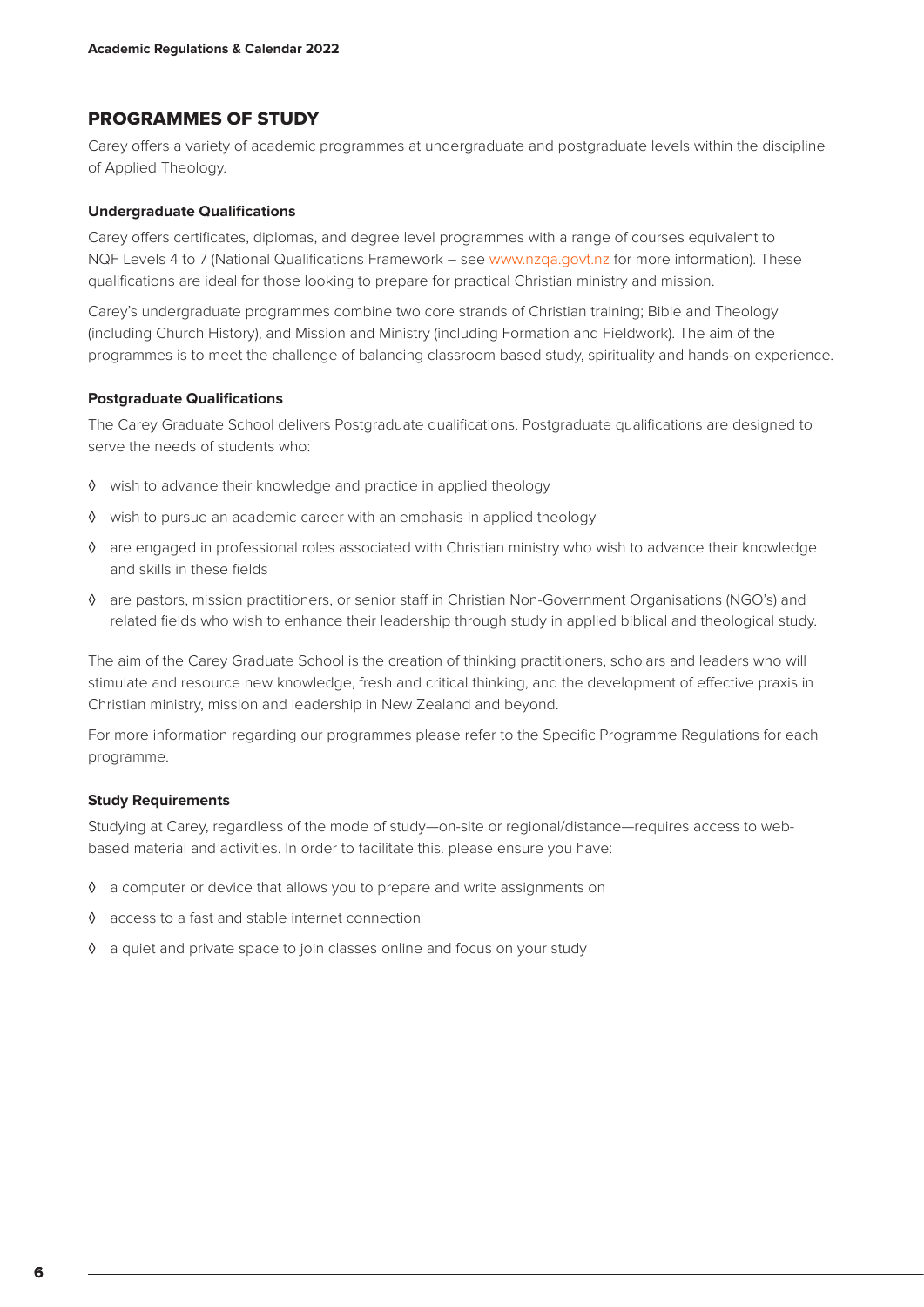## PROGRAMMES OF STUDY

Carey offers a variety of academic programmes at undergraduate and postgraduate levels within the discipline of Applied Theology.

### Undergraduate Qualifications

Carey offers certificates, diplomas, and degree level programmes with a range of courses equivalent to NQF Levels 4 to 7 (National Qualifications Framework – see www.nzqa.govt.nz for more information). These qualifications are ideal for those looking to prepare for practical Christian ministry and mission.

Carey's undergraduate programmes combine two core strands of Christian training; Bible and Theology (including Church History), and Mission and Ministry (including Formation and Fieldwork). The aim of the programmes is to meet the challenge of balancing classroom based study, spirituality and hands-on experience.

### Postgraduate Qualifications

The Carey Graduate School delivers Postgraduate qualifications. Postgraduate qualifications are designed to serve the needs of students who:

- wish to advance their knowledge and practice in applied theology
- wish to pursue an academic career with an emphasis in applied theology
- are engaged in professional roles associated with Christian ministry who wish to advance their knowledge and skills in these fields
- are pastors, mission practitioners, or senior staff in Christian Non-Government Organisations (NGO's) and related fields who wish to enhance their leadership through study in applied biblical and theological study.

The aim of the Carey Graduate School is the creation of thinking practitioners, scholars and leaders who will stimulate and resource new knowledge, fresh and critical thinking, and the development of effective praxis in Christian ministry, mission and leadership in New Zealand and beyond.

For more information regarding our programmes please refer to the Specific Programme Regulations for each programme.

### Study Requirements

Studying at Carey, regardless of the mode of study—on-site or regional/distance—requires access to web-based material and activities. In order to facilitate this. please ensure you have:

- a computer or device that allows you to prepare and write assignments on
- access to a fast and stable internet connection
- a quiet and private space to join classes online and focus on your study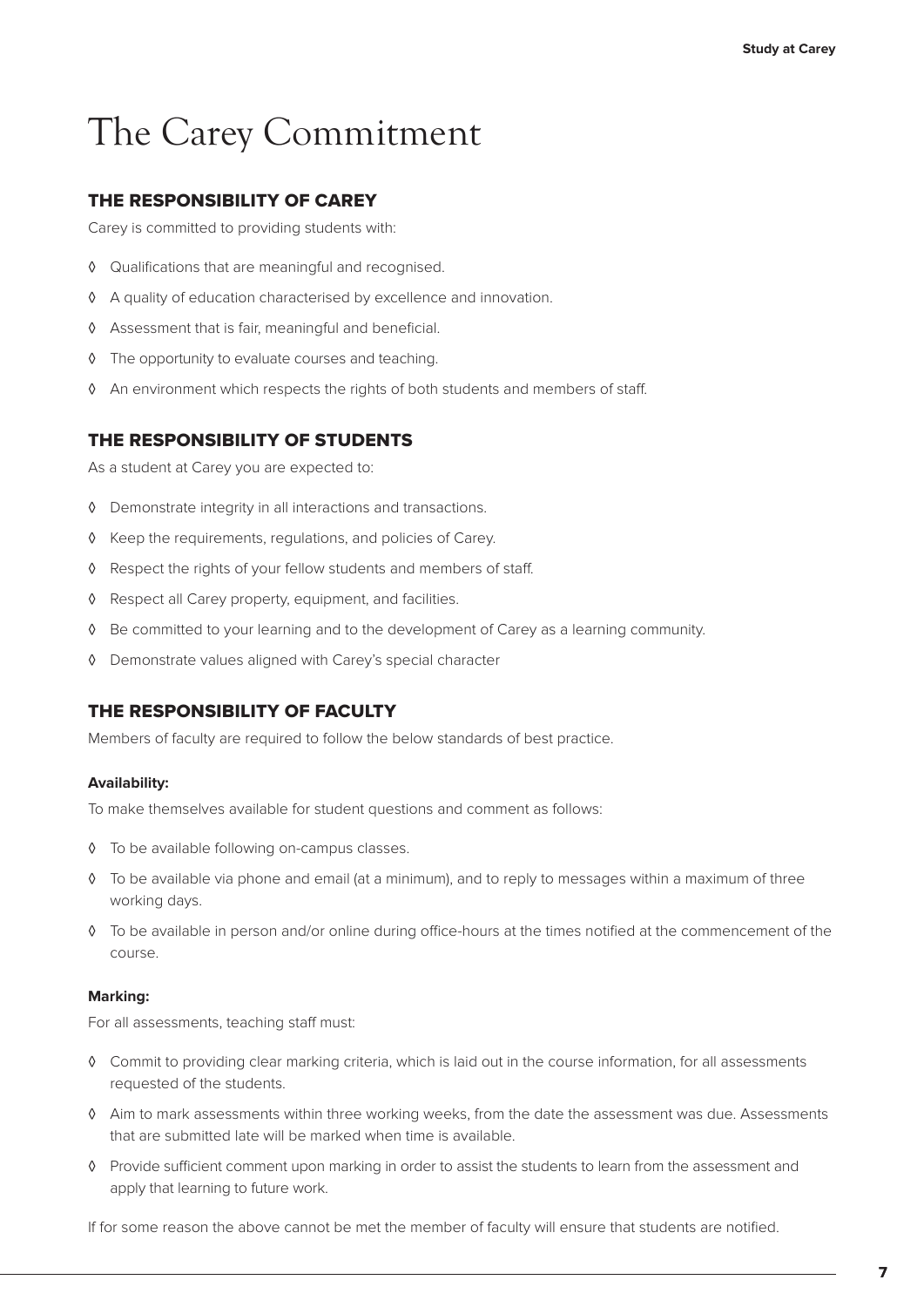# The Carey Commitment

## THE RESPONSIBILITY OF CAREY

Carey is committed to providing students with:

- Qualifications that are meaningful and recognised.
- A quality of education characterised by excellence and innovation.
- Assessment that is fair, meaningful and beneficial.
- The opportunity to evaluate courses and teaching.
- An environment which respects the rights of both students and members of staff.

## THE RESPONSIBILITY OF STUDENTS

As a student at Carey you are expected to:

- Demonstrate integrity in all interactions and transactions.
- Keep the requirements, regulations, and policies of Carey.
- Respect the rights of your fellow students and members of staff.
- Respect all Carey property, equipment, and facilities.
- Be committed to your learning and to the development of Carey as a learning community.
- Demonstrate values aligned with Carey's special character

## THE RESPONSIBILITY OF FACULTY

Members of faculty are required to follow the below standards of best practice.

**Availability:**

To make themselves available for student questions and comment as follows:

- To be available following on-campus classes.
- To be available via phone and email (at a minimum), and to reply to messages within a maximum of three working days.
- To be available in person and/or online during office-hours at the times notified at the commencement of the course.

**Marking:**

For all assessments, teaching staff must:

- Commit to providing clear marking criteria, which is laid out in the course information, for all assessments requested of the students.
- Aim to mark assessments within three working weeks, from the date the assessment was due. Assessments that are submitted late will be marked when time is available.
- Provide sufficient comment upon marking in order to assist the students to learn from the assessment and apply that learning to future work.

If for some reason the above cannot be met the member of faculty will ensure that students are notified.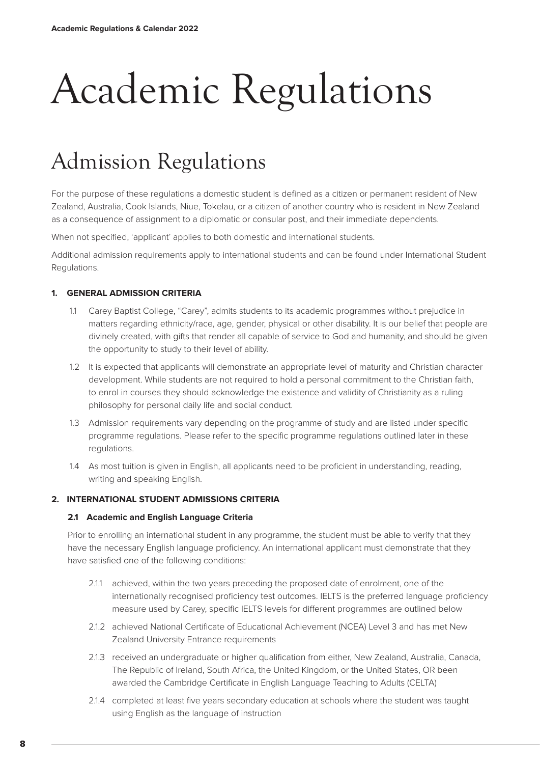# Academic Regulations

## Admission Regulations

For the purpose of these regulations a domestic student is defined as a citizen or permanent resident of New Zealand, Australia, Cook Islands, Niue, Tokelau, or a citizen of another country who is resident in New Zealand as a consequence of assignment to a diplomatic or consular post, and their immediate dependents.

When not specified, 'applicant' applies to both domestic and international students.

Additional admission requirements apply to international students and can be found under International Student Regulations.

### 1. GENERAL ADMISSION CRITERIA

1.1 Carey Baptist College, "Carey", admits students to its academic programmes without prejudice in matters regarding ethnicity/race, age, gender, physical or other disability. It is our belief that people are divinely created, with gifts that render all capable of service to God and humanity, and should be given the opportunity to study to their level of ability.

1.2 It is expected that applicants will demonstrate an appropriate level of maturity and Christian character development. While students are not required to hold a personal commitment to the Christian faith, to enrol in courses they should acknowledge the existence and validity of Christianity as a ruling philosophy for personal daily life and social conduct.

1.3 Admission requirements vary depending on the programme of study and are listed under specific programme regulations. Please refer to the specific programme regulations outlined later in these regulations.

1.4 As most tuition is given in English, all applicants need to be proficient in understanding, reading, writing and speaking English.

### 2. INTERNATIONAL STUDENT ADMISSIONS CRITERIA

#### 2.1 Academic and English Language Criteria

Prior to enrolling an international student in any programme, the student must be able to verify that they have the necessary English language proficiency. An international applicant must demonstrate that they have satisfied one of the following conditions:

2.1.1 achieved, within the two years preceding the proposed date of enrolment, one of the internationally recognised proficiency test outcomes. IELTS is the preferred language proficiency measure used by Carey, specific IELTS levels for different programmes are outlined below

2.1.2 achieved National Certificate of Educational Achievement (NCEA) Level 3 and has met New Zealand University Entrance requirements

2.1.3 received an undergraduate or higher qualification from either, New Zealand, Australia, Canada, The Republic of Ireland, South Africa, the United Kingdom, or the United States, OR been awarded the Cambridge Certificate in English Language Teaching to Adults (CELTA)

2.1.4 completed at least five years secondary education at schools where the student was taught using English as the language of instruction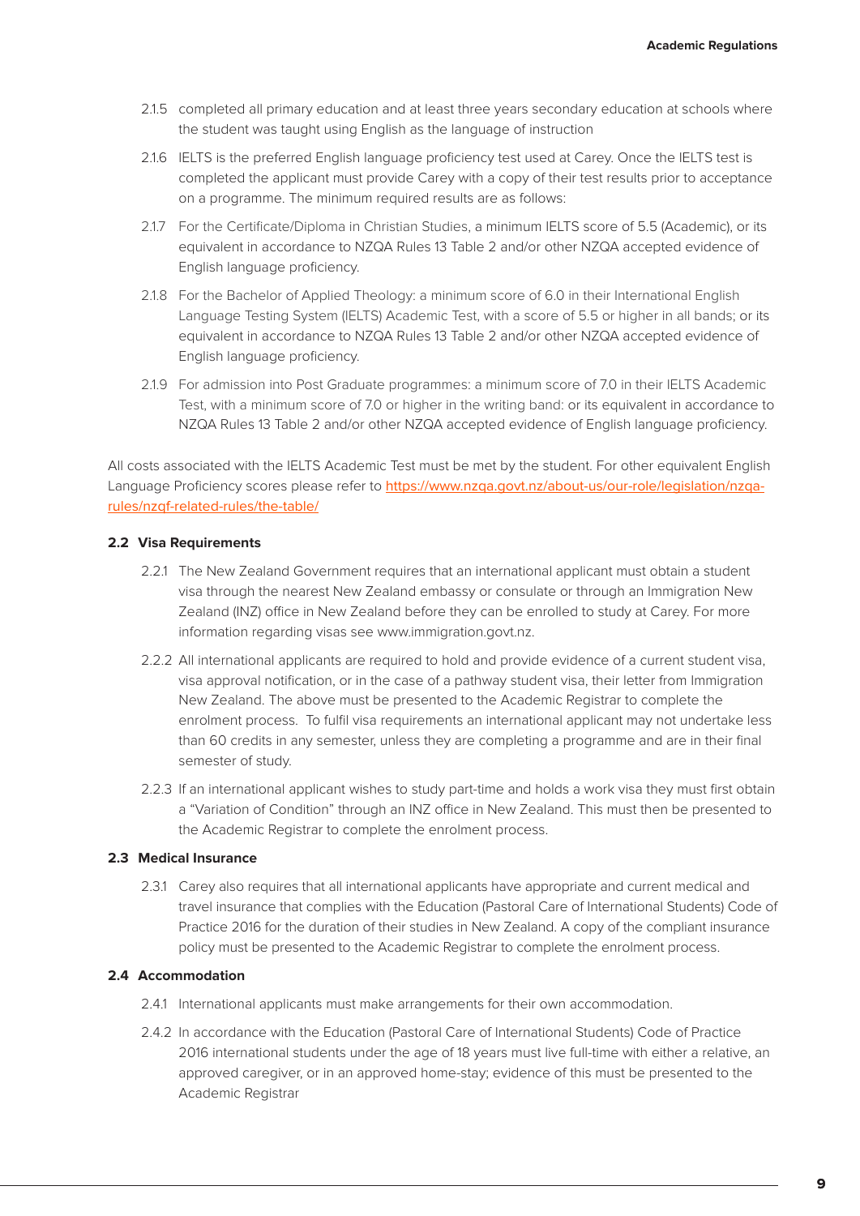2.1.5 completed all primary education and at least three years secondary education at schools where the student was taught using English as the language of instruction

2.1.6 IELTS is the preferred English language proficiency test used at Carey. Once the IELTS test is completed the applicant must provide Carey with a copy of their test results prior to acceptance on a programme. The minimum required results are as follows:

2.1.7 For the Certificate/Diploma in Christian Studies, a minimum IELTS score of 5.5 (Academic), or its equivalent in accordance to NZQA Rules 13 Table 2 and/or other NZQA accepted evidence of English language proficiency.

2.1.8 For the Bachelor of Applied Theology: a minimum score of 6.0 in their International English Language Testing System (IELTS) Academic Test, with a score of 5.5 or higher in all bands; or its equivalent in accordance to NZQA Rules 13 Table 2 and/or other NZQA accepted evidence of English language proficiency.

2.1.9 For admission into Post Graduate programmes: a minimum score of 7.0 in their IELTS Academic Test, with a minimum score of 7.0 or higher in the writing band: or its equivalent in accordance to NZQA Rules 13 Table 2 and/or other NZQA accepted evidence of English language proficiency.

All costs associated with the IELTS Academic Test must be met by the student. For other equivalent English Language Proficiency scores please refer to https://www.nzqa.govt.nz/about-us/our-role/legislation/nzqa-rules/nzqf-related-rules/the-table/

### 2.2 Visa Requirements

2.2.1 The New Zealand Government requires that an international applicant must obtain a student visa through the nearest New Zealand embassy or consulate or through an Immigration New Zealand (INZ) office in New Zealand before they can be enrolled to study at Carey. For more information regarding visas see www.immigration.govt.nz.

2.2.2 All international applicants are required to hold and provide evidence of a current student visa, visa approval notification, or in the case of a pathway student visa, their letter from Immigration New Zealand. The above must be presented to the Academic Registrar to complete the enrolment process. To fulfil visa requirements an international applicant may not undertake less than 60 credits in any semester, unless they are completing a programme and are in their final semester of study.

2.2.3 If an international applicant wishes to study part-time and holds a work visa they must first obtain a "Variation of Condition" through an INZ office in New Zealand. This must then be presented to the Academic Registrar to complete the enrolment process.

### 2.3 Medical Insurance

2.3.1 Carey also requires that all international applicants have appropriate and current medical and travel insurance that complies with the Education (Pastoral Care of International Students) Code of Practice 2016 for the duration of their studies in New Zealand. A copy of the compliant insurance policy must be presented to the Academic Registrar to complete the enrolment process.

### 2.4 Accommodation

2.4.1 International applicants must make arrangements for their own accommodation.

2.4.2 In accordance with the Education (Pastoral Care of International Students) Code of Practice 2016 international students under the age of 18 years must live full-time with either a relative, an approved caregiver, or in an approved home-stay; evidence of this must be presented to the Academic Registrar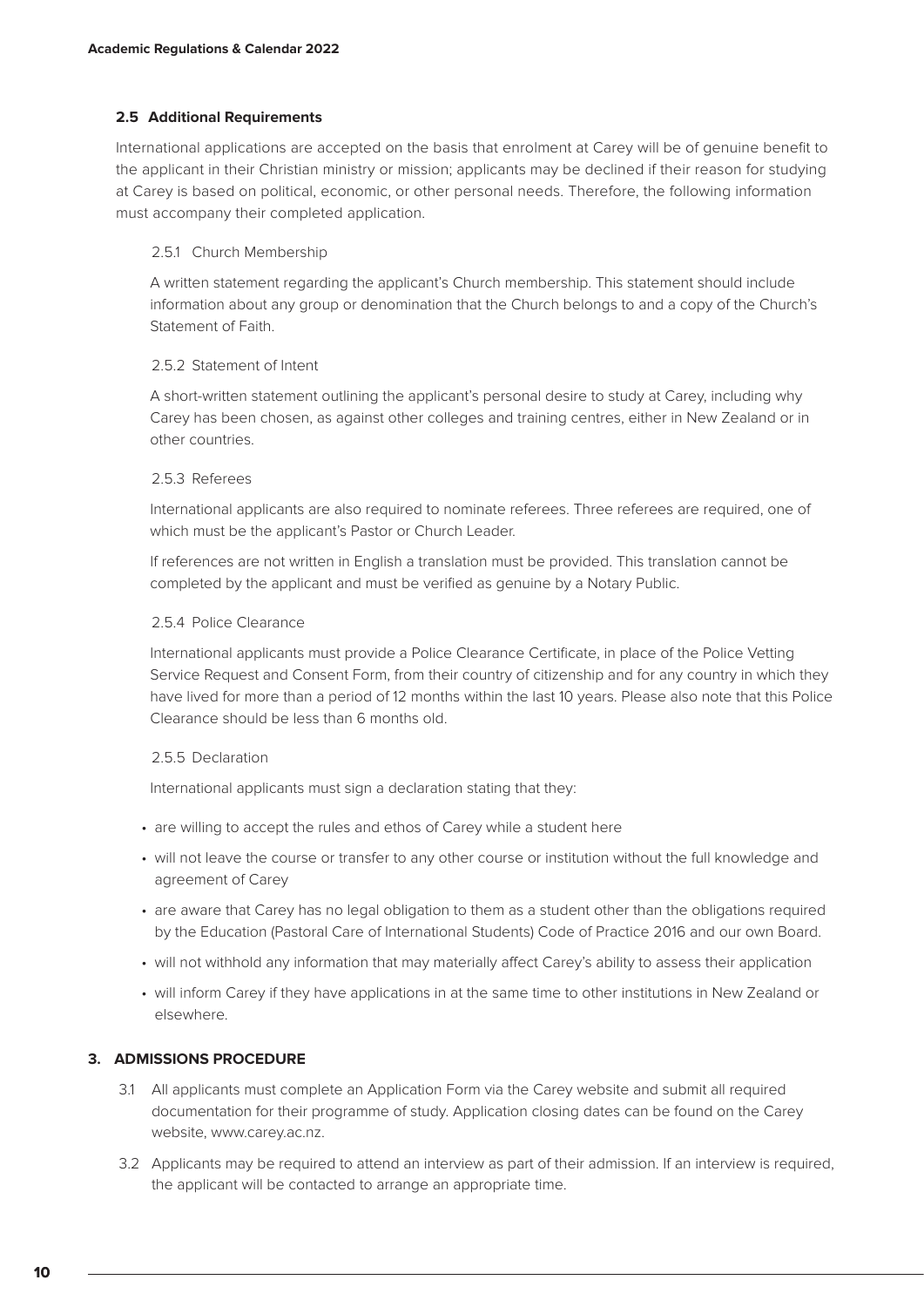### 2.5 Additional Requirements

International applications are accepted on the basis that enrolment at Carey will be of genuine benefit to the applicant in their Christian ministry or mission; applicants may be declined if their reason for studying at Carey is based on political, economic, or other personal needs. Therefore, the following information must accompany their completed application.

#### 2.5.1 Church Membership

A written statement regarding the applicant's Church membership. This statement should include information about any group or denomination that the Church belongs to and a copy of the Church's Statement of Faith.

#### 2.5.2 Statement of Intent

A short-written statement outlining the applicant's personal desire to study at Carey, including why Carey has been chosen, as against other colleges and training centres, either in New Zealand or in other countries.

#### 2.5.3 Referees

International applicants are also required to nominate referees. Three referees are required, one of which must be the applicant's Pastor or Church Leader.

If references are not written in English a translation must be provided. This translation cannot be completed by the applicant and must be verified as genuine by a Notary Public.

#### 2.5.4 Police Clearance

International applicants must provide a Police Clearance Certificate, in place of the Police Vetting Service Request and Consent Form, from their country of citizenship and for any country in which they have lived for more than a period of 12 months within the last 10 years. Please also note that this Police Clearance should be less than 6 months old.

#### 2.5.5 Declaration

International applicants must sign a declaration stating that they:

- are willing to accept the rules and ethos of Carey while a student here
- will not leave the course or transfer to any other course or institution without the full knowledge and agreement of Carey
- are aware that Carey has no legal obligation to them as a student other than the obligations required by the Education (Pastoral Care of International Students) Code of Practice 2016 and our own Board.
- will not withhold any information that may materially affect Carey's ability to assess their application
- will inform Carey if they have applications in at the same time to other institutions in New Zealand or elsewhere.

## 3. ADMISSIONS PROCEDURE

3.1 All applicants must complete an Application Form via the Carey website and submit all required documentation for their programme of study. Application closing dates can be found on the Carey website, www.carey.ac.nz.

3.2 Applicants may be required to attend an interview as part of their admission. If an interview is required, the applicant will be contacted to arrange an appropriate time.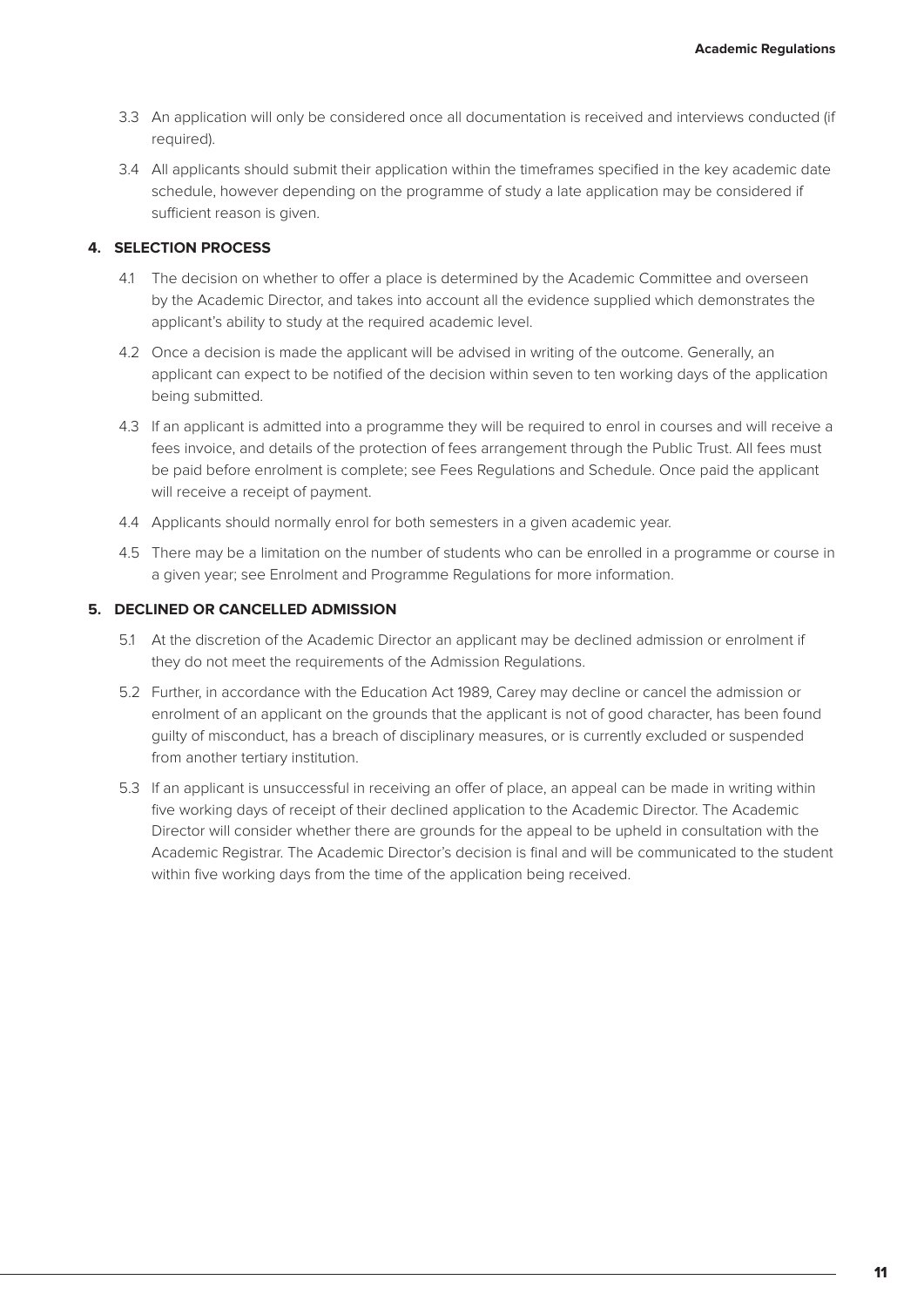3.3 An application will only be considered once all documentation is received and interviews conducted (if required).

3.4 All applicants should submit their application within the timeframes specified in the key academic date schedule, however depending on the programme of study a late application may be considered if sufficient reason is given.

## 4. SELECTION PROCESS

4.1 The decision on whether to offer a place is determined by the Academic Committee and overseen by the Academic Director, and takes into account all the evidence supplied which demonstrates the applicant's ability to study at the required academic level.

4.2 Once a decision is made the applicant will be advised in writing of the outcome. Generally, an applicant can expect to be notified of the decision within seven to ten working days of the application being submitted.

4.3 If an applicant is admitted into a programme they will be required to enrol in courses and will receive a fees invoice, and details of the protection of fees arrangement through the Public Trust. All fees must be paid before enrolment is complete; see Fees Regulations and Schedule. Once paid the applicant will receive a receipt of payment.

4.4 Applicants should normally enrol for both semesters in a given academic year.

4.5 There may be a limitation on the number of students who can be enrolled in a programme or course in a given year; see Enrolment and Programme Regulations for more information.

## 5. DECLINED OR CANCELLED ADMISSION

5.1 At the discretion of the Academic Director an applicant may be declined admission or enrolment if they do not meet the requirements of the Admission Regulations.

5.2 Further, in accordance with the Education Act 1989, Carey may decline or cancel the admission or enrolment of an applicant on the grounds that the applicant is not of good character, has been found guilty of misconduct, has a breach of disciplinary measures, or is currently excluded or suspended from another tertiary institution.

5.3 If an applicant is unsuccessful in receiving an offer of place, an appeal can be made in writing within five working days of receipt of their declined application to the Academic Director. The Academic Director will consider whether there are grounds for the appeal to be upheld in consultation with the Academic Registrar. The Academic Director's decision is final and will be communicated to the student within five working days from the time of the application being received.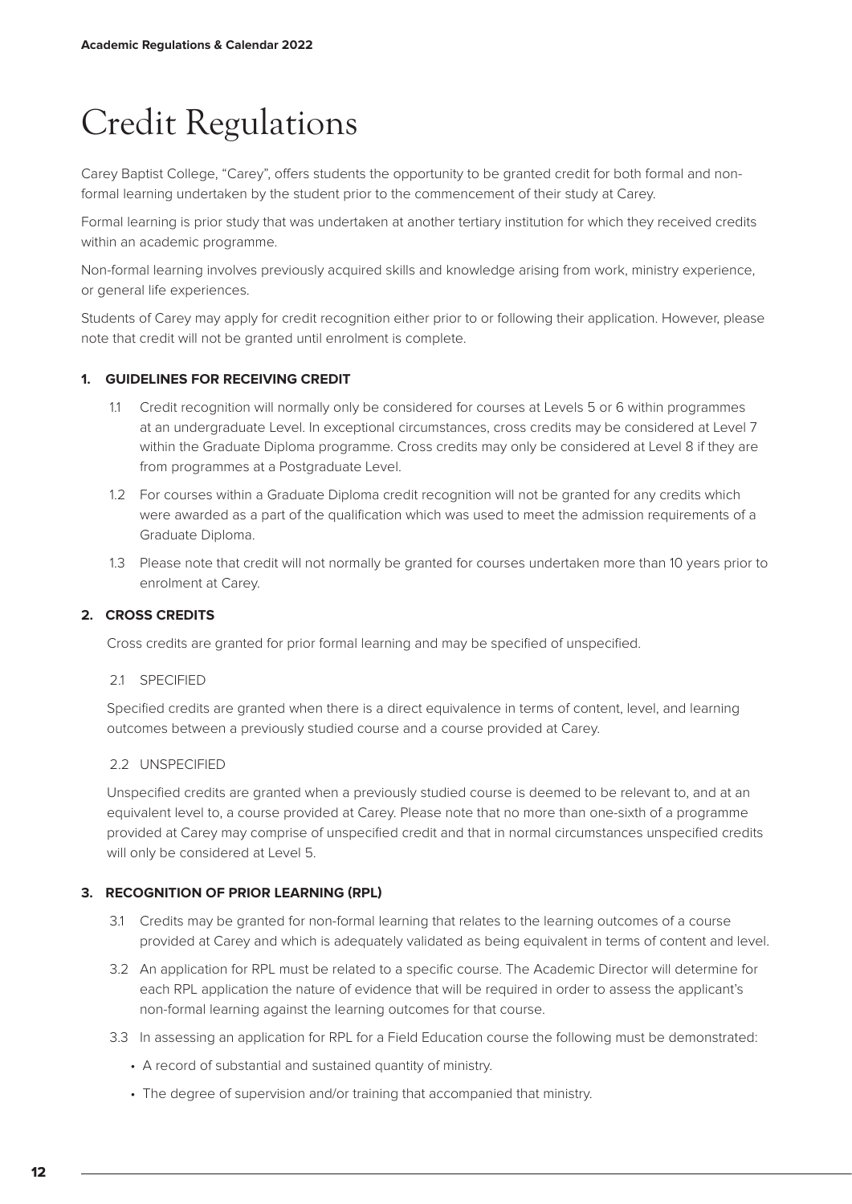# Credit Regulations

Carey Baptist College, "Carey", offers students the opportunity to be granted credit for both formal and non-formal learning undertaken by the student prior to the commencement of their study at Carey.

Formal learning is prior study that was undertaken at another tertiary institution for which they received credits within an academic programme.

Non-formal learning involves previously acquired skills and knowledge arising from work, ministry experience, or general life experiences.

Students of Carey may apply for credit recognition either prior to or following their application. However, please note that credit will not be granted until enrolment is complete.

## 1. GUIDELINES FOR RECEIVING CREDIT

1.1 Credit recognition will normally only be considered for courses at Levels 5 or 6 within programmes at an undergraduate Level. In exceptional circumstances, cross credits may be considered at Level 7 within the Graduate Diploma programme. Cross credits may only be considered at Level 8 if they are from programmes at a Postgraduate Level.

1.2 For courses within a Graduate Diploma credit recognition will not be granted for any credits which were awarded as a part of the qualification which was used to meet the admission requirements of a Graduate Diploma.

1.3 Please note that credit will not normally be granted for courses undertaken more than 10 years prior to enrolment at Carey.

## 2. CROSS CREDITS

Cross credits are granted for prior formal learning and may be specified of unspecified.

### 2.1 SPECIFIED

Specified credits are granted when there is a direct equivalence in terms of content, level, and learning outcomes between a previously studied course and a course provided at Carey.

### 2.2 UNSPECIFIED

Unspecified credits are granted when a previously studied course is deemed to be relevant to, and at an equivalent level to, a course provided at Carey. Please note that no more than one-sixth of a programme provided at Carey may comprise of unspecified credit and that in normal circumstances unspecified credits will only be considered at Level 5.

## 3. RECOGNITION OF PRIOR LEARNING (RPL)

3.1 Credits may be granted for non-formal learning that relates to the learning outcomes of a course provided at Carey and which is adequately validated as being equivalent in terms of content and level.

3.2 An application for RPL must be related to a specific course. The Academic Director will determine for each RPL application the nature of evidence that will be required in order to assess the applicant's non-formal learning against the learning outcomes for that course.

3.3 In assessing an application for RPL for a Field Education course the following must be demonstrated:

- A record of substantial and sustained quantity of ministry.
- The degree of supervision and/or training that accompanied that ministry.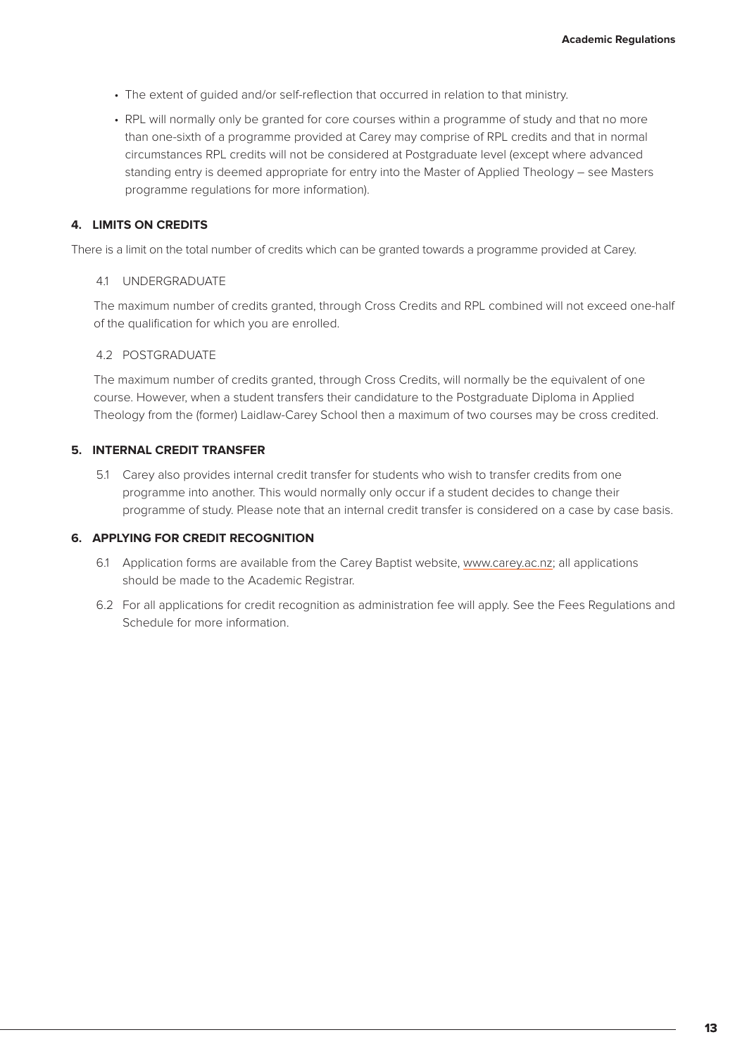- The extent of guided and/or self-reflection that occurred in relation to that ministry.
- RPL will normally only be granted for core courses within a programme of study and that no more than one-sixth of a programme provided at Carey may comprise of RPL credits and that in normal circumstances RPL credits will not be considered at Postgraduate level (except where advanced standing entry is deemed appropriate for entry into the Master of Applied Theology – see Masters programme regulations for more information).

## 4. LIMITS ON CREDITS

There is a limit on the total number of credits which can be granted towards a programme provided at Carey.

### 4.1 UNDERGRADUATE

The maximum number of credits granted, through Cross Credits and RPL combined will not exceed one-half of the qualification for which you are enrolled.

### 4.2 POSTGRADUATE

The maximum number of credits granted, through Cross Credits, will normally be the equivalent of one course. However, when a student transfers their candidature to the Postgraduate Diploma in Applied Theology from the (former) Laidlaw-Carey School then a maximum of two courses may be cross credited.

## 5. INTERNAL CREDIT TRANSFER

5.1 Carey also provides internal credit transfer for students who wish to transfer credits from one programme into another. This would normally only occur if a student decides to change their programme of study. Please note that an internal credit transfer is considered on a case by case basis.

## 6. APPLYING FOR CREDIT RECOGNITION

6.1 Application forms are available from the Carey Baptist website, www.carey.ac.nz; all applications should be made to the Academic Registrar.

6.2 For all applications for credit recognition as administration fee will apply. See the Fees Regulations and Schedule for more information.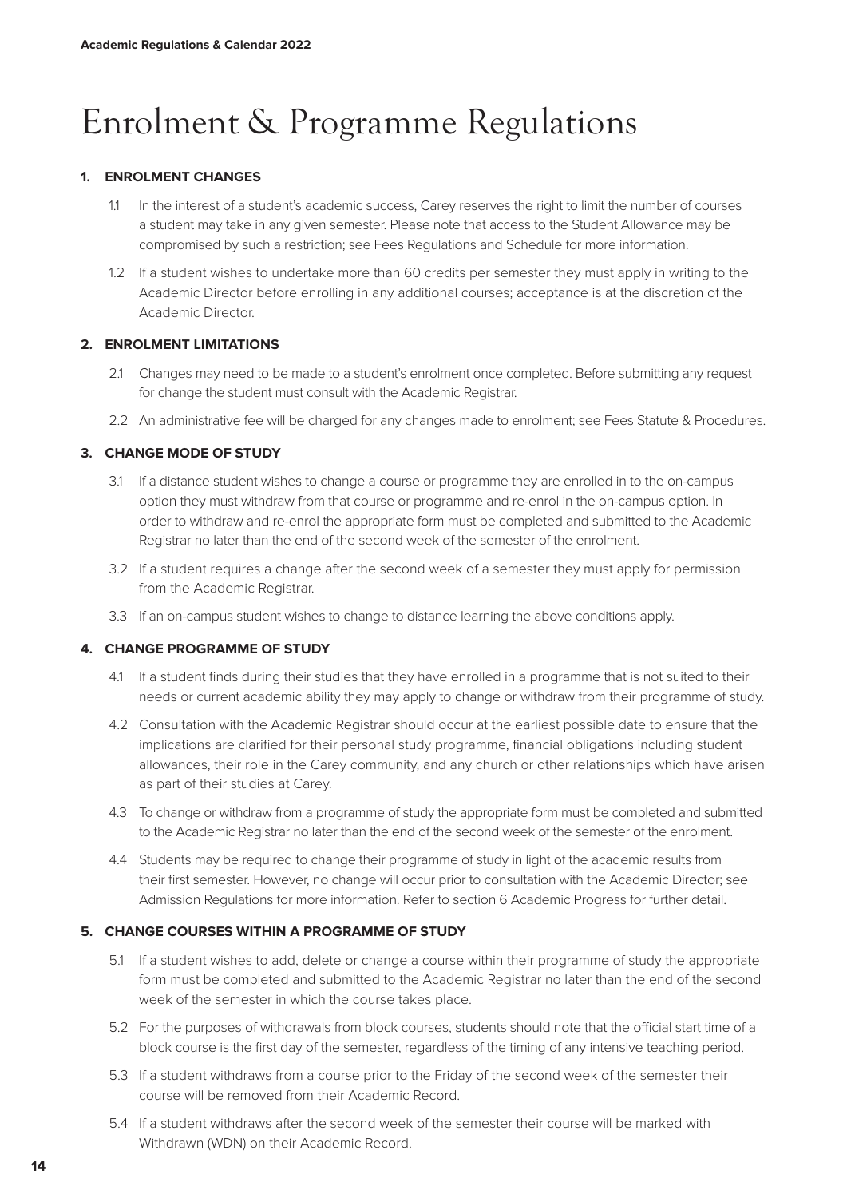# Enrolment & Programme Regulations

## 1. ENROLMENT CHANGES

1.1 In the interest of a student's academic success, Carey reserves the right to limit the number of courses a student may take in any given semester. Please note that access to the Student Allowance may be compromised by such a restriction; see Fees Regulations and Schedule for more information.

1.2 If a student wishes to undertake more than 60 credits per semester they must apply in writing to the Academic Director before enrolling in any additional courses; acceptance is at the discretion of the Academic Director.

## 2. ENROLMENT LIMITATIONS

2.1 Changes may need to be made to a student's enrolment once completed. Before submitting any request for change the student must consult with the Academic Registrar.

2.2 An administrative fee will be charged for any changes made to enrolment; see Fees Statute & Procedures.

## 3. CHANGE MODE OF STUDY

3.1 If a distance student wishes to change a course or programme they are enrolled in to the on-campus option they must withdraw from that course or programme and re-enrol in the on-campus option. In order to withdraw and re-enrol the appropriate form must be completed and submitted to the Academic Registrar no later than the end of the second week of the semester of the enrolment.

3.2 If a student requires a change after the second week of a semester they must apply for permission from the Academic Registrar.

3.3 If an on-campus student wishes to change to distance learning the above conditions apply.

## 4. CHANGE PROGRAMME OF STUDY

4.1 If a student finds during their studies that they have enrolled in a programme that is not suited to their needs or current academic ability they may apply to change or withdraw from their programme of study.

4.2 Consultation with the Academic Registrar should occur at the earliest possible date to ensure that the implications are clarified for their personal study programme, financial obligations including student allowances, their role in the Carey community, and any church or other relationships which have arisen as part of their studies at Carey.

4.3 To change or withdraw from a programme of study the appropriate form must be completed and submitted to the Academic Registrar no later than the end of the second week of the semester of the enrolment.

4.4 Students may be required to change their programme of study in light of the academic results from their first semester. However, no change will occur prior to consultation with the Academic Director; see Admission Regulations for more information. Refer to section 6 Academic Progress for further detail.

## 5. CHANGE COURSES WITHIN A PROGRAMME OF STUDY

5.1 If a student wishes to add, delete or change a course within their programme of study the appropriate form must be completed and submitted to the Academic Registrar no later than the end of the second week of the semester in which the course takes place.

5.2 For the purposes of withdrawals from block courses, students should note that the official start time of a block course is the first day of the semester, regardless of the timing of any intensive teaching period.

5.3 If a student withdraws from a course prior to the Friday of the second week of the semester their course will be removed from their Academic Record.

5.4 If a student withdraws after the second week of the semester their course will be marked with Withdrawn (WDN) on their Academic Record.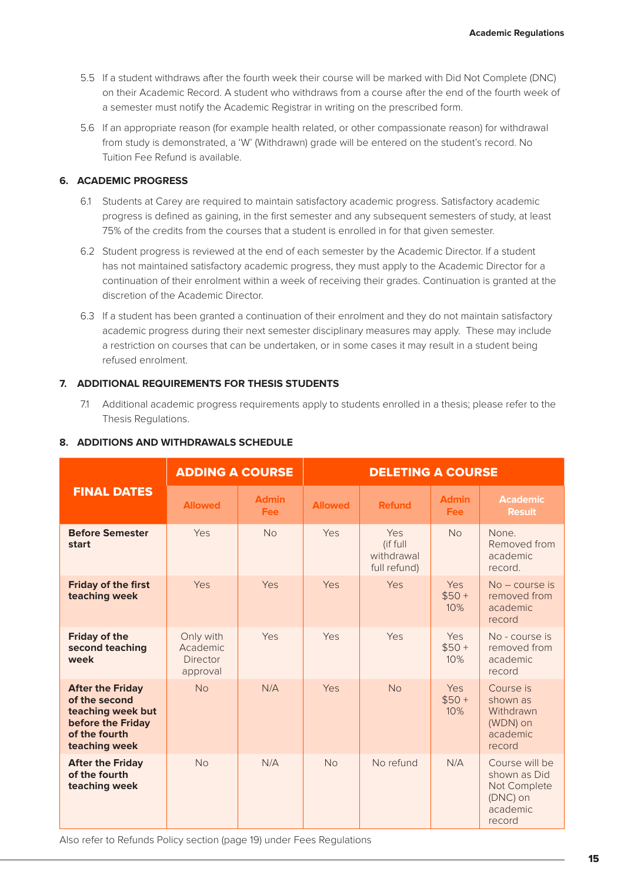5.5 If a student withdraws after the fourth week their course will be marked with Did Not Complete (DNC) on their Academic Record. A student who withdraws from a course after the end of the fourth week of a semester must notify the Academic Registrar in writing on the prescribed form.

5.6 If an appropriate reason (for example health related, or other compassionate reason) for withdrawal from study is demonstrated, a 'W' (Withdrawn) grade will be entered on the student's record. No Tuition Fee Refund is available.

## 6. ACADEMIC PROGRESS

6.1 Students at Carey are required to maintain satisfactory academic progress. Satisfactory academic progress is defined as gaining, in the first semester and any subsequent semesters of study, at least 75% of the credits from the courses that a student is enrolled in for that given semester.

6.2 Student progress is reviewed at the end of each semester by the Academic Director. If a student has not maintained satisfactory academic progress, they must apply to the Academic Director for a continuation of their enrolment within a week of receiving their grades. Continuation is granted at the discretion of the Academic Director.

6.3 If a student has been granted a continuation of their enrolment and they do not maintain satisfactory academic progress during their next semester disciplinary measures may apply. These may include a restriction on courses that can be undertaken, or in some cases it may result in a student being refused enrolment.

## 7. ADDITIONAL REQUIREMENTS FOR THESIS STUDENTS

7.1 Additional academic progress requirements apply to students enrolled in a thesis; please refer to the Thesis Regulations.

## 8. ADDITIONS AND WITHDRAWALS SCHEDULE

| FINAL DATES | ADDING A COURSE | | DELETING A COURSE | | | |
|---|---|---|---|---|---|---|
| | Allowed | Admin Fee | Allowed | Refund | Admin Fee | Academic Result |
| **Before Semester start** | Yes | No | Yes | Yes (if full withdrawal full refund) | No | None. Removed from academic record. |
| **Friday of the first teaching week** | Yes | Yes | Yes | Yes | Yes $50 + 10% | No – course is removed from academic record |
| **Friday of the second teaching week** | Only with Academic Director approval | Yes | Yes | Yes | Yes $50 + 10% | No - course is removed from academic record |
| **After the Friday of the second teaching week but before the Friday of the fourth teaching week** | No | N/A | Yes | No | Yes $50 + 10% | Course is shown as Withdrawn (WDN) on academic record |
| **After the Friday of the fourth teaching week** | No | N/A | No | No refund | N/A | Course will be shown as Did Not Complete (DNC) on academic record |

Also refer to Refunds Policy section (page 19) under Fees Regulations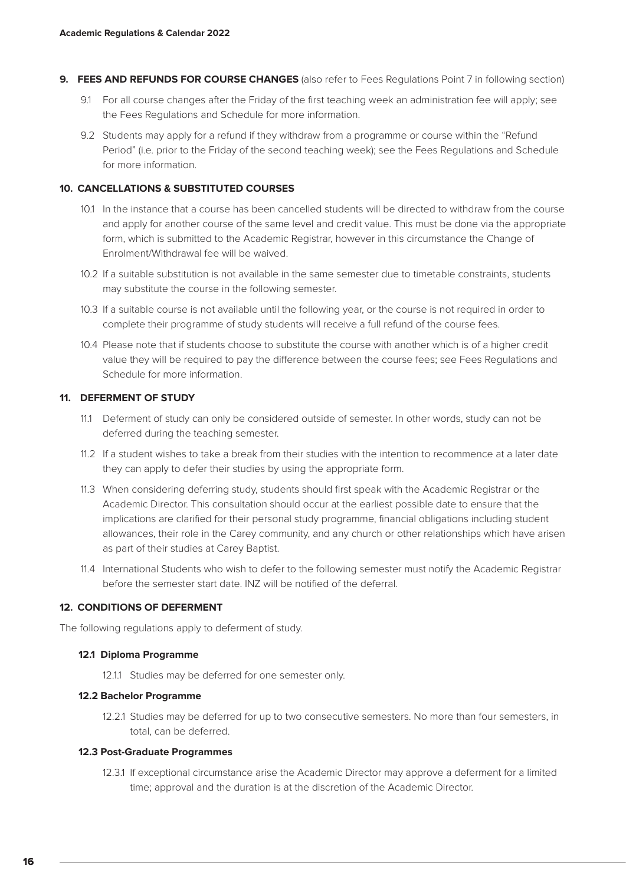## 9. FEES AND REFUNDS FOR COURSE CHANGES (also refer to Fees Regulations Point 7 in following section)

9.1 For all course changes after the Friday of the first teaching week an administration fee will apply; see the Fees Regulations and Schedule for more information.

9.2 Students may apply for a refund if they withdraw from a programme or course within the "Refund Period" (i.e. prior to the Friday of the second teaching week); see the Fees Regulations and Schedule for more information.

## 10. CANCELLATIONS & SUBSTITUTED COURSES

10.1 In the instance that a course has been cancelled students will be directed to withdraw from the course and apply for another course of the same level and credit value. This must be done via the appropriate form, which is submitted to the Academic Registrar, however in this circumstance the Change of Enrolment/Withdrawal fee will be waived.

10.2 If a suitable substitution is not available in the same semester due to timetable constraints, students may substitute the course in the following semester.

10.3 If a suitable course is not available until the following year, or the course is not required in order to complete their programme of study students will receive a full refund of the course fees.

10.4 Please note that if students choose to substitute the course with another which is of a higher credit value they will be required to pay the difference between the course fees; see Fees Regulations and Schedule for more information.

## 11. DEFERMENT OF STUDY

11.1 Deferment of study can only be considered outside of semester. In other words, study can not be deferred during the teaching semester.

11.2 If a student wishes to take a break from their studies with the intention to recommence at a later date they can apply to defer their studies by using the appropriate form.

11.3 When considering deferring study, students should first speak with the Academic Registrar or the Academic Director. This consultation should occur at the earliest possible date to ensure that the implications are clarified for their personal study programme, financial obligations including student allowances, their role in the Carey community, and any church or other relationships which have arisen as part of their studies at Carey Baptist.

11.4 International Students who wish to defer to the following semester must notify the Academic Registrar before the semester start date. INZ will be notified of the deferral.

## 12. CONDITIONS OF DEFERMENT

The following regulations apply to deferment of study.

### 12.1 Diploma Programme

12.1.1 Studies may be deferred for one semester only.

### 12.2 Bachelor Programme

12.2.1 Studies may be deferred for up to two consecutive semesters. No more than four semesters, in total, can be deferred.

### 12.3 Post-Graduate Programmes

12.3.1 If exceptional circumstance arise the Academic Director may approve a deferment for a limited time; approval and the duration is at the discretion of the Academic Director.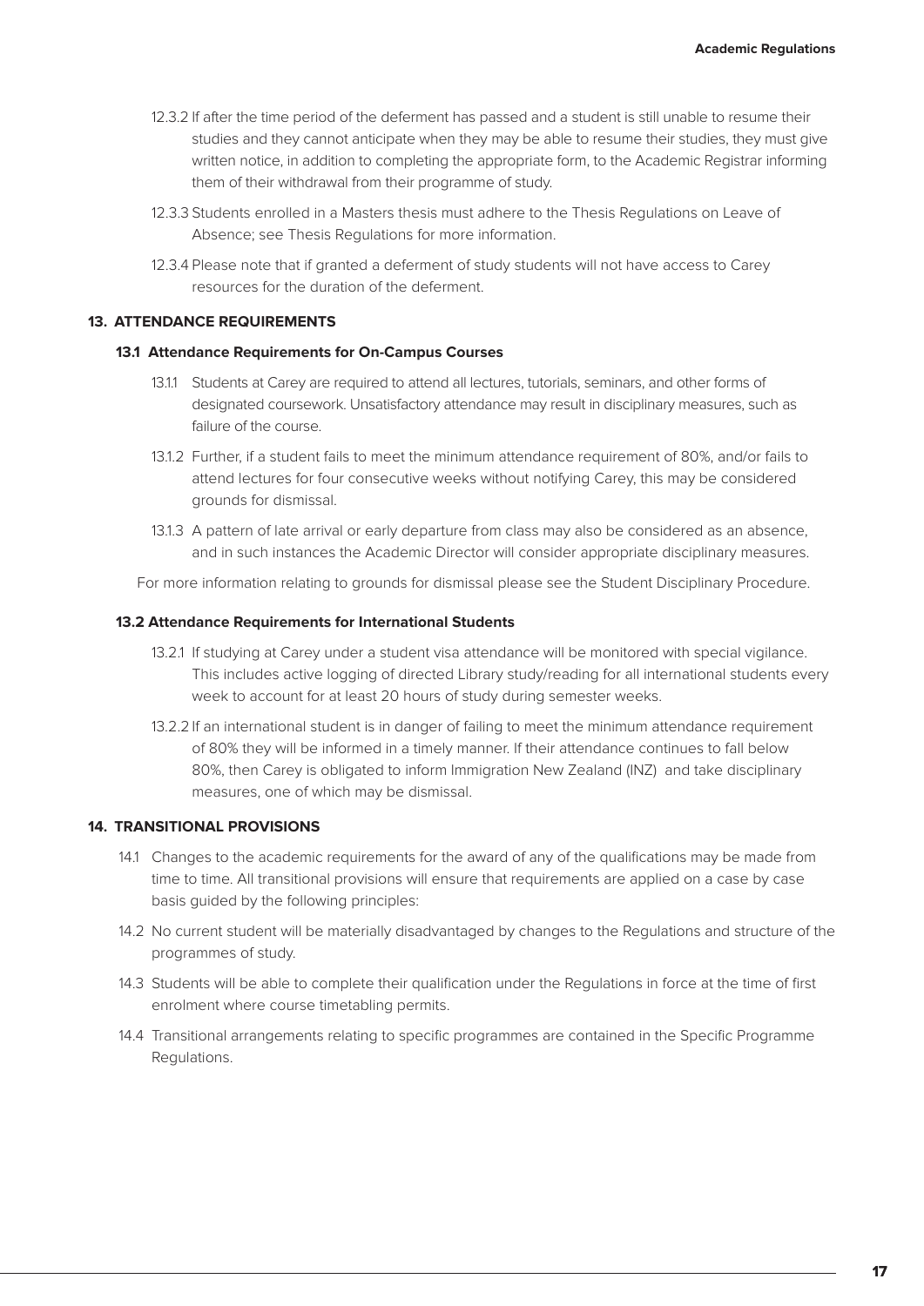12.3.2 If after the time period of the deferment has passed and a student is still unable to resume their studies and they cannot anticipate when they may be able to resume their studies, they must give written notice, in addition to completing the appropriate form, to the Academic Registrar informing them of their withdrawal from their programme of study.

12.3.3 Students enrolled in a Masters thesis must adhere to the Thesis Regulations on Leave of Absence; see Thesis Regulations for more information.

12.3.4 Please note that if granted a deferment of study students will not have access to Carey resources for the duration of the deferment.

## 13. ATTENDANCE REQUIREMENTS

### 13.1 Attendance Requirements for On-Campus Courses

13.1.1 Students at Carey are required to attend all lectures, tutorials, seminars, and other forms of designated coursework. Unsatisfactory attendance may result in disciplinary measures, such as failure of the course.

13.1.2 Further, if a student fails to meet the minimum attendance requirement of 80%, and/or fails to attend lectures for four consecutive weeks without notifying Carey, this may be considered grounds for dismissal.

13.1.3 A pattern of late arrival or early departure from class may also be considered as an absence, and in such instances the Academic Director will consider appropriate disciplinary measures.

For more information relating to grounds for dismissal please see the Student Disciplinary Procedure.

### 13.2 Attendance Requirements for International Students

13.2.1 If studying at Carey under a student visa attendance will be monitored with special vigilance. This includes active logging of directed Library study/reading for all international students every week to account for at least 20 hours of study during semester weeks.

13.2.2 If an international student is in danger of failing to meet the minimum attendance requirement of 80% they will be informed in a timely manner. If their attendance continues to fall below 80%, then Carey is obligated to inform Immigration New Zealand (INZ) and take disciplinary measures, one of which may be dismissal.

## 14. TRANSITIONAL PROVISIONS

14.1 Changes to the academic requirements for the award of any of the qualifications may be made from time to time. All transitional provisions will ensure that requirements are applied on a case by case basis guided by the following principles:

14.2 No current student will be materially disadvantaged by changes to the Regulations and structure of the programmes of study.

14.3 Students will be able to complete their qualification under the Regulations in force at the time of first enrolment where course timetabling permits.

14.4 Transitional arrangements relating to specific programmes are contained in the Specific Programme Regulations.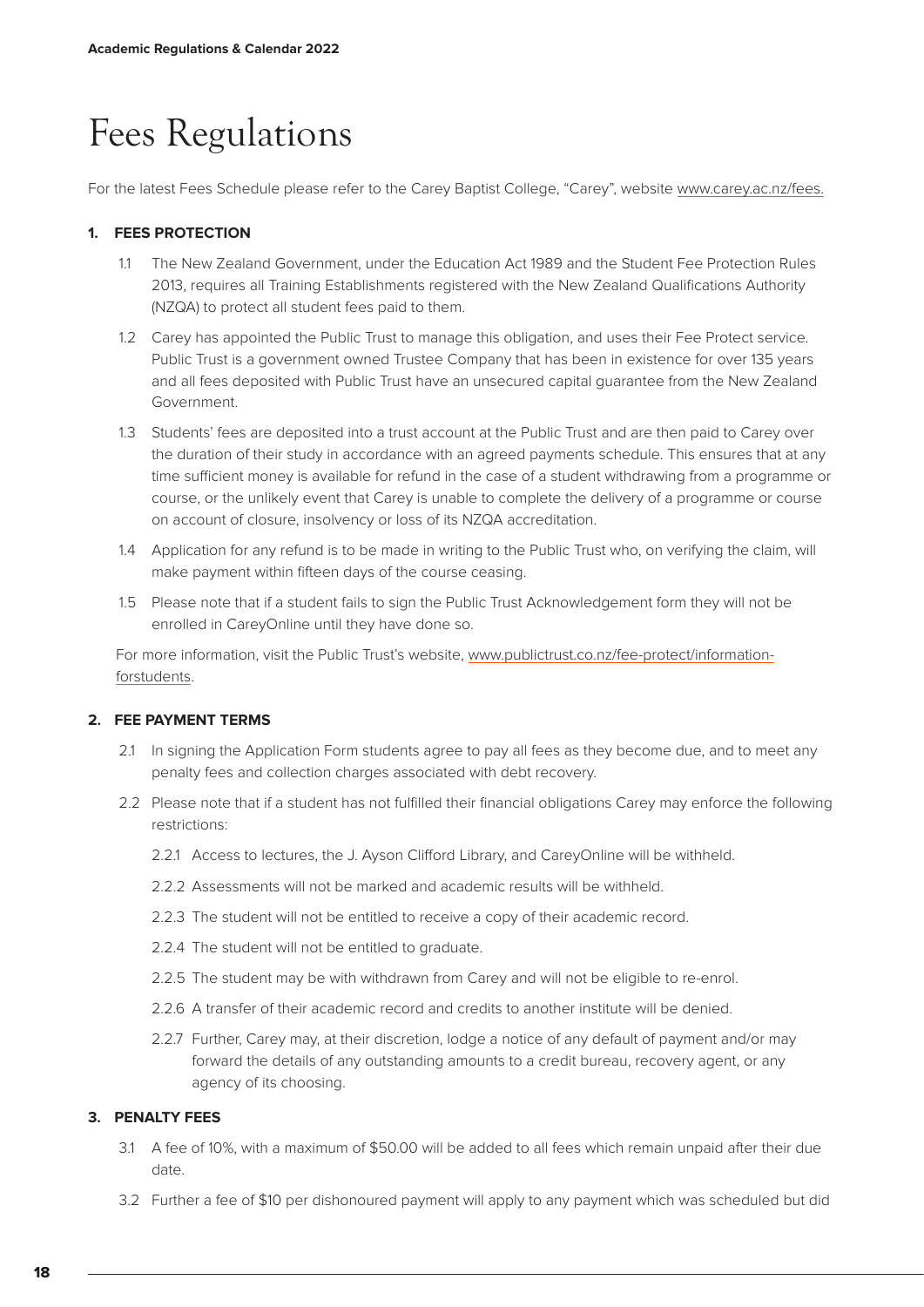# Fees Regulations

For the latest Fees Schedule please refer to the Carey Baptist College, "Carey", website www.carey.ac.nz/fees.

## 1. FEES PROTECTION

1.1 The New Zealand Government, under the Education Act 1989 and the Student Fee Protection Rules 2013, requires all Training Establishments registered with the New Zealand Qualifications Authority (NZQA) to protect all student fees paid to them.

1.2 Carey has appointed the Public Trust to manage this obligation, and uses their Fee Protect service. Public Trust is a government owned Trustee Company that has been in existence for over 135 years and all fees deposited with Public Trust have an unsecured capital guarantee from the New Zealand Government.

1.3 Students' fees are deposited into a trust account at the Public Trust and are then paid to Carey over the duration of their study in accordance with an agreed payments schedule. This ensures that at any time sufficient money is available for refund in the case of a student withdrawing from a programme or course, or the unlikely event that Carey is unable to complete the delivery of a programme or course on account of closure, insolvency or loss of its NZQA accreditation.

1.4 Application for any refund is to be made in writing to the Public Trust who, on verifying the claim, will make payment within fifteen days of the course ceasing.

1.5 Please note that if a student fails to sign the Public Trust Acknowledgement form they will not be enrolled in CareyOnline until they have done so.

For more information, visit the Public Trust's website, www.publictrust.co.nz/fee-protect/information-forstudents.

## 2. FEE PAYMENT TERMS

2.1 In signing the Application Form students agree to pay all fees as they become due, and to meet any penalty fees and collection charges associated with debt recovery.

2.2 Please note that if a student has not fulfilled their financial obligations Carey may enforce the following restrictions:

2.2.1 Access to lectures, the J. Ayson Clifford Library, and CareyOnline will be withheld.

2.2.2 Assessments will not be marked and academic results will be withheld.

2.2.3 The student will not be entitled to receive a copy of their academic record.

2.2.4 The student will not be entitled to graduate.

2.2.5 The student may be with withdrawn from Carey and will not be eligible to re-enrol.

2.2.6 A transfer of their academic record and credits to another institute will be denied.

2.2.7 Further, Carey may, at their discretion, lodge a notice of any default of payment and/or may forward the details of any outstanding amounts to a credit bureau, recovery agent, or any agency of its choosing.

## 3. PENALTY FEES

3.1 A fee of 10%, with a maximum of $50.00 will be added to all fees which remain unpaid after their due date.

3.2 Further a fee of $10 per dishonoured payment will apply to any payment which was scheduled but did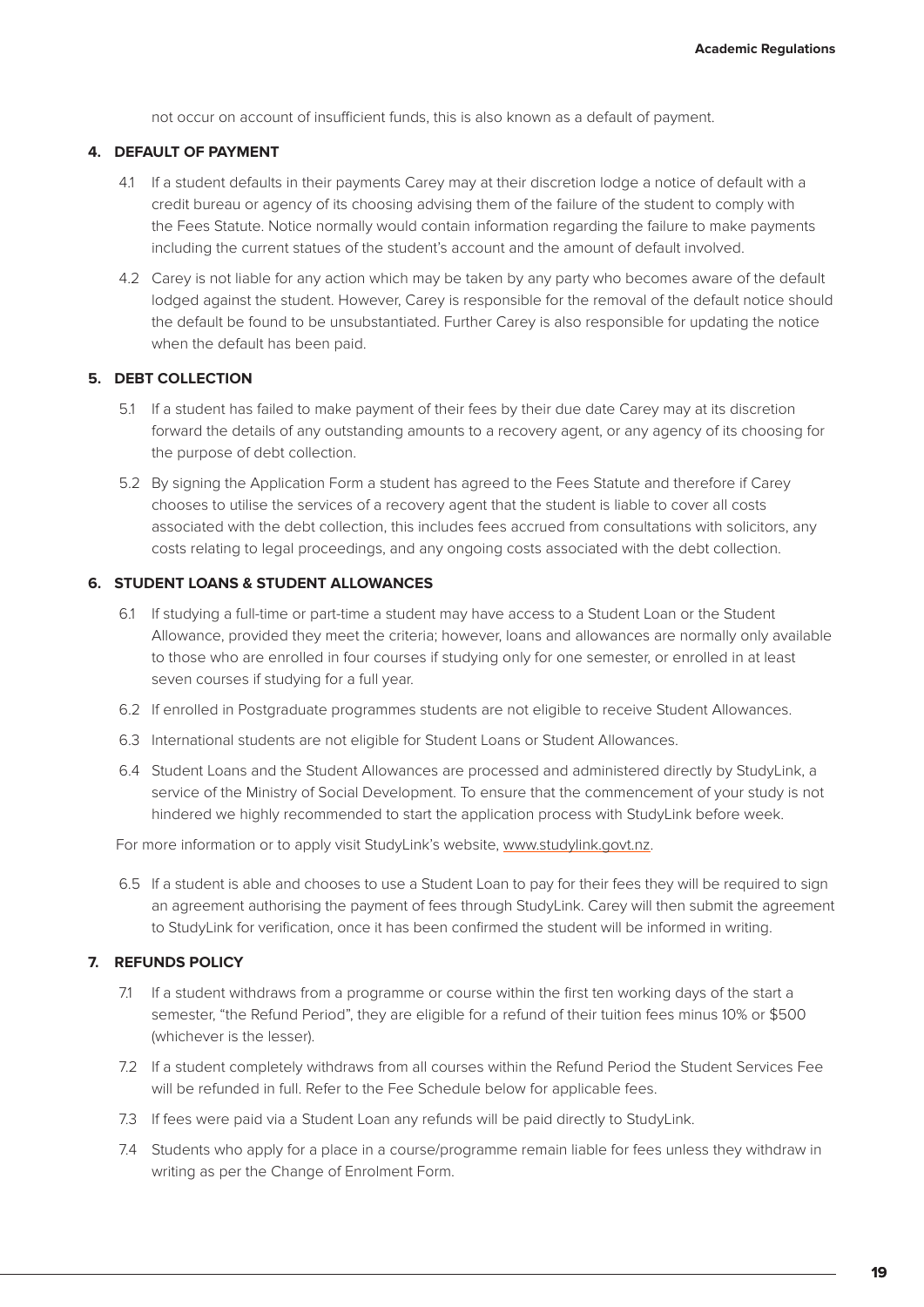not occur on account of insufficient funds, this is also known as a default of payment.

## 4. DEFAULT OF PAYMENT

4.1 If a student defaults in their payments Carey may at their discretion lodge a notice of default with a credit bureau or agency of its choosing advising them of the failure of the student to comply with the Fees Statute. Notice normally would contain information regarding the failure to make payments including the current statues of the student's account and the amount of default involved.

4.2 Carey is not liable for any action which may be taken by any party who becomes aware of the default lodged against the student. However, Carey is responsible for the removal of the default notice should the default be found to be unsubstantiated. Further Carey is also responsible for updating the notice when the default has been paid.

## 5. DEBT COLLECTION

5.1 If a student has failed to make payment of their fees by their due date Carey may at its discretion forward the details of any outstanding amounts to a recovery agent, or any agency of its choosing for the purpose of debt collection.

5.2 By signing the Application Form a student has agreed to the Fees Statute and therefore if Carey chooses to utilise the services of a recovery agent that the student is liable to cover all costs associated with the debt collection, this includes fees accrued from consultations with solicitors, any costs relating to legal proceedings, and any ongoing costs associated with the debt collection.

## 6. STUDENT LOANS & STUDENT ALLOWANCES

6.1 If studying a full-time or part-time a student may have access to a Student Loan or the Student Allowance, provided they meet the criteria; however, loans and allowances are normally only available to those who are enrolled in four courses if studying only for one semester, or enrolled in at least seven courses if studying for a full year.

6.2 If enrolled in Postgraduate programmes students are not eligible to receive Student Allowances.

6.3 International students are not eligible for Student Loans or Student Allowances.

6.4 Student Loans and the Student Allowances are processed and administered directly by StudyLink, a service of the Ministry of Social Development. To ensure that the commencement of your study is not hindered we highly recommended to start the application process with StudyLink before week.

For more information or to apply visit StudyLink's website, www.studylink.govt.nz.

6.5 If a student is able and chooses to use a Student Loan to pay for their fees they will be required to sign an agreement authorising the payment of fees through StudyLink. Carey will then submit the agreement to StudyLink for verification, once it has been confirmed the student will be informed in writing.

## 7. REFUNDS POLICY

7.1 If a student withdraws from a programme or course within the first ten working days of the start a semester, "the Refund Period", they are eligible for a refund of their tuition fees minus 10% or $500 (whichever is the lesser).

7.2 If a student completely withdraws from all courses within the Refund Period the Student Services Fee will be refunded in full. Refer to the Fee Schedule below for applicable fees.

7.3 If fees were paid via a Student Loan any refunds will be paid directly to StudyLink.

7.4 Students who apply for a place in a course/programme remain liable for fees unless they withdraw in writing as per the Change of Enrolment Form.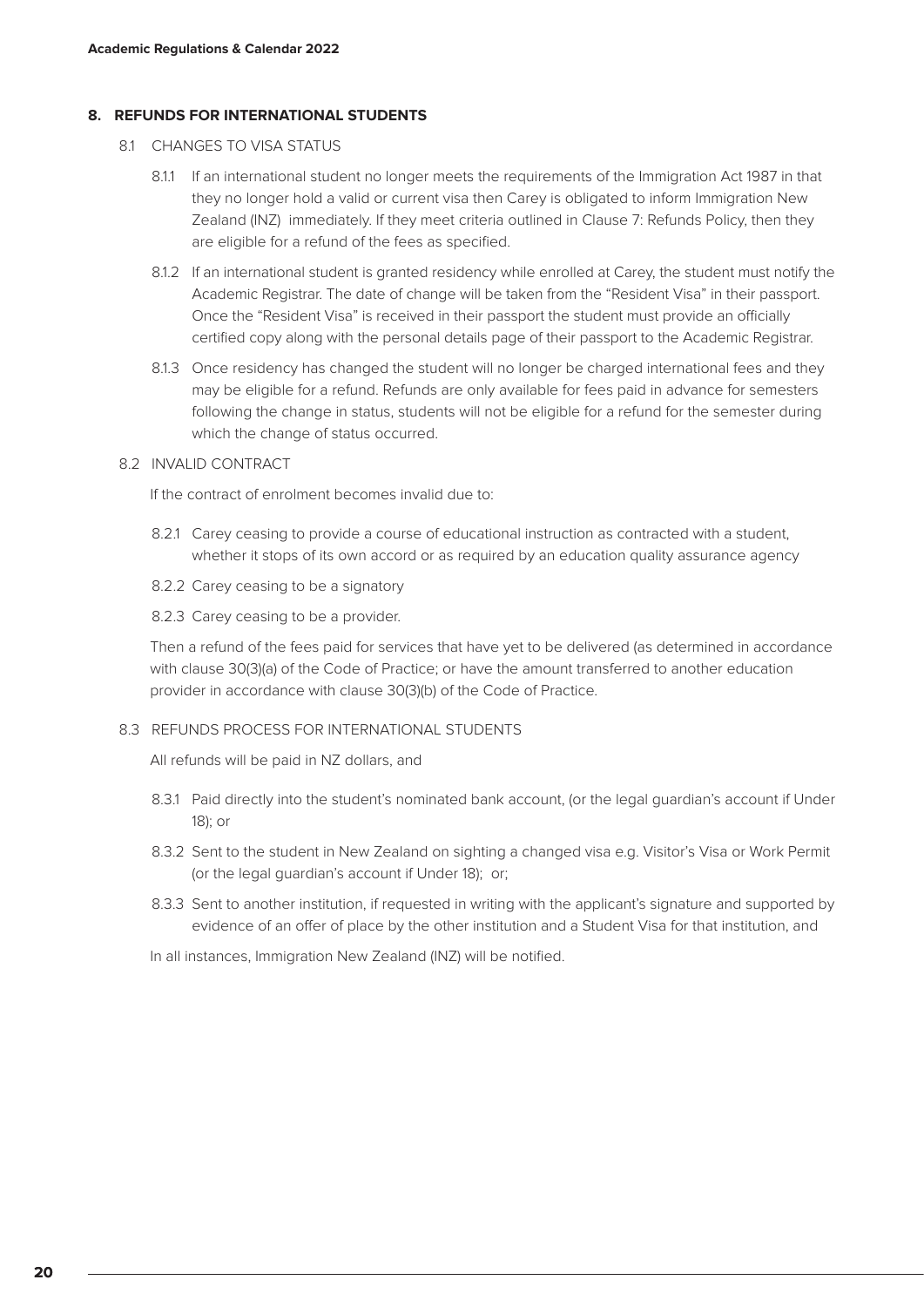## 8. REFUNDS FOR INTERNATIONAL STUDENTS

### 8.1 CHANGES TO VISA STATUS

8.1.1 If an international student no longer meets the requirements of the Immigration Act 1987 in that they no longer hold a valid or current visa then Carey is obligated to inform Immigration New Zealand (INZ) immediately. If they meet criteria outlined in Clause 7: Refunds Policy, then they are eligible for a refund of the fees as specified.

8.1.2 If an international student is granted residency while enrolled at Carey, the student must notify the Academic Registrar. The date of change will be taken from the "Resident Visa" in their passport. Once the "Resident Visa" is received in their passport the student must provide an officially certified copy along with the personal details page of their passport to the Academic Registrar.

8.1.3 Once residency has changed the student will no longer be charged international fees and they may be eligible for a refund. Refunds are only available for fees paid in advance for semesters following the change in status, students will not be eligible for a refund for the semester during which the change of status occurred.

### 8.2 INVALID CONTRACT

If the contract of enrolment becomes invalid due to:

8.2.1 Carey ceasing to provide a course of educational instruction as contracted with a student, whether it stops of its own accord or as required by an education quality assurance agency

8.2.2 Carey ceasing to be a signatory

8.2.3 Carey ceasing to be a provider.

Then a refund of the fees paid for services that have yet to be delivered (as determined in accordance with clause 30(3)(a) of the Code of Practice; or have the amount transferred to another education provider in accordance with clause 30(3)(b) of the Code of Practice.

### 8.3 REFUNDS PROCESS FOR INTERNATIONAL STUDENTS

All refunds will be paid in NZ dollars, and

8.3.1 Paid directly into the student's nominated bank account, (or the legal guardian's account if Under 18); or

8.3.2 Sent to the student in New Zealand on sighting a changed visa e.g. Visitor's Visa or Work Permit (or the legal guardian's account if Under 18); or;

8.3.3 Sent to another institution, if requested in writing with the applicant's signature and supported by evidence of an offer of place by the other institution and a Student Visa for that institution, and

In all instances, Immigration New Zealand (INZ) will be notified.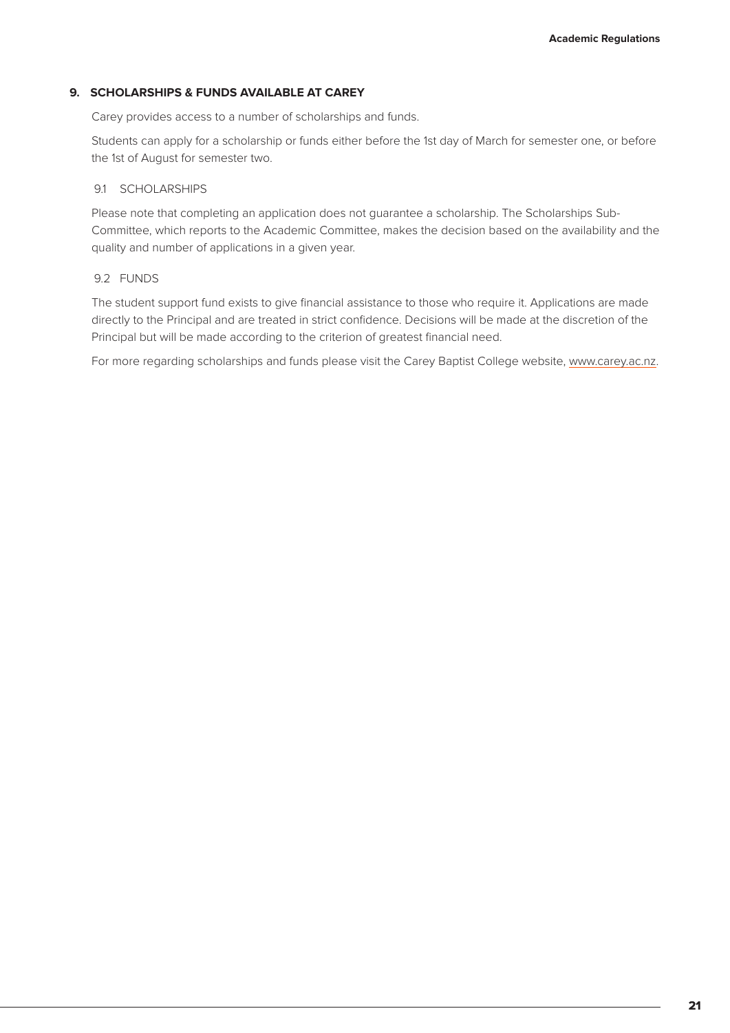## 9. SCHOLARSHIPS & FUNDS AVAILABLE AT CAREY

Carey provides access to a number of scholarships and funds.

Students can apply for a scholarship or funds either before the 1st day of March for semester one, or before the 1st of August for semester two.

### 9.1 SCHOLARSHIPS

Please note that completing an application does not guarantee a scholarship. The Scholarships Sub-Committee, which reports to the Academic Committee, makes the decision based on the availability and the quality and number of applications in a given year.

### 9.2 FUNDS

The student support fund exists to give financial assistance to those who require it. Applications are made directly to the Principal and are treated in strict confidence. Decisions will be made at the discretion of the Principal but will be made according to the criterion of greatest financial need.

For more regarding scholarships and funds please visit the Carey Baptist College website, www.carey.ac.nz.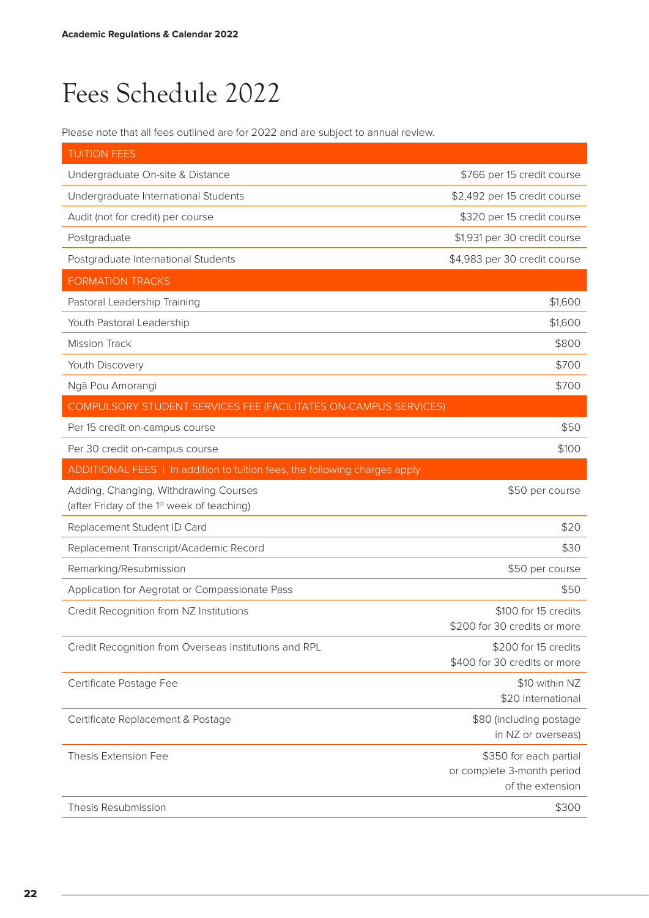# Fees Schedule 2022

Please note that all fees outlined are for 2022 and are subject to annual review.

| TUITION FEES | |
|---|---|
| Undergraduate On-site & Distance | $766 per 15 credit course |
| Undergraduate International Students | $2,492 per 15 credit course |
| Audit (not for credit) per course | $320 per 15 credit course |
| Postgraduate | $1,931 per 30 credit course |
| Postgraduate International Students | $4,983 per 30 credit course |
| **FORMATION TRACKS** | |
| Pastoral Leadership Training | $1,600 |
| Youth Pastoral Leadership | $1,600 |
| Mission Track | $800 |
| Youth Discovery | $700 |
| Ngā Pou Amorangi | $700 |
| **COMPULSORY STUDENT SERVICES FEE (FACILITATES ON-CAMPUS SERVICES)** | |
| Per 15 credit on-campus course | $50 |
| Per 30 credit on-campus course | $100 |
| **ADDITIONAL FEES** \| In addition to tuition fees, the following charges apply | |
| Adding, Changing, Withdrawing Courses (after Friday of the 1st week of teaching) | $50 per course |
| Replacement Student ID Card | $20 |
| Replacement Transcript/Academic Record | $30 |
| Remarking/Resubmission | $50 per course |
| Application for Aegrotat or Compassionate Pass | $50 |
| Credit Recognition from NZ Institutions | $100 for 15 credits<br>$200 for 30 credits or more |
| Credit Recognition from Overseas Institutions and RPL | $200 for 15 credits<br>$400 for 30 credits or more |
| Certificate Postage Fee | $10 within NZ<br>$20 International |
| Certificate Replacement & Postage | $80 (including postage in NZ or overseas) |
| Thesis Extension Fee | $350 for each partial or complete 3-month period of the extension |
| Thesis Resubmission | $300 |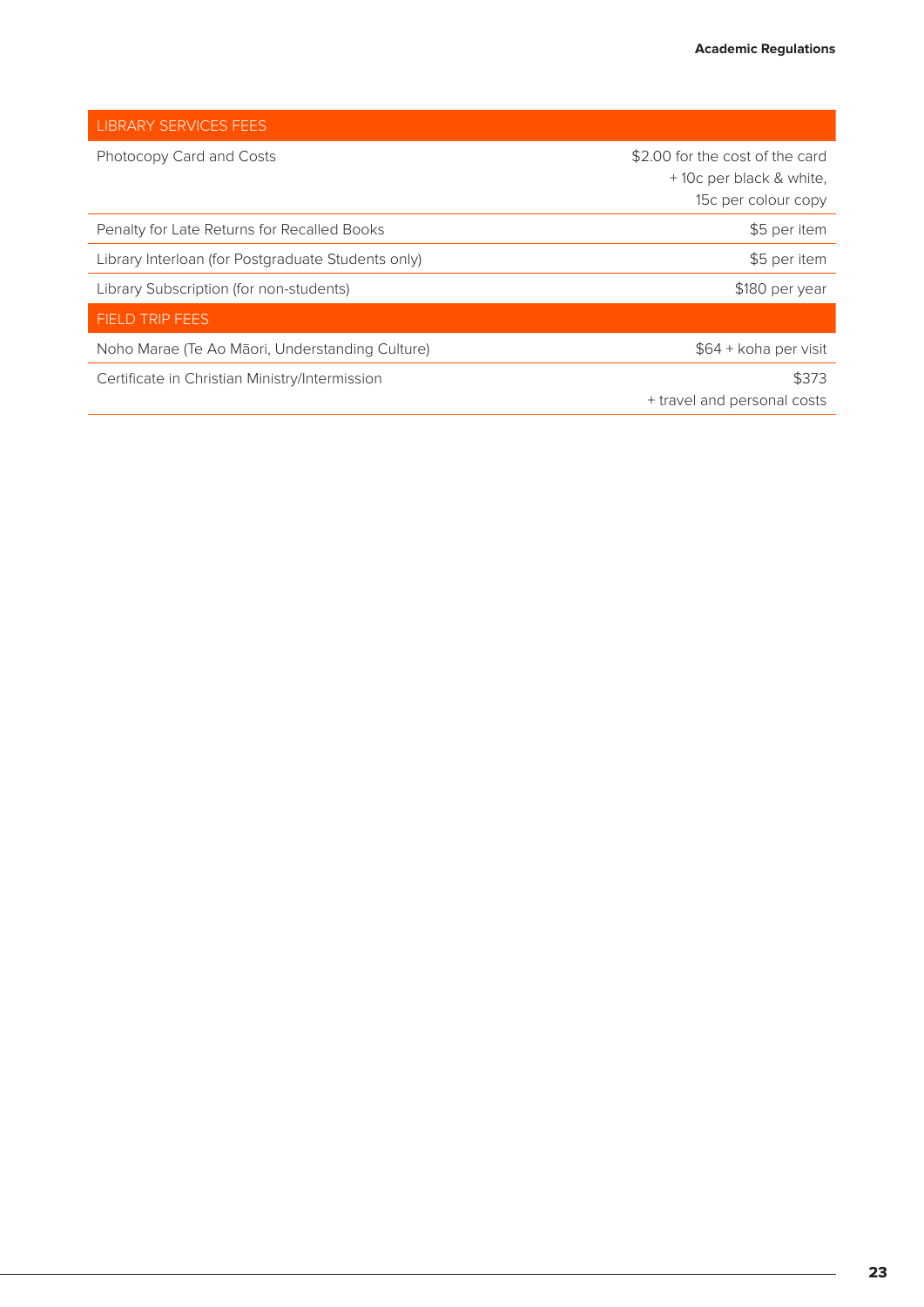| LIBRARY SERVICES FEES | |
|---|---|
| Photocopy Card and Costs | $2.00 for the cost of the card + 10c per black & white, 15c per colour copy |
| Penalty for Late Returns for Recalled Books | $5 per item |
| Library Interloan (for Postgraduate Students only) | $5 per item |
| Library Subscription (for non-students) | $180 per year |
| **FIELD TRIP FEES** | |
| Noho Marae (Te Ao Māori, Understanding Culture) | $64 + koha per visit |
| Certificate in Christian Ministry/Intermission | $373 + travel and personal costs |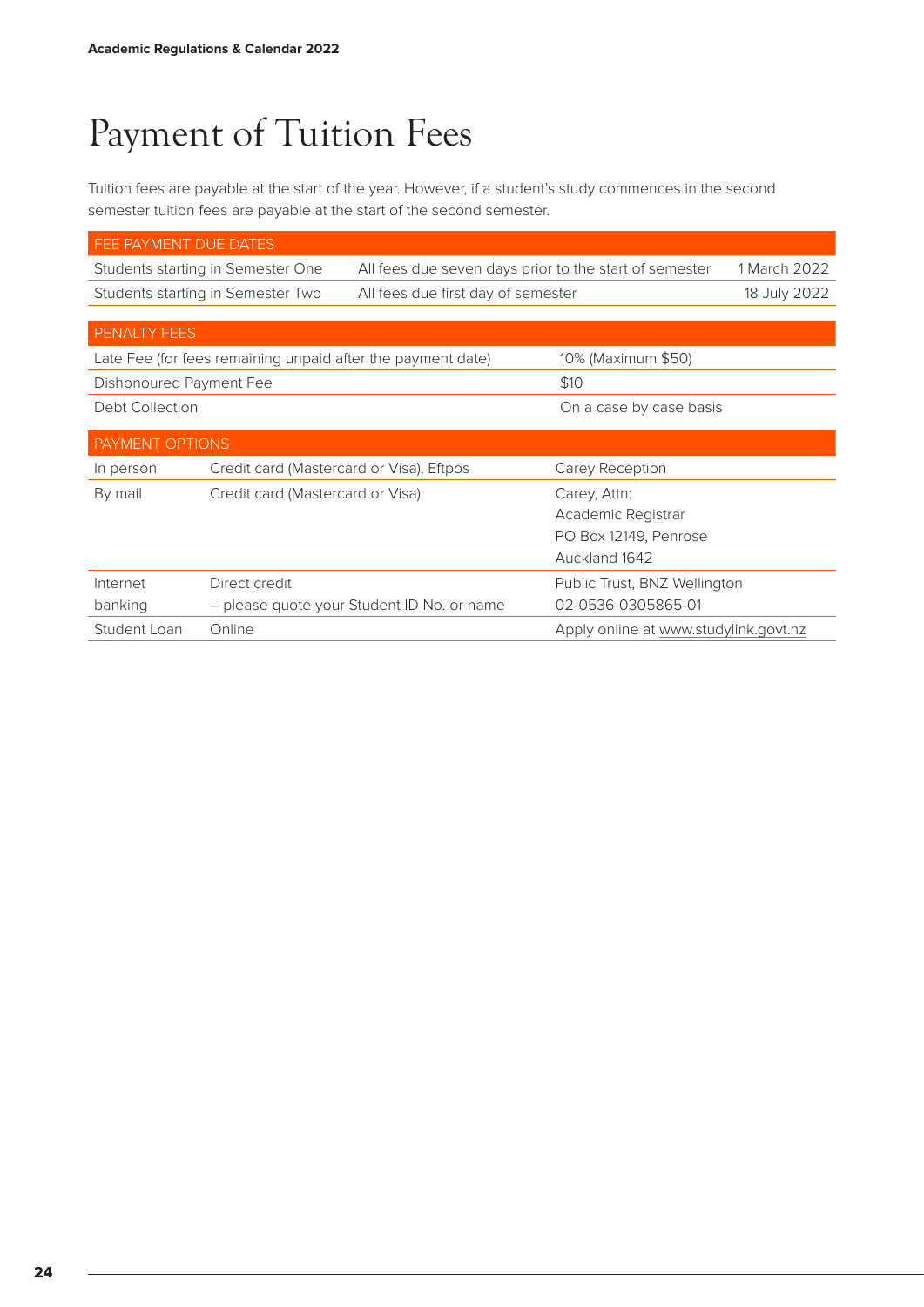# Payment of Tuition Fees

Tuition fees are payable at the start of the year. However, if a student's study commences in the second semester tuition fees are payable at the start of the second semester.

| FEE PAYMENT DUE DATES | | |
|---|---|---|
| Students starting in Semester One | All fees due seven days prior to the start of semester | 1 March 2022 |
| Students starting in Semester Two | All fees due first day of semester | 18 July 2022 |

| PENALTY FEES | |
|---|---|
| Late Fee (for fees remaining unpaid after the payment date) | 10% (Maximum $50) |
| Dishonoured Payment Fee | $10 |
| Debt Collection | On a case by case basis |

| PAYMENT OPTIONS | | |
|---|---|---|
| In person | Credit card (Mastercard or Visa), Eftpos | Carey Reception |
| By mail | Credit card (Mastercard or Visa) | Carey, Attn:<br>Academic Registrar<br>PO Box 12149, Penrose<br>Auckland 1642 |
| Internet banking | Direct credit<br>– please quote your Student ID No. or name | Public Trust, BNZ Wellington<br>02-0536-0305865-01 |
| Student Loan | Online | Apply online at www.studylink.govt.nz |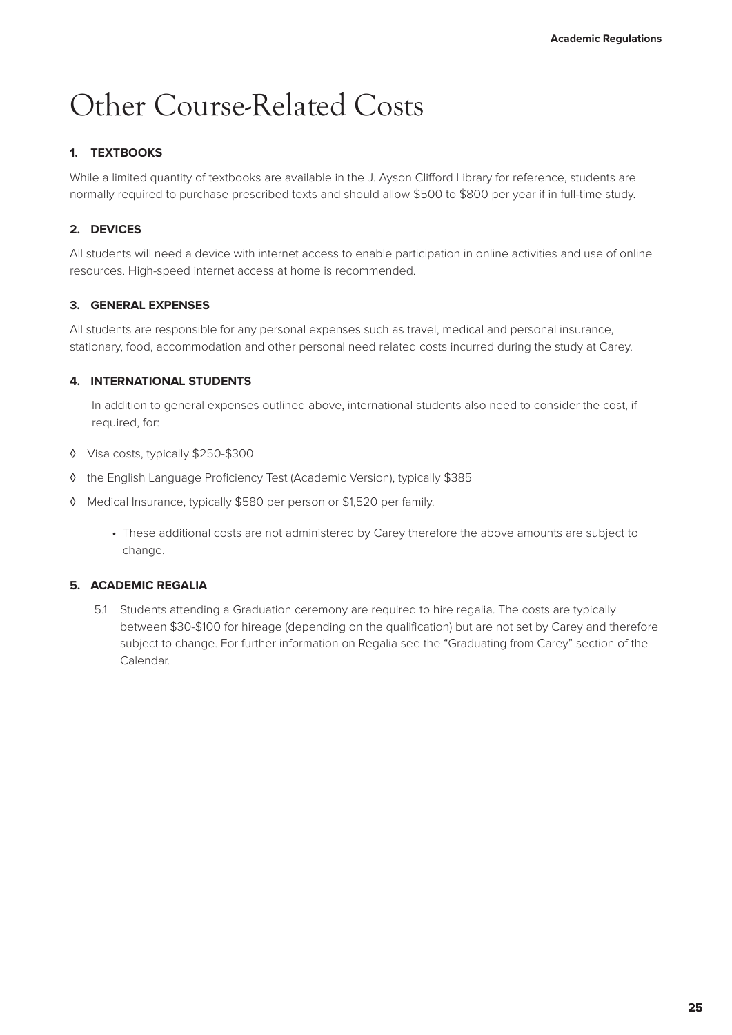# Other Course-Related Costs

### 1. TEXTBOOKS

While a limited quantity of textbooks are available in the J. Ayson Clifford Library for reference, students are normally required to purchase prescribed texts and should allow $500 to $800 per year if in full-time study.

### 2. DEVICES

All students will need a device with internet access to enable participation in online activities and use of online resources. High-speed internet access at home is recommended.

### 3. GENERAL EXPENSES

All students are responsible for any personal expenses such as travel, medical and personal insurance, stationary, food, accommodation and other personal need related costs incurred during the study at Carey.

### 4. INTERNATIONAL STUDENTS

In addition to general expenses outlined above, international students also need to consider the cost, if required, for:

- Visa costs, typically $250-$300
- the English Language Proficiency Test (Academic Version), typically $385
- Medical Insurance, typically $580 per person or $1,520 per family.
    - These additional costs are not administered by Carey therefore the above amounts are subject to change.

### 5. ACADEMIC REGALIA

5.1 Students attending a Graduation ceremony are required to hire regalia. The costs are typically between $30-$100 for hireage (depending on the qualification) but are not set by Carey and therefore subject to change. For further information on Regalia see the “Graduating from Carey” section of the Calendar.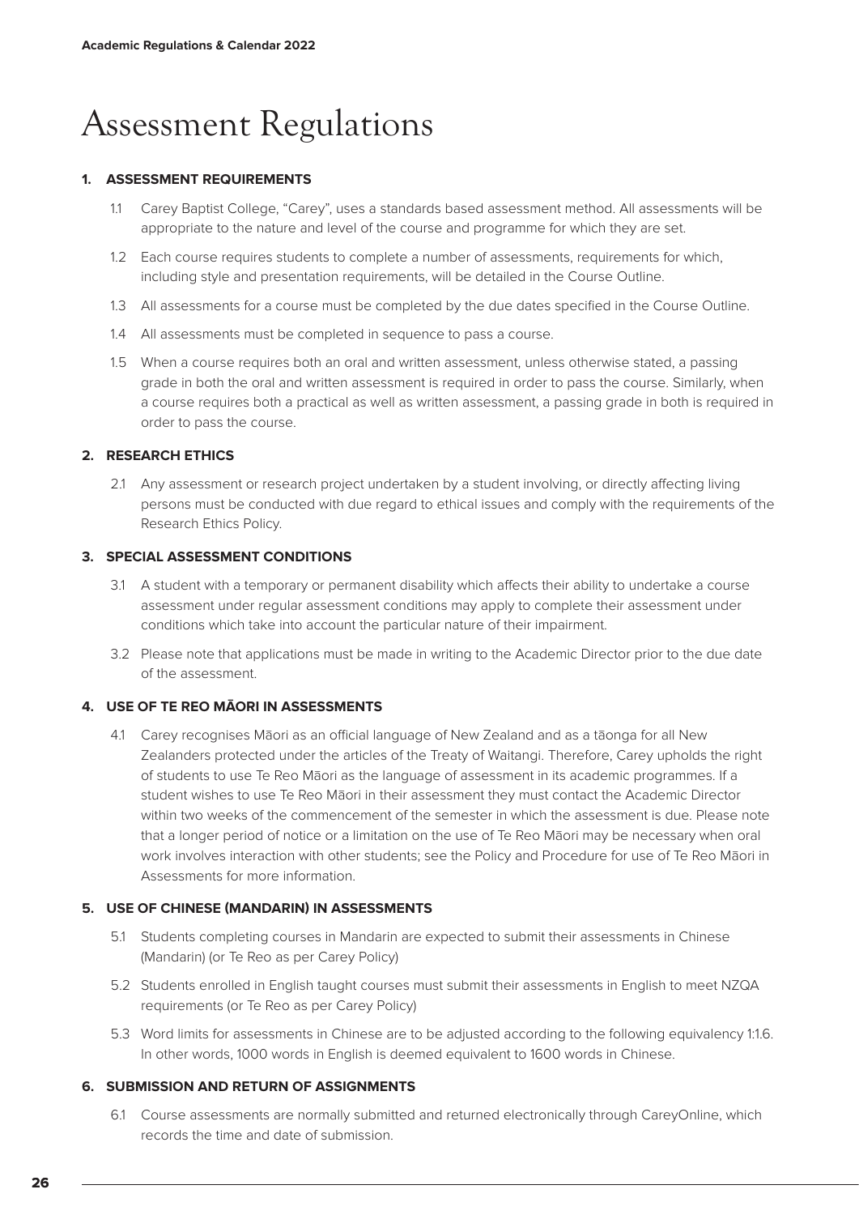# Assessment Regulations

## 1. ASSESSMENT REQUIREMENTS

1.1 Carey Baptist College, “Carey”, uses a standards based assessment method. All assessments will be appropriate to the nature and level of the course and programme for which they are set.

1.2 Each course requires students to complete a number of assessments, requirements for which, including style and presentation requirements, will be detailed in the Course Outline.

1.3 All assessments for a course must be completed by the due dates specified in the Course Outline.

1.4 All assessments must be completed in sequence to pass a course.

1.5 When a course requires both an oral and written assessment, unless otherwise stated, a passing grade in both the oral and written assessment is required in order to pass the course. Similarly, when a course requires both a practical as well as written assessment, a passing grade in both is required in order to pass the course.

## 2. RESEARCH ETHICS

2.1 Any assessment or research project undertaken by a student involving, or directly affecting living persons must be conducted with due regard to ethical issues and comply with the requirements of the Research Ethics Policy.

## 3. SPECIAL ASSESSMENT CONDITIONS

3.1 A student with a temporary or permanent disability which affects their ability to undertake a course assessment under regular assessment conditions may apply to complete their assessment under conditions which take into account the particular nature of their impairment.

3.2 Please note that applications must be made in writing to the Academic Director prior to the due date of the assessment.

## 4. USE OF TE REO MĀORI IN ASSESSMENTS

4.1 Carey recognises Māori as an official language of New Zealand and as a tāonga for all New Zealanders protected under the articles of the Treaty of Waitangi. Therefore, Carey upholds the right of students to use Te Reo Māori as the language of assessment in its academic programmes. If a student wishes to use Te Reo Māori in their assessment they must contact the Academic Director within two weeks of the commencement of the semester in which the assessment is due. Please note that a longer period of notice or a limitation on the use of Te Reo Māori may be necessary when oral work involves interaction with other students; see the Policy and Procedure for use of Te Reo Māori in Assessments for more information.

## 5. USE OF CHINESE (MANDARIN) IN ASSESSMENTS

5.1 Students completing courses in Mandarin are expected to submit their assessments in Chinese (Mandarin) (or Te Reo as per Carey Policy)

5.2 Students enrolled in English taught courses must submit their assessments in English to meet NZQA requirements (or Te Reo as per Carey Policy)

5.3 Word limits for assessments in Chinese are to be adjusted according to the following equivalency 1:1.6. In other words, 1000 words in English is deemed equivalent to 1600 words in Chinese.

## 6. SUBMISSION AND RETURN OF ASSIGNMENTS

6.1 Course assessments are normally submitted and returned electronically through CareyOnline, which records the time and date of submission.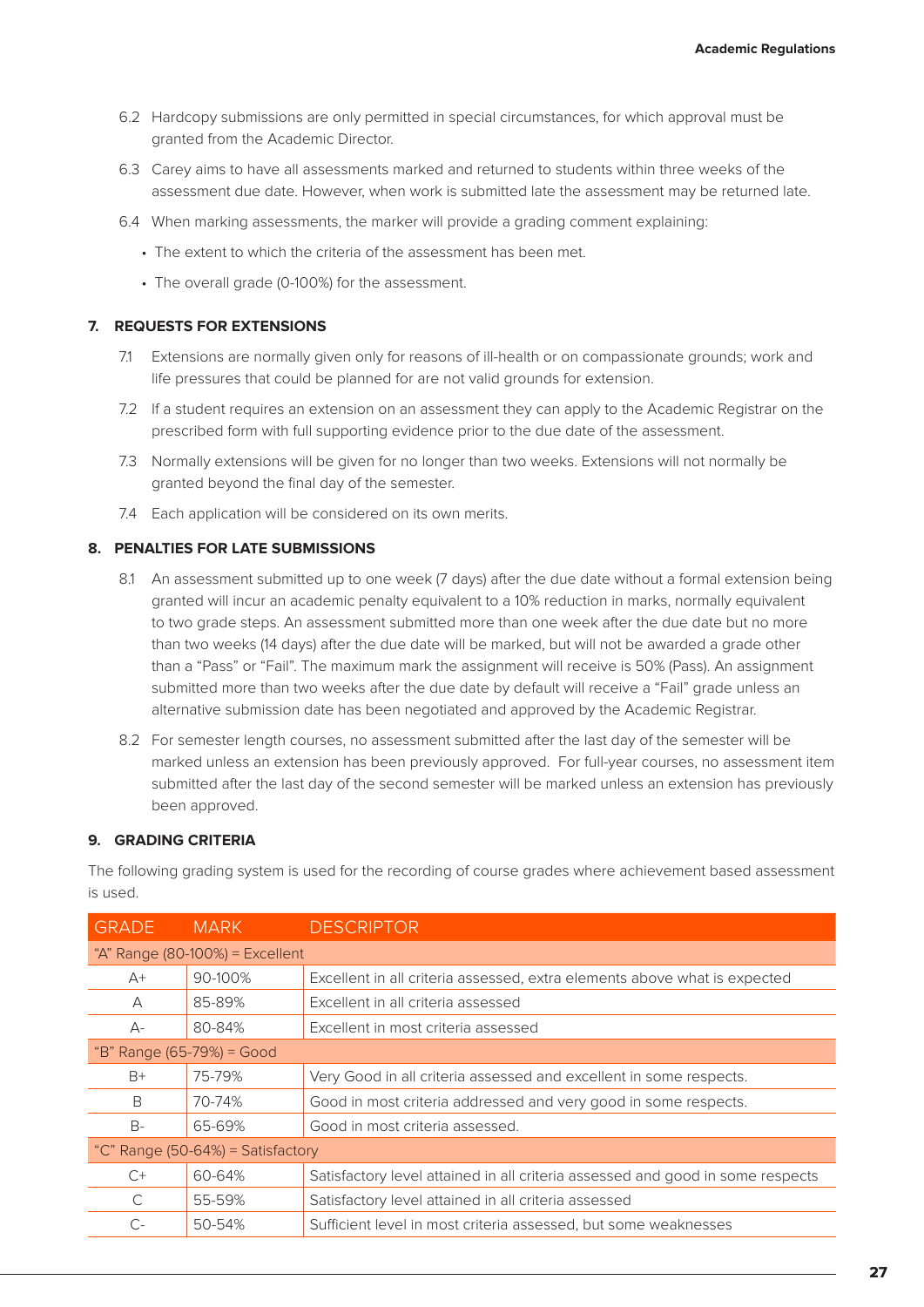6.2 Hardcopy submissions are only permitted in special circumstances, for which approval must be granted from the Academic Director.

6.3 Carey aims to have all assessments marked and returned to students within three weeks of the assessment due date. However, when work is submitted late the assessment may be returned late.

6.4 When marking assessments, the marker will provide a grading comment explaining:

- The extent to which the criteria of the assessment has been met.
- The overall grade (0-100%) for the assessment.

## 7. REQUESTS FOR EXTENSIONS

7.1 Extensions are normally given only for reasons of ill-health or on compassionate grounds; work and life pressures that could be planned for are not valid grounds for extension.

7.2 If a student requires an extension on an assessment they can apply to the Academic Registrar on the prescribed form with full supporting evidence prior to the due date of the assessment.

7.3 Normally extensions will be given for no longer than two weeks. Extensions will not normally be granted beyond the final day of the semester.

7.4 Each application will be considered on its own merits.

## 8. PENALTIES FOR LATE SUBMISSIONS

8.1 An assessment submitted up to one week (7 days) after the due date without a formal extension being granted will incur an academic penalty equivalent to a 10% reduction in marks, normally equivalent to two grade steps. An assessment submitted more than one week after the due date but no more than two weeks (14 days) after the due date will be marked, but will not be awarded a grade other than a "Pass" or "Fail". The maximum mark the assignment will receive is 50% (Pass). An assignment submitted more than two weeks after the due date by default will receive a "Fail" grade unless an alternative submission date has been negotiated and approved by the Academic Registrar.

8.2 For semester length courses, no assessment submitted after the last day of the semester will be marked unless an extension has been previously approved. For full-year courses, no assessment item submitted after the last day of the second semester will be marked unless an extension has previously been approved.

## 9. GRADING CRITERIA

The following grading system is used for the recording of course grades where achievement based assessment is used.

| GRADE | MARK | DESCRIPTOR |
|---|---|---|
| "A" Range (80-100%) = Excellent | | |
| A+ | 90-100% | Excellent in all criteria assessed, extra elements above what is expected |
| A | 85-89% | Excellent in all criteria assessed |
| A- | 80-84% | Excellent in most criteria assessed |
| "B" Range (65-79%) = Good | | |
| B+ | 75-79% | Very Good in all criteria assessed and excellent in some respects. |
| B | 70-74% | Good in most criteria addressed and very good in some respects. |
| B- | 65-69% | Good in most criteria assessed. |
| "C" Range (50-64%) = Satisfactory | | |
| C+ | 60-64% | Satisfactory level attained in all criteria assessed and good in some respects |
| C | 55-59% | Satisfactory level attained in all criteria assessed |
| C- | 50-54% | Sufficient level in most criteria assessed, but some weaknesses |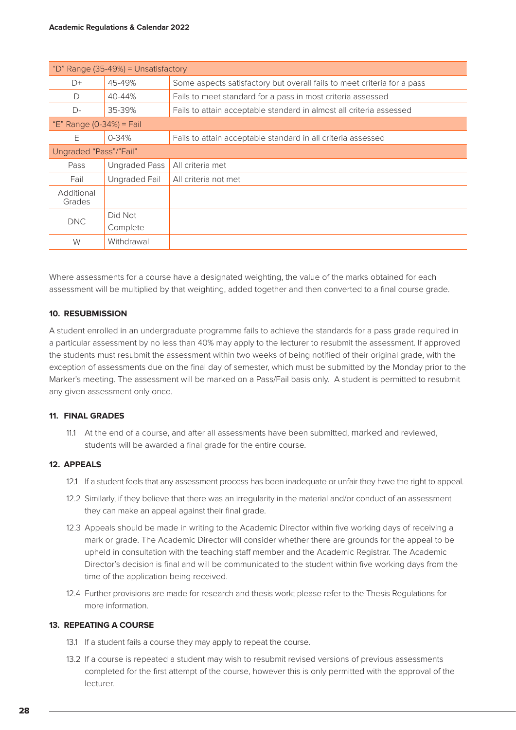| | | |
|---|---|---|
| "D" Range (35-49%) = Unsatisfactory | | |
| D+ | 45-49% | Some aspects satisfactory but overall fails to meet criteria for a pass |
| D | 40-44% | Fails to meet standard for a pass in most criteria assessed |
| D- | 35-39% | Fails to attain acceptable standard in almost all criteria assessed |
| "E" Range (0-34%) = Fail | | |
| E | 0-34% | Fails to attain acceptable standard in all criteria assessed |
| Ungraded "Pass"/"Fail" | | |
| Pass | Ungraded Pass | All criteria met |
| Fail | Ungraded Fail | All criteria not met |
| Additional Grades | | |
| DNC | Did Not Complete | |
| W | Withdrawal | |

Where assessments for a course have a designated weighting, the value of the marks obtained for each assessment will be multiplied by that weighting, added together and then converted to a final course grade.

## 10. RESUBMISSION

A student enrolled in an undergraduate programme fails to achieve the standards for a pass grade required in a particular assessment by no less than 40% may apply to the lecturer to resubmit the assessment. If approved the students must resubmit the assessment within two weeks of being notified of their original grade, with the exception of assessments due on the final day of semester, which must be submitted by the Monday prior to the Marker's meeting. The assessment will be marked on a Pass/Fail basis only. A student is permitted to resubmit any given assessment only once.

## 11. FINAL GRADES

11.1 At the end of a course, and after all assessments have been submitted, marked and reviewed, students will be awarded a final grade for the entire course.

## 12. APPEALS

12.1 If a student feels that any assessment process has been inadequate or unfair they have the right to appeal.

12.2 Similarly, if they believe that there was an irregularity in the material and/or conduct of an assessment they can make an appeal against their final grade.

12.3 Appeals should be made in writing to the Academic Director within five working days of receiving a mark or grade. The Academic Director will consider whether there are grounds for the appeal to be upheld in consultation with the teaching staff member and the Academic Registrar. The Academic Director's decision is final and will be communicated to the student within five working days from the time of the application being received.

12.4 Further provisions are made for research and thesis work; please refer to the Thesis Regulations for more information.

## 13. REPEATING A COURSE

13.1 If a student fails a course they may apply to repeat the course.

13.2 If a course is repeated a student may wish to resubmit revised versions of previous assessments completed for the first attempt of the course, however this is only permitted with the approval of the lecturer.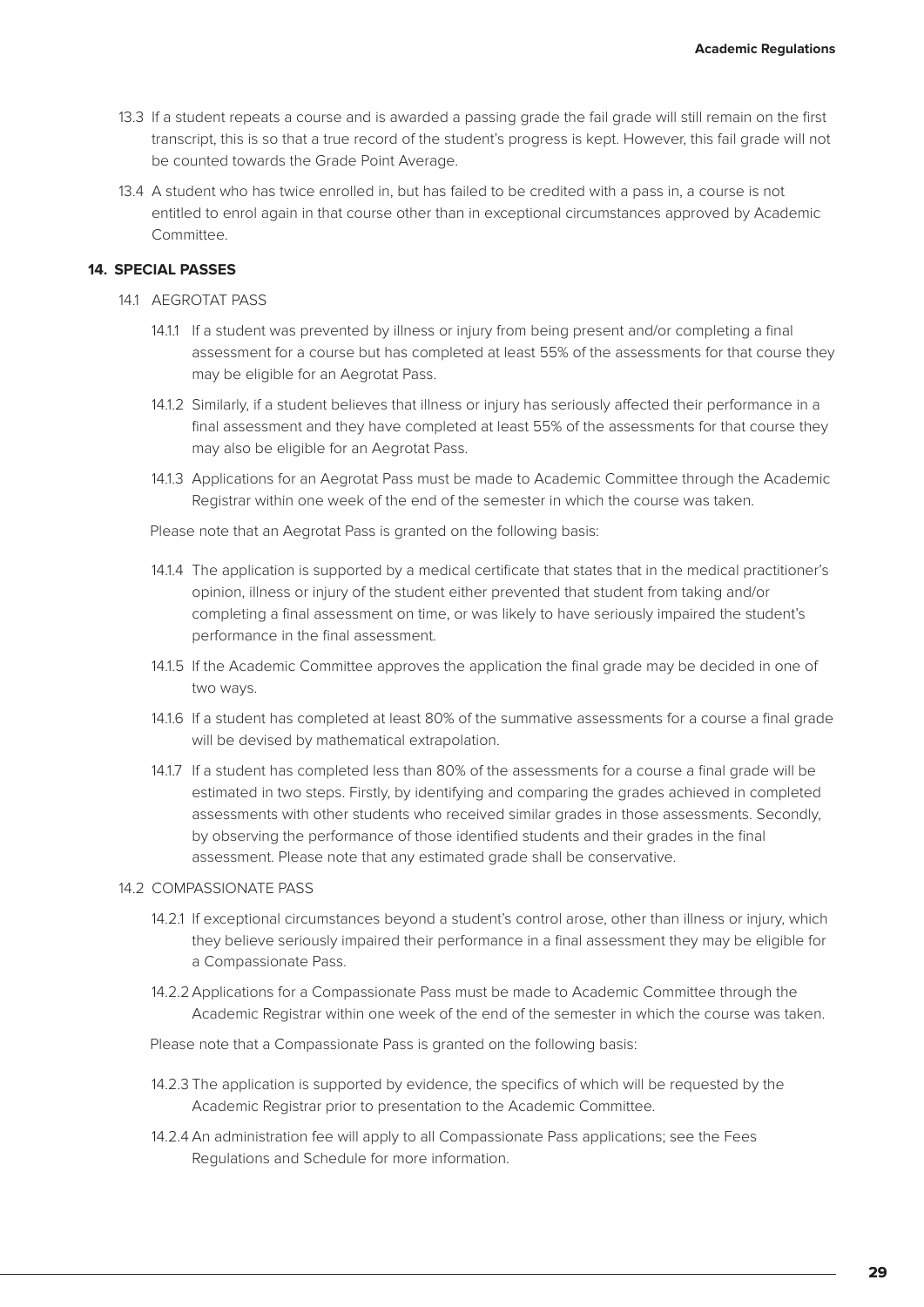13.3 If a student repeats a course and is awarded a passing grade the fail grade will still remain on the first transcript, this is so that a true record of the student's progress is kept. However, this fail grade will not be counted towards the Grade Point Average.

13.4 A student who has twice enrolled in, but has failed to be credited with a pass in, a course is not entitled to enrol again in that course other than in exceptional circumstances approved by Academic Committee.

## 14. SPECIAL PASSES

### 14.1 AEGROTAT PASS

14.1.1 If a student was prevented by illness or injury from being present and/or completing a final assessment for a course but has completed at least 55% of the assessments for that course they may be eligible for an Aegrotat Pass.

14.1.2 Similarly, if a student believes that illness or injury has seriously affected their performance in a final assessment and they have completed at least 55% of the assessments for that course they may also be eligible for an Aegrotat Pass.

14.1.3 Applications for an Aegrotat Pass must be made to Academic Committee through the Academic Registrar within one week of the end of the semester in which the course was taken.

Please note that an Aegrotat Pass is granted on the following basis:

14.1.4 The application is supported by a medical certificate that states that in the medical practitioner's opinion, illness or injury of the student either prevented that student from taking and/or completing a final assessment on time, or was likely to have seriously impaired the student's performance in the final assessment.

14.1.5 If the Academic Committee approves the application the final grade may be decided in one of two ways.

14.1.6 If a student has completed at least 80% of the summative assessments for a course a final grade will be devised by mathematical extrapolation.

14.1.7 If a student has completed less than 80% of the assessments for a course a final grade will be estimated in two steps. Firstly, by identifying and comparing the grades achieved in completed assessments with other students who received similar grades in those assessments. Secondly, by observing the performance of those identified students and their grades in the final assessment. Please note that any estimated grade shall be conservative.

### 14.2 COMPASSIONATE PASS

14.2.1 If exceptional circumstances beyond a student's control arose, other than illness or injury, which they believe seriously impaired their performance in a final assessment they may be eligible for a Compassionate Pass.

14.2.2 Applications for a Compassionate Pass must be made to Academic Committee through the Academic Registrar within one week of the end of the semester in which the course was taken.

Please note that a Compassionate Pass is granted on the following basis:

14.2.3 The application is supported by evidence, the specifics of which will be requested by the Academic Registrar prior to presentation to the Academic Committee.

14.2.4 An administration fee will apply to all Compassionate Pass applications; see the Fees Regulations and Schedule for more information.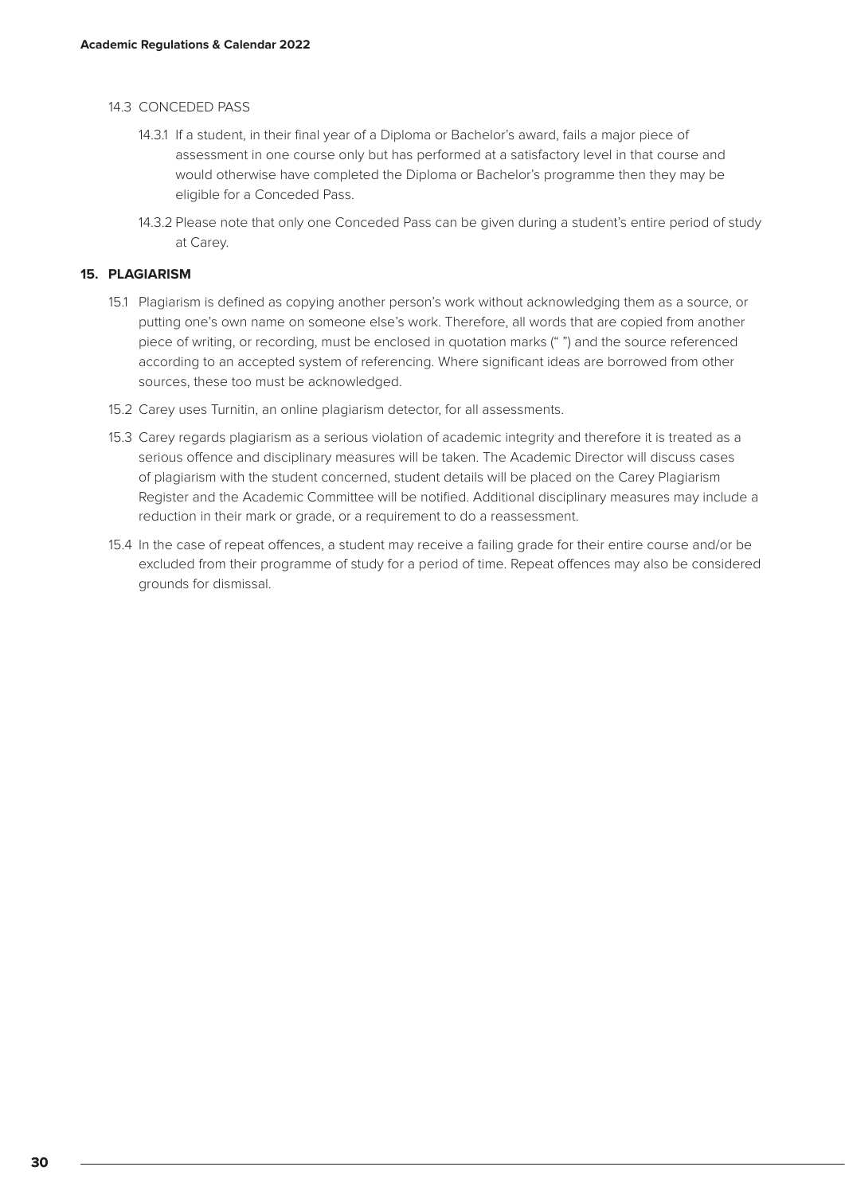### 14.3 CONCEDED PASS

14.3.1 If a student, in their final year of a Diploma or Bachelor's award, fails a major piece of assessment in one course only but has performed at a satisfactory level in that course and would otherwise have completed the Diploma or Bachelor's programme then they may be eligible for a Conceded Pass.

14.3.2 Please note that only one Conceded Pass can be given during a student's entire period of study at Carey.

## 15. PLAGIARISM

15.1 Plagiarism is defined as copying another person's work without acknowledging them as a source, or putting one's own name on someone else's work. Therefore, all words that are copied from another piece of writing, or recording, must be enclosed in quotation marks (" ") and the source referenced according to an accepted system of referencing. Where significant ideas are borrowed from other sources, these too must be acknowledged.

15.2 Carey uses Turnitin, an online plagiarism detector, for all assessments.

15.3 Carey regards plagiarism as a serious violation of academic integrity and therefore it is treated as a serious offence and disciplinary measures will be taken. The Academic Director will discuss cases of plagiarism with the student concerned, student details will be placed on the Carey Plagiarism Register and the Academic Committee will be notified. Additional disciplinary measures may include a reduction in their mark or grade, or a requirement to do a reassessment.

15.4 In the case of repeat offences, a student may receive a failing grade for their entire course and/or be excluded from their programme of study for a period of time. Repeat offences may also be considered grounds for dismissal.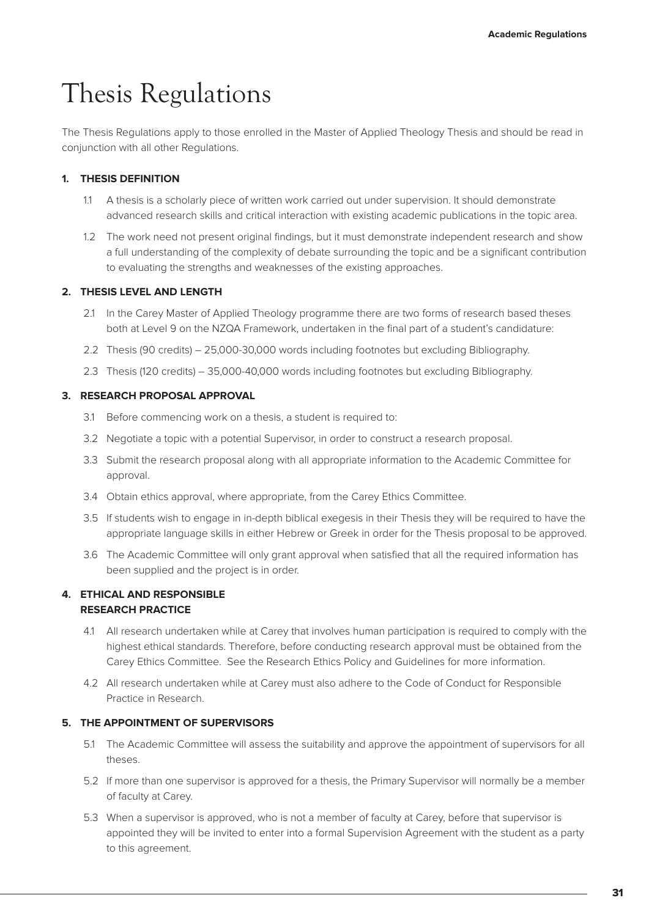# Thesis Regulations

The Thesis Regulations apply to those enrolled in the Master of Applied Theology Thesis and should be read in conjunction with all other Regulations.

## 1. THESIS DEFINITION

1.1 A thesis is a scholarly piece of written work carried out under supervision. It should demonstrate advanced research skills and critical interaction with existing academic publications in the topic area.

1.2 The work need not present original findings, but it must demonstrate independent research and show a full understanding of the complexity of debate surrounding the topic and be a significant contribution to evaluating the strengths and weaknesses of the existing approaches.

## 2. THESIS LEVEL AND LENGTH

2.1 In the Carey Master of Applied Theology programme there are two forms of research based theses both at Level 9 on the NZQA Framework, undertaken in the final part of a student's candidature:

2.2 Thesis (90 credits) – 25,000-30,000 words including footnotes but excluding Bibliography.

2.3 Thesis (120 credits) – 35,000-40,000 words including footnotes but excluding Bibliography.

## 3. RESEARCH PROPOSAL APPROVAL

3.1 Before commencing work on a thesis, a student is required to:

3.2 Negotiate a topic with a potential Supervisor, in order to construct a research proposal.

3.3 Submit the research proposal along with all appropriate information to the Academic Committee for approval.

3.4 Obtain ethics approval, where appropriate, from the Carey Ethics Committee.

3.5 If students wish to engage in in-depth biblical exegesis in their Thesis they will be required to have the appropriate language skills in either Hebrew or Greek in order for the Thesis proposal to be approved.

3.6 The Academic Committee will only grant approval when satisfied that all the required information has been supplied and the project is in order.

## 4. ETHICAL AND RESPONSIBLE RESEARCH PRACTICE

4.1 All research undertaken while at Carey that involves human participation is required to comply with the highest ethical standards. Therefore, before conducting research approval must be obtained from the Carey Ethics Committee. See the Research Ethics Policy and Guidelines for more information.

4.2 All research undertaken while at Carey must also adhere to the Code of Conduct for Responsible Practice in Research.

## 5. THE APPOINTMENT OF SUPERVISORS

5.1 The Academic Committee will assess the suitability and approve the appointment of supervisors for all theses.

5.2 If more than one supervisor is approved for a thesis, the Primary Supervisor will normally be a member of faculty at Carey.

5.3 When a supervisor is approved, who is not a member of faculty at Carey, before that supervisor is appointed they will be invited to enter into a formal Supervision Agreement with the student as a party to this agreement.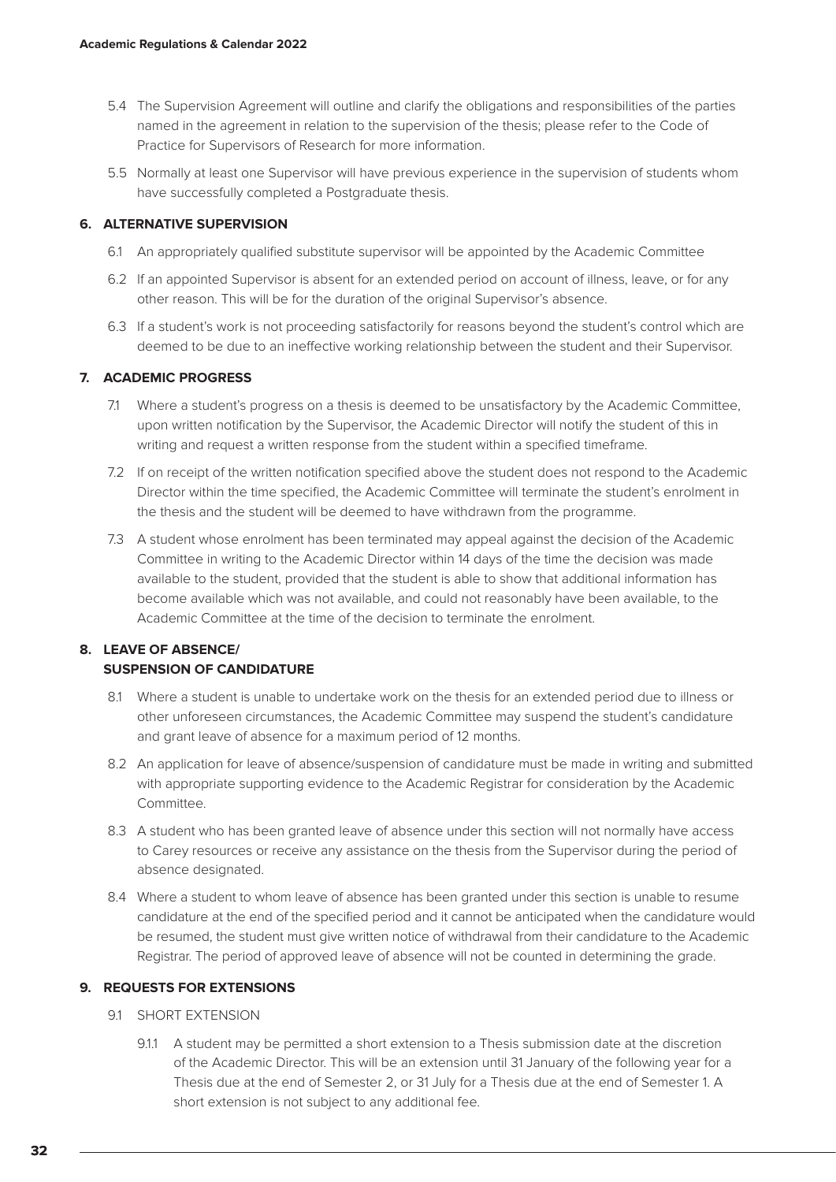5.4 The Supervision Agreement will outline and clarify the obligations and responsibilities of the parties named in the agreement in relation to the supervision of the thesis; please refer to the Code of Practice for Supervisors of Research for more information.

5.5 Normally at least one Supervisor will have previous experience in the supervision of students whom have successfully completed a Postgraduate thesis.

## 6. ALTERNATIVE SUPERVISION

6.1 An appropriately qualified substitute supervisor will be appointed by the Academic Committee

6.2 If an appointed Supervisor is absent for an extended period on account of illness, leave, or for any other reason. This will be for the duration of the original Supervisor's absence.

6.3 If a student's work is not proceeding satisfactorily for reasons beyond the student's control which are deemed to be due to an ineffective working relationship between the student and their Supervisor.

## 7. ACADEMIC PROGRESS

7.1 Where a student's progress on a thesis is deemed to be unsatisfactory by the Academic Committee, upon written notification by the Supervisor, the Academic Director will notify the student of this in writing and request a written response from the student within a specified timeframe.

7.2 If on receipt of the written notification specified above the student does not respond to the Academic Director within the time specified, the Academic Committee will terminate the student's enrolment in the thesis and the student will be deemed to have withdrawn from the programme.

7.3 A student whose enrolment has been terminated may appeal against the decision of the Academic Committee in writing to the Academic Director within 14 days of the time the decision was made available to the student, provided that the student is able to show that additional information has become available which was not available, and could not reasonably have been available, to the Academic Committee at the time of the decision to terminate the enrolment.

## 8. LEAVE OF ABSENCE/ SUSPENSION OF CANDIDATURE

8.1 Where a student is unable to undertake work on the thesis for an extended period due to illness or other unforeseen circumstances, the Academic Committee may suspend the student's candidature and grant leave of absence for a maximum period of 12 months.

8.2 An application for leave of absence/suspension of candidature must be made in writing and submitted with appropriate supporting evidence to the Academic Registrar for consideration by the Academic Committee.

8.3 A student who has been granted leave of absence under this section will not normally have access to Carey resources or receive any assistance on the thesis from the Supervisor during the period of absence designated.

8.4 Where a student to whom leave of absence has been granted under this section is unable to resume candidature at the end of the specified period and it cannot be anticipated when the candidature would be resumed, the student must give written notice of withdrawal from their candidature to the Academic Registrar. The period of approved leave of absence will not be counted in determining the grade.

## 9. REQUESTS FOR EXTENSIONS

9.1 SHORT EXTENSION

9.1.1 A student may be permitted a short extension to a Thesis submission date at the discretion of the Academic Director. This will be an extension until 31 January of the following year for a Thesis due at the end of Semester 2, or 31 July for a Thesis due at the end of Semester 1. A short extension is not subject to any additional fee.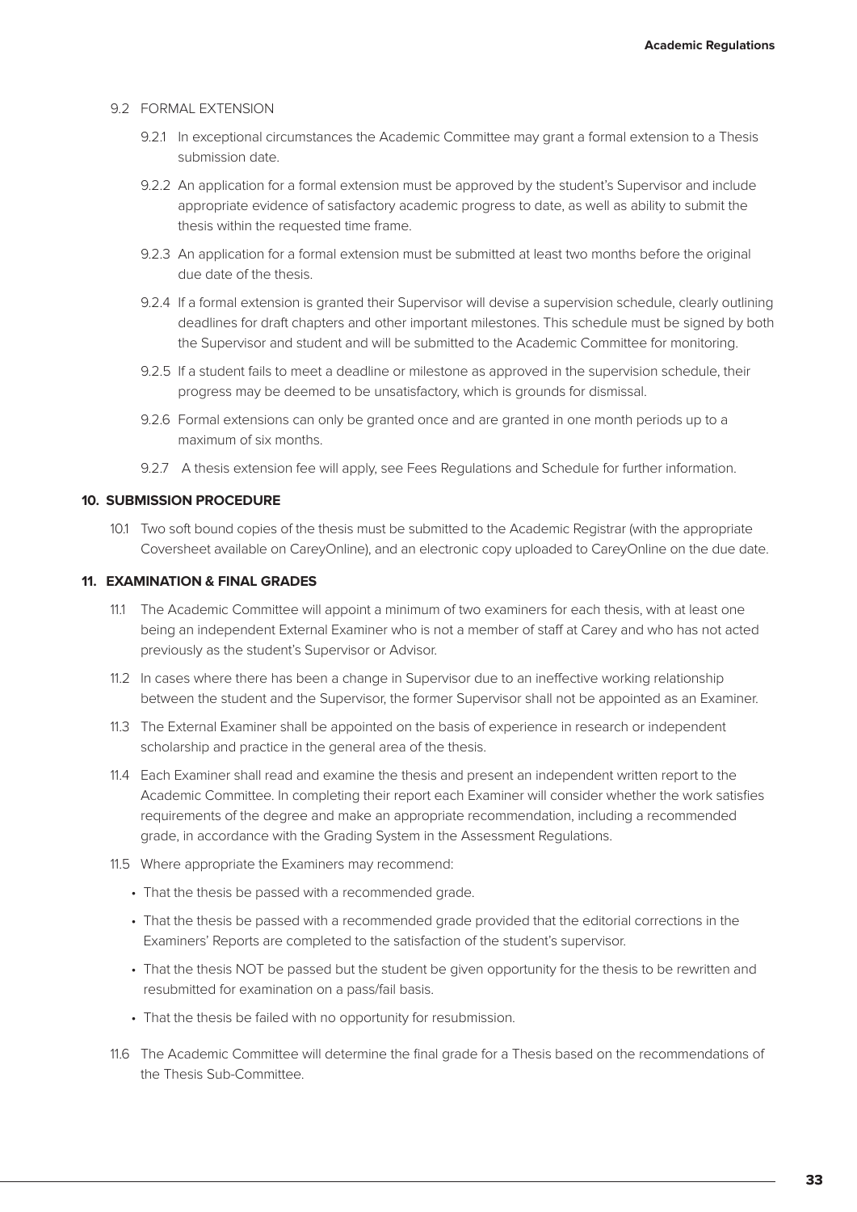9.2 FORMAL EXTENSION

9.2.1 In exceptional circumstances the Academic Committee may grant a formal extension to a Thesis submission date.

9.2.2 An application for a formal extension must be approved by the student's Supervisor and include appropriate evidence of satisfactory academic progress to date, as well as ability to submit the thesis within the requested time frame.

9.2.3 An application for a formal extension must be submitted at least two months before the original due date of the thesis.

9.2.4 If a formal extension is granted their Supervisor will devise a supervision schedule, clearly outlining deadlines for draft chapters and other important milestones. This schedule must be signed by both the Supervisor and student and will be submitted to the Academic Committee for monitoring.

9.2.5 If a student fails to meet a deadline or milestone as approved in the supervision schedule, their progress may be deemed to be unsatisfactory, which is grounds for dismissal.

9.2.6 Formal extensions can only be granted once and are granted in one month periods up to a maximum of six months.

9.2.7 A thesis extension fee will apply, see Fees Regulations and Schedule for further information.

## 10. SUBMISSION PROCEDURE

10.1 Two soft bound copies of the thesis must be submitted to the Academic Registrar (with the appropriate Coversheet available on CareyOnline), and an electronic copy uploaded to CareyOnline on the due date.

## 11. EXAMINATION & FINAL GRADES

11.1 The Academic Committee will appoint a minimum of two examiners for each thesis, with at least one being an independent External Examiner who is not a member of staff at Carey and who has not acted previously as the student's Supervisor or Advisor.

11.2 In cases where there has been a change in Supervisor due to an ineffective working relationship between the student and the Supervisor, the former Supervisor shall not be appointed as an Examiner.

11.3 The External Examiner shall be appointed on the basis of experience in research or independent scholarship and practice in the general area of the thesis.

11.4 Each Examiner shall read and examine the thesis and present an independent written report to the Academic Committee. In completing their report each Examiner will consider whether the work satisfies requirements of the degree and make an appropriate recommendation, including a recommended grade, in accordance with the Grading System in the Assessment Regulations.

11.5 Where appropriate the Examiners may recommend:

- That the thesis be passed with a recommended grade.
- That the thesis be passed with a recommended grade provided that the editorial corrections in the Examiners' Reports are completed to the satisfaction of the student's supervisor.
- That the thesis NOT be passed but the student be given opportunity for the thesis to be rewritten and resubmitted for examination on a pass/fail basis.
- That the thesis be failed with no opportunity for resubmission.

11.6 The Academic Committee will determine the final grade for a Thesis based on the recommendations of the Thesis Sub-Committee.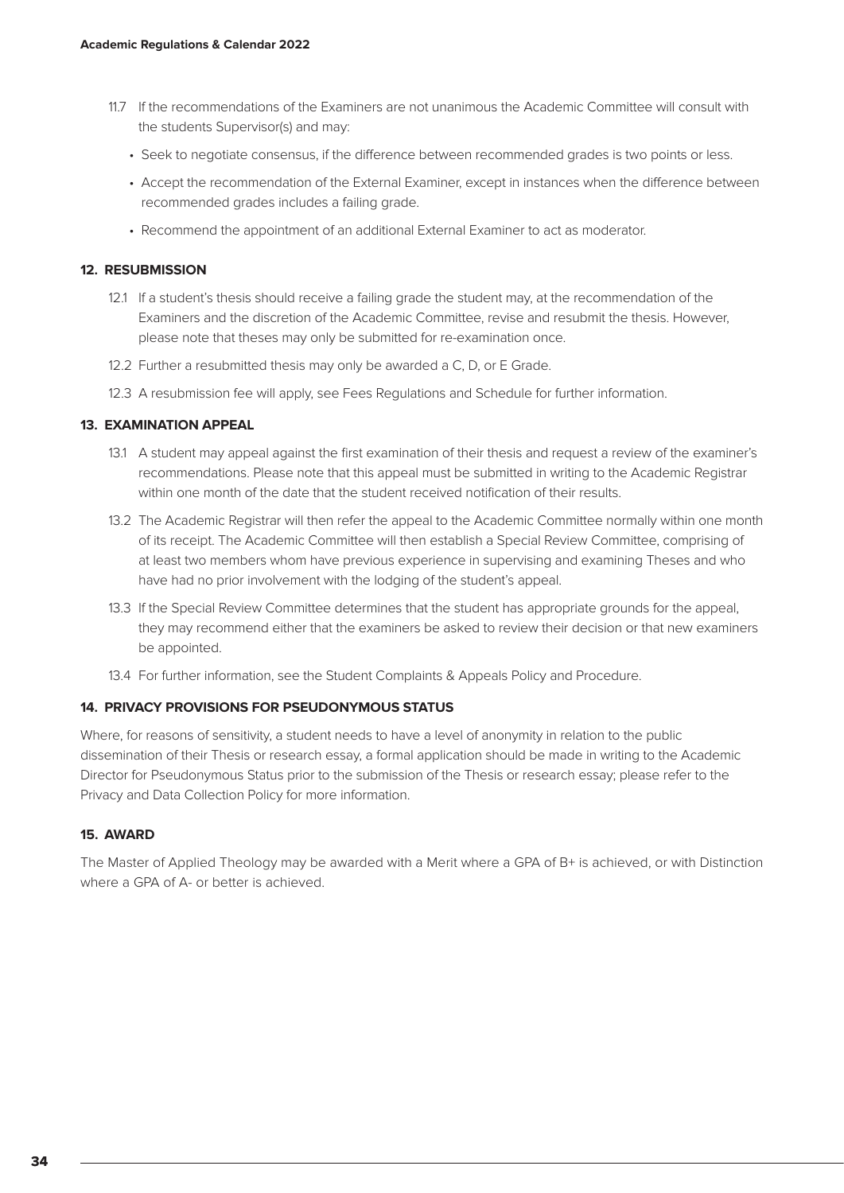11.7 If the recommendations of the Examiners are not unanimous the Academic Committee will consult with the students Supervisor(s) and may:

- Seek to negotiate consensus, if the difference between recommended grades is two points or less.
- Accept the recommendation of the External Examiner, except in instances when the difference between recommended grades includes a failing grade.
- Recommend the appointment of an additional External Examiner to act as moderator.

## 12. RESUBMISSION

12.1 If a student's thesis should receive a failing grade the student may, at the recommendation of the Examiners and the discretion of the Academic Committee, revise and resubmit the thesis. However, please note that theses may only be submitted for re-examination once.

12.2 Further a resubmitted thesis may only be awarded a C, D, or E Grade.

12.3 A resubmission fee will apply, see Fees Regulations and Schedule for further information.

## 13. EXAMINATION APPEAL

13.1 A student may appeal against the first examination of their thesis and request a review of the examiner's recommendations. Please note that this appeal must be submitted in writing to the Academic Registrar within one month of the date that the student received notification of their results.

13.2 The Academic Registrar will then refer the appeal to the Academic Committee normally within one month of its receipt. The Academic Committee will then establish a Special Review Committee, comprising of at least two members whom have previous experience in supervising and examining Theses and who have had no prior involvement with the lodging of the student's appeal.

13.3 If the Special Review Committee determines that the student has appropriate grounds for the appeal, they may recommend either that the examiners be asked to review their decision or that new examiners be appointed.

13.4 For further information, see the Student Complaints & Appeals Policy and Procedure.

## 14. PRIVACY PROVISIONS FOR PSEUDONYMOUS STATUS

Where, for reasons of sensitivity, a student needs to have a level of anonymity in relation to the public dissemination of their Thesis or research essay, a formal application should be made in writing to the Academic Director for Pseudonymous Status prior to the submission of the Thesis or research essay; please refer to the Privacy and Data Collection Policy for more information.

## 15. AWARD

The Master of Applied Theology may be awarded with a Merit where a GPA of B+ is achieved, or with Distinction where a GPA of A- or better is achieved.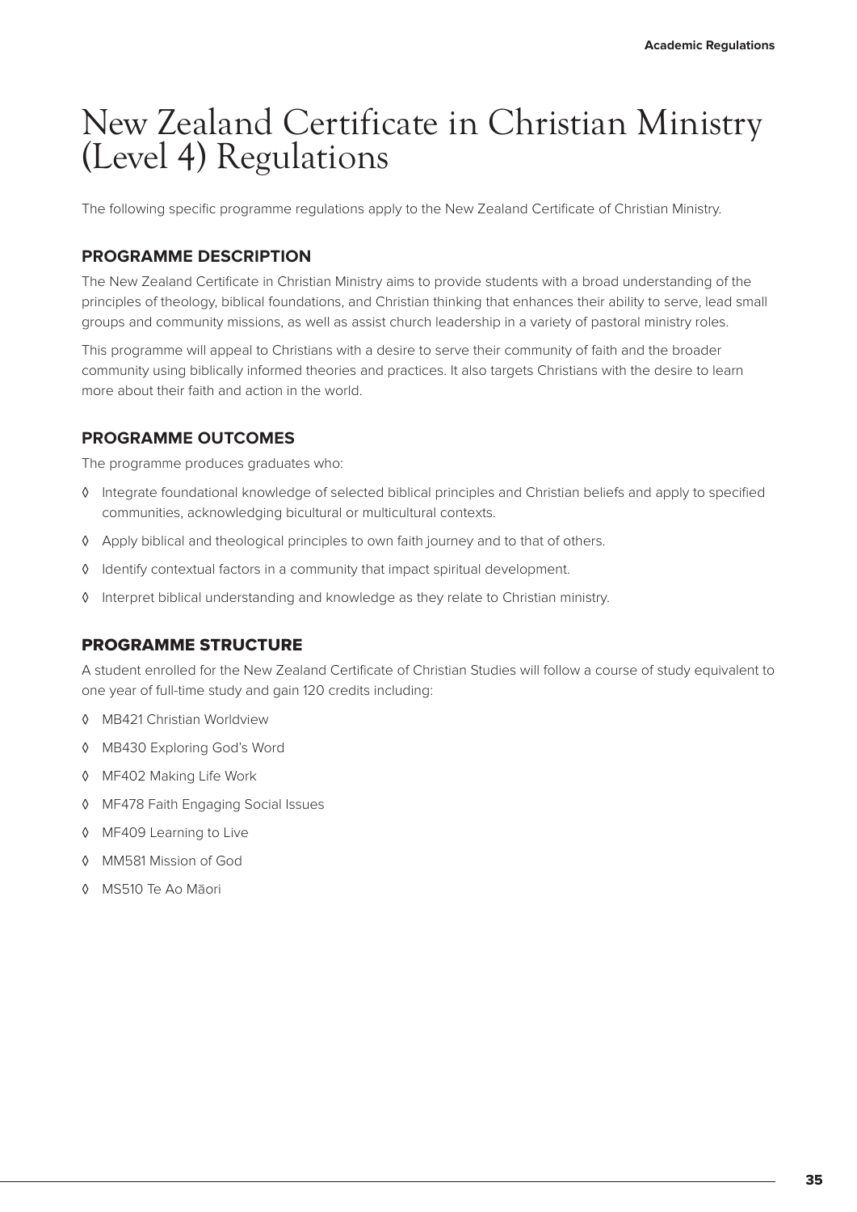# New Zealand Certificate in Christian Ministry (Level 4) Regulations

The following specific programme regulations apply to the New Zealand Certificate of Christian Ministry.

## PROGRAMME DESCRIPTION

The New Zealand Certificate in Christian Ministry aims to provide students with a broad understanding of the principles of theology, biblical foundations, and Christian thinking that enhances their ability to serve, lead small groups and community missions, as well as assist church leadership in a variety of pastoral ministry roles.

This programme will appeal to Christians with a desire to serve their community of faith and the broader community using biblically informed theories and practices. It also targets Christians with the desire to learn more about their faith and action in the world.

## PROGRAMME OUTCOMES

The programme produces graduates who:

- Integrate foundational knowledge of selected biblical principles and Christian beliefs and apply to specified communities, acknowledging bicultural or multicultural contexts.
- Apply biblical and theological principles to own faith journey and to that of others.
- Identify contextual factors in a community that impact spiritual development.
- Interpret biblical understanding and knowledge as they relate to Christian ministry.

## PROGRAMME STRUCTURE

A student enrolled for the New Zealand Certificate of Christian Studies will follow a course of study equivalent to one year of full-time study and gain 120 credits including:

- MB421 Christian Worldview
- MB430 Exploring God's Word
- MF402 Making Life Work
- MF478 Faith Engaging Social Issues
- MF409 Learning to Live
- MM581 Mission of God
- MS510 Te Ao Māori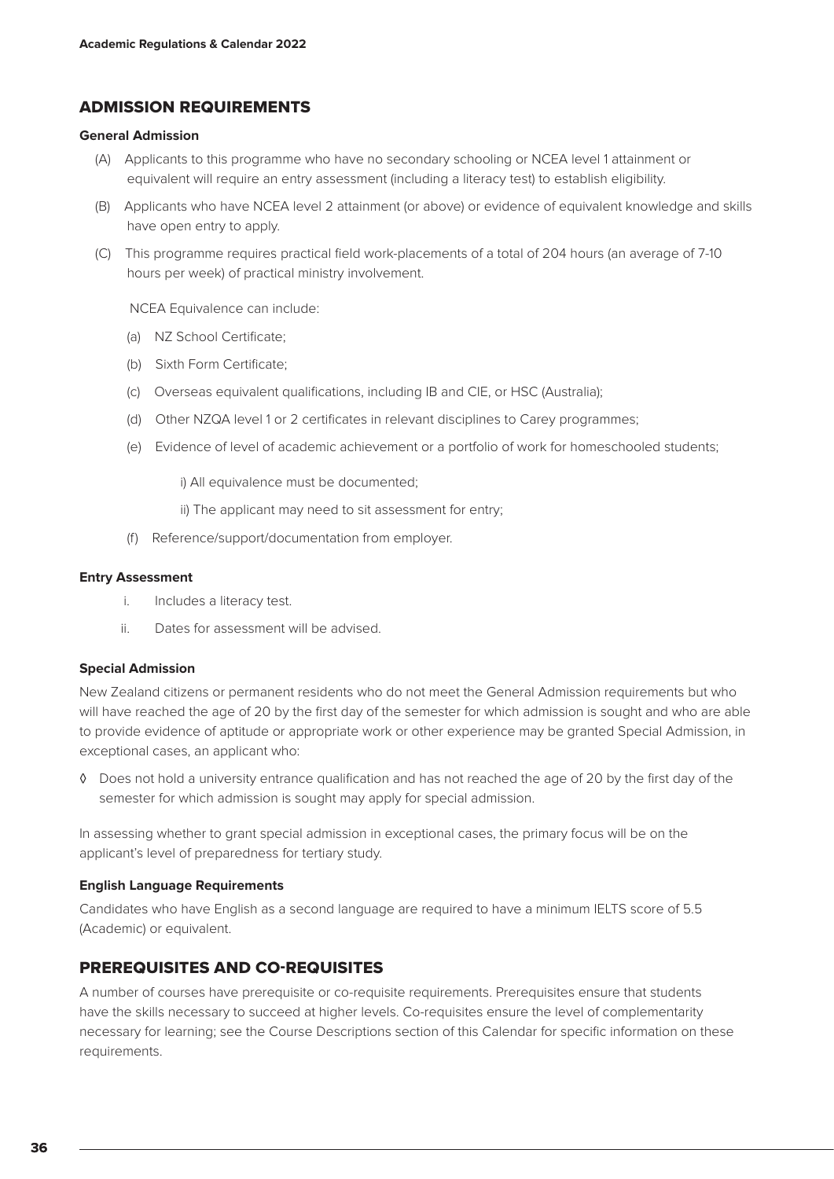## ADMISSION REQUIREMENTS

**General Admission**

(A) Applicants to this programme who have no secondary schooling or NCEA level 1 attainment or equivalent will require an entry assessment (including a literacy test) to establish eligibility.

(B) Applicants who have NCEA level 2 attainment (or above) or evidence of equivalent knowledge and skills have open entry to apply.

(C) This programme requires practical field work-placements of a total of 204 hours (an average of 7-10 hours per week) of practical ministry involvement.

NCEA Equivalence can include:

(a) NZ School Certificate;

(b) Sixth Form Certificate;

(c) Overseas equivalent qualifications, including IB and CIE, or HSC (Australia);

(d) Other NZQA level 1 or 2 certificates in relevant disciplines to Carey programmes;

(e) Evidence of level of academic achievement or a portfolio of work for homeschooled students;

i) All equivalence must be documented;

ii) The applicant may need to sit assessment for entry;

(f) Reference/support/documentation from employer.

**Entry Assessment**

i. Includes a literacy test.

ii. Dates for assessment will be advised.

**Special Admission**

New Zealand citizens or permanent residents who do not meet the General Admission requirements but who will have reached the age of 20 by the first day of the semester for which admission is sought and who are able to provide evidence of aptitude or appropriate work or other experience may be granted Special Admission, in exceptional cases, an applicant who:

◊ Does not hold a university entrance qualification and has not reached the age of 20 by the first day of the semester for which admission is sought may apply for special admission.

In assessing whether to grant special admission in exceptional cases, the primary focus will be on the applicant's level of preparedness for tertiary study.

**English Language Requirements**

Candidates who have English as a second language are required to have a minimum IELTS score of 5.5 (Academic) or equivalent.

## PREREQUISITES AND CO-REQUISITES

A number of courses have prerequisite or co-requisite requirements. Prerequisites ensure that students have the skills necessary to succeed at higher levels. Co-requisites ensure the level of complementarity necessary for learning; see the Course Descriptions section of this Calendar for specific information on these requirements.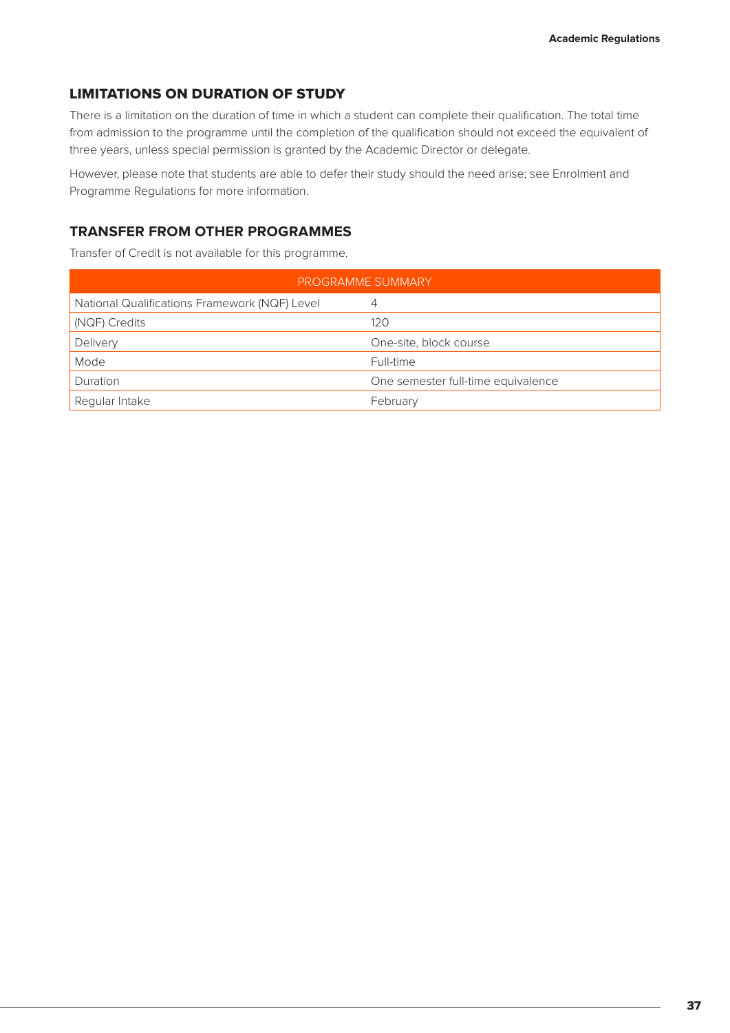## LIMITATIONS ON DURATION OF STUDY

There is a limitation on the duration of time in which a student can complete their qualification. The total time from admission to the programme until the completion of the qualification should not exceed the equivalent of three years, unless special permission is granted by the Academic Director or delegate.

However, please note that students are able to defer their study should the need arise; see Enrolment and Programme Regulations for more information.

## TRANSFER FROM OTHER PROGRAMMES

Transfer of Credit is not available for this programme.

| PROGRAMME SUMMARY | |
|---|---|
| National Qualifications Framework (NQF) Level | 4 |
| (NQF) Credits | 120 |
| Delivery | One-site, block course |
| Mode | Full-time |
| Duration | One semester full-time equivalence |
| Regular Intake | February |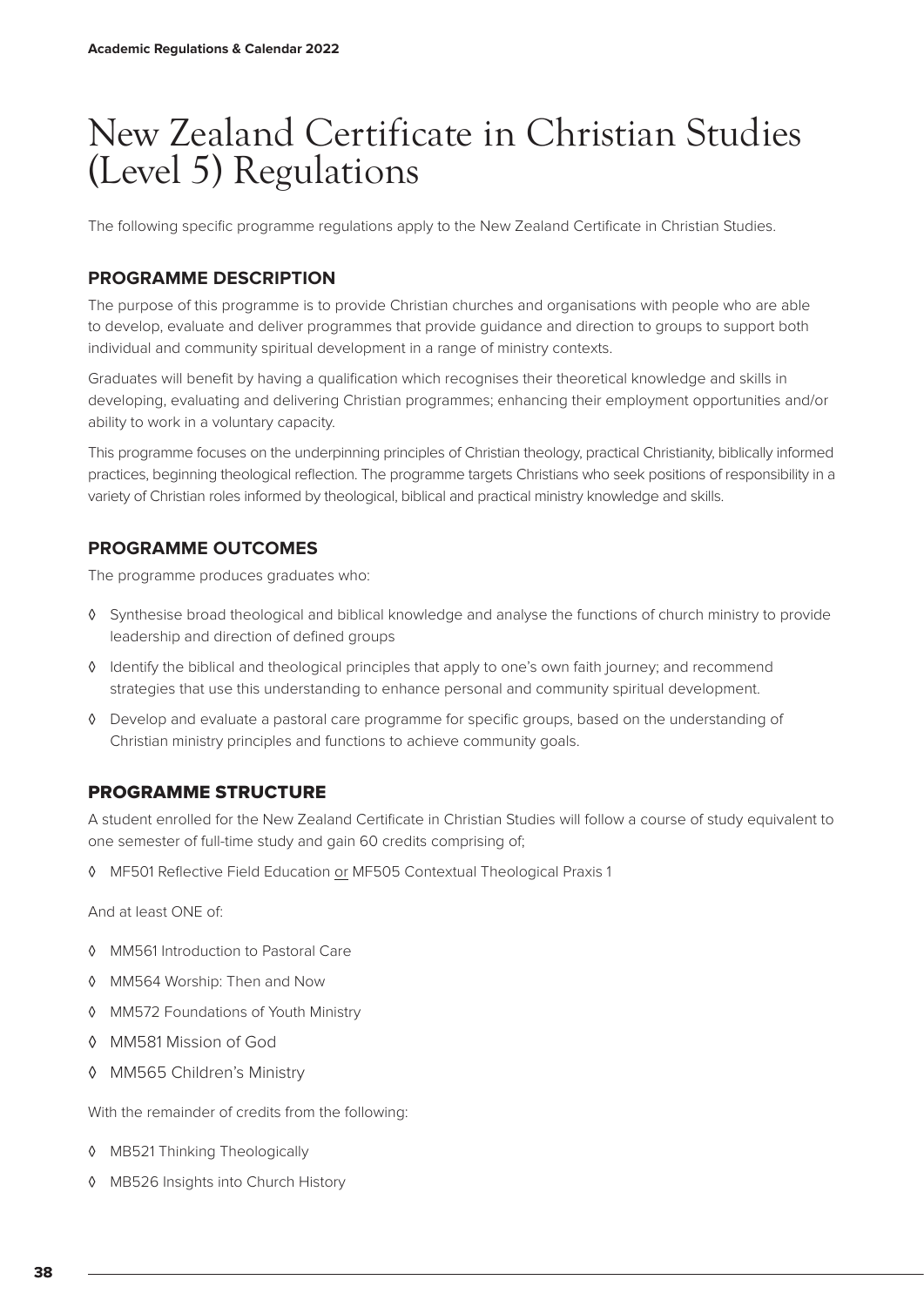# New Zealand Certificate in Christian Studies (Level 5) Regulations

The following specific programme regulations apply to the New Zealand Certificate in Christian Studies.

## PROGRAMME DESCRIPTION

The purpose of this programme is to provide Christian churches and organisations with people who are able to develop, evaluate and deliver programmes that provide guidance and direction to groups to support both individual and community spiritual development in a range of ministry contexts.

Graduates will benefit by having a qualification which recognises their theoretical knowledge and skills in developing, evaluating and delivering Christian programmes; enhancing their employment opportunities and/or ability to work in a voluntary capacity.

This programme focuses on the underpinning principles of Christian theology, practical Christianity, biblically informed practices, beginning theological reflection. The programme targets Christians who seek positions of responsibility in a variety of Christian roles informed by theological, biblical and practical ministry knowledge and skills.

## PROGRAMME OUTCOMES

The programme produces graduates who:

- Synthesise broad theological and biblical knowledge and analyse the functions of church ministry to provide leadership and direction of defined groups
- Identify the biblical and theological principles that apply to one's own faith journey; and recommend strategies that use this understanding to enhance personal and community spiritual development.
- Develop and evaluate a pastoral care programme for specific groups, based on the understanding of Christian ministry principles and functions to achieve community goals.

## PROGRAMME STRUCTURE

A student enrolled for the New Zealand Certificate in Christian Studies will follow a course of study equivalent to one semester of full-time study and gain 60 credits comprising of;

- MF501 Reflective Field Education <u>or</u> MF505 Contextual Theological Praxis 1

And at least ONE of:

- MM561 Introduction to Pastoral Care
- MM564 Worship: Then and Now
- MM572 Foundations of Youth Ministry
- MM581 Mission of God
- MM565 Children's Ministry

With the remainder of credits from the following:

- MB521 Thinking Theologically
- MB526 Insights into Church History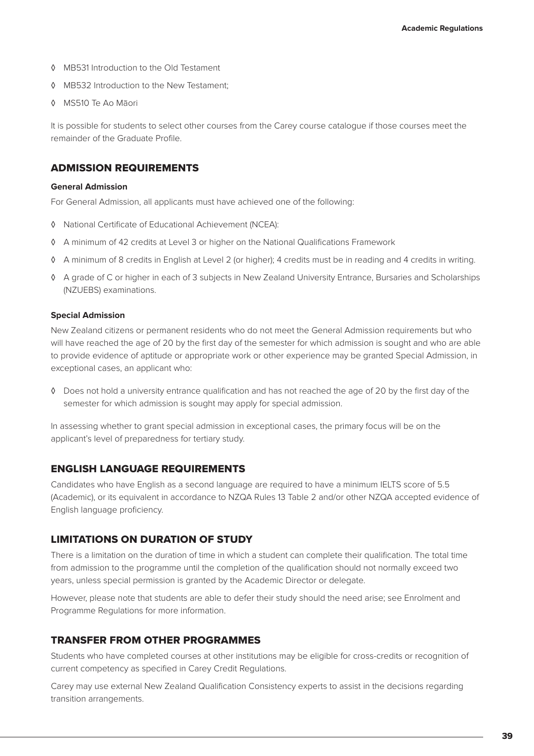- MB531 Introduction to the Old Testament
- MB532 Introduction to the New Testament;
- MS510 Te Ao Māori

It is possible for students to select other courses from the Carey course catalogue if those courses meet the remainder of the Graduate Profile.

## ADMISSION REQUIREMENTS

**General Admission**

For General Admission, all applicants must have achieved one of the following:

- National Certificate of Educational Achievement (NCEA):
- A minimum of 42 credits at Level 3 or higher on the National Qualifications Framework
- A minimum of 8 credits in English at Level 2 (or higher); 4 credits must be in reading and 4 credits in writing.
- A grade of C or higher in each of 3 subjects in New Zealand University Entrance, Bursaries and Scholarships (NZUEBS) examinations.

**Special Admission**

New Zealand citizens or permanent residents who do not meet the General Admission requirements but who will have reached the age of 20 by the first day of the semester for which admission is sought and who are able to provide evidence of aptitude or appropriate work or other experience may be granted Special Admission, in exceptional cases, an applicant who:

- Does not hold a university entrance qualification and has not reached the age of 20 by the first day of the semester for which admission is sought may apply for special admission.

In assessing whether to grant special admission in exceptional cases, the primary focus will be on the applicant's level of preparedness for tertiary study.

## ENGLISH LANGUAGE REQUIREMENTS

Candidates who have English as a second language are required to have a minimum IELTS score of 5.5 (Academic), or its equivalent in accordance to NZQA Rules 13 Table 2 and/or other NZQA accepted evidence of English language proficiency.

## LIMITATIONS ON DURATION OF STUDY

There is a limitation on the duration of time in which a student can complete their qualification. The total time from admission to the programme until the completion of the qualification should not normally exceed two years, unless special permission is granted by the Academic Director or delegate.

However, please note that students are able to defer their study should the need arise; see Enrolment and Programme Regulations for more information.

## TRANSFER FROM OTHER PROGRAMMES

Students who have completed courses at other institutions may be eligible for cross-credits or recognition of current competency as specified in Carey Credit Regulations.

Carey may use external New Zealand Qualification Consistency experts to assist in the decisions regarding transition arrangements.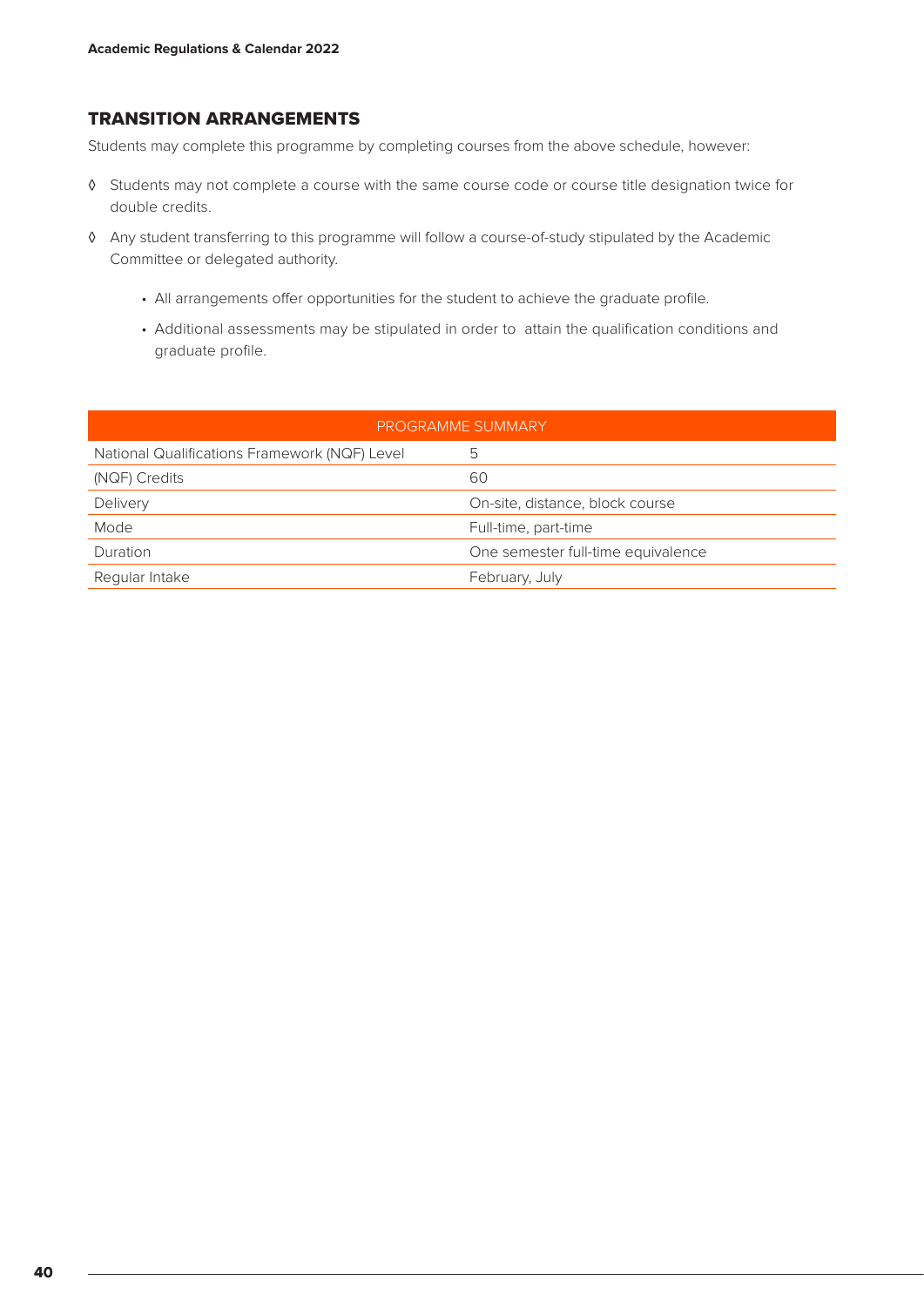## TRANSITION ARRANGEMENTS

Students may complete this programme by completing courses from the above schedule, however:

◊ Students may not complete a course with the same course code or course title designation twice for double credits.

◊ Any student transferring to this programme will follow a course-of-study stipulated by the Academic Committee or delegated authority.

- All arrangements offer opportunities for the student to achieve the graduate profile.
- Additional assessments may be stipulated in order to attain the qualification conditions and graduate profile.

| PROGRAMME SUMMARY | |
|---|---|
| National Qualifications Framework (NQF) Level | 5 |
| (NQF) Credits | 60 |
| Delivery | On-site, distance, block course |
| Mode | Full-time, part-time |
| Duration | One semester full-time equivalence |
| Regular Intake | February, July |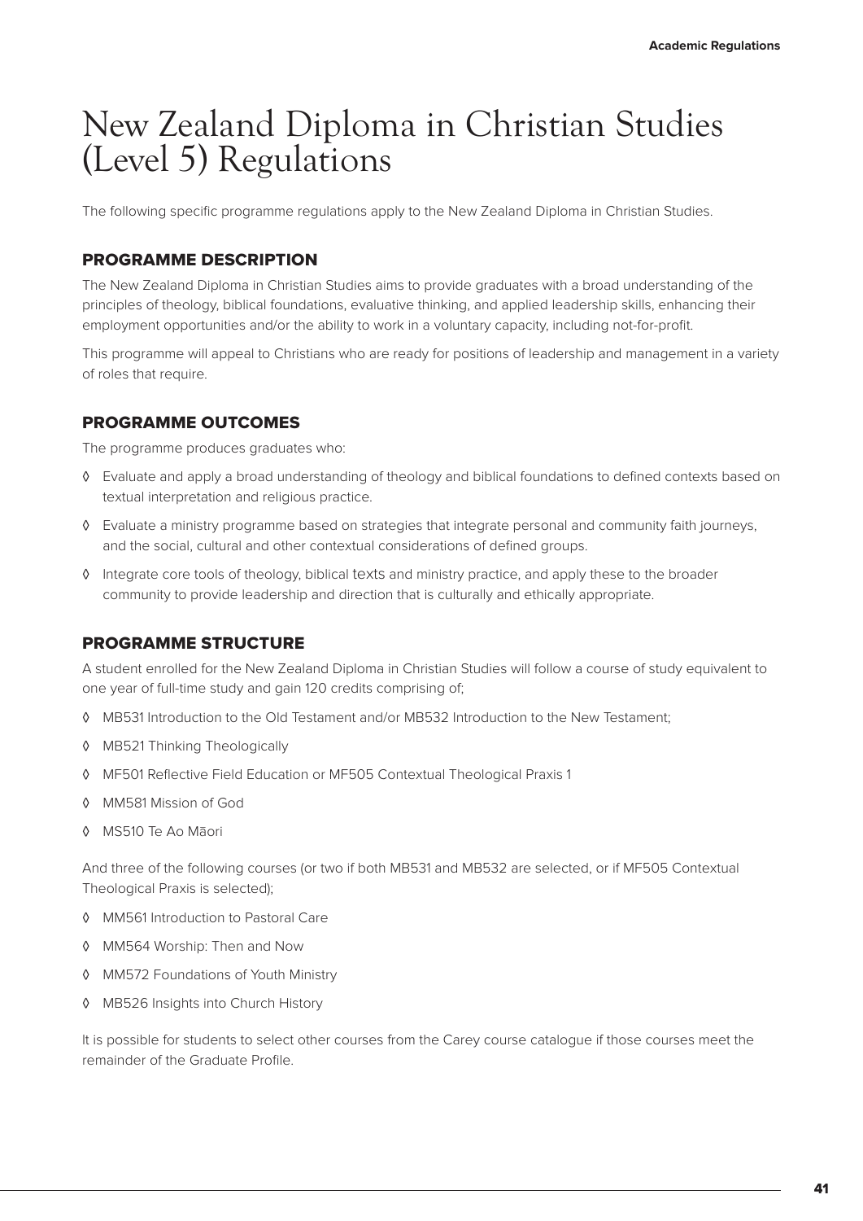# New Zealand Diploma in Christian Studies (Level 5) Regulations

The following specific programme regulations apply to the New Zealand Diploma in Christian Studies.

## PROGRAMME DESCRIPTION

The New Zealand Diploma in Christian Studies aims to provide graduates with a broad understanding of the principles of theology, biblical foundations, evaluative thinking, and applied leadership skills, enhancing their employment opportunities and/or the ability to work in a voluntary capacity, including not-for-profit.

This programme will appeal to Christians who are ready for positions of leadership and management in a variety of roles that require.

## PROGRAMME OUTCOMES

The programme produces graduates who:

- Evaluate and apply a broad understanding of theology and biblical foundations to defined contexts based on textual interpretation and religious practice.
- Evaluate a ministry programme based on strategies that integrate personal and community faith journeys, and the social, cultural and other contextual considerations of defined groups.
- Integrate core tools of theology, biblical texts and ministry practice, and apply these to the broader community to provide leadership and direction that is culturally and ethically appropriate.

## PROGRAMME STRUCTURE

A student enrolled for the New Zealand Diploma in Christian Studies will follow a course of study equivalent to one year of full-time study and gain 120 credits comprising of;

- MB531 Introduction to the Old Testament and/or MB532 Introduction to the New Testament;
- MB521 Thinking Theologically
- MF501 Reflective Field Education or MF505 Contextual Theological Praxis 1
- MM581 Mission of God
- MS510 Te Ao Māori

And three of the following courses (or two if both MB531 and MB532 are selected, or if MF505 Contextual Theological Praxis is selected);

- MM561 Introduction to Pastoral Care
- MM564 Worship: Then and Now
- MM572 Foundations of Youth Ministry
- MB526 Insights into Church History

It is possible for students to select other courses from the Carey course catalogue if those courses meet the remainder of the Graduate Profile.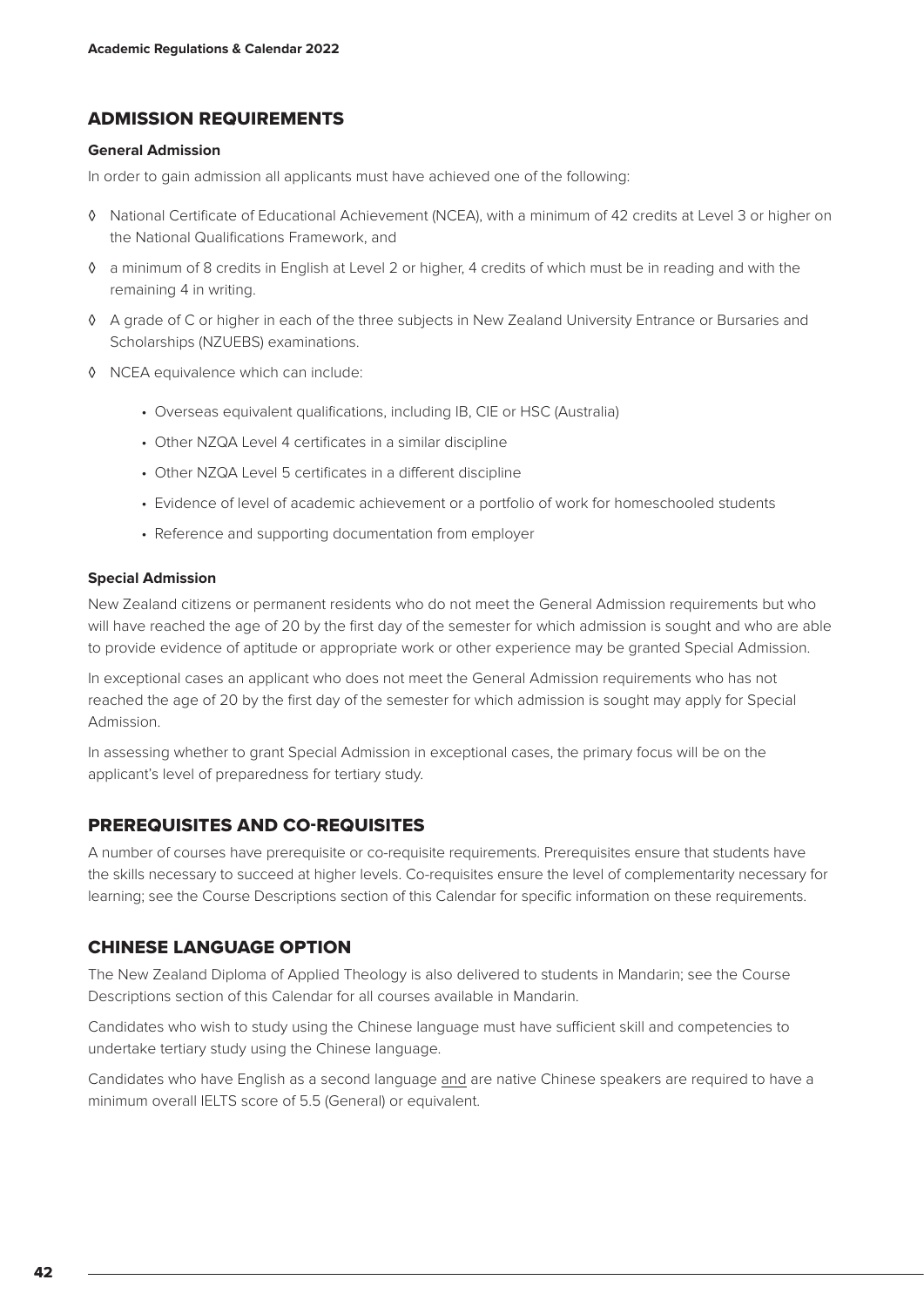## ADMISSION REQUIREMENTS

**General Admission**

In order to gain admission all applicants must have achieved one of the following:

- ◊ National Certificate of Educational Achievement (NCEA), with a minimum of 42 credits at Level 3 or higher on the National Qualifications Framework, and
- ◊ a minimum of 8 credits in English at Level 2 or higher, 4 credits of which must be in reading and with the remaining 4 in writing.
- ◊ A grade of C or higher in each of the three subjects in New Zealand University Entrance or Bursaries and Scholarships (NZUEBS) examinations.
- ◊ NCEA equivalence which can include:
    - Overseas equivalent qualifications, including IB, CIE or HSC (Australia)
    - Other NZQA Level 4 certificates in a similar discipline
    - Other NZQA Level 5 certificates in a different discipline
    - Evidence of level of academic achievement or a portfolio of work for homeschooled students
    - Reference and supporting documentation from employer

**Special Admission**

New Zealand citizens or permanent residents who do not meet the General Admission requirements but who will have reached the age of 20 by the first day of the semester for which admission is sought and who are able to provide evidence of aptitude or appropriate work or other experience may be granted Special Admission.

In exceptional cases an applicant who does not meet the General Admission requirements who has not reached the age of 20 by the first day of the semester for which admission is sought may apply for Special Admission.

In assessing whether to grant Special Admission in exceptional cases, the primary focus will be on the applicant's level of preparedness for tertiary study.

## PREREQUISITES AND CO-REQUISITES

A number of courses have prerequisite or co-requisite requirements. Prerequisites ensure that students have the skills necessary to succeed at higher levels. Co-requisites ensure the level of complementarity necessary for learning; see the Course Descriptions section of this Calendar for specific information on these requirements.

## CHINESE LANGUAGE OPTION

The New Zealand Diploma of Applied Theology is also delivered to students in Mandarin; see the Course Descriptions section of this Calendar for all courses available in Mandarin.

Candidates who wish to study using the Chinese language must have sufficient skill and competencies to undertake tertiary study using the Chinese language.

Candidates who have English as a second language <u>and</u> are native Chinese speakers are required to have a minimum overall IELTS score of 5.5 (General) or equivalent.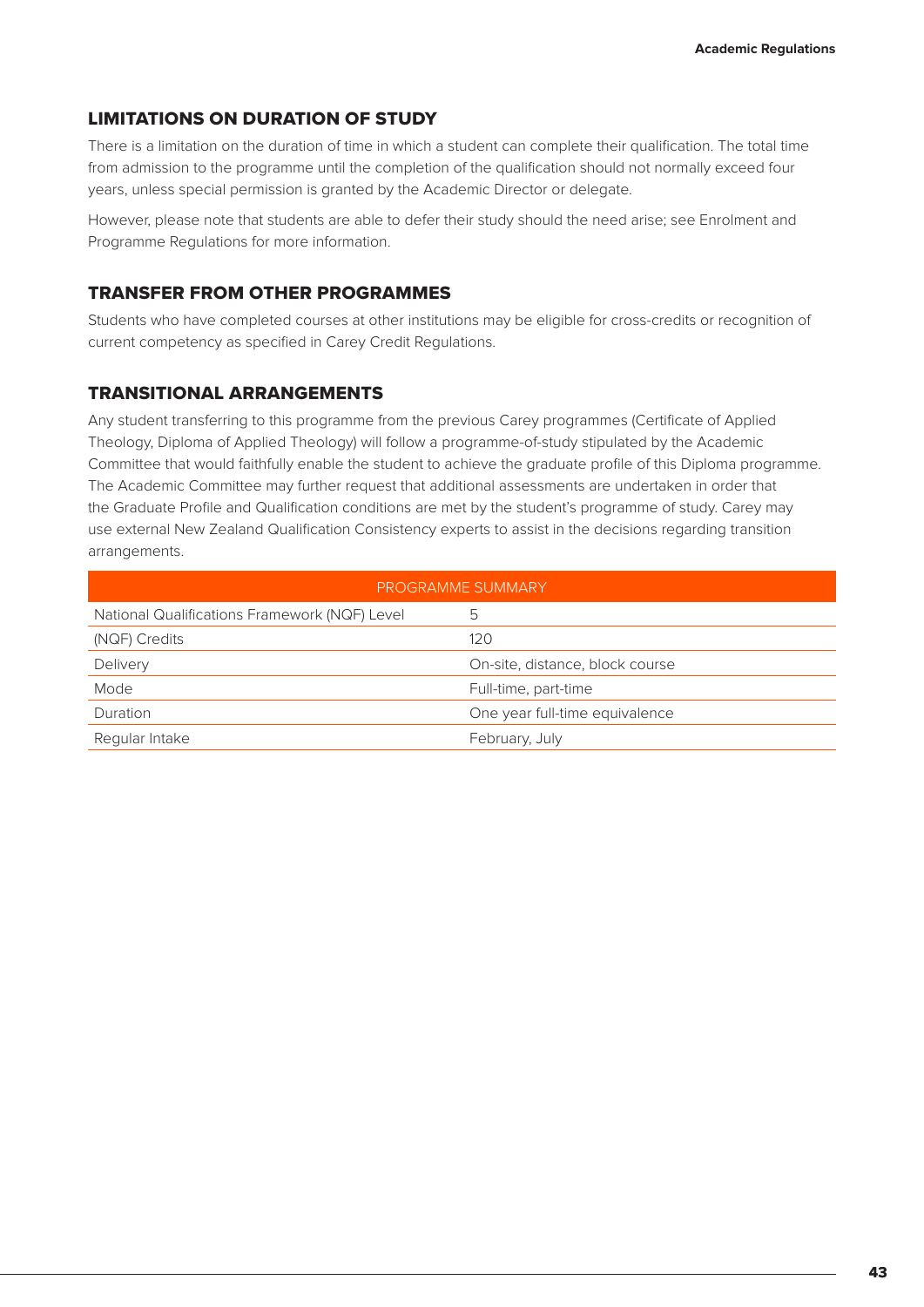## LIMITATIONS ON DURATION OF STUDY

There is a limitation on the duration of time in which a student can complete their qualification. The total time from admission to the programme until the completion of the qualification should not normally exceed four years, unless special permission is granted by the Academic Director or delegate.

However, please note that students are able to defer their study should the need arise; see Enrolment and Programme Regulations for more information.

## TRANSFER FROM OTHER PROGRAMMES

Students who have completed courses at other institutions may be eligible for cross-credits or recognition of current competency as specified in Carey Credit Regulations.

## TRANSITIONAL ARRANGEMENTS

Any student transferring to this programme from the previous Carey programmes (Certificate of Applied Theology, Diploma of Applied Theology) will follow a programme-of-study stipulated by the Academic Committee that would faithfully enable the student to achieve the graduate profile of this Diploma programme. The Academic Committee may further request that additional assessments are undertaken in order that the Graduate Profile and Qualification conditions are met by the student's programme of study. Carey may use external New Zealand Qualification Consistency experts to assist in the decisions regarding transition arrangements.

| PROGRAMME SUMMARY | |
|---|---|
| National Qualifications Framework (NQF) Level | 5 |
| (NQF) Credits | 120 |
| Delivery | On-site, distance, block course |
| Mode | Full-time, part-time |
| Duration | One year full-time equivalence |
| Regular Intake | February, July |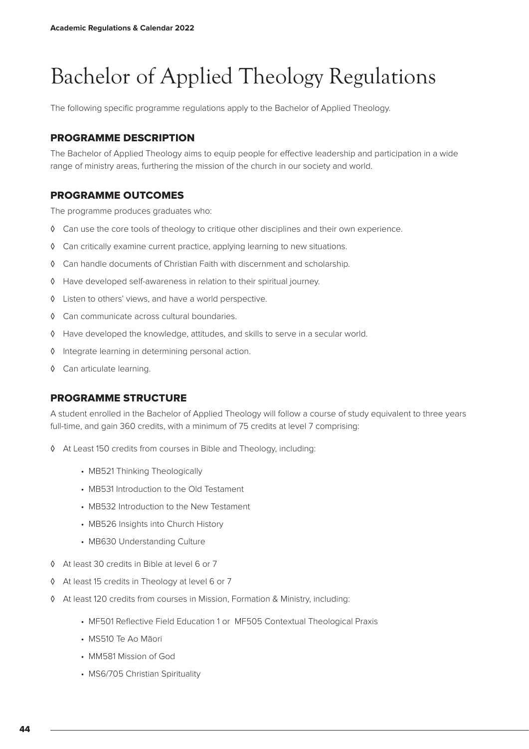# Bachelor of Applied Theology Regulations

The following specific programme regulations apply to the Bachelor of Applied Theology.

## PROGRAMME DESCRIPTION

The Bachelor of Applied Theology aims to equip people for effective leadership and participation in a wide range of ministry areas, furthering the mission of the church in our society and world.

## PROGRAMME OUTCOMES

The programme produces graduates who:

- Can use the core tools of theology to critique other disciplines and their own experience.
- Can critically examine current practice, applying learning to new situations.
- Can handle documents of Christian Faith with discernment and scholarship.
- Have developed self-awareness in relation to their spiritual journey.
- Listen to others' views, and have a world perspective.
- Can communicate across cultural boundaries.
- Have developed the knowledge, attitudes, and skills to serve in a secular world.
- Integrate learning in determining personal action.
- Can articulate learning.

## PROGRAMME STRUCTURE

A student enrolled in the Bachelor of Applied Theology will follow a course of study equivalent to three years full-time, and gain 360 credits, with a minimum of 75 credits at level 7 comprising:

- At Least 150 credits from courses in Bible and Theology, including:
    - MB521 Thinking Theologically
    - MB531 Introduction to the Old Testament
    - MB532 Introduction to the New Testament
    - MB526 Insights into Church History
    - MB630 Understanding Culture
- At least 30 credits in Bible at level 6 or 7
- At least 15 credits in Theology at level 6 or 7
- At least 120 credits from courses in Mission, Formation & Ministry, including:
    - MF501 Reflective Field Education 1 or MF505 Contextual Theological Praxis
    - MS510 Te Ao Māori
    - MM581 Mission of God
    - MS6/705 Christian Spirituality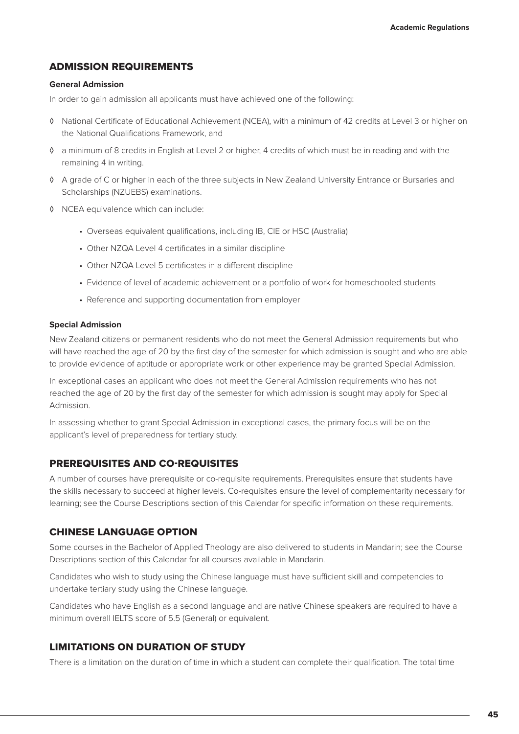## ADMISSION REQUIREMENTS

**General Admission**

In order to gain admission all applicants must have achieved one of the following:

- ◊ National Certificate of Educational Achievement (NCEA), with a minimum of 42 credits at Level 3 or higher on the National Qualifications Framework, and
- ◊ a minimum of 8 credits in English at Level 2 or higher, 4 credits of which must be in reading and with the remaining 4 in writing.
- ◊ A grade of C or higher in each of the three subjects in New Zealand University Entrance or Bursaries and Scholarships (NZUEBS) examinations.
- ◊ NCEA equivalence which can include:
    - Overseas equivalent qualifications, including IB, CIE or HSC (Australia)
    - Other NZQA Level 4 certificates in a similar discipline
    - Other NZQA Level 5 certificates in a different discipline
    - Evidence of level of academic achievement or a portfolio of work for homeschooled students
    - Reference and supporting documentation from employer

**Special Admission**

New Zealand citizens or permanent residents who do not meet the General Admission requirements but who will have reached the age of 20 by the first day of the semester for which admission is sought and who are able to provide evidence of aptitude or appropriate work or other experience may be granted Special Admission.

In exceptional cases an applicant who does not meet the General Admission requirements who has not reached the age of 20 by the first day of the semester for which admission is sought may apply for Special Admission.

In assessing whether to grant Special Admission in exceptional cases, the primary focus will be on the applicant's level of preparedness for tertiary study.

## PREREQUISITES AND CO-REQUISITES

A number of courses have prerequisite or co-requisite requirements. Prerequisites ensure that students have the skills necessary to succeed at higher levels. Co-requisites ensure the level of complementarity necessary for learning; see the Course Descriptions section of this Calendar for specific information on these requirements.

## CHINESE LANGUAGE OPTION

Some courses in the Bachelor of Applied Theology are also delivered to students in Mandarin; see the Course Descriptions section of this Calendar for all courses available in Mandarin.

Candidates who wish to study using the Chinese language must have sufficient skill and competencies to undertake tertiary study using the Chinese language.

Candidates who have English as a second language and are native Chinese speakers are required to have a minimum overall IELTS score of 5.5 (General) or equivalent.

## LIMITATIONS ON DURATION OF STUDY

There is a limitation on the duration of time in which a student can complete their qualification. The total time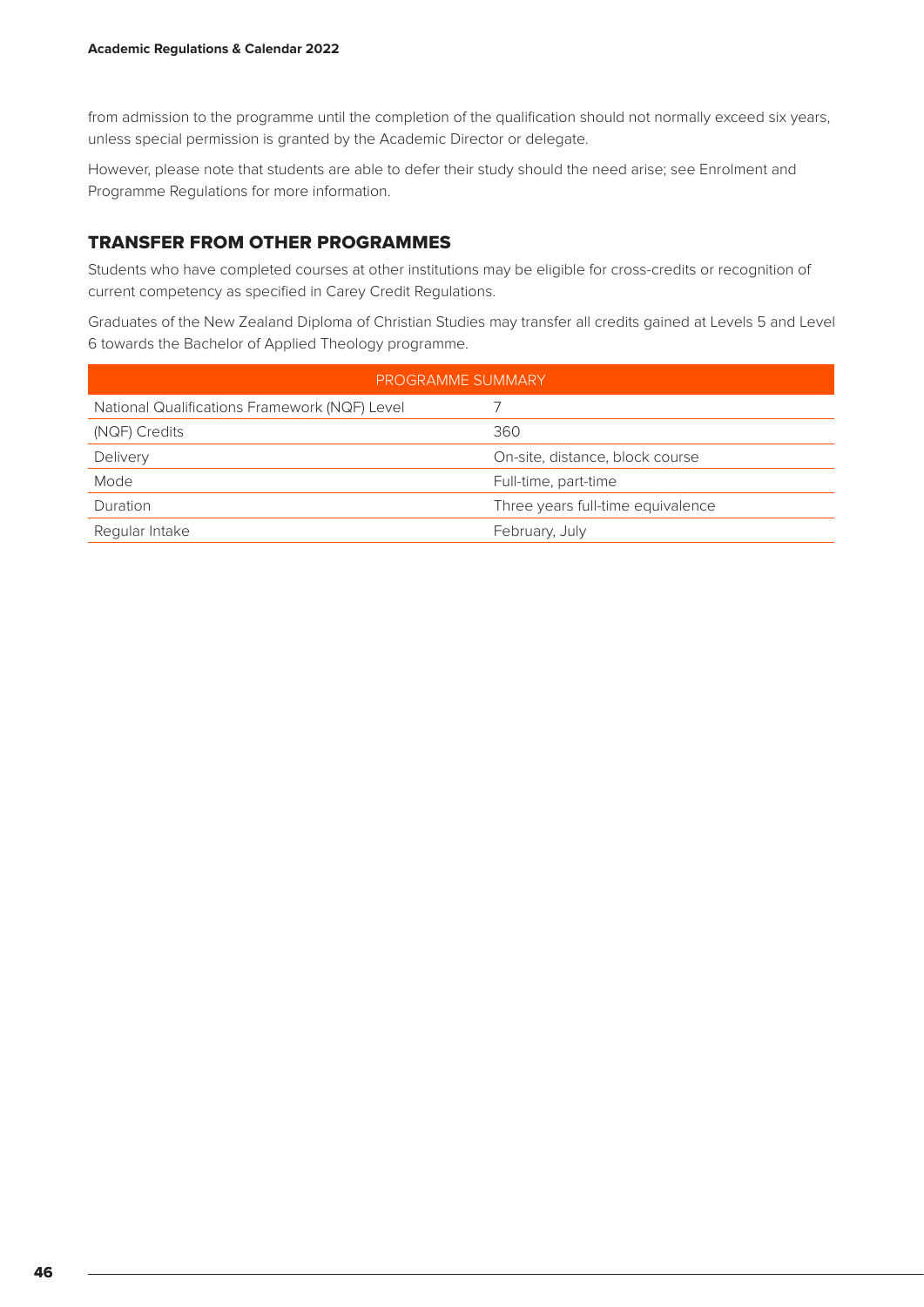from admission to the programme until the completion of the qualification should not normally exceed six years, unless special permission is granted by the Academic Director or delegate.

However, please note that students are able to defer their study should the need arise; see Enrolment and Programme Regulations for more information.

## TRANSFER FROM OTHER PROGRAMMES

Students who have completed courses at other institutions may be eligible for cross-credits or recognition of current competency as specified in Carey Credit Regulations.

Graduates of the New Zealand Diploma of Christian Studies may transfer all credits gained at Levels 5 and Level 6 towards the Bachelor of Applied Theology programme.

| PROGRAMME SUMMARY | |
|---|---|
| National Qualifications Framework (NQF) Level | 7 |
| (NQF) Credits | 360 |
| Delivery | On-site, distance, block course |
| Mode | Full-time, part-time |
| Duration | Three years full-time equivalence |
| Regular Intake | February, July |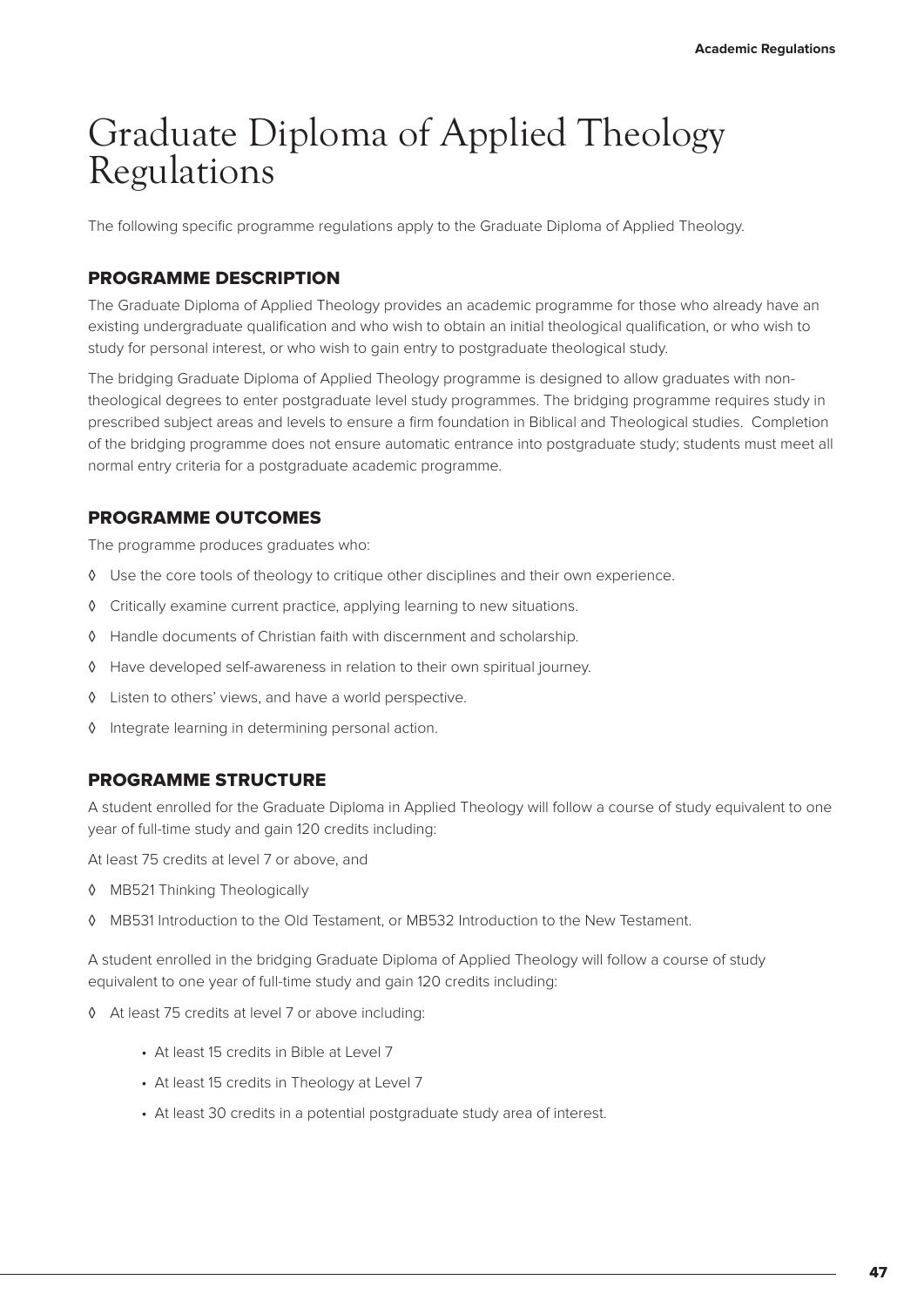# Graduate Diploma of Applied Theology Regulations

The following specific programme regulations apply to the Graduate Diploma of Applied Theology.

## PROGRAMME DESCRIPTION

The Graduate Diploma of Applied Theology provides an academic programme for those who already have an existing undergraduate qualification and who wish to obtain an initial theological qualification, or who wish to study for personal interest, or who wish to gain entry to postgraduate theological study.

The bridging Graduate Diploma of Applied Theology programme is designed to allow graduates with non-theological degrees to enter postgraduate level study programmes. The bridging programme requires study in prescribed subject areas and levels to ensure a firm foundation in Biblical and Theological studies. Completion of the bridging programme does not ensure automatic entrance into postgraduate study; students must meet all normal entry criteria for a postgraduate academic programme.

## PROGRAMME OUTCOMES

The programme produces graduates who:

- Use the core tools of theology to critique other disciplines and their own experience.
- Critically examine current practice, applying learning to new situations.
- Handle documents of Christian faith with discernment and scholarship.
- Have developed self-awareness in relation to their own spiritual journey.
- Listen to others' views, and have a world perspective.
- Integrate learning in determining personal action.

## PROGRAMME STRUCTURE

A student enrolled for the Graduate Diploma in Applied Theology will follow a course of study equivalent to one year of full-time study and gain 120 credits including:

At least 75 credits at level 7 or above, and

- MB521 Thinking Theologically
- MB531 Introduction to the Old Testament, or MB532 Introduction to the New Testament.

A student enrolled in the bridging Graduate Diploma of Applied Theology will follow a course of study equivalent to one year of full-time study and gain 120 credits including:

- At least 75 credits at level 7 or above including:
  - At least 15 credits in Bible at Level 7
  - At least 15 credits in Theology at Level 7
  - At least 30 credits in a potential postgraduate study area of interest.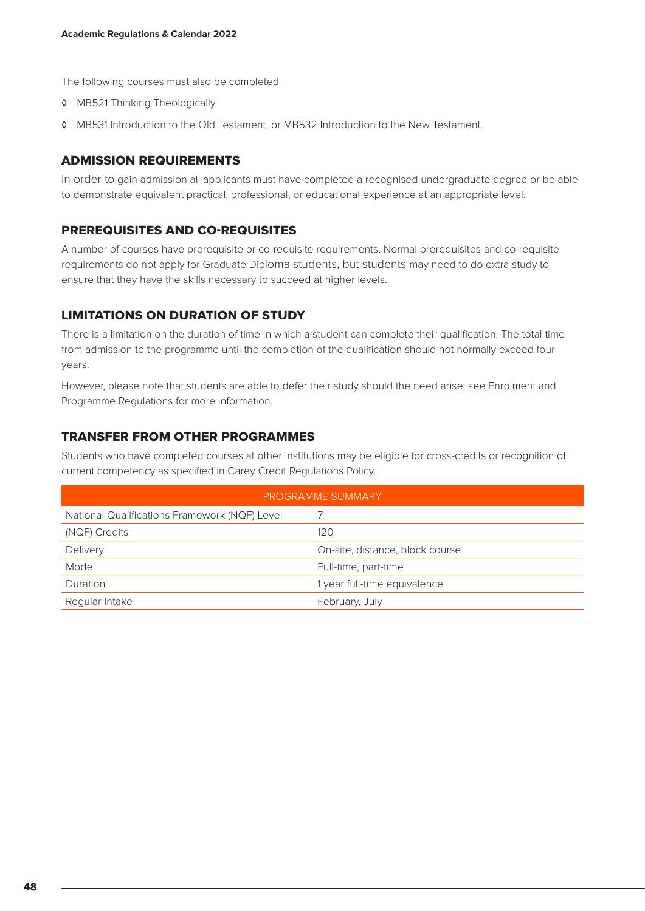The following courses must also be completed

- ◊ MB521 Thinking Theologically
- ◊ MB531 Introduction to the Old Testament, or MB532 Introduction to the New Testament.

## ADMISSION REQUIREMENTS

In order to gain admission all applicants must have completed a recognised undergraduate degree or be able to demonstrate equivalent practical, professional, or educational experience at an appropriate level.

## PREREQUISITES AND CO-REQUISITES

A number of courses have prerequisite or co-requisite requirements. Normal prerequisites and co-requisite requirements do not apply for Graduate Diploma students, but students may need to do extra study to ensure that they have the skills necessary to succeed at higher levels.

## LIMITATIONS ON DURATION OF STUDY

There is a limitation on the duration of time in which a student can complete their qualification. The total time from admission to the programme until the completion of the qualification should not normally exceed four years.

However, please note that students are able to defer their study should the need arise; see Enrolment and Programme Regulations for more information.

## TRANSFER FROM OTHER PROGRAMMES

Students who have completed courses at other institutions may be eligible for cross-credits or recognition of current competency as specified in Carey Credit Regulations Policy.

| PROGRAMME SUMMARY | |
|---|---|
| National Qualifications Framework (NQF) Level | 7 |
| (NQF) Credits | 120 |
| Delivery | On-site, distance, block course |
| Mode | Full-time, part-time |
| Duration | 1 year full-time equivalence |
| Regular Intake | February, July |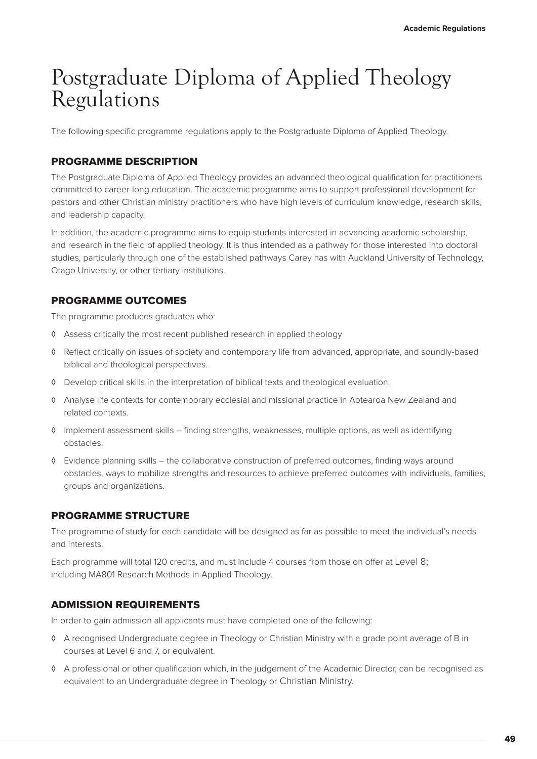# Postgraduate Diploma of Applied Theology Regulations

The following specific programme regulations apply to the Postgraduate Diploma of Applied Theology.

## PROGRAMME DESCRIPTION

The Postgraduate Diploma of Applied Theology provides an advanced theological qualification for practitioners committed to career-long education. The academic programme aims to support professional development for pastors and other Christian ministry practitioners who have high levels of curriculum knowledge, research skills, and leadership capacity.

In addition, the academic programme aims to equip students interested in advancing academic scholarship, and research in the field of applied theology. It is thus intended as a pathway for those interested into doctoral studies, particularly through one of the established pathways Carey has with Auckland University of Technology, Otago University, or other tertiary institutions.

## PROGRAMME OUTCOMES

The programme produces graduates who:

- Assess critically the most recent published research in applied theology
- Reflect critically on issues of society and contemporary life from advanced, appropriate, and soundly-based biblical and theological perspectives.
- Develop critical skills in the interpretation of biblical texts and theological evaluation.
- Analyse life contexts for contemporary ecclesial and missional practice in Aotearoa New Zealand and related contexts.
- Implement assessment skills – finding strengths, weaknesses, multiple options, as well as identifying obstacles.
- Evidence planning skills – the collaborative construction of preferred outcomes, finding ways around obstacles, ways to mobilize strengths and resources to achieve preferred outcomes with individuals, families, groups and organizations.

## PROGRAMME STRUCTURE

The programme of study for each candidate will be designed as far as possible to meet the individual's needs and interests.

Each programme will total 120 credits, and must include 4 courses from those on offer at Level 8; including MA801 Research Methods in Applied Theology.

## ADMISSION REQUIREMENTS

In order to gain admission all applicants must have completed one of the following:

- A recognised Undergraduate degree in Theology or Christian Ministry with a grade point average of B in courses at Level 6 and 7, or equivalent.
- A professional or other qualification which, in the judgement of the Academic Director, can be recognised as equivalent to an Undergraduate degree in Theology or Christian Ministry.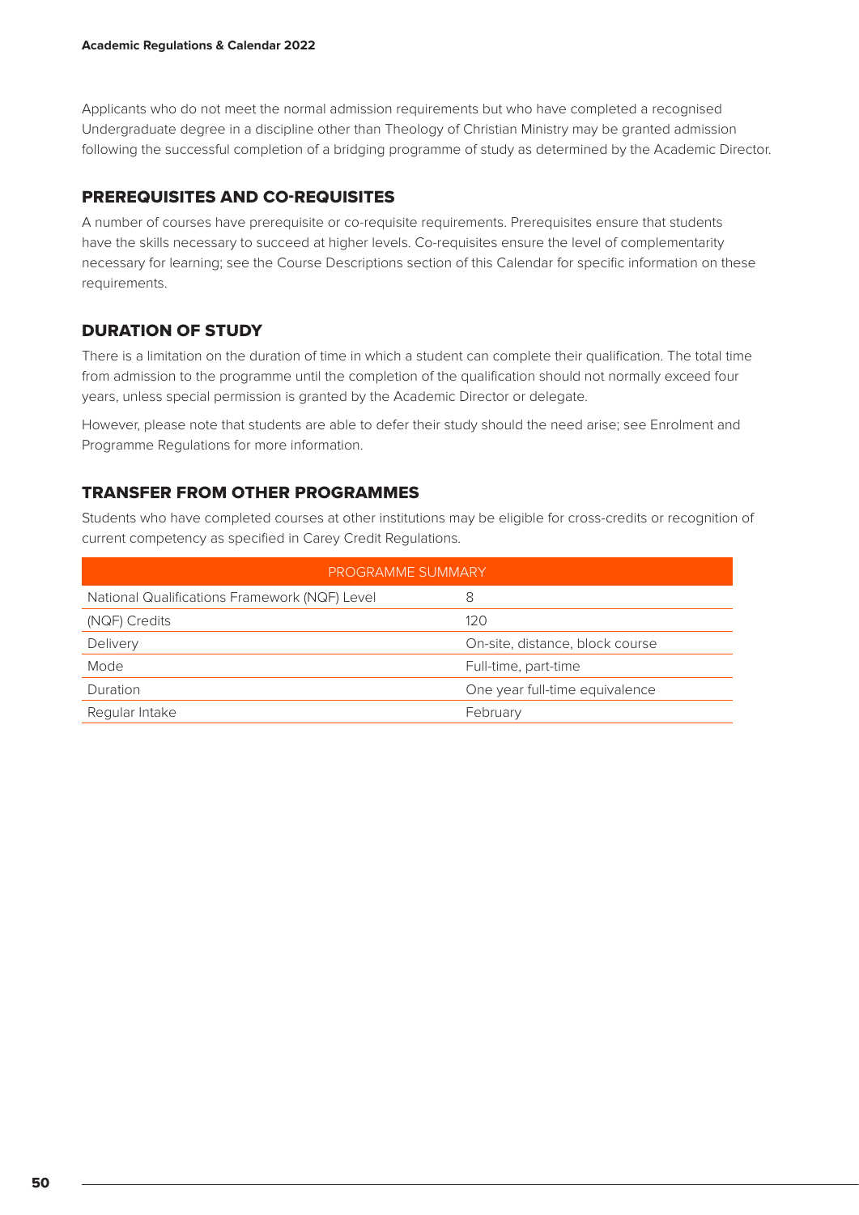Applicants who do not meet the normal admission requirements but who have completed a recognised Undergraduate degree in a discipline other than Theology of Christian Ministry may be granted admission following the successful completion of a bridging programme of study as determined by the Academic Director.

## PREREQUISITES AND CO-REQUISITES

A number of courses have prerequisite or co-requisite requirements. Prerequisites ensure that students have the skills necessary to succeed at higher levels. Co-requisites ensure the level of complementarity necessary for learning; see the Course Descriptions section of this Calendar for specific information on these requirements.

## DURATION OF STUDY

There is a limitation on the duration of time in which a student can complete their qualification. The total time from admission to the programme until the completion of the qualification should not normally exceed four years, unless special permission is granted by the Academic Director or delegate.

However, please note that students are able to defer their study should the need arise; see Enrolment and Programme Regulations for more information.

## TRANSFER FROM OTHER PROGRAMMES

Students who have completed courses at other institutions may be eligible for cross-credits or recognition of current competency as specified in Carey Credit Regulations.

| PROGRAMME SUMMARY | |
|---|---|
| National Qualifications Framework (NQF) Level | 8 |
| (NQF) Credits | 120 |
| Delivery | On-site, distance, block course |
| Mode | Full-time, part-time |
| Duration | One year full-time equivalence |
| Regular Intake | February |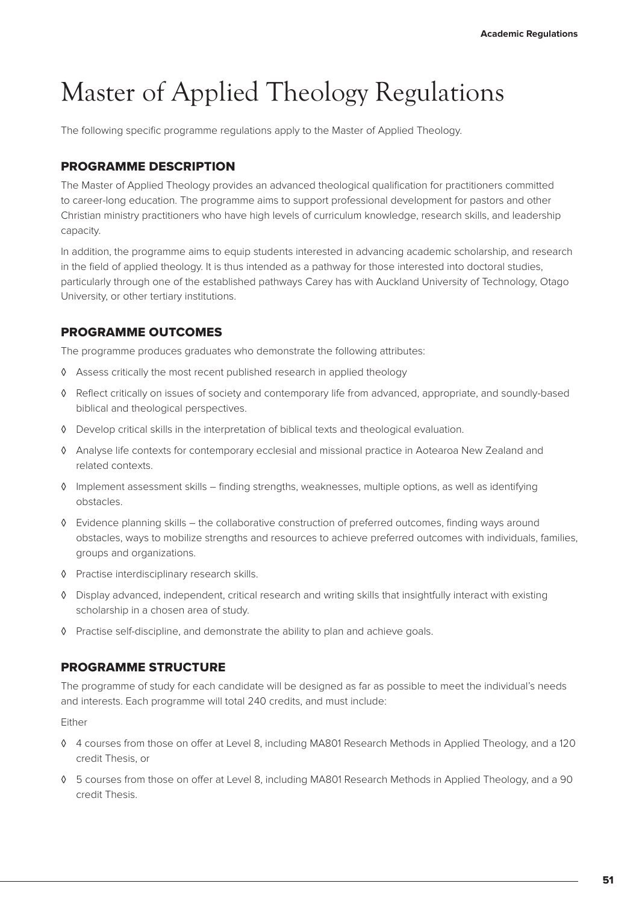# Master of Applied Theology Regulations

The following specific programme regulations apply to the Master of Applied Theology.

## PROGRAMME DESCRIPTION

The Master of Applied Theology provides an advanced theological qualification for practitioners committed to career-long education. The programme aims to support professional development for pastors and other Christian ministry practitioners who have high levels of curriculum knowledge, research skills, and leadership capacity.

In addition, the programme aims to equip students interested in advancing academic scholarship, and research in the field of applied theology. It is thus intended as a pathway for those interested into doctoral studies, particularly through one of the established pathways Carey has with Auckland University of Technology, Otago University, or other tertiary institutions.

## PROGRAMME OUTCOMES

The programme produces graduates who demonstrate the following attributes:

- Assess critically the most recent published research in applied theology
- Reflect critically on issues of society and contemporary life from advanced, appropriate, and soundly-based biblical and theological perspectives.
- Develop critical skills in the interpretation of biblical texts and theological evaluation.
- Analyse life contexts for contemporary ecclesial and missional practice in Aotearoa New Zealand and related contexts.
- Implement assessment skills – finding strengths, weaknesses, multiple options, as well as identifying obstacles.
- Evidence planning skills – the collaborative construction of preferred outcomes, finding ways around obstacles, ways to mobilize strengths and resources to achieve preferred outcomes with individuals, families, groups and organizations.
- Practise interdisciplinary research skills.
- Display advanced, independent, critical research and writing skills that insightfully interact with existing scholarship in a chosen area of study.
- Practise self-discipline, and demonstrate the ability to plan and achieve goals.

## PROGRAMME STRUCTURE

The programme of study for each candidate will be designed as far as possible to meet the individual's needs and interests. Each programme will total 240 credits, and must include:

Either

- 4 courses from those on offer at Level 8, including MA801 Research Methods in Applied Theology, and a 120 credit Thesis, or
- 5 courses from those on offer at Level 8, including MA801 Research Methods in Applied Theology, and a 90 credit Thesis.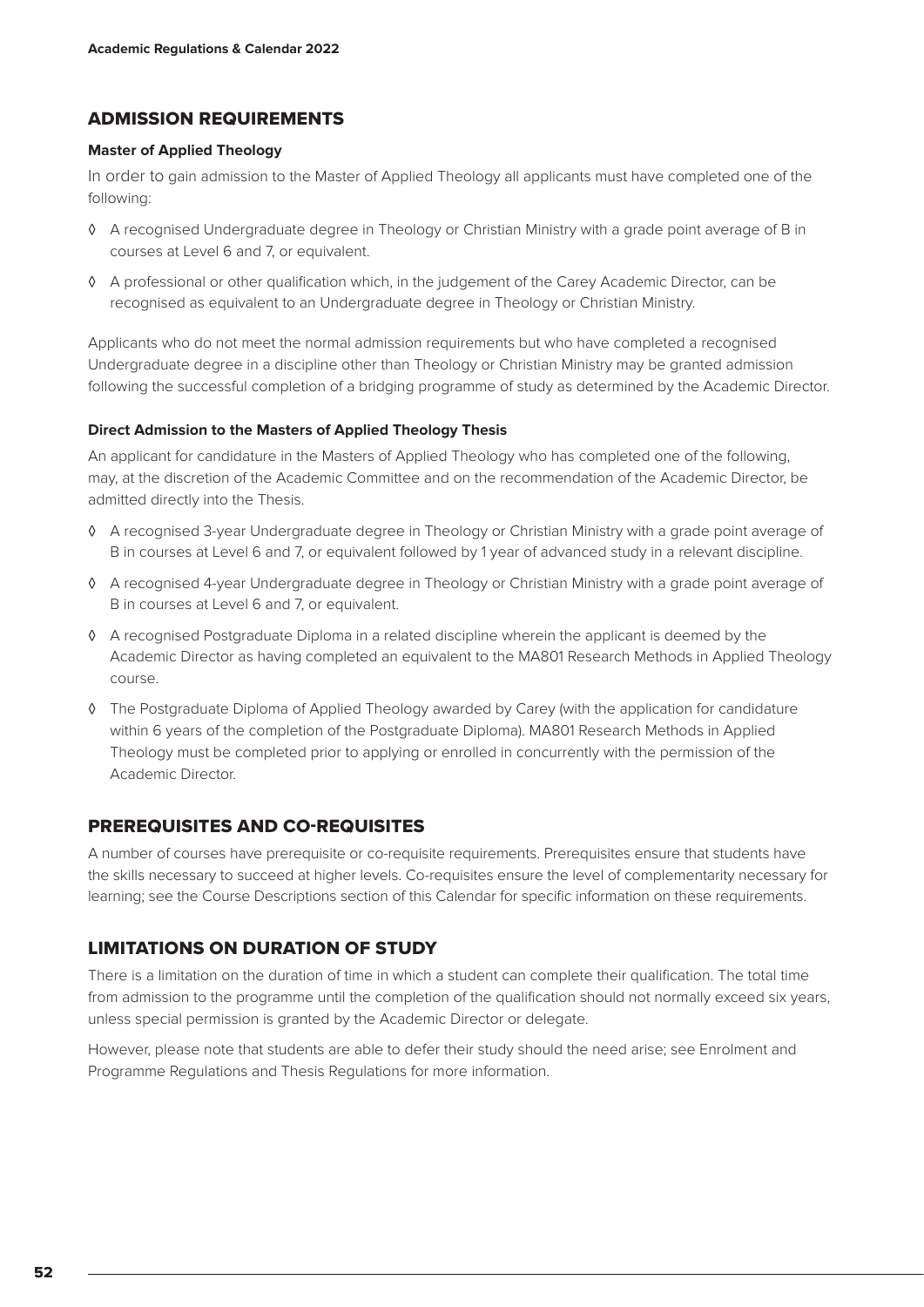## ADMISSION REQUIREMENTS

**Master of Applied Theology**

In order to gain admission to the Master of Applied Theology all applicants must have completed one of the following:

- ◊ A recognised Undergraduate degree in Theology or Christian Ministry with a grade point average of B in courses at Level 6 and 7, or equivalent.
- ◊ A professional or other qualification which, in the judgement of the Carey Academic Director, can be recognised as equivalent to an Undergraduate degree in Theology or Christian Ministry.

Applicants who do not meet the normal admission requirements but who have completed a recognised Undergraduate degree in a discipline other than Theology or Christian Ministry may be granted admission following the successful completion of a bridging programme of study as determined by the Academic Director.

**Direct Admission to the Masters of Applied Theology Thesis**

An applicant for candidature in the Masters of Applied Theology who has completed one of the following, may, at the discretion of the Academic Committee and on the recommendation of the Academic Director, be admitted directly into the Thesis.

- ◊ A recognised 3-year Undergraduate degree in Theology or Christian Ministry with a grade point average of B in courses at Level 6 and 7, or equivalent followed by 1 year of advanced study in a relevant discipline.
- ◊ A recognised 4-year Undergraduate degree in Theology or Christian Ministry with a grade point average of B in courses at Level 6 and 7, or equivalent.
- ◊ A recognised Postgraduate Diploma in a related discipline wherein the applicant is deemed by the Academic Director as having completed an equivalent to the MA801 Research Methods in Applied Theology course.
- ◊ The Postgraduate Diploma of Applied Theology awarded by Carey (with the application for candidature within 6 years of the completion of the Postgraduate Diploma). MA801 Research Methods in Applied Theology must be completed prior to applying or enrolled in concurrently with the permission of the Academic Director.

## PREREQUISITES AND CO-REQUISITES

A number of courses have prerequisite or co-requisite requirements. Prerequisites ensure that students have the skills necessary to succeed at higher levels. Co-requisites ensure the level of complementarity necessary for learning; see the Course Descriptions section of this Calendar for specific information on these requirements.

## LIMITATIONS ON DURATION OF STUDY

There is a limitation on the duration of time in which a student can complete their qualification. The total time from admission to the programme until the completion of the qualification should not normally exceed six years, unless special permission is granted by the Academic Director or delegate.

However, please note that students are able to defer their study should the need arise; see Enrolment and Programme Regulations and Thesis Regulations for more information.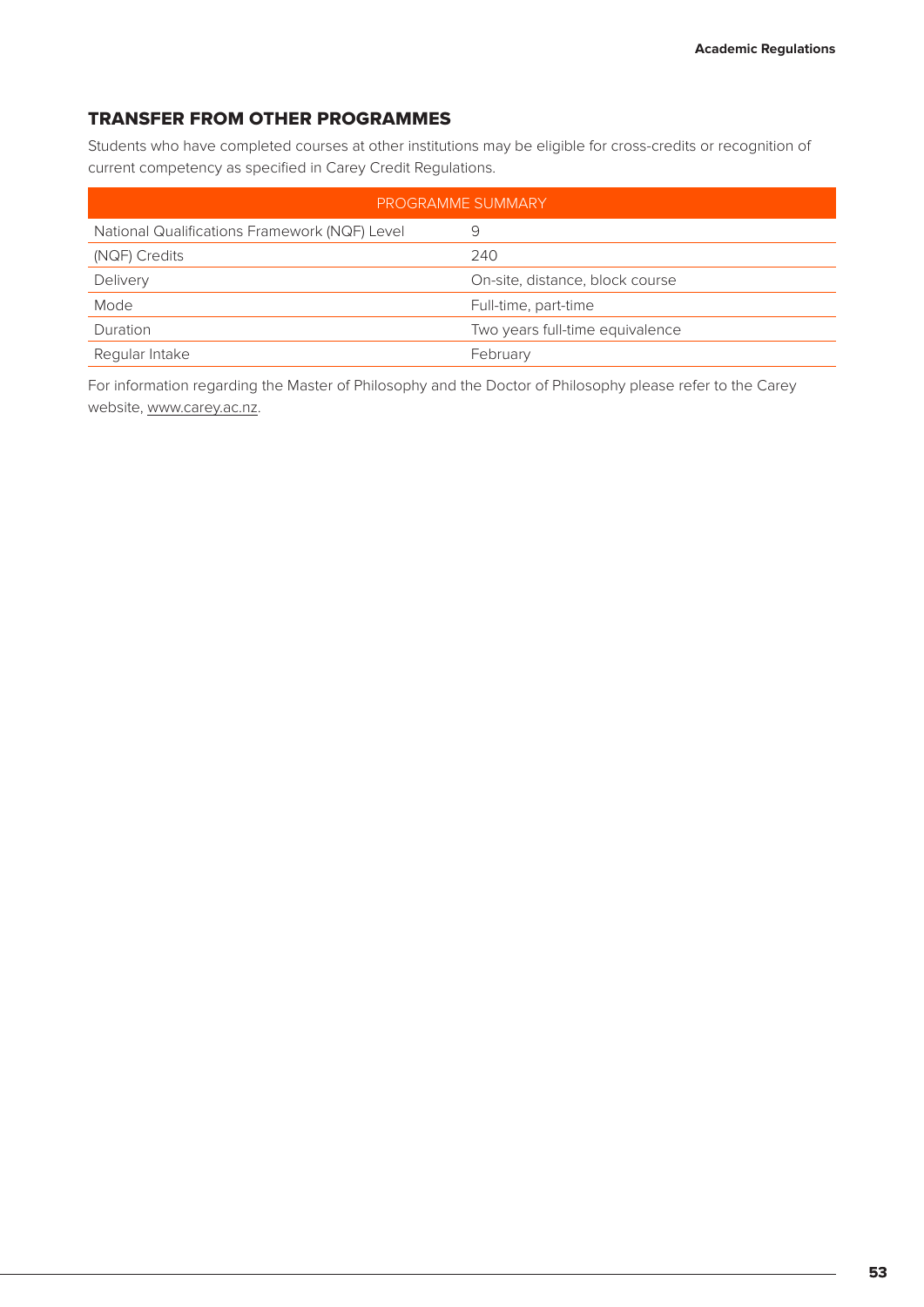## TRANSFER FROM OTHER PROGRAMMES

Students who have completed courses at other institutions may be eligible for cross-credits or recognition of current competency as specified in Carey Credit Regulations.

| PROGRAMME SUMMARY | |
|---|---|
| National Qualifications Framework (NQF) Level | 9 |
| (NQF) Credits | 240 |
| Delivery | On-site, distance, block course |
| Mode | Full-time, part-time |
| Duration | Two years full-time equivalence |
| Regular Intake | February |

For information regarding the Master of Philosophy and the Doctor of Philosophy please refer to the Carey website, www.carey.ac.nz.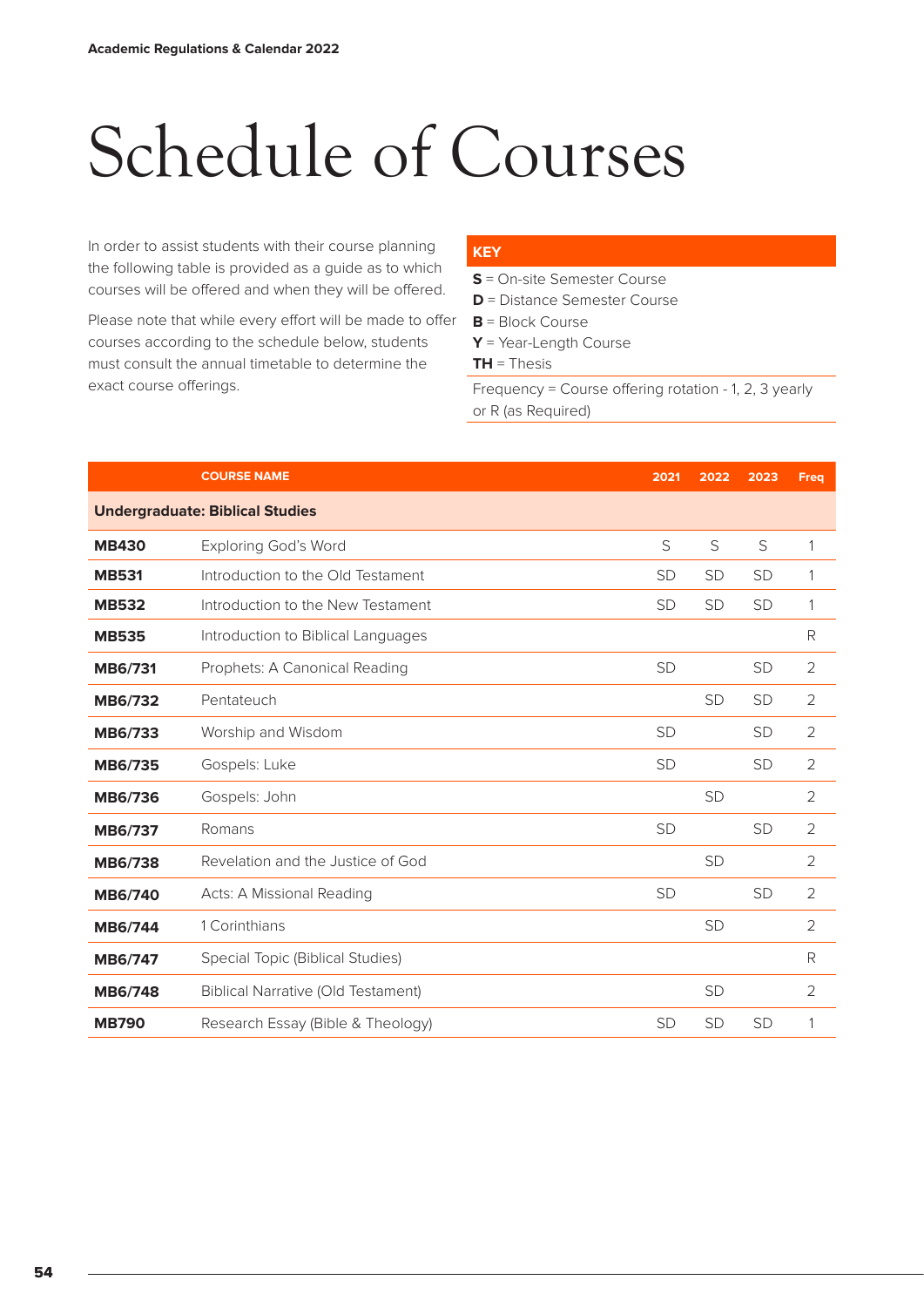# Schedule of Courses

In order to assist students with their course planning the following table is provided as a guide as to which courses will be offered and when they will be offered.

Please note that while every effort will be made to offer courses according to the schedule below, students must consult the annual timetable to determine the exact course offerings.

**KEY**

**S** = On-site Semester Course
**D** = Distance Semester Course
**B** = Block Course
**Y** = Year-Length Course
**TH** = Thesis

Frequency = Course offering rotation - 1, 2, 3 yearly or R (as Required)

| | COURSE NAME | 2021 | 2022 | 2023 | Freq |
|---|---|---|---|---|---|
| **Undergraduate: Biblical Studies** | | | | | |
| **MB430** | Exploring God's Word | S | S | S | 1 |
| **MB531** | Introduction to the Old Testament | SD | SD | SD | 1 |
| **MB532** | Introduction to the New Testament | SD | SD | SD | 1 |
| **MB535** | Introduction to Biblical Languages | | | | R |
| **MB6/731** | Prophets: A Canonical Reading | SD | | SD | 2 |
| **MB6/732** | Pentateuch | | SD | SD | 2 |
| **MB6/733** | Worship and Wisdom | SD | | SD | 2 |
| **MB6/735** | Gospels: Luke | SD | | SD | 2 |
| **MB6/736** | Gospels: John | | SD | | 2 |
| **MB6/737** | Romans | SD | | SD | 2 |
| **MB6/738** | Revelation and the Justice of God | | SD | | 2 |
| **MB6/740** | Acts: A Missional Reading | SD | | SD | 2 |
| **MB6/744** | 1 Corinthians | | SD | | 2 |
| **MB6/747** | Special Topic (Biblical Studies) | | | | R |
| **MB6/748** | Biblical Narrative (Old Testament) | | SD | | 2 |
| **MB790** | Research Essay (Bible & Theology) | SD | SD | SD | 1 |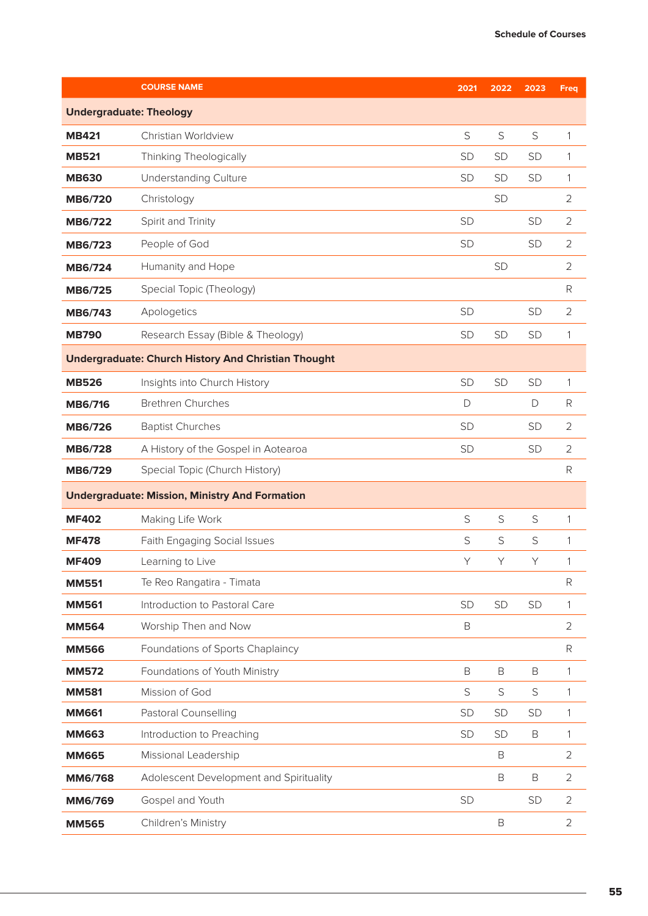| | COURSE NAME | 2021 | 2022 | 2023 | Freq |
|---|---|---|---|---|---|
| **Undergraduate: Theology** | | | | | |
| **MB421** | Christian Worldview | S | S | S | 1 |
| **MB521** | Thinking Theologically | SD | SD | SD | 1 |
| **MB630** | Understanding Culture | SD | SD | SD | 1 |
| **MB6/720** | Christology | | SD | | 2 |
| **MB6/722** | Spirit and Trinity | SD | | SD | 2 |
| **MB6/723** | People of God | SD | | SD | 2 |
| **MB6/724** | Humanity and Hope | | SD | | 2 |
| **MB6/725** | Special Topic (Theology) | | | | R |
| **MB6/743** | Apologetics | SD | | SD | 2 |
| **MB790** | Research Essay (Bible & Theology) | SD | SD | SD | 1 |
| **Undergraduate: Church History And Christian Thought** | | | | | |
| **MB526** | Insights into Church History | SD | SD | SD | 1 |
| **MB6/716** | Brethren Churches | D | | D | R |
| **MB6/726** | Baptist Churches | SD | | SD | 2 |
| **MB6/728** | A History of the Gospel in Aotearoa | SD | | SD | 2 |
| **MB6/729** | Special Topic (Church History) | | | | R |
| **Undergraduate: Mission, Ministry And Formation** | | | | | |
| **MF402** | Making Life Work | S | S | S | 1 |
| **MF478** | Faith Engaging Social Issues | S | S | S | 1 |
| **MF409** | Learning to Live | Y | Y | Y | 1 |
| **MM551** | Te Reo Rangatira - Timata | | | | R |
| **MM561** | Introduction to Pastoral Care | SD | SD | SD | 1 |
| **MM564** | Worship Then and Now | B | | | 2 |
| **MM566** | Foundations of Sports Chaplaincy | | | | R |
| **MM572** | Foundations of Youth Ministry | B | B | B | 1 |
| **MM581** | Mission of God | S | S | S | 1 |
| **MM661** | Pastoral Counselling | SD | SD | SD | 1 |
| **MM663** | Introduction to Preaching | SD | SD | B | 1 |
| **MM665** | Missional Leadership | | B | | 2 |
| **MM6/768** | Adolescent Development and Spirituality | | B | B | 2 |
| **MM6/769** | Gospel and Youth | SD | | SD | 2 |
| **MM565** | Children's Ministry | | B | | 2 |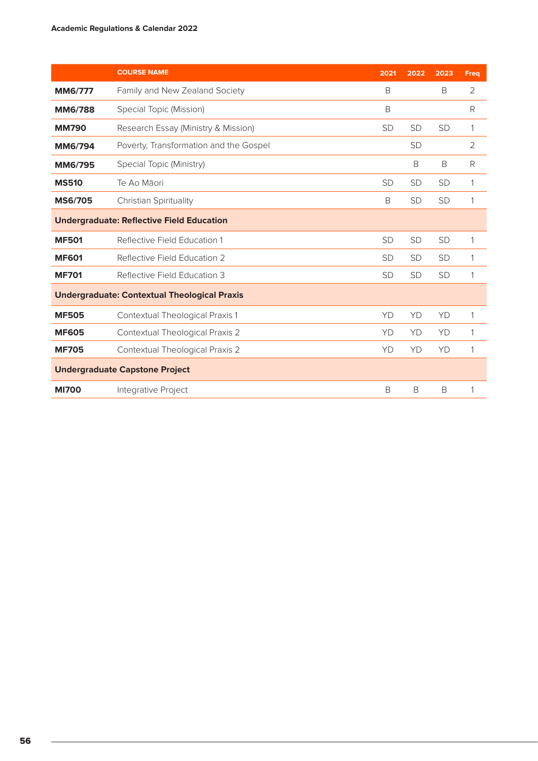| | COURSE NAME | 2021 | 2022 | 2023 | Freq |
|---|---|---|---|---|---|
| **MM6/777** | Family and New Zealand Society | B | | B | 2 |
| **MM6/788** | Special Topic (Mission) | B | | | R |
| **MM790** | Research Essay (Ministry & Mission) | SD | SD | SD | 1 |
| **MM6/794** | Poverty, Transformation and the Gospel | | SD | | 2 |
| **MM6/795** | Special Topic (Ministry) | | B | B | R |
| **MS510** | Te Ao Māori | SD | SD | SD | 1 |
| **MS6/705** | Christian Spirituality | B | SD | SD | 1 |
| **Undergraduate: Reflective Field Education** | | | | | |
| **MF501** | Reflective Field Education 1 | SD | SD | SD | 1 |
| **MF601** | Reflective Field Education 2 | SD | SD | SD | 1 |
| **MF701** | Reflective Field Education 3 | SD | SD | SD | 1 |
| **Undergraduate: Contextual Theological Praxis** | | | | | |
| **MF505** | Contextual Theological Praxis 1 | YD | YD | YD | 1 |
| **MF605** | Contextual Theological Praxis 2 | YD | YD | YD | 1 |
| **MF705** | Contextual Theological Praxis 2 | YD | YD | YD | 1 |
| **Undergraduate Capstone Project** | | | | | |
| **MI700** | Integrative Project | B | B | B | 1 |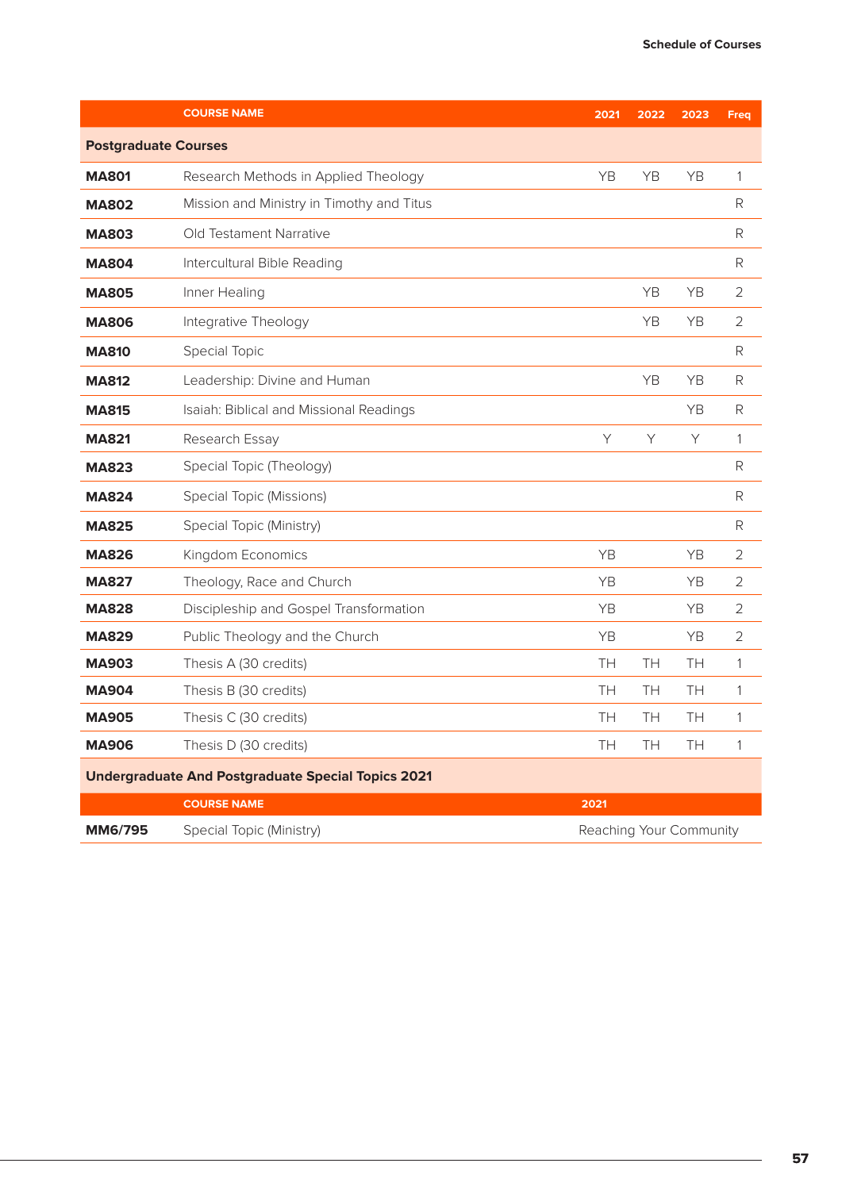| | COURSE NAME | 2021 | 2022 | 2023 | Freq |
|---|---|---|---|---|---|
| **Postgraduate Courses** | | | | | |
| **MA801** | Research Methods in Applied Theology | YB | YB | YB | 1 |
| **MA802** | Mission and Ministry in Timothy and Titus | | | | R |
| **MA803** | Old Testament Narrative | | | | R |
| **MA804** | Intercultural Bible Reading | | | | R |
| **MA805** | Inner Healing | | YB | YB | 2 |
| **MA806** | Integrative Theology | | YB | YB | 2 |
| **MA810** | Special Topic | | | | R |
| **MA812** | Leadership: Divine and Human | | YB | YB | R |
| **MA815** | Isaiah: Biblical and Missional Readings | | | YB | R |
| **MA821** | Research Essay | Y | Y | Y | 1 |
| **MA823** | Special Topic (Theology) | | | | R |
| **MA824** | Special Topic (Missions) | | | | R |
| **MA825** | Special Topic (Ministry) | | | | R |
| **MA826** | Kingdom Economics | YB | | YB | 2 |
| **MA827** | Theology, Race and Church | YB | | YB | 2 |
| **MA828** | Discipleship and Gospel Transformation | YB | | YB | 2 |
| **MA829** | Public Theology and the Church | YB | | YB | 2 |
| **MA903** | Thesis A (30 credits) | TH | TH | TH | 1 |
| **MA904** | Thesis B (30 credits) | TH | TH | TH | 1 |
| **MA905** | Thesis C (30 credits) | TH | TH | TH | 1 |
| **MA906** | Thesis D (30 credits) | TH | TH | TH | 1 |

**Undergraduate And Postgraduate Special Topics 2021**

| | COURSE NAME | 2021 |
|---|---|---|
| **MM6/795** | Special Topic (Ministry) | Reaching Your Community |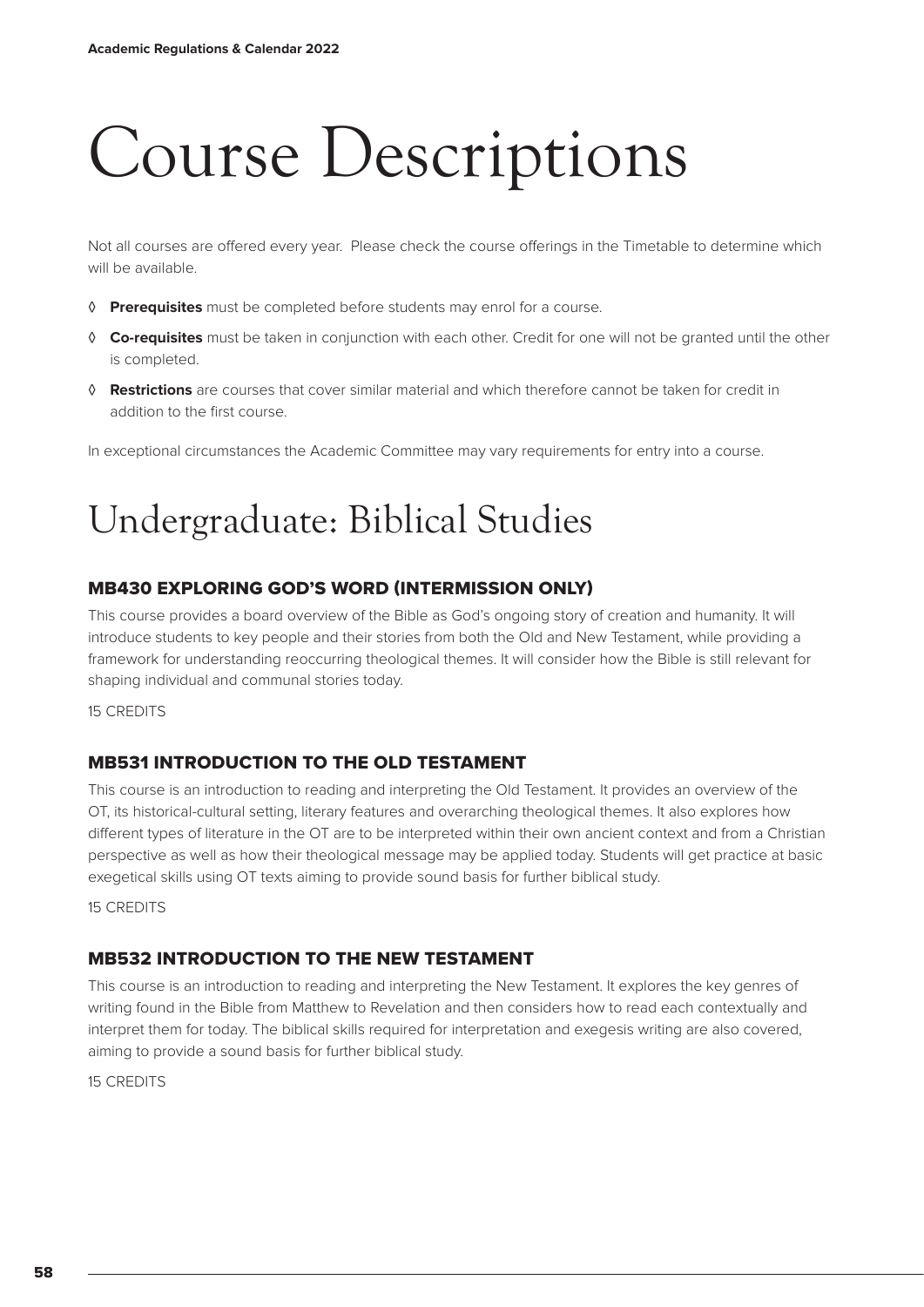# Course Descriptions

Not all courses are offered every year. Please check the course offerings in the Timetable to determine which will be available.

- ◊ **Prerequisites** must be completed before students may enrol for a course.
- ◊ **Co-requisites** must be taken in conjunction with each other. Credit for one will not be granted until the other is completed.
- ◊ **Restrictions** are courses that cover similar material and which therefore cannot be taken for credit in addition to the first course.

In exceptional circumstances the Academic Committee may vary requirements for entry into a course.

# Undergraduate: Biblical Studies

### MB430 EXPLORING GOD'S WORD (INTERMISSION ONLY)

This course provides a board overview of the Bible as God's ongoing story of creation and humanity. It will introduce students to key people and their stories from both the Old and New Testament, while providing a framework for understanding reoccurring theological themes. It will consider how the Bible is still relevant for shaping individual and communal stories today.

15 CREDITS

### MB531 INTRODUCTION TO THE OLD TESTAMENT

This course is an introduction to reading and interpreting the Old Testament. It provides an overview of the OT, its historical-cultural setting, literary features and overarching theological themes. It also explores how different types of literature in the OT are to be interpreted within their own ancient context and from a Christian perspective as well as how their theological message may be applied today. Students will get practice at basic exegetical skills using OT texts aiming to provide sound basis for further biblical study.

15 CREDITS

### MB532 INTRODUCTION TO THE NEW TESTAMENT

This course is an introduction to reading and interpreting the New Testament. It explores the key genres of writing found in the Bible from Matthew to Revelation and then considers how to read each contextually and interpret them for today. The biblical skills required for interpretation and exegesis writing are also covered, aiming to provide a sound basis for further biblical study.

15 CREDITS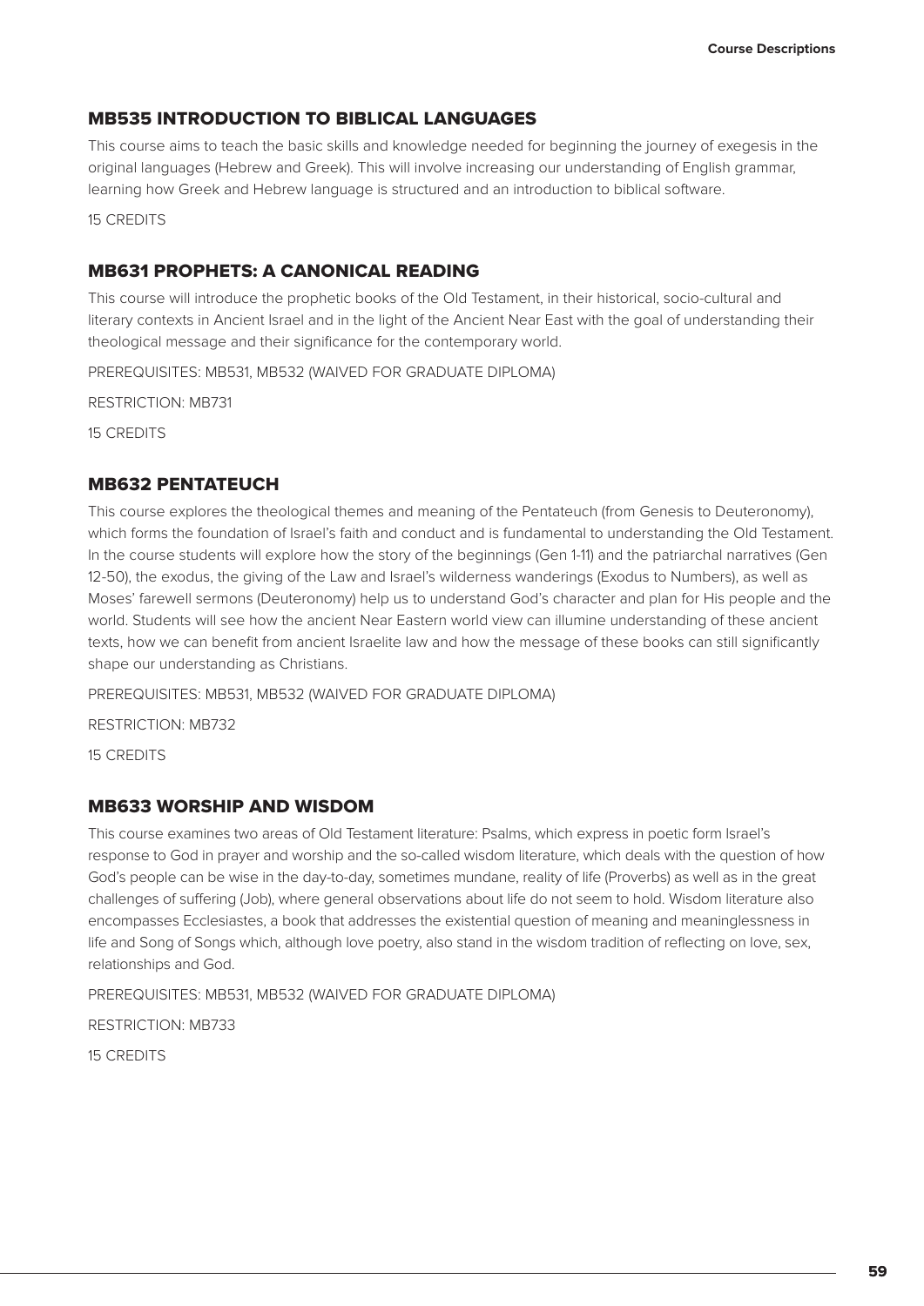## MB535 INTRODUCTION TO BIBLICAL LANGUAGES

This course aims to teach the basic skills and knowledge needed for beginning the journey of exegesis in the original languages (Hebrew and Greek). This will involve increasing our understanding of English grammar, learning how Greek and Hebrew language is structured and an introduction to biblical software.

15 CREDITS

## MB631 PROPHETS: A CANONICAL READING

This course will introduce the prophetic books of the Old Testament, in their historical, socio-cultural and literary contexts in Ancient Israel and in the light of the Ancient Near East with the goal of understanding their theological message and their significance for the contemporary world.

PREREQUISITES: MB531, MB532 (WAIVED FOR GRADUATE DIPLOMA)

RESTRICTION: MB731

15 CREDITS

## MB632 PENTATEUCH

This course explores the theological themes and meaning of the Pentateuch (from Genesis to Deuteronomy), which forms the foundation of Israel's faith and conduct and is fundamental to understanding the Old Testament. In the course students will explore how the story of the beginnings (Gen 1-11) and the patriarchal narratives (Gen 12-50), the exodus, the giving of the Law and Israel's wilderness wanderings (Exodus to Numbers), as well as Moses' farewell sermons (Deuteronomy) help us to understand God's character and plan for His people and the world. Students will see how the ancient Near Eastern world view can illumine understanding of these ancient texts, how we can benefit from ancient Israelite law and how the message of these books can still significantly shape our understanding as Christians.

PREREQUISITES: MB531, MB532 (WAIVED FOR GRADUATE DIPLOMA)

RESTRICTION: MB732

15 CREDITS

## MB633 WORSHIP AND WISDOM

This course examines two areas of Old Testament literature: Psalms, which express in poetic form Israel's response to God in prayer and worship and the so-called wisdom literature, which deals with the question of how God's people can be wise in the day-to-day, sometimes mundane, reality of life (Proverbs) as well as in the great challenges of suffering (Job), where general observations about life do not seem to hold. Wisdom literature also encompasses Ecclesiastes, a book that addresses the existential question of meaning and meaninglessness in life and Song of Songs which, although love poetry, also stand in the wisdom tradition of reflecting on love, sex, relationships and God.

PREREQUISITES: MB531, MB532 (WAIVED FOR GRADUATE DIPLOMA)

RESTRICTION: MB733

15 CREDITS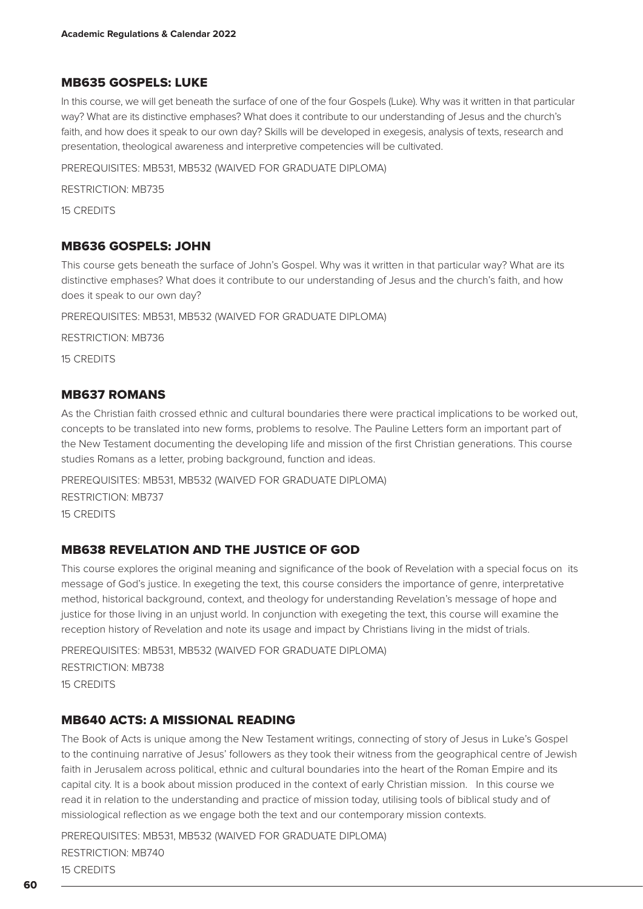## MB635 GOSPELS: LUKE

In this course, we will get beneath the surface of one of the four Gospels (Luke). Why was it written in that particular way? What are its distinctive emphases? What does it contribute to our understanding of Jesus and the church's faith, and how does it speak to our own day? Skills will be developed in exegesis, analysis of texts, research and presentation, theological awareness and interpretive competencies will be cultivated.

PREREQUISITES: MB531, MB532 (WAIVED FOR GRADUATE DIPLOMA)

RESTRICTION: MB735

15 CREDITS

## MB636 GOSPELS: JOHN

This course gets beneath the surface of John's Gospel. Why was it written in that particular way? What are its distinctive emphases? What does it contribute to our understanding of Jesus and the church's faith, and how does it speak to our own day?

PREREQUISITES: MB531, MB532 (WAIVED FOR GRADUATE DIPLOMA)

RESTRICTION: MB736

15 CREDITS

## MB637 ROMANS

As the Christian faith crossed ethnic and cultural boundaries there were practical implications to be worked out, concepts to be translated into new forms, problems to resolve. The Pauline Letters form an important part of the New Testament documenting the developing life and mission of the first Christian generations. This course studies Romans as a letter, probing background, function and ideas.

PREREQUISITES: MB531, MB532 (WAIVED FOR GRADUATE DIPLOMA)

RESTRICTION: MB737

15 CREDITS

## MB638 REVELATION AND THE JUSTICE OF GOD

This course explores the original meaning and significance of the book of Revelation with a special focus on its message of God's justice. In exegeting the text, this course considers the importance of genre, interpretative method, historical background, context, and theology for understanding Revelation's message of hope and justice for those living in an unjust world. In conjunction with exegeting the text, this course will examine the reception history of Revelation and note its usage and impact by Christians living in the midst of trials.

PREREQUISITES: MB531, MB532 (WAIVED FOR GRADUATE DIPLOMA)

RESTRICTION: MB738

15 CREDITS

## MB640 ACTS: A MISSIONAL READING

The Book of Acts is unique among the New Testament writings, connecting of story of Jesus in Luke's Gospel to the continuing narrative of Jesus' followers as they took their witness from the geographical centre of Jewish faith in Jerusalem across political, ethnic and cultural boundaries into the heart of the Roman Empire and its capital city. It is a book about mission produced in the context of early Christian mission. In this course we read it in relation to the understanding and practice of mission today, utilising tools of biblical study and of missiological reflection as we engage both the text and our contemporary mission contexts.

PREREQUISITES: MB531, MB532 (WAIVED FOR GRADUATE DIPLOMA)

RESTRICTION: MB740

15 CREDITS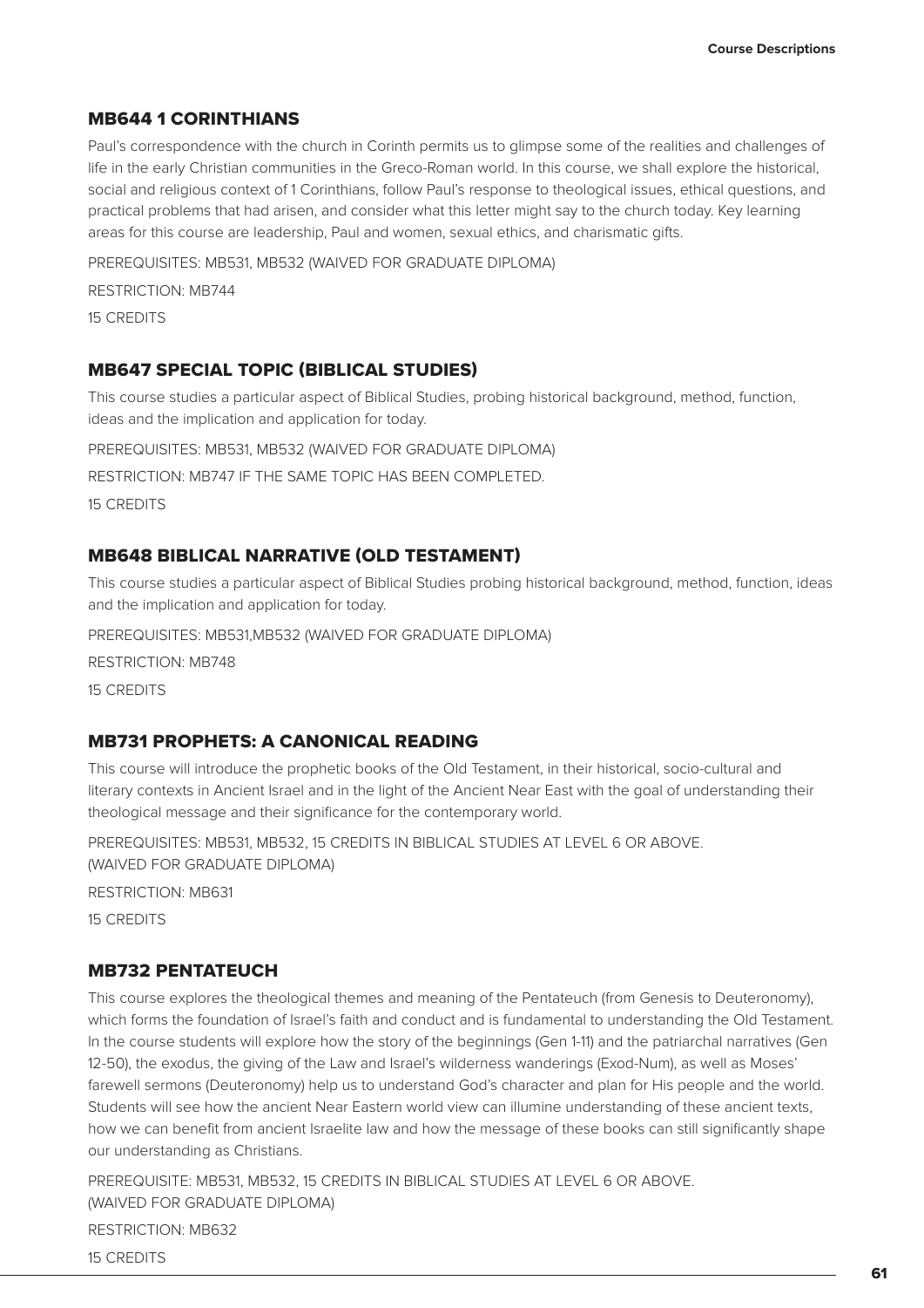### MB644 1 CORINTHIANS

Paul's correspondence with the church in Corinth permits us to glimpse some of the realities and challenges of life in the early Christian communities in the Greco-Roman world. In this course, we shall explore the historical, social and religious context of 1 Corinthians, follow Paul's response to theological issues, ethical questions, and practical problems that had arisen, and consider what this letter might say to the church today. Key learning areas for this course are leadership, Paul and women, sexual ethics, and charismatic gifts.

PREREQUISITES: MB531, MB532 (WAIVED FOR GRADUATE DIPLOMA)

RESTRICTION: MB744

15 CREDITS

### MB647 SPECIAL TOPIC (BIBLICAL STUDIES)

This course studies a particular aspect of Biblical Studies, probing historical background, method, function, ideas and the implication and application for today.

PREREQUISITES: MB531, MB532 (WAIVED FOR GRADUATE DIPLOMA)

RESTRICTION: MB747 IF THE SAME TOPIC HAS BEEN COMPLETED.

15 CREDITS

### MB648 BIBLICAL NARRATIVE (OLD TESTAMENT)

This course studies a particular aspect of Biblical Studies probing historical background, method, function, ideas and the implication and application for today.

PREREQUISITES: MB531,MB532 (WAIVED FOR GRADUATE DIPLOMA)

RESTRICTION: MB748

15 CREDITS

### MB731 PROPHETS: A CANONICAL READING

This course will introduce the prophetic books of the Old Testament, in their historical, socio-cultural and literary contexts in Ancient Israel and in the light of the Ancient Near East with the goal of understanding their theological message and their significance for the contemporary world.

PREREQUISITES: MB531, MB532, 15 CREDITS IN BIBLICAL STUDIES AT LEVEL 6 OR ABOVE. (WAIVED FOR GRADUATE DIPLOMA)

RESTRICTION: MB631

15 CREDITS

### MB732 PENTATEUCH

This course explores the theological themes and meaning of the Pentateuch (from Genesis to Deuteronomy), which forms the foundation of Israel's faith and conduct and is fundamental to understanding the Old Testament. In the course students will explore how the story of the beginnings (Gen 1-11) and the patriarchal narratives (Gen 12-50), the exodus, the giving of the Law and Israel's wilderness wanderings (Exod-Num), as well as Moses' farewell sermons (Deuteronomy) help us to understand God's character and plan for His people and the world. Students will see how the ancient Near Eastern world view can illumine understanding of these ancient texts, how we can benefit from ancient Israelite law and how the message of these books can still significantly shape our understanding as Christians.

PREREQUISITE: MB531, MB532, 15 CREDITS IN BIBLICAL STUDIES AT LEVEL 6 OR ABOVE. (WAIVED FOR GRADUATE DIPLOMA)

RESTRICTION: MB632

15 CREDITS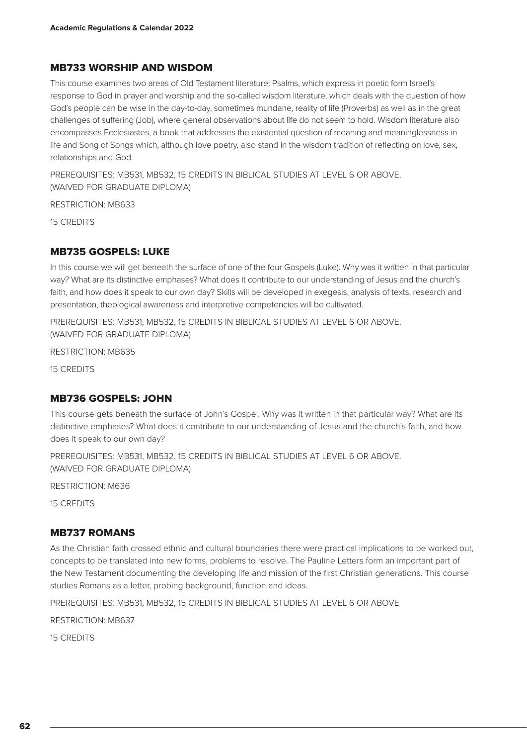## MB733 WORSHIP AND WISDOM

This course examines two areas of Old Testament literature: Psalms, which express in poetic form Israel's response to God in prayer and worship and the so-called wisdom literature, which deals with the question of how God's people can be wise in the day-to-day, sometimes mundane, reality of life (Proverbs) as well as in the great challenges of suffering (Job), where general observations about life do not seem to hold. Wisdom literature also encompasses Ecclesiastes, a book that addresses the existential question of meaning and meaninglessness in life and Song of Songs which, although love poetry, also stand in the wisdom tradition of reflecting on love, sex, relationships and God.

PREREQUISITES: MB531, MB532, 15 CREDITS IN BIBLICAL STUDIES AT LEVEL 6 OR ABOVE. (WAIVED FOR GRADUATE DIPLOMA)

RESTRICTION: MB633

15 CREDITS

## MB735 GOSPELS: LUKE

In this course we will get beneath the surface of one of the four Gospels (Luke). Why was it written in that particular way? What are its distinctive emphases? What does it contribute to our understanding of Jesus and the church's faith, and how does it speak to our own day? Skills will be developed in exegesis, analysis of texts, research and presentation, theological awareness and interpretive competencies will be cultivated.

PREREQUISITES: MB531, MB532, 15 CREDITS IN BIBLICAL STUDIES AT LEVEL 6 OR ABOVE. (WAIVED FOR GRADUATE DIPLOMA)

RESTRICTION: MB635

15 CREDITS

## MB736 GOSPELS: JOHN

This course gets beneath the surface of John's Gospel. Why was it written in that particular way? What are its distinctive emphases? What does it contribute to our understanding of Jesus and the church's faith, and how does it speak to our own day?

PREREQUISITES: MB531, MB532, 15 CREDITS IN BIBLICAL STUDIES AT LEVEL 6 OR ABOVE. (WAIVED FOR GRADUATE DIPLOMA)

RESTRICTION: M636

15 CREDITS

## MB737 ROMANS

As the Christian faith crossed ethnic and cultural boundaries there were practical implications to be worked out, concepts to be translated into new forms, problems to resolve. The Pauline Letters form an important part of the New Testament documenting the developing life and mission of the first Christian generations. This course studies Romans as a letter, probing background, function and ideas.

PREREQUISITES: MB531, MB532, 15 CREDITS IN BIBLICAL STUDIES AT LEVEL 6 OR ABOVE

RESTRICTION: MB637

15 CREDITS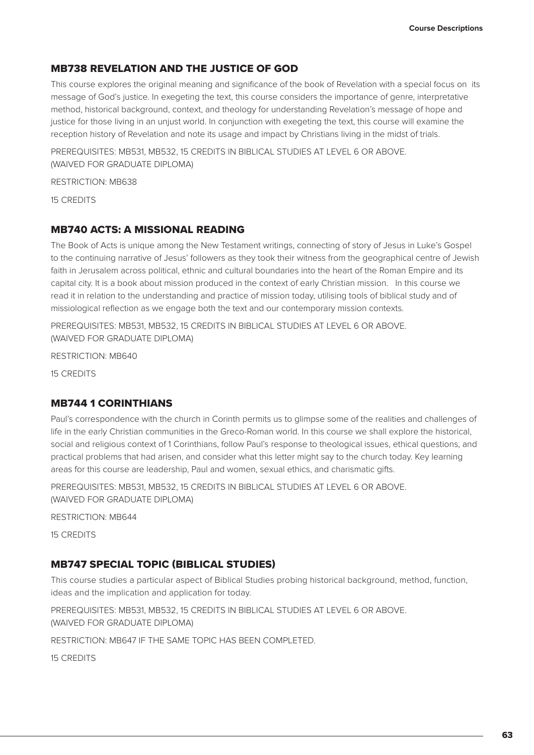## MB738 REVELATION AND THE JUSTICE OF GOD

This course explores the original meaning and significance of the book of Revelation with a special focus on its message of God's justice. In exegeting the text, this course considers the importance of genre, interpretative method, historical background, context, and theology for understanding Revelation's message of hope and justice for those living in an unjust world. In conjunction with exegeting the text, this course will examine the reception history of Revelation and note its usage and impact by Christians living in the midst of trials.

PREREQUISITES: MB531, MB532, 15 CREDITS IN BIBLICAL STUDIES AT LEVEL 6 OR ABOVE. (WAIVED FOR GRADUATE DIPLOMA)

RESTRICTION: MB638

15 CREDITS

## MB740 ACTS: A MISSIONAL READING

The Book of Acts is unique among the New Testament writings, connecting of story of Jesus in Luke's Gospel to the continuing narrative of Jesus' followers as they took their witness from the geographical centre of Jewish faith in Jerusalem across political, ethnic and cultural boundaries into the heart of the Roman Empire and its capital city. It is a book about mission produced in the context of early Christian mission. In this course we read it in relation to the understanding and practice of mission today, utilising tools of biblical study and of missiological reflection as we engage both the text and our contemporary mission contexts.

PREREQUISITES: MB531, MB532, 15 CREDITS IN BIBLICAL STUDIES AT LEVEL 6 OR ABOVE. (WAIVED FOR GRADUATE DIPLOMA)

RESTRICTION: MB640

15 CREDITS

## MB744 1 CORINTHIANS

Paul's correspondence with the church in Corinth permits us to glimpse some of the realities and challenges of life in the early Christian communities in the Greco-Roman world. In this course we shall explore the historical, social and religious context of 1 Corinthians, follow Paul's response to theological issues, ethical questions, and practical problems that had arisen, and consider what this letter might say to the church today. Key learning areas for this course are leadership, Paul and women, sexual ethics, and charismatic gifts.

PREREQUISITES: MB531, MB532, 15 CREDITS IN BIBLICAL STUDIES AT LEVEL 6 OR ABOVE. (WAIVED FOR GRADUATE DIPLOMA)

RESTRICTION: MB644

15 CREDITS

## MB747 SPECIAL TOPIC (BIBLICAL STUDIES)

This course studies a particular aspect of Biblical Studies probing historical background, method, function, ideas and the implication and application for today.

PREREQUISITES: MB531, MB532, 15 CREDITS IN BIBLICAL STUDIES AT LEVEL 6 OR ABOVE. (WAIVED FOR GRADUATE DIPLOMA)

RESTRICTION: MB647 IF THE SAME TOPIC HAS BEEN COMPLETED.

15 CREDITS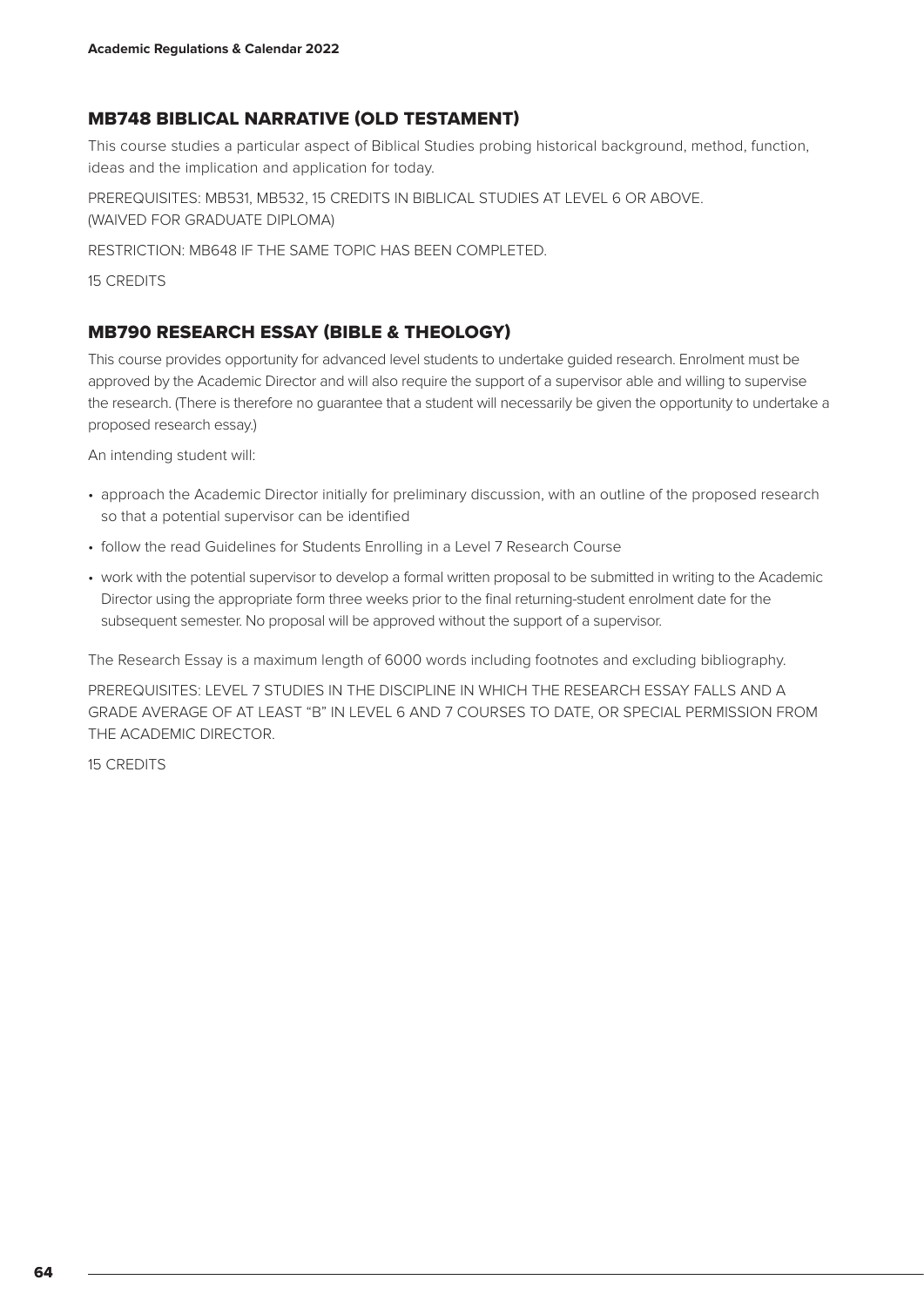## MB748 BIBLICAL NARRATIVE (OLD TESTAMENT)

This course studies a particular aspect of Biblical Studies probing historical background, method, function, ideas and the implication and application for today.

PREREQUISITES: MB531, MB532, 15 CREDITS IN BIBLICAL STUDIES AT LEVEL 6 OR ABOVE. (WAIVED FOR GRADUATE DIPLOMA)

RESTRICTION: MB648 IF THE SAME TOPIC HAS BEEN COMPLETED.

15 CREDITS

## MB790 RESEARCH ESSAY (BIBLE & THEOLOGY)

This course provides opportunity for advanced level students to undertake guided research. Enrolment must be approved by the Academic Director and will also require the support of a supervisor able and willing to supervise the research. (There is therefore no guarantee that a student will necessarily be given the opportunity to undertake a proposed research essay.)

An intending student will:

- approach the Academic Director initially for preliminary discussion, with an outline of the proposed research so that a potential supervisor can be identified
- follow the read Guidelines for Students Enrolling in a Level 7 Research Course
- work with the potential supervisor to develop a formal written proposal to be submitted in writing to the Academic Director using the appropriate form three weeks prior to the final returning-student enrolment date for the subsequent semester. No proposal will be approved without the support of a supervisor.

The Research Essay is a maximum length of 6000 words including footnotes and excluding bibliography.

PREREQUISITES: LEVEL 7 STUDIES IN THE DISCIPLINE IN WHICH THE RESEARCH ESSAY FALLS AND A GRADE AVERAGE OF AT LEAST "B" IN LEVEL 6 AND 7 COURSES TO DATE, OR SPECIAL PERMISSION FROM THE ACADEMIC DIRECTOR.

15 CREDITS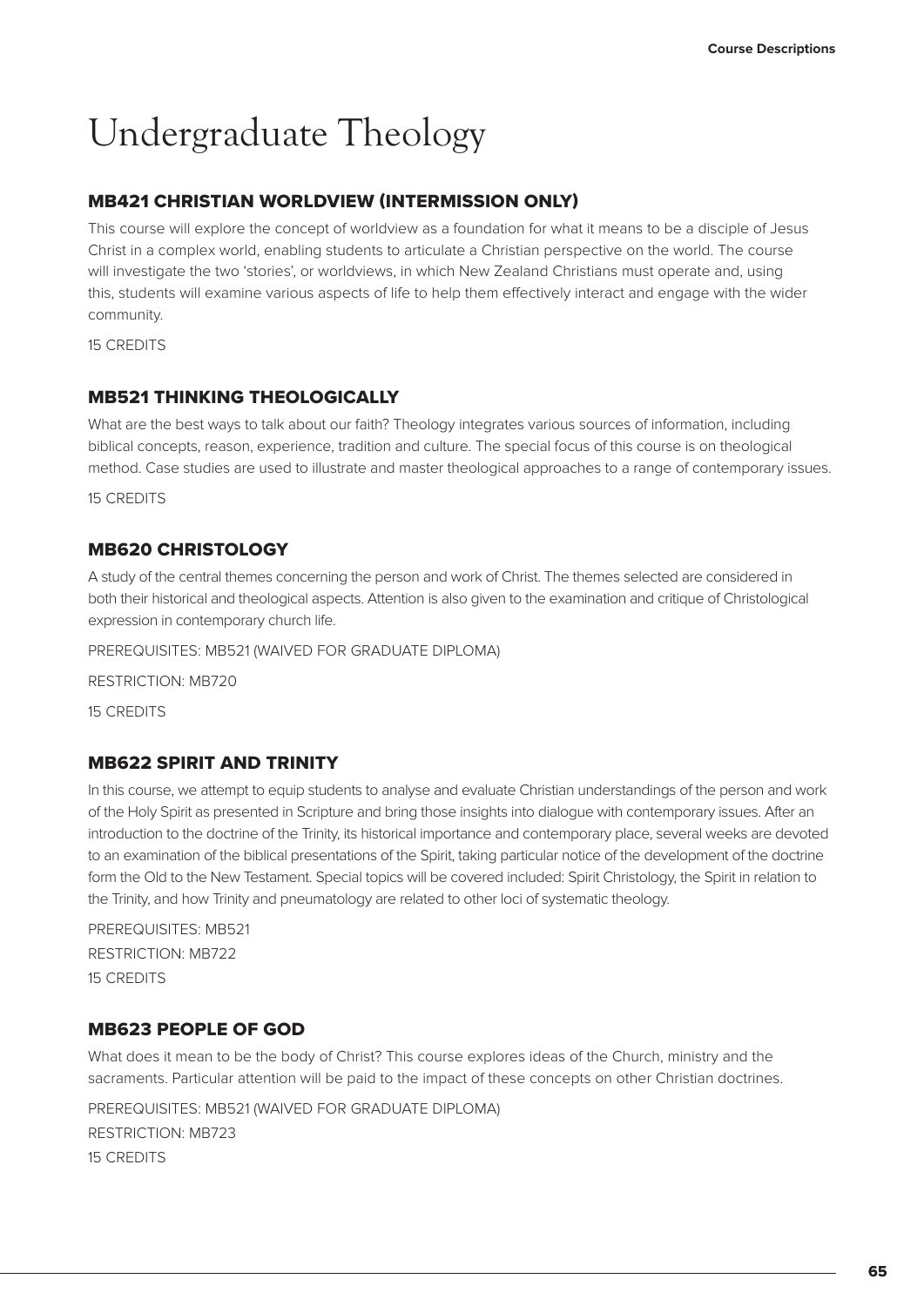# Undergraduate Theology

## MB421 CHRISTIAN WORLDVIEW (INTERMISSION ONLY)

This course will explore the concept of worldview as a foundation for what it means to be a disciple of Jesus Christ in a complex world, enabling students to articulate a Christian perspective on the world. The course will investigate the two 'stories', or worldviews, in which New Zealand Christians must operate and, using this, students will examine various aspects of life to help them effectively interact and engage with the wider community.

15 CREDITS

## MB521 THINKING THEOLOGICALLY

What are the best ways to talk about our faith? Theology integrates various sources of information, including biblical concepts, reason, experience, tradition and culture. The special focus of this course is on theological method. Case studies are used to illustrate and master theological approaches to a range of contemporary issues.

15 CREDITS

## MB620 CHRISTOLOGY

A study of the central themes concerning the person and work of Christ. The themes selected are considered in both their historical and theological aspects. Attention is also given to the examination and critique of Christological expression in contemporary church life.

PREREQUISITES: MB521 (WAIVED FOR GRADUATE DIPLOMA)

RESTRICTION: MB720

15 CREDITS

## MB622 SPIRIT AND TRINITY

In this course, we attempt to equip students to analyse and evaluate Christian understandings of the person and work of the Holy Spirit as presented in Scripture and bring those insights into dialogue with contemporary issues. After an introduction to the doctrine of the Trinity, its historical importance and contemporary place, several weeks are devoted to an examination of the biblical presentations of the Spirit, taking particular notice of the development of the doctrine form the Old to the New Testament. Special topics will be covered included: Spirit Christology, the Spirit in relation to the Trinity, and how Trinity and pneumatology are related to other loci of systematic theology.

PREREQUISITES: MB521
RESTRICTION: MB722
15 CREDITS

## MB623 PEOPLE OF GOD

What does it mean to be the body of Christ? This course explores ideas of the Church, ministry and the sacraments. Particular attention will be paid to the impact of these concepts on other Christian doctrines.

PREREQUISITES: MB521 (WAIVED FOR GRADUATE DIPLOMA)
RESTRICTION: MB723
15 CREDITS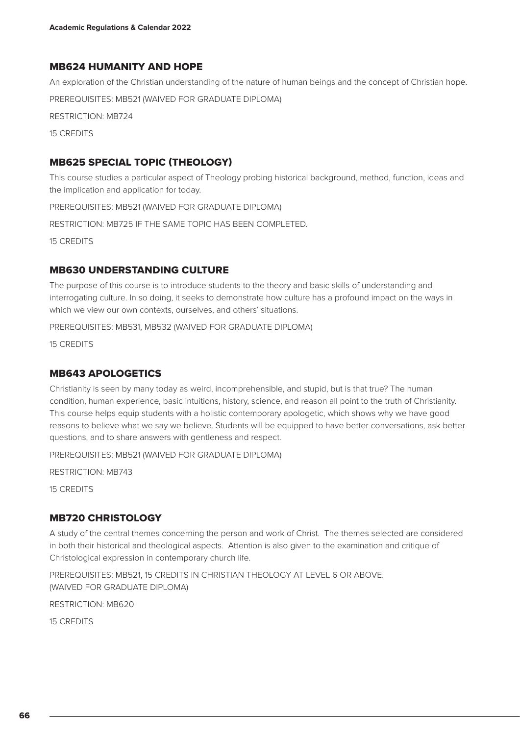## MB624 HUMANITY AND HOPE

An exploration of the Christian understanding of the nature of human beings and the concept of Christian hope.

PREREQUISITES: MB521 (WAIVED FOR GRADUATE DIPLOMA)

RESTRICTION: MB724

15 CREDITS

## MB625 SPECIAL TOPIC (THEOLOGY)

This course studies a particular aspect of Theology probing historical background, method, function, ideas and the implication and application for today.

PREREQUISITES: MB521 (WAIVED FOR GRADUATE DIPLOMA)

RESTRICTION: MB725 IF THE SAME TOPIC HAS BEEN COMPLETED.

15 CREDITS

## MB630 UNDERSTANDING CULTURE

The purpose of this course is to introduce students to the theory and basic skills of understanding and interrogating culture. In so doing, it seeks to demonstrate how culture has a profound impact on the ways in which we view our own contexts, ourselves, and others' situations.

PREREQUISITES: MB531, MB532 (WAIVED FOR GRADUATE DIPLOMA)

15 CREDITS

## MB643 APOLOGETICS

Christianity is seen by many today as weird, incomprehensible, and stupid, but is that true? The human condition, human experience, basic intuitions, history, science, and reason all point to the truth of Christianity. This course helps equip students with a holistic contemporary apologetic, which shows why we have good reasons to believe what we say we believe. Students will be equipped to have better conversations, ask better questions, and to share answers with gentleness and respect.

PREREQUISITES: MB521 (WAIVED FOR GRADUATE DIPLOMA)

RESTRICTION: MB743

15 CREDITS

## MB720 CHRISTOLOGY

A study of the central themes concerning the person and work of Christ. The themes selected are considered in both their historical and theological aspects. Attention is also given to the examination and critique of Christological expression in contemporary church life.

PREREQUISITES: MB521, 15 CREDITS IN CHRISTIAN THEOLOGY AT LEVEL 6 OR ABOVE. (WAIVED FOR GRADUATE DIPLOMA)

RESTRICTION: MB620

15 CREDITS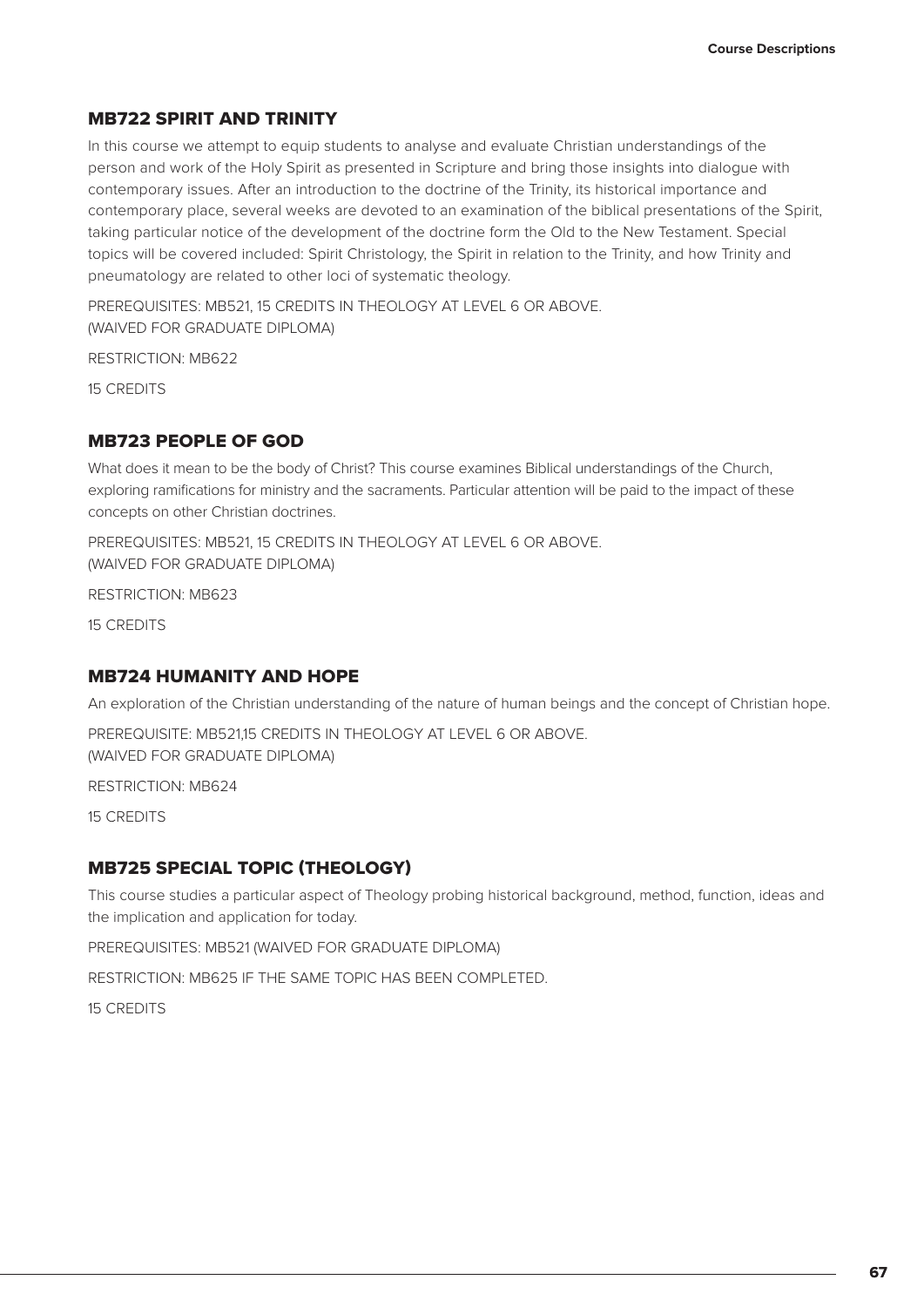## MB722 SPIRIT AND TRINITY

In this course we attempt to equip students to analyse and evaluate Christian understandings of the person and work of the Holy Spirit as presented in Scripture and bring those insights into dialogue with contemporary issues. After an introduction to the doctrine of the Trinity, its historical importance and contemporary place, several weeks are devoted to an examination of the biblical presentations of the Spirit, taking particular notice of the development of the doctrine form the Old to the New Testament. Special topics will be covered included: Spirit Christology, the Spirit in relation to the Trinity, and how Trinity and pneumatology are related to other loci of systematic theology.

PREREQUISITES: MB521, 15 CREDITS IN THEOLOGY AT LEVEL 6 OR ABOVE.
(WAIVED FOR GRADUATE DIPLOMA)

RESTRICTION: MB622

15 CREDITS

## MB723 PEOPLE OF GOD

What does it mean to be the body of Christ? This course examines Biblical understandings of the Church, exploring ramifications for ministry and the sacraments. Particular attention will be paid to the impact of these concepts on other Christian doctrines.

PREREQUISITES: MB521, 15 CREDITS IN THEOLOGY AT LEVEL 6 OR ABOVE.
(WAIVED FOR GRADUATE DIPLOMA)

RESTRICTION: MB623

15 CREDITS

## MB724 HUMANITY AND HOPE

An exploration of the Christian understanding of the nature of human beings and the concept of Christian hope.

PREREQUISITE: MB521,15 CREDITS IN THEOLOGY AT LEVEL 6 OR ABOVE.
(WAIVED FOR GRADUATE DIPLOMA)

RESTRICTION: MB624

15 CREDITS

## MB725 SPECIAL TOPIC (THEOLOGY)

This course studies a particular aspect of Theology probing historical background, method, function, ideas and the implication and application for today.

PREREQUISITES: MB521 (WAIVED FOR GRADUATE DIPLOMA)

RESTRICTION: MB625 IF THE SAME TOPIC HAS BEEN COMPLETED.

15 CREDITS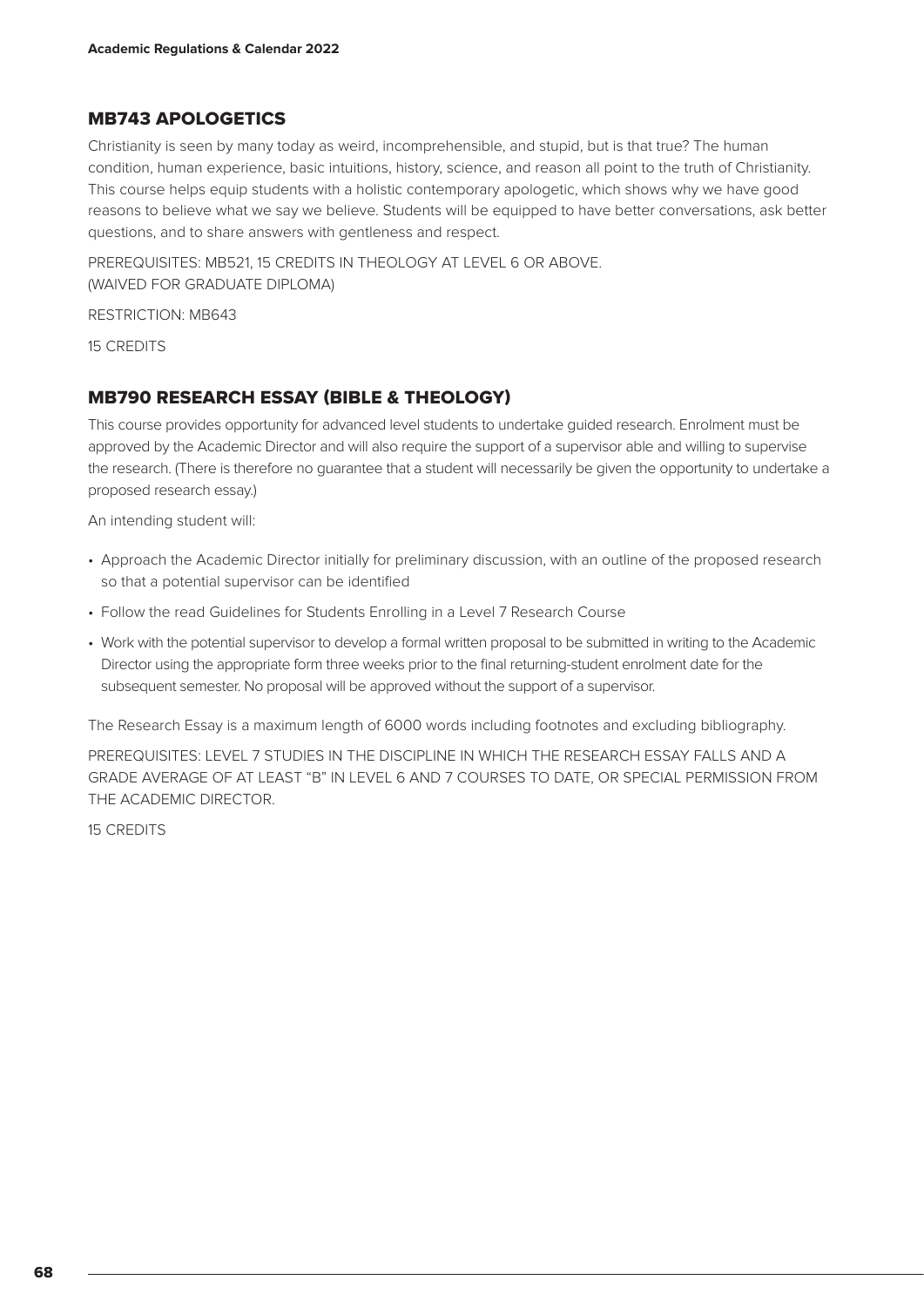## MB743 APOLOGETICS

Christianity is seen by many today as weird, incomprehensible, and stupid, but is that true? The human condition, human experience, basic intuitions, history, science, and reason all point to the truth of Christianity. This course helps equip students with a holistic contemporary apologetic, which shows why we have good reasons to believe what we say we believe. Students will be equipped to have better conversations, ask better questions, and to share answers with gentleness and respect.

PREREQUISITES: MB521, 15 CREDITS IN THEOLOGY AT LEVEL 6 OR ABOVE.
(WAIVED FOR GRADUATE DIPLOMA)

RESTRICTION: MB643

15 CREDITS

## MB790 RESEARCH ESSAY (BIBLE & THEOLOGY)

This course provides opportunity for advanced level students to undertake guided research. Enrolment must be approved by the Academic Director and will also require the support of a supervisor able and willing to supervise the research. (There is therefore no guarantee that a student will necessarily be given the opportunity to undertake a proposed research essay.)

An intending student will:

- Approach the Academic Director initially for preliminary discussion, with an outline of the proposed research so that a potential supervisor can be identified
- Follow the read Guidelines for Students Enrolling in a Level 7 Research Course
- Work with the potential supervisor to develop a formal written proposal to be submitted in writing to the Academic Director using the appropriate form three weeks prior to the final returning-student enrolment date for the subsequent semester. No proposal will be approved without the support of a supervisor.

The Research Essay is a maximum length of 6000 words including footnotes and excluding bibliography.

PREREQUISITES: LEVEL 7 STUDIES IN THE DISCIPLINE IN WHICH THE RESEARCH ESSAY FALLS AND A GRADE AVERAGE OF AT LEAST "B" IN LEVEL 6 AND 7 COURSES TO DATE, OR SPECIAL PERMISSION FROM THE ACADEMIC DIRECTOR.

15 CREDITS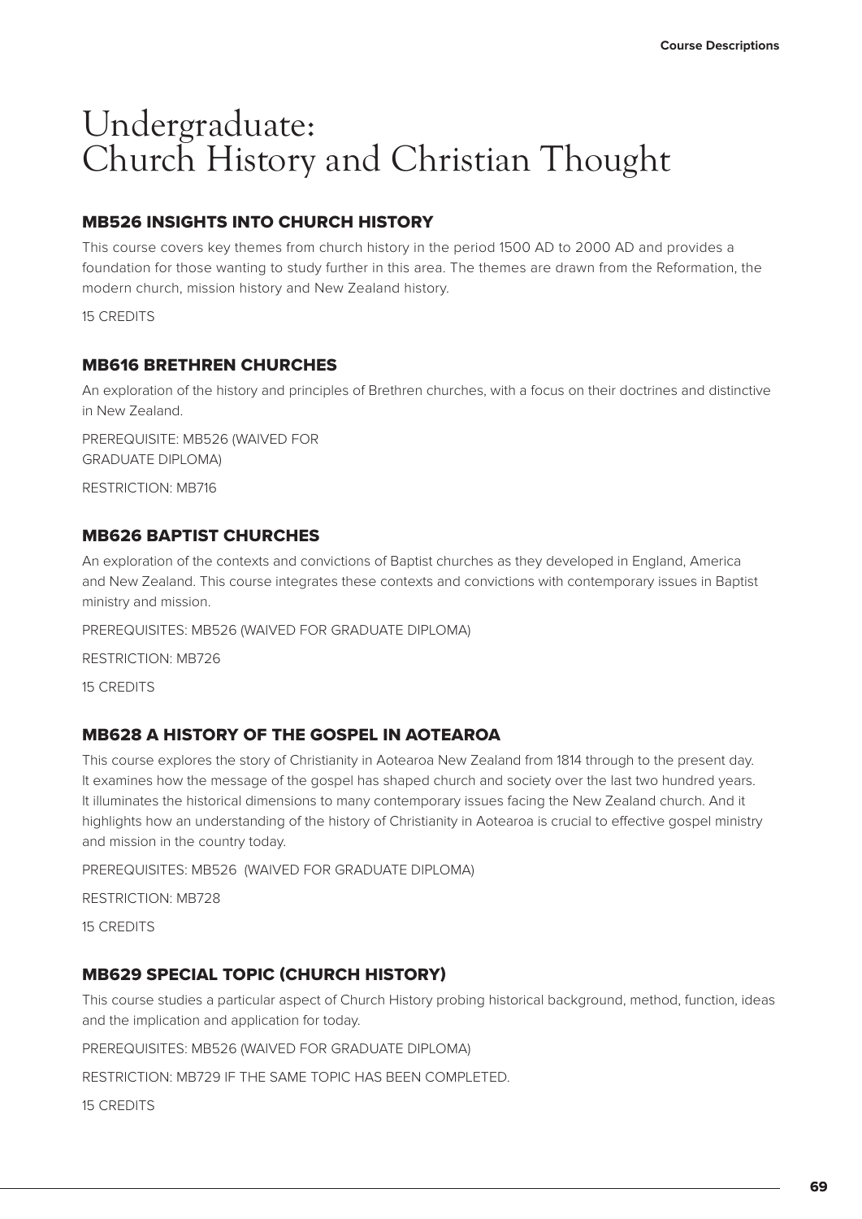# Undergraduate: Church History and Christian Thought

### MB526 INSIGHTS INTO CHURCH HISTORY

This course covers key themes from church history in the period 1500 AD to 2000 AD and provides a foundation for those wanting to study further in this area. The themes are drawn from the Reformation, the modern church, mission history and New Zealand history.

15 CREDITS

### MB616 BRETHREN CHURCHES

An exploration of the history and principles of Brethren churches, with a focus on their doctrines and distinctive in New Zealand.

PREREQUISITE: MB526 (WAIVED FOR GRADUATE DIPLOMA)

RESTRICTION: MB716

### MB626 BAPTIST CHURCHES

An exploration of the contexts and convictions of Baptist churches as they developed in England, America and New Zealand. This course integrates these contexts and convictions with contemporary issues in Baptist ministry and mission.

PREREQUISITES: MB526 (WAIVED FOR GRADUATE DIPLOMA)

RESTRICTION: MB726

15 CREDITS

### MB628 A HISTORY OF THE GOSPEL IN AOTEAROA

This course explores the story of Christianity in Aotearoa New Zealand from 1814 through to the present day. It examines how the message of the gospel has shaped church and society over the last two hundred years. It illuminates the historical dimensions to many contemporary issues facing the New Zealand church. And it highlights how an understanding of the history of Christianity in Aotearoa is crucial to effective gospel ministry and mission in the country today.

PREREQUISITES: MB526 (WAIVED FOR GRADUATE DIPLOMA)

RESTRICTION: MB728

15 CREDITS

### MB629 SPECIAL TOPIC (CHURCH HISTORY)

This course studies a particular aspect of Church History probing historical background, method, function, ideas and the implication and application for today.

PREREQUISITES: MB526 (WAIVED FOR GRADUATE DIPLOMA)

RESTRICTION: MB729 IF THE SAME TOPIC HAS BEEN COMPLETED.

15 CREDITS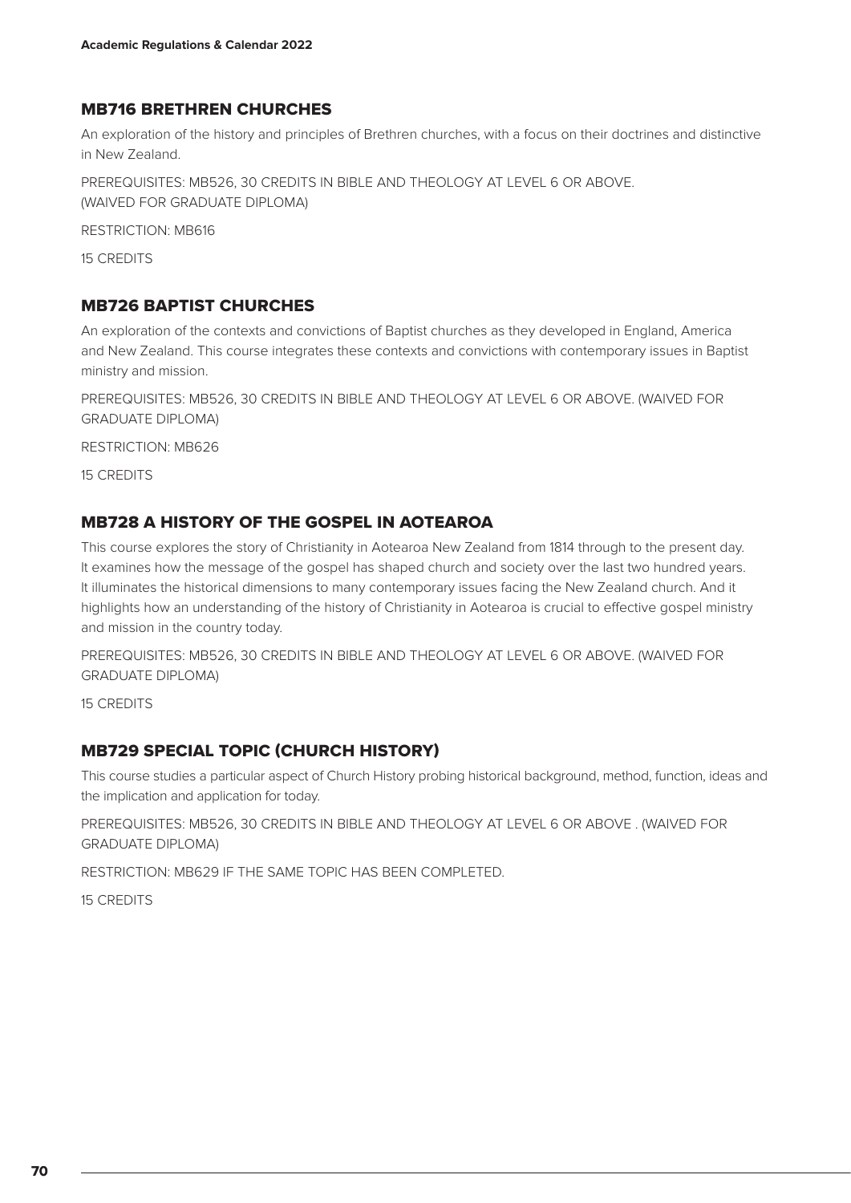## MB716 BRETHREN CHURCHES

An exploration of the history and principles of Brethren churches, with a focus on their doctrines and distinctive in New Zealand.

PREREQUISITES: MB526, 30 CREDITS IN BIBLE AND THEOLOGY AT LEVEL 6 OR ABOVE.
(WAIVED FOR GRADUATE DIPLOMA)

RESTRICTION: MB616

15 CREDITS

## MB726 BAPTIST CHURCHES

An exploration of the contexts and convictions of Baptist churches as they developed in England, America and New Zealand. This course integrates these contexts and convictions with contemporary issues in Baptist ministry and mission.

PREREQUISITES: MB526, 30 CREDITS IN BIBLE AND THEOLOGY AT LEVEL 6 OR ABOVE. (WAIVED FOR GRADUATE DIPLOMA)

RESTRICTION: MB626

15 CREDITS

## MB728 A HISTORY OF THE GOSPEL IN AOTEAROA

This course explores the story of Christianity in Aotearoa New Zealand from 1814 through to the present day. It examines how the message of the gospel has shaped church and society over the last two hundred years. It illuminates the historical dimensions to many contemporary issues facing the New Zealand church. And it highlights how an understanding of the history of Christianity in Aotearoa is crucial to effective gospel ministry and mission in the country today.

PREREQUISITES: MB526, 30 CREDITS IN BIBLE AND THEOLOGY AT LEVEL 6 OR ABOVE. (WAIVED FOR GRADUATE DIPLOMA)

15 CREDITS

## MB729 SPECIAL TOPIC (CHURCH HISTORY)

This course studies a particular aspect of Church History probing historical background, method, function, ideas and the implication and application for today.

PREREQUISITES: MB526, 30 CREDITS IN BIBLE AND THEOLOGY AT LEVEL 6 OR ABOVE . (WAIVED FOR GRADUATE DIPLOMA)

RESTRICTION: MB629 IF THE SAME TOPIC HAS BEEN COMPLETED.

15 CREDITS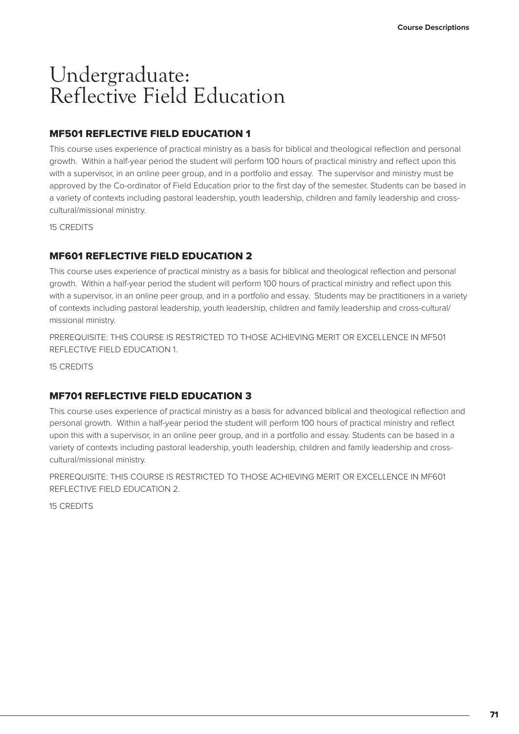# Undergraduate: Reflective Field Education

### MF501 REFLECTIVE FIELD EDUCATION 1

This course uses experience of practical ministry as a basis for biblical and theological reflection and personal growth. Within a half-year period the student will perform 100 hours of practical ministry and reflect upon this with a supervisor, in an online peer group, and in a portfolio and essay. The supervisor and ministry must be approved by the Co-ordinator of Field Education prior to the first day of the semester. Students can be based in a variety of contexts including pastoral leadership, youth leadership, children and family leadership and cross-cultural/missional ministry.

15 CREDITS

### MF601 REFLECTIVE FIELD EDUCATION 2

This course uses experience of practical ministry as a basis for biblical and theological reflection and personal growth. Within a half-year period the student will perform 100 hours of practical ministry and reflect upon this with a supervisor, in an online peer group, and in a portfolio and essay. Students may be practitioners in a variety of contexts including pastoral leadership, youth leadership, children and family leadership and cross-cultural/missional ministry.

PREREQUISITE: THIS COURSE IS RESTRICTED TO THOSE ACHIEVING MERIT OR EXCELLENCE IN MF501 REFLECTIVE FIELD EDUCATION 1.

15 CREDITS

### MF701 REFLECTIVE FIELD EDUCATION 3

This course uses experience of practical ministry as a basis for advanced biblical and theological reflection and personal growth. Within a half-year period the student will perform 100 hours of practical ministry and reflect upon this with a supervisor, in an online peer group, and in a portfolio and essay. Students can be based in a variety of contexts including pastoral leadership, youth leadership, children and family leadership and cross-cultural/missional ministry.

PREREQUISITE: THIS COURSE IS RESTRICTED TO THOSE ACHIEVING MERIT OR EXCELLENCE IN MF601 REFLECTIVE FIELD EDUCATION 2.

15 CREDITS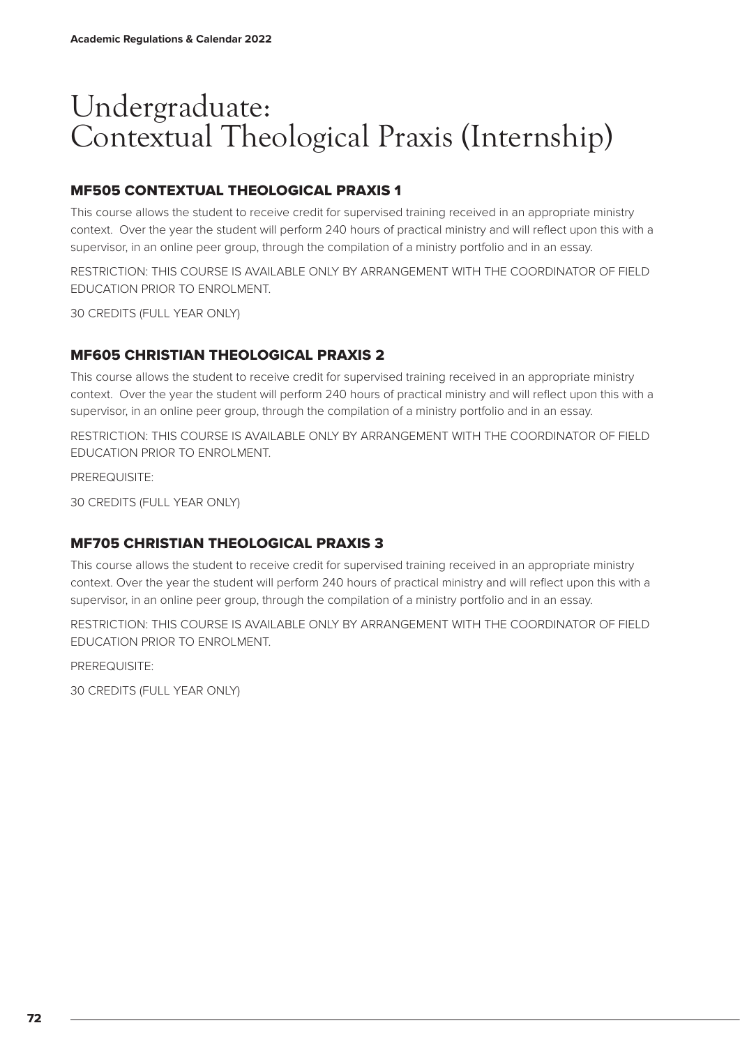# Undergraduate: Contextual Theological Praxis (Internship)

## MF505 CONTEXTUAL THEOLOGICAL PRAXIS 1

This course allows the student to receive credit for supervised training received in an appropriate ministry context. Over the year the student will perform 240 hours of practical ministry and will reflect upon this with a supervisor, in an online peer group, through the compilation of a ministry portfolio and in an essay.

RESTRICTION: THIS COURSE IS AVAILABLE ONLY BY ARRANGEMENT WITH THE COORDINATOR OF FIELD EDUCATION PRIOR TO ENROLMENT.

30 CREDITS (FULL YEAR ONLY)

## MF605 CHRISTIAN THEOLOGICAL PRAXIS 2

This course allows the student to receive credit for supervised training received in an appropriate ministry context. Over the year the student will perform 240 hours of practical ministry and will reflect upon this with a supervisor, in an online peer group, through the compilation of a ministry portfolio and in an essay.

RESTRICTION: THIS COURSE IS AVAILABLE ONLY BY ARRANGEMENT WITH THE COORDINATOR OF FIELD EDUCATION PRIOR TO ENROLMENT.

PREREQUISITE:

30 CREDITS (FULL YEAR ONLY)

## MF705 CHRISTIAN THEOLOGICAL PRAXIS 3

This course allows the student to receive credit for supervised training received in an appropriate ministry context. Over the year the student will perform 240 hours of practical ministry and will reflect upon this with a supervisor, in an online peer group, through the compilation of a ministry portfolio and in an essay.

RESTRICTION: THIS COURSE IS AVAILABLE ONLY BY ARRANGEMENT WITH THE COORDINATOR OF FIELD EDUCATION PRIOR TO ENROLMENT.

PREREQUISITE:

30 CREDITS (FULL YEAR ONLY)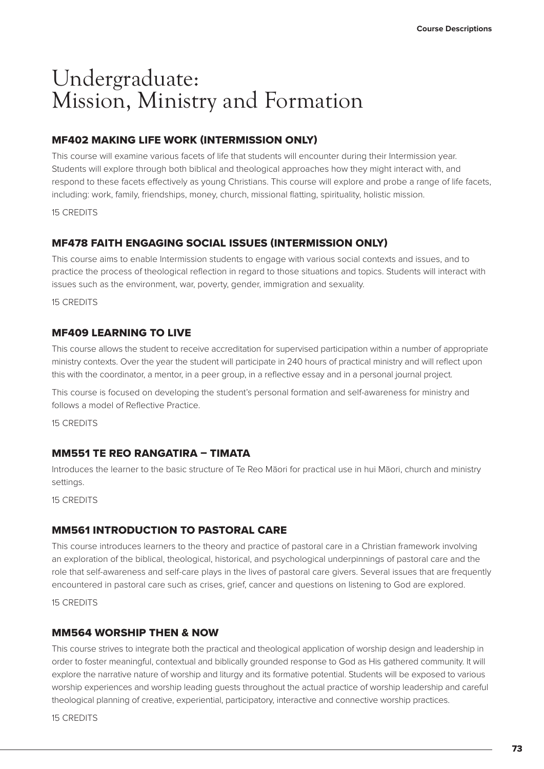# Undergraduate: Mission, Ministry and Formation

### MF402 MAKING LIFE WORK (INTERMISSION ONLY)

This course will examine various facets of life that students will encounter during their Intermission year. Students will explore through both biblical and theological approaches how they might interact with, and respond to these facets effectively as young Christians. This course will explore and probe a range of life facets, including: work, family, friendships, money, church, missional flatting, spirituality, holistic mission.

15 CREDITS

### MF478 FAITH ENGAGING SOCIAL ISSUES (INTERMISSION ONLY)

This course aims to enable Intermission students to engage with various social contexts and issues, and to practice the process of theological reflection in regard to those situations and topics. Students will interact with issues such as the environment, war, poverty, gender, immigration and sexuality.

15 CREDITS

### MF409 LEARNING TO LIVE

This course allows the student to receive accreditation for supervised participation within a number of appropriate ministry contexts. Over the year the student will participate in 240 hours of practical ministry and will reflect upon this with the coordinator, a mentor, in a peer group, in a reflective essay and in a personal journal project.

This course is focused on developing the student's personal formation and self-awareness for ministry and follows a model of Reflective Practice.

15 CREDITS

### MM551 TE REO RANGATIRA – TIMATA

Introduces the learner to the basic structure of Te Reo Māori for practical use in hui Māori, church and ministry settings.

15 CREDITS

### MM561 INTRODUCTION TO PASTORAL CARE

This course introduces learners to the theory and practice of pastoral care in a Christian framework involving an exploration of the biblical, theological, historical, and psychological underpinnings of pastoral care and the role that self-awareness and self-care plays in the lives of pastoral care givers. Several issues that are frequently encountered in pastoral care such as crises, grief, cancer and questions on listening to God are explored.

15 CREDITS

### MM564 WORSHIP THEN & NOW

This course strives to integrate both the practical and theological application of worship design and leadership in order to foster meaningful, contextual and biblically grounded response to God as His gathered community. It will explore the narrative nature of worship and liturgy and its formative potential. Students will be exposed to various worship experiences and worship leading guests throughout the actual practice of worship leadership and careful theological planning of creative, experiential, participatory, interactive and connective worship practices.

15 CREDITS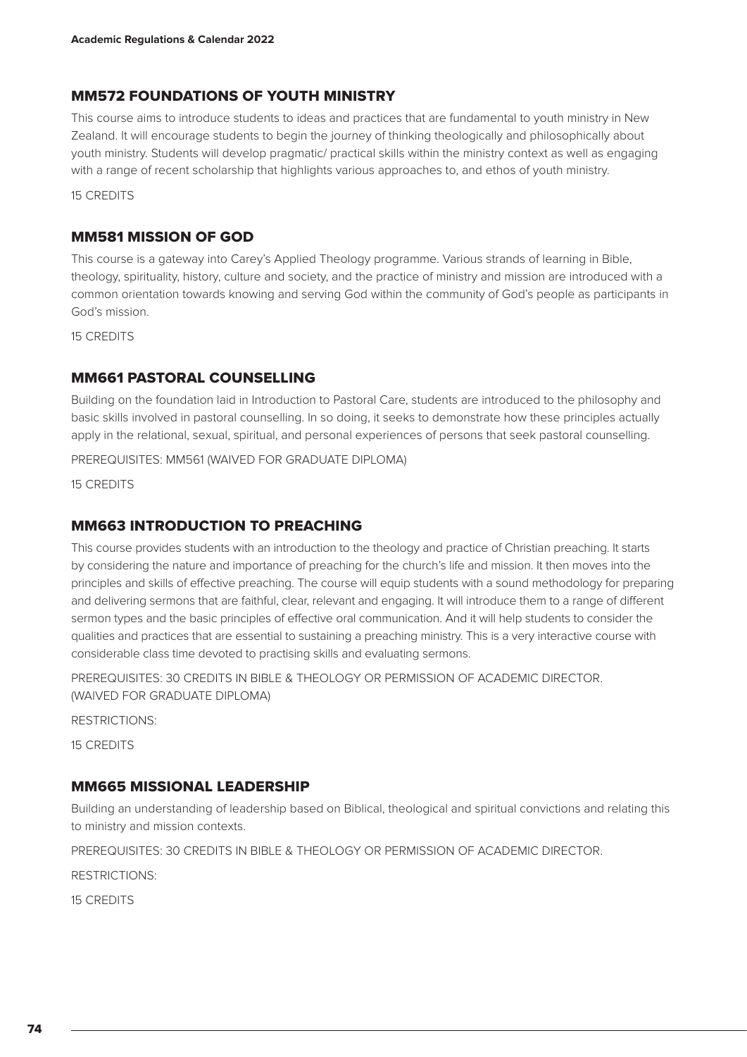## MM572 FOUNDATIONS OF YOUTH MINISTRY

This course aims to introduce students to ideas and practices that are fundamental to youth ministry in New Zealand. It will encourage students to begin the journey of thinking theologically and philosophically about youth ministry. Students will develop pragmatic/ practical skills within the ministry context as well as engaging with a range of recent scholarship that highlights various approaches to, and ethos of youth ministry.

15 CREDITS

## MM581 MISSION OF GOD

This course is a gateway into Carey's Applied Theology programme. Various strands of learning in Bible, theology, spirituality, history, culture and society, and the practice of ministry and mission are introduced with a common orientation towards knowing and serving God within the community of God's people as participants in God's mission.

15 CREDITS

## MM661 PASTORAL COUNSELLING

Building on the foundation laid in Introduction to Pastoral Care, students are introduced to the philosophy and basic skills involved in pastoral counselling. In so doing, it seeks to demonstrate how these principles actually apply in the relational, sexual, spiritual, and personal experiences of persons that seek pastoral counselling.

PREREQUISITES: MM561 (WAIVED FOR GRADUATE DIPLOMA)

15 CREDITS

## MM663 INTRODUCTION TO PREACHING

This course provides students with an introduction to the theology and practice of Christian preaching. It starts by considering the nature and importance of preaching for the church's life and mission. It then moves into the principles and skills of effective preaching. The course will equip students with a sound methodology for preparing and delivering sermons that are faithful, clear, relevant and engaging. It will introduce them to a range of different sermon types and the basic principles of effective oral communication. And it will help students to consider the qualities and practices that are essential to sustaining a preaching ministry. This is a very interactive course with considerable class time devoted to practising skills and evaluating sermons.

PREREQUISITES: 30 CREDITS IN BIBLE & THEOLOGY OR PERMISSION OF ACADEMIC DIRECTOR. (WAIVED FOR GRADUATE DIPLOMA)

RESTRICTIONS:

15 CREDITS

## MM665 MISSIONAL LEADERSHIP

Building an understanding of leadership based on Biblical, theological and spiritual convictions and relating this to ministry and mission contexts.

PREREQUISITES: 30 CREDITS IN BIBLE & THEOLOGY OR PERMISSION OF ACADEMIC DIRECTOR.

RESTRICTIONS:

15 CREDITS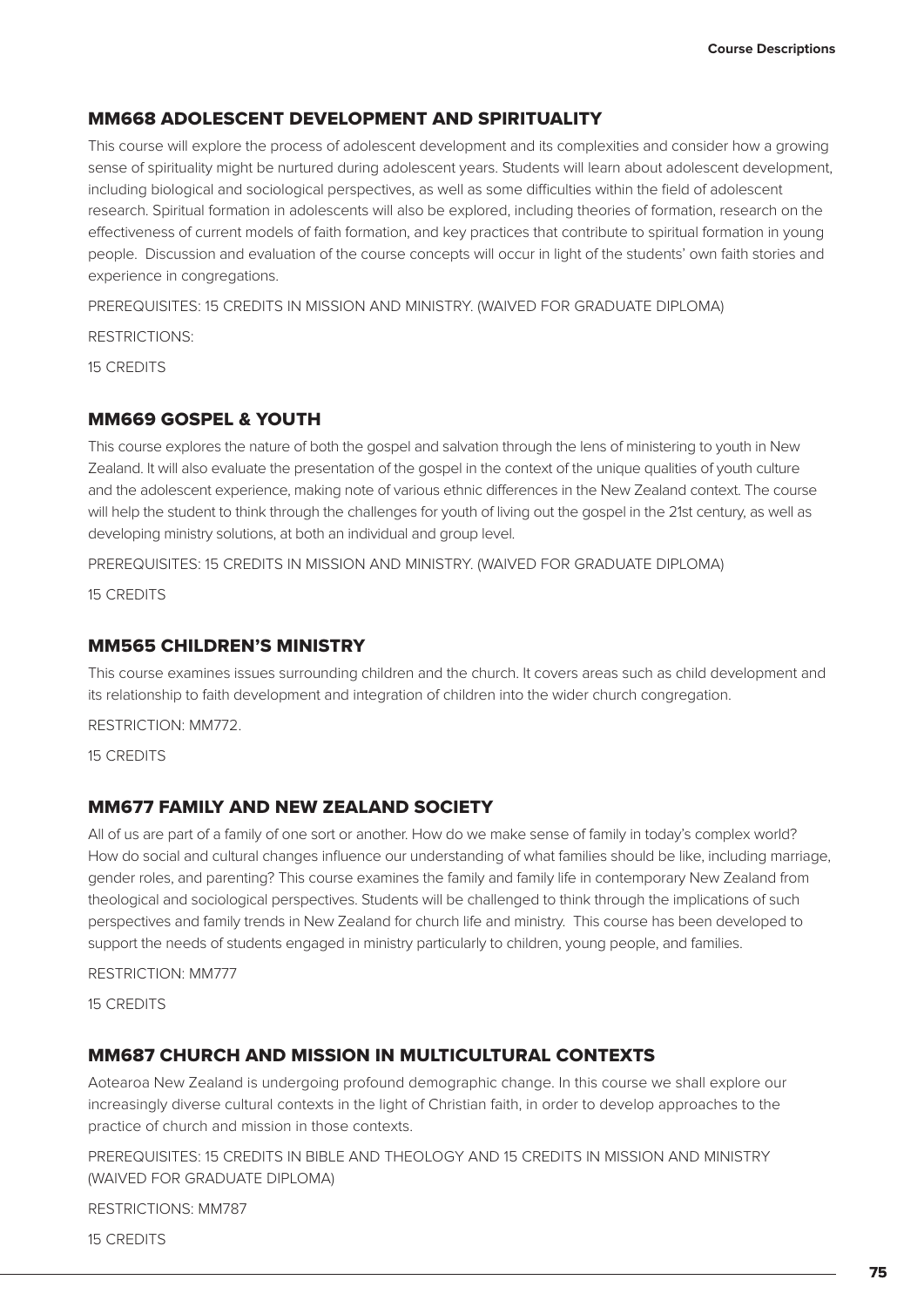### MM668 ADOLESCENT DEVELOPMENT AND SPIRITUALITY

This course will explore the process of adolescent development and its complexities and consider how a growing sense of spirituality might be nurtured during adolescent years. Students will learn about adolescent development, including biological and sociological perspectives, as well as some difficulties within the field of adolescent research. Spiritual formation in adolescents will also be explored, including theories of formation, research on the effectiveness of current models of faith formation, and key practices that contribute to spiritual formation in young people. Discussion and evaluation of the course concepts will occur in light of the students' own faith stories and experience in congregations.

PREREQUISITES: 15 CREDITS IN MISSION AND MINISTRY. (WAIVED FOR GRADUATE DIPLOMA)

RESTRICTIONS:

15 CREDITS

### MM669 GOSPEL & YOUTH

This course explores the nature of both the gospel and salvation through the lens of ministering to youth in New Zealand. It will also evaluate the presentation of the gospel in the context of the unique qualities of youth culture and the adolescent experience, making note of various ethnic differences in the New Zealand context. The course will help the student to think through the challenges for youth of living out the gospel in the 21st century, as well as developing ministry solutions, at both an individual and group level.

PREREQUISITES: 15 CREDITS IN MISSION AND MINISTRY. (WAIVED FOR GRADUATE DIPLOMA)

15 CREDITS

### MM565 CHILDREN'S MINISTRY

This course examines issues surrounding children and the church. It covers areas such as child development and its relationship to faith development and integration of children into the wider church congregation.

RESTRICTION: MM772.

15 CREDITS

### MM677 FAMILY AND NEW ZEALAND SOCIETY

All of us are part of a family of one sort or another. How do we make sense of family in today's complex world? How do social and cultural changes influence our understanding of what families should be like, including marriage, gender roles, and parenting? This course examines the family and family life in contemporary New Zealand from theological and sociological perspectives. Students will be challenged to think through the implications of such perspectives and family trends in New Zealand for church life and ministry. This course has been developed to support the needs of students engaged in ministry particularly to children, young people, and families.

RESTRICTION: MM777

15 CREDITS

### MM687 CHURCH AND MISSION IN MULTICULTURAL CONTEXTS

Aotearoa New Zealand is undergoing profound demographic change. In this course we shall explore our increasingly diverse cultural contexts in the light of Christian faith, in order to develop approaches to the practice of church and mission in those contexts.

PREREQUISITES: 15 CREDITS IN BIBLE AND THEOLOGY AND 15 CREDITS IN MISSION AND MINISTRY (WAIVED FOR GRADUATE DIPLOMA)

RESTRICTIONS: MM787

15 CREDITS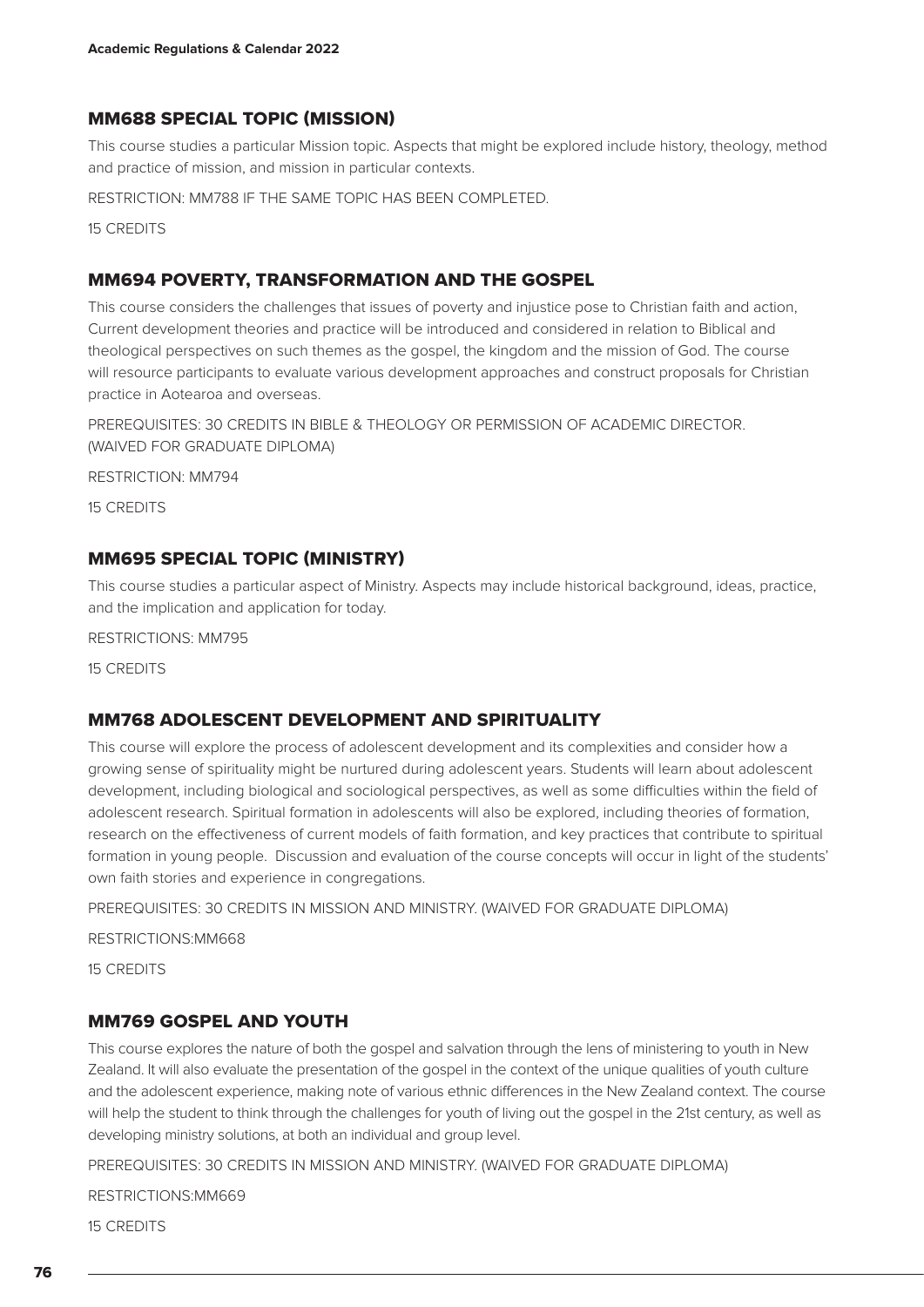## MM688 SPECIAL TOPIC (MISSION)

This course studies a particular Mission topic. Aspects that might be explored include history, theology, method and practice of mission, and mission in particular contexts.

RESTRICTION: MM788 IF THE SAME TOPIC HAS BEEN COMPLETED.

15 CREDITS

## MM694 POVERTY, TRANSFORMATION AND THE GOSPEL

This course considers the challenges that issues of poverty and injustice pose to Christian faith and action, Current development theories and practice will be introduced and considered in relation to Biblical and theological perspectives on such themes as the gospel, the kingdom and the mission of God. The course will resource participants to evaluate various development approaches and construct proposals for Christian practice in Aotearoa and overseas.

PREREQUISITES: 30 CREDITS IN BIBLE & THEOLOGY OR PERMISSION OF ACADEMIC DIRECTOR. (WAIVED FOR GRADUATE DIPLOMA)

RESTRICTION: MM794

15 CREDITS

## MM695 SPECIAL TOPIC (MINISTRY)

This course studies a particular aspect of Ministry. Aspects may include historical background, ideas, practice, and the implication and application for today.

RESTRICTIONS: MM795

15 CREDITS

## MM768 ADOLESCENT DEVELOPMENT AND SPIRITUALITY

This course will explore the process of adolescent development and its complexities and consider how a growing sense of spirituality might be nurtured during adolescent years. Students will learn about adolescent development, including biological and sociological perspectives, as well as some difficulties within the field of adolescent research. Spiritual formation in adolescents will also be explored, including theories of formation, research on the effectiveness of current models of faith formation, and key practices that contribute to spiritual formation in young people. Discussion and evaluation of the course concepts will occur in light of the students' own faith stories and experience in congregations.

PREREQUISITES: 30 CREDITS IN MISSION AND MINISTRY. (WAIVED FOR GRADUATE DIPLOMA)

RESTRICTIONS:MM668

15 CREDITS

## MM769 GOSPEL AND YOUTH

This course explores the nature of both the gospel and salvation through the lens of ministering to youth in New Zealand. It will also evaluate the presentation of the gospel in the context of the unique qualities of youth culture and the adolescent experience, making note of various ethnic differences in the New Zealand context. The course will help the student to think through the challenges for youth of living out the gospel in the 21st century, as well as developing ministry solutions, at both an individual and group level.

PREREQUISITES: 30 CREDITS IN MISSION AND MINISTRY. (WAIVED FOR GRADUATE DIPLOMA)

RESTRICTIONS:MM669

15 CREDITS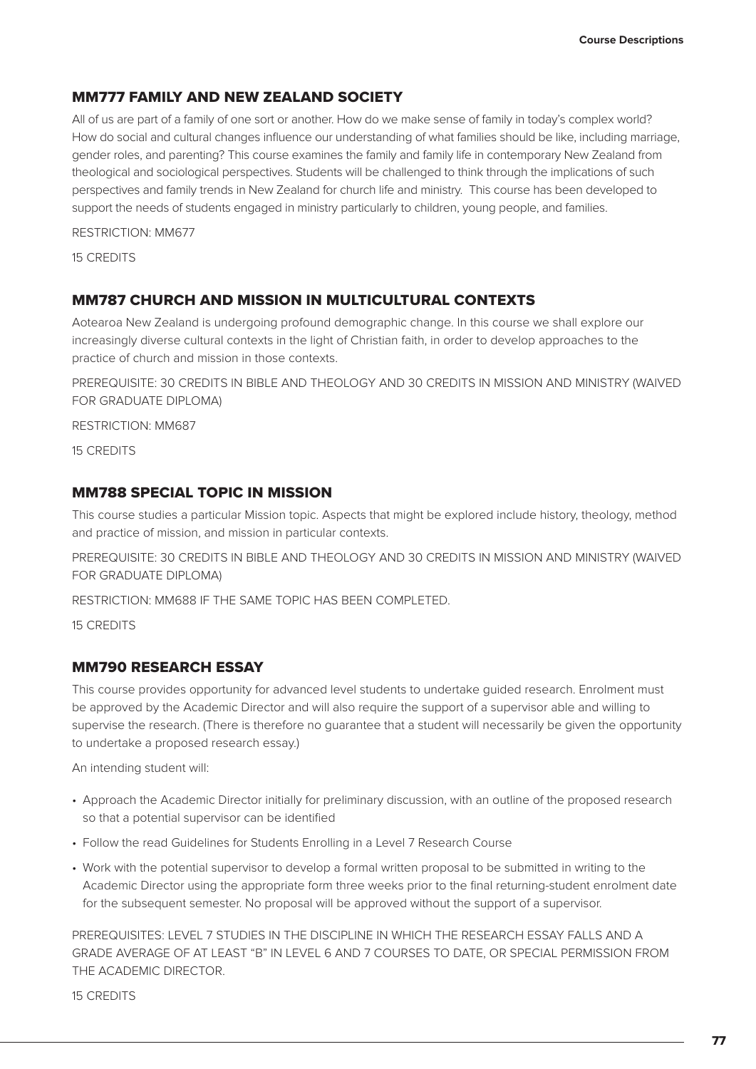## MM777 FAMILY AND NEW ZEALAND SOCIETY

All of us are part of a family of one sort or another. How do we make sense of family in today's complex world? How do social and cultural changes influence our understanding of what families should be like, including marriage, gender roles, and parenting? This course examines the family and family life in contemporary New Zealand from theological and sociological perspectives. Students will be challenged to think through the implications of such perspectives and family trends in New Zealand for church life and ministry. This course has been developed to support the needs of students engaged in ministry particularly to children, young people, and families.

RESTRICTION: MM677

15 CREDITS

## MM787 CHURCH AND MISSION IN MULTICULTURAL CONTEXTS

Aotearoa New Zealand is undergoing profound demographic change. In this course we shall explore our increasingly diverse cultural contexts in the light of Christian faith, in order to develop approaches to the practice of church and mission in those contexts.

PREREQUISITE: 30 CREDITS IN BIBLE AND THEOLOGY AND 30 CREDITS IN MISSION AND MINISTRY (WAIVED FOR GRADUATE DIPLOMA)

RESTRICTION: MM687

15 CREDITS

## MM788 SPECIAL TOPIC IN MISSION

This course studies a particular Mission topic. Aspects that might be explored include history, theology, method and practice of mission, and mission in particular contexts.

PREREQUISITE: 30 CREDITS IN BIBLE AND THEOLOGY AND 30 CREDITS IN MISSION AND MINISTRY (WAIVED FOR GRADUATE DIPLOMA)

RESTRICTION: MM688 IF THE SAME TOPIC HAS BEEN COMPLETED.

15 CREDITS

## MM790 RESEARCH ESSAY

This course provides opportunity for advanced level students to undertake guided research. Enrolment must be approved by the Academic Director and will also require the support of a supervisor able and willing to supervise the research. (There is therefore no guarantee that a student will necessarily be given the opportunity to undertake a proposed research essay.)

An intending student will:

- Approach the Academic Director initially for preliminary discussion, with an outline of the proposed research so that a potential supervisor can be identified
- Follow the read Guidelines for Students Enrolling in a Level 7 Research Course
- Work with the potential supervisor to develop a formal written proposal to be submitted in writing to the Academic Director using the appropriate form three weeks prior to the final returning-student enrolment date for the subsequent semester. No proposal will be approved without the support of a supervisor.

PREREQUISITES: LEVEL 7 STUDIES IN THE DISCIPLINE IN WHICH THE RESEARCH ESSAY FALLS AND A GRADE AVERAGE OF AT LEAST "B" IN LEVEL 6 AND 7 COURSES TO DATE, OR SPECIAL PERMISSION FROM THE ACADEMIC DIRECTOR.

15 CREDITS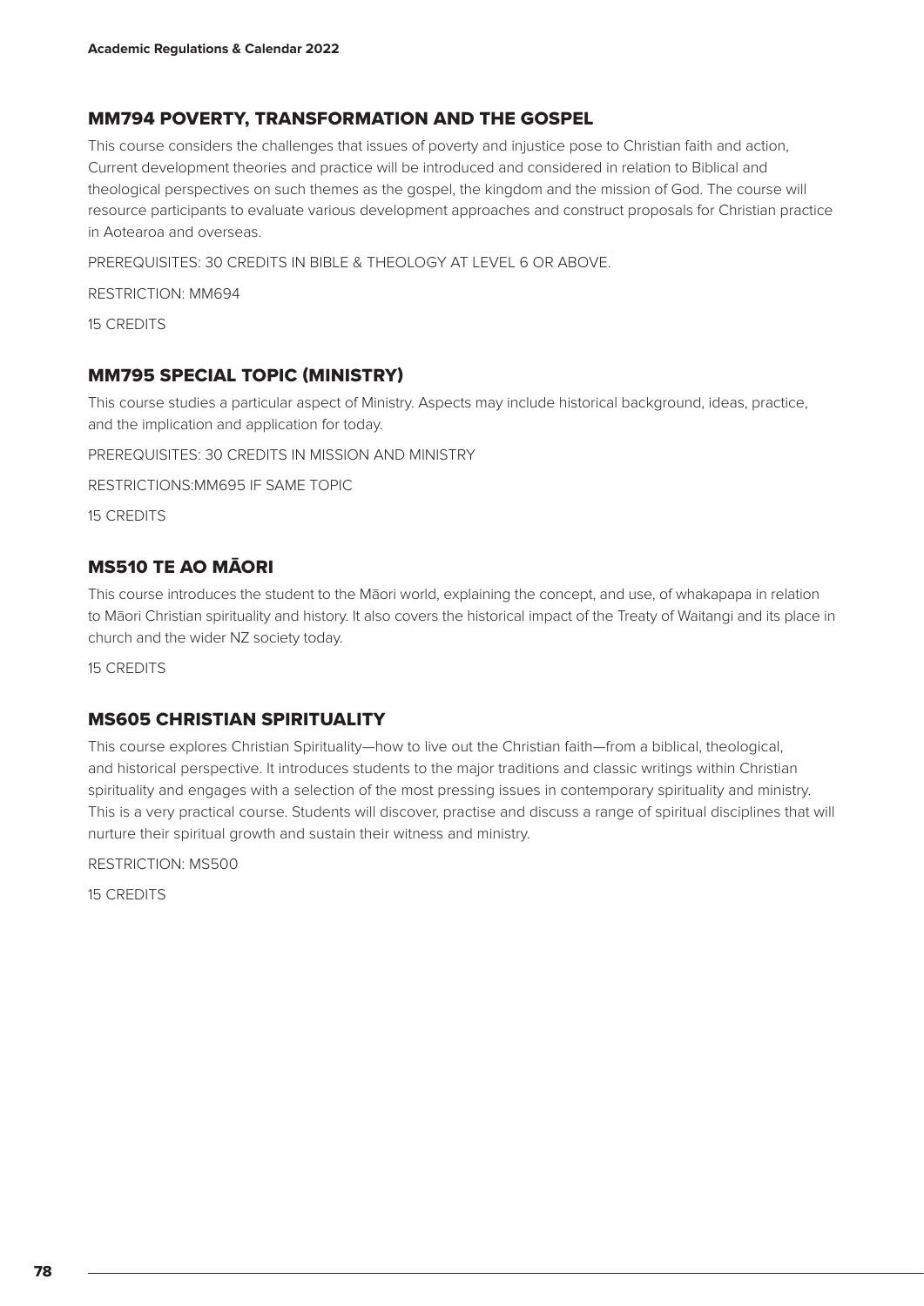## MM794 POVERTY, TRANSFORMATION AND THE GOSPEL

This course considers the challenges that issues of poverty and injustice pose to Christian faith and action, Current development theories and practice will be introduced and considered in relation to Biblical and theological perspectives on such themes as the gospel, the kingdom and the mission of God. The course will resource participants to evaluate various development approaches and construct proposals for Christian practice in Aotearoa and overseas.

PREREQUISITES: 30 CREDITS IN BIBLE & THEOLOGY AT LEVEL 6 OR ABOVE.

RESTRICTION: MM694

15 CREDITS

## MM795 SPECIAL TOPIC (MINISTRY)

This course studies a particular aspect of Ministry. Aspects may include historical background, ideas, practice, and the implication and application for today.

PREREQUISITES: 30 CREDITS IN MISSION AND MINISTRY

RESTRICTIONS:MM695 IF SAME TOPIC

15 CREDITS

## MS510 TE AO MĀORI

This course introduces the student to the Māori world, explaining the concept, and use, of whakapapa in relation to Māori Christian spirituality and history. It also covers the historical impact of the Treaty of Waitangi and its place in church and the wider NZ society today.

15 CREDITS

## MS605 CHRISTIAN SPIRITUALITY

This course explores Christian Spirituality—how to live out the Christian faith—from a biblical, theological, and historical perspective. It introduces students to the major traditions and classic writings within Christian spirituality and engages with a selection of the most pressing issues in contemporary spirituality and ministry. This is a very practical course. Students will discover, practise and discuss a range of spiritual disciplines that will nurture their spiritual growth and sustain their witness and ministry.

RESTRICTION: MS500

15 CREDITS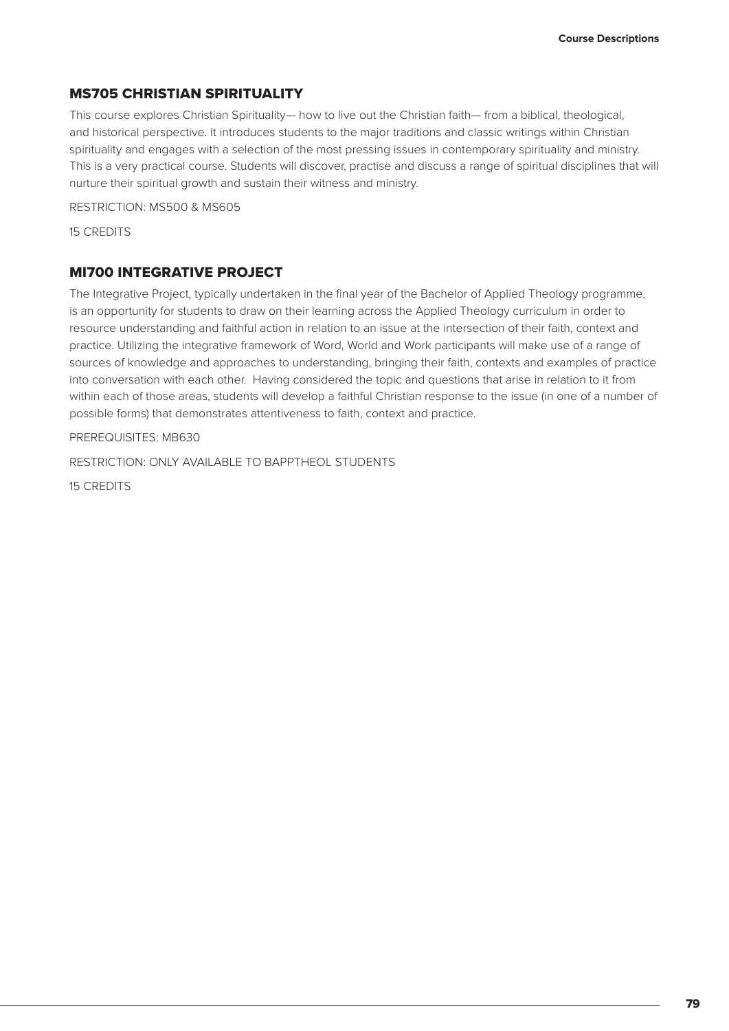## MS705 CHRISTIAN SPIRITUALITY

This course explores Christian Spirituality— how to live out the Christian faith— from a biblical, theological, and historical perspective. It introduces students to the major traditions and classic writings within Christian spirituality and engages with a selection of the most pressing issues in contemporary spirituality and ministry. This is a very practical course. Students will discover, practise and discuss a range of spiritual disciplines that will nurture their spiritual growth and sustain their witness and ministry.

RESTRICTION: MS500 & MS605

15 CREDITS

## MI700 INTEGRATIVE PROJECT

The Integrative Project, typically undertaken in the final year of the Bachelor of Applied Theology programme, is an opportunity for students to draw on their learning across the Applied Theology curriculum in order to resource understanding and faithful action in relation to an issue at the intersection of their faith, context and practice. Utilizing the integrative framework of Word, World and Work participants will make use of a range of sources of knowledge and approaches to understanding, bringing their faith, contexts and examples of practice into conversation with each other. Having considered the topic and questions that arise in relation to it from within each of those areas, students will develop a faithful Christian response to the issue (in one of a number of possible forms) that demonstrates attentiveness to faith, context and practice.

PREREQUISITES: MB630

RESTRICTION: ONLY AVAILABLE TO BAPPTHEOL STUDENTS

15 CREDITS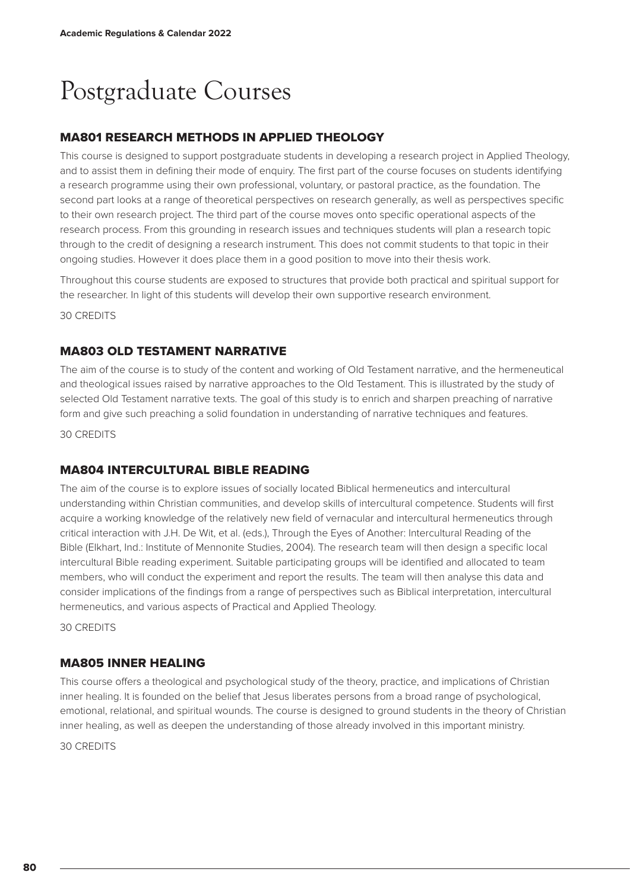# Postgraduate Courses

## MA801 RESEARCH METHODS IN APPLIED THEOLOGY

This course is designed to support postgraduate students in developing a research project in Applied Theology, and to assist them in defining their mode of enquiry. The first part of the course focuses on students identifying a research programme using their own professional, voluntary, or pastoral practice, as the foundation. The second part looks at a range of theoretical perspectives on research generally, as well as perspectives specific to their own research project. The third part of the course moves onto specific operational aspects of the research process. From this grounding in research issues and techniques students will plan a research topic through to the credit of designing a research instrument. This does not commit students to that topic in their ongoing studies. However it does place them in a good position to move into their thesis work.

Throughout this course students are exposed to structures that provide both practical and spiritual support for the researcher. In light of this students will develop their own supportive research environment.

30 CREDITS

## MA803 OLD TESTAMENT NARRATIVE

The aim of the course is to study of the content and working of Old Testament narrative, and the hermeneutical and theological issues raised by narrative approaches to the Old Testament. This is illustrated by the study of selected Old Testament narrative texts. The goal of this study is to enrich and sharpen preaching of narrative form and give such preaching a solid foundation in understanding of narrative techniques and features.

30 CREDITS

## MA804 INTERCULTURAL BIBLE READING

The aim of the course is to explore issues of socially located Biblical hermeneutics and intercultural understanding within Christian communities, and develop skills of intercultural competence. Students will first acquire a working knowledge of the relatively new field of vernacular and intercultural hermeneutics through critical interaction with J.H. De Wit, et al. (eds.), Through the Eyes of Another: Intercultural Reading of the Bible (Elkhart, Ind.: Institute of Mennonite Studies, 2004). The research team will then design a specific local intercultural Bible reading experiment. Suitable participating groups will be identified and allocated to team members, who will conduct the experiment and report the results. The team will then analyse this data and consider implications of the findings from a range of perspectives such as Biblical interpretation, intercultural hermeneutics, and various aspects of Practical and Applied Theology.

30 CREDITS

## MA805 INNER HEALING

This course offers a theological and psychological study of the theory, practice, and implications of Christian inner healing. It is founded on the belief that Jesus liberates persons from a broad range of psychological, emotional, relational, and spiritual wounds. The course is designed to ground students in the theory of Christian inner healing, as well as deepen the understanding of those already involved in this important ministry.

30 CREDITS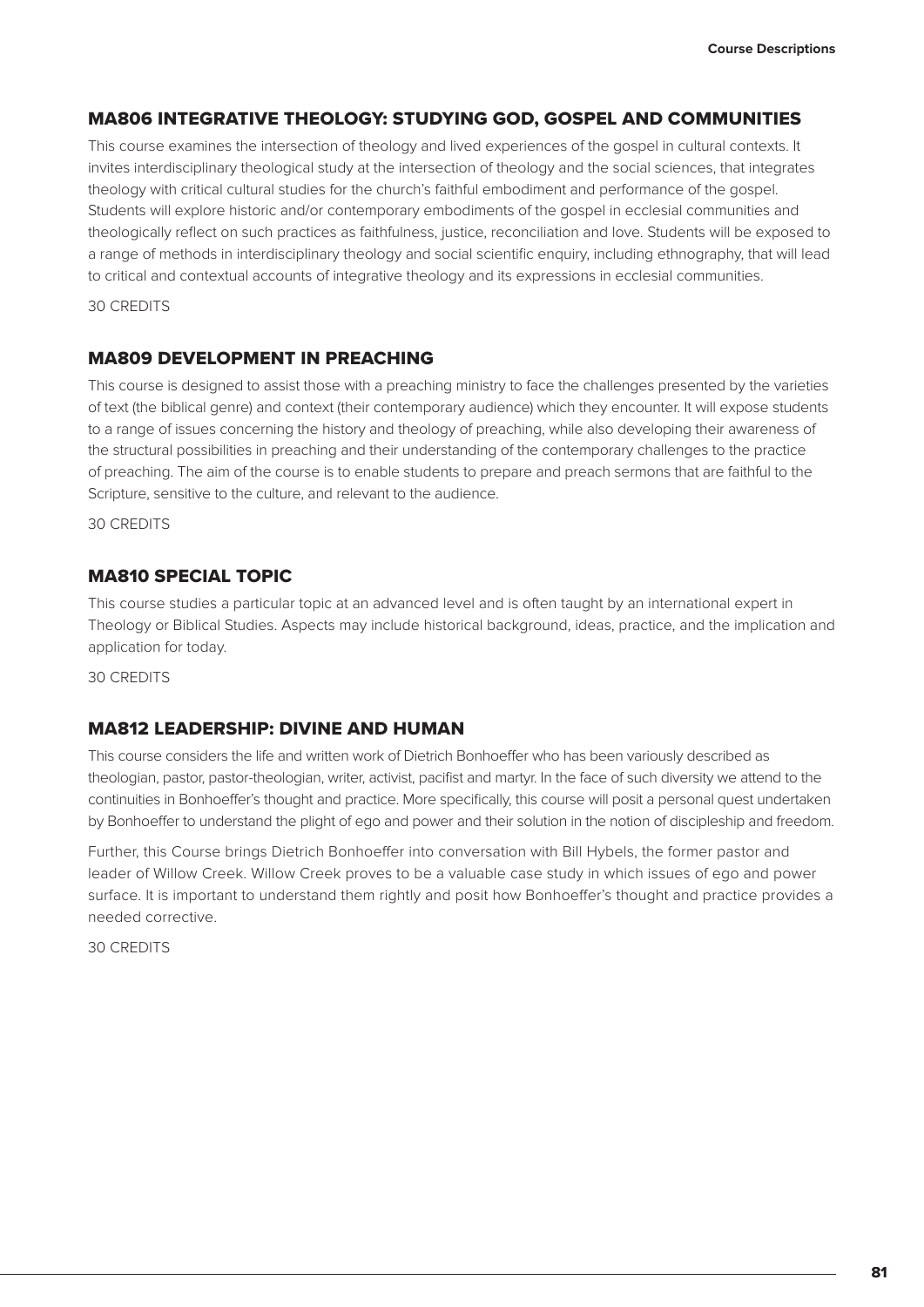## MA806 INTEGRATIVE THEOLOGY: STUDYING GOD, GOSPEL AND COMMUNITIES

This course examines the intersection of theology and lived experiences of the gospel in cultural contexts. It invites interdisciplinary theological study at the intersection of theology and the social sciences, that integrates theology with critical cultural studies for the church's faithful embodiment and performance of the gospel. Students will explore historic and/or contemporary embodiments of the gospel in ecclesial communities and theologically reflect on such practices as faithfulness, justice, reconciliation and love. Students will be exposed to a range of methods in interdisciplinary theology and social scientific enquiry, including ethnography, that will lead to critical and contextual accounts of integrative theology and its expressions in ecclesial communities.

30 CREDITS

## MA809 DEVELOPMENT IN PREACHING

This course is designed to assist those with a preaching ministry to face the challenges presented by the varieties of text (the biblical genre) and context (their contemporary audience) which they encounter. It will expose students to a range of issues concerning the history and theology of preaching, while also developing their awareness of the structural possibilities in preaching and their understanding of the contemporary challenges to the practice of preaching. The aim of the course is to enable students to prepare and preach sermons that are faithful to the Scripture, sensitive to the culture, and relevant to the audience.

30 CREDITS

## MA810 SPECIAL TOPIC

This course studies a particular topic at an advanced level and is often taught by an international expert in Theology or Biblical Studies. Aspects may include historical background, ideas, practice, and the implication and application for today.

30 CREDITS

## MA812 LEADERSHIP: DIVINE AND HUMAN

This course considers the life and written work of Dietrich Bonhoeffer who has been variously described as theologian, pastor, pastor-theologian, writer, activist, pacifist and martyr. In the face of such diversity we attend to the continuities in Bonhoeffer's thought and practice. More specifically, this course will posit a personal quest undertaken by Bonhoeffer to understand the plight of ego and power and their solution in the notion of discipleship and freedom.

Further, this Course brings Dietrich Bonhoeffer into conversation with Bill Hybels, the former pastor and leader of Willow Creek. Willow Creek proves to be a valuable case study in which issues of ego and power surface. It is important to understand them rightly and posit how Bonhoeffer's thought and practice provides a needed corrective.

30 CREDITS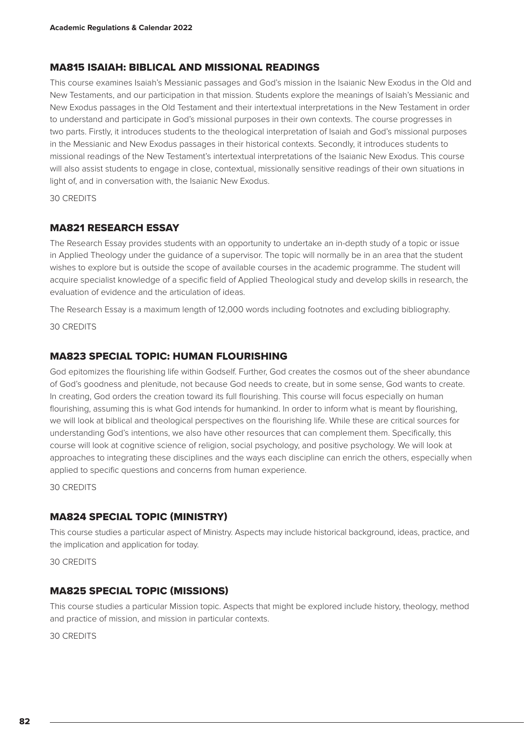## MA815 ISAIAH: BIBLICAL AND MISSIONAL READINGS

This course examines Isaiah's Messianic passages and God's mission in the Isaianic New Exodus in the Old and New Testaments, and our participation in that mission. Students explore the meanings of Isaiah's Messianic and New Exodus passages in the Old Testament and their intertextual interpretations in the New Testament in order to understand and participate in God's missional purposes in their own contexts. The course progresses in two parts. Firstly, it introduces students to the theological interpretation of Isaiah and God's missional purposes in the Messianic and New Exodus passages in their historical contexts. Secondly, it introduces students to missional readings of the New Testament's intertextual interpretations of the Isaianic New Exodus. This course will also assist students to engage in close, contextual, missionally sensitive readings of their own situations in light of, and in conversation with, the Isaianic New Exodus.

30 CREDITS

## MA821 RESEARCH ESSAY

The Research Essay provides students with an opportunity to undertake an in-depth study of a topic or issue in Applied Theology under the guidance of a supervisor. The topic will normally be in an area that the student wishes to explore but is outside the scope of available courses in the academic programme. The student will acquire specialist knowledge of a specific field of Applied Theological study and develop skills in research, the evaluation of evidence and the articulation of ideas.

The Research Essay is a maximum length of 12,000 words including footnotes and excluding bibliography.

30 CREDITS

## MA823 SPECIAL TOPIC: HUMAN FLOURISHING

God epitomizes the flourishing life within Godself. Further, God creates the cosmos out of the sheer abundance of God's goodness and plenitude, not because God needs to create, but in some sense, God wants to create. In creating, God orders the creation toward its full flourishing. This course will focus especially on human flourishing, assuming this is what God intends for humankind. In order to inform what is meant by flourishing, we will look at biblical and theological perspectives on the flourishing life. While these are critical sources for understanding God's intentions, we also have other resources that can complement them. Specifically, this course will look at cognitive science of religion, social psychology, and positive psychology. We will look at approaches to integrating these disciplines and the ways each discipline can enrich the others, especially when applied to specific questions and concerns from human experience.

30 CREDITS

## MA824 SPECIAL TOPIC (MINISTRY)

This course studies a particular aspect of Ministry. Aspects may include historical background, ideas, practice, and the implication and application for today.

30 CREDITS

## MA825 SPECIAL TOPIC (MISSIONS)

This course studies a particular Mission topic. Aspects that might be explored include history, theology, method and practice of mission, and mission in particular contexts.

30 CREDITS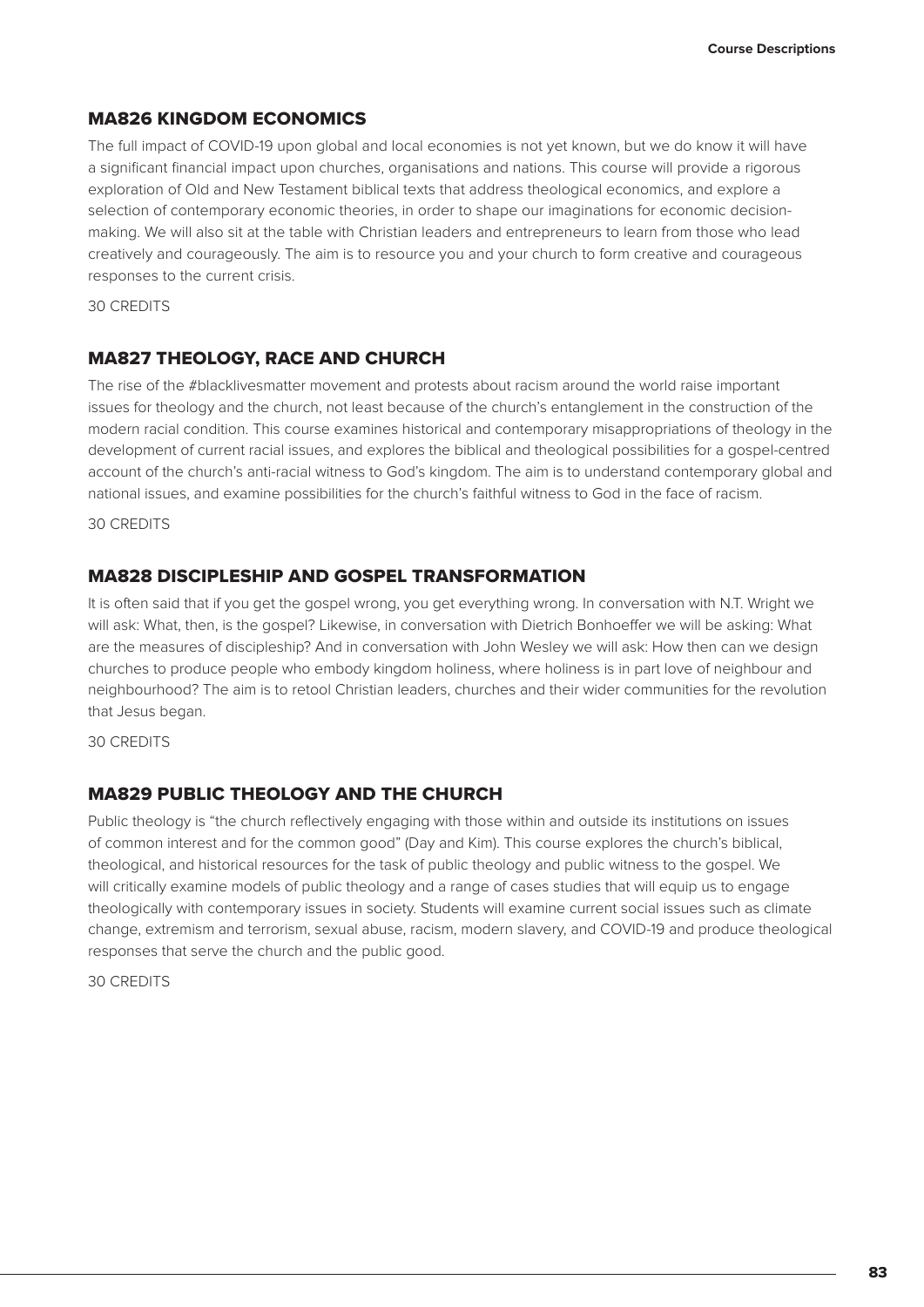## MA826 KINGDOM ECONOMICS

The full impact of COVID-19 upon global and local economies is not yet known, but we do know it will have a significant financial impact upon churches, organisations and nations. This course will provide a rigorous exploration of Old and New Testament biblical texts that address theological economics, and explore a selection of contemporary economic theories, in order to shape our imaginations for economic decision-making. We will also sit at the table with Christian leaders and entrepreneurs to learn from those who lead creatively and courageously. The aim is to resource you and your church to form creative and courageous responses to the current crisis.

30 CREDITS

## MA827 THEOLOGY, RACE AND CHURCH

The rise of the #blacklivesmatter movement and protests about racism around the world raise important issues for theology and the church, not least because of the church's entanglement in the construction of the modern racial condition. This course examines historical and contemporary misappropriations of theology in the development of current racial issues, and explores the biblical and theological possibilities for a gospel-centred account of the church's anti-racial witness to God's kingdom. The aim is to understand contemporary global and national issues, and examine possibilities for the church's faithful witness to God in the face of racism.

30 CREDITS

## MA828 DISCIPLESHIP AND GOSPEL TRANSFORMATION

It is often said that if you get the gospel wrong, you get everything wrong. In conversation with N.T. Wright we will ask: What, then, is the gospel? Likewise, in conversation with Dietrich Bonhoeffer we will be asking: What are the measures of discipleship? And in conversation with John Wesley we will ask: How then can we design churches to produce people who embody kingdom holiness, where holiness is in part love of neighbour and neighbourhood? The aim is to retool Christian leaders, churches and their wider communities for the revolution that Jesus began.

30 CREDITS

## MA829 PUBLIC THEOLOGY AND THE CHURCH

Public theology is "the church reflectively engaging with those within and outside its institutions on issues of common interest and for the common good" (Day and Kim). This course explores the church's biblical, theological, and historical resources for the task of public theology and public witness to the gospel. We will critically examine models of public theology and a range of cases studies that will equip us to engage theologically with contemporary issues in society. Students will examine current social issues such as climate change, extremism and terrorism, sexual abuse, racism, modern slavery, and COVID-19 and produce theological responses that serve the church and the public good.

30 CREDITS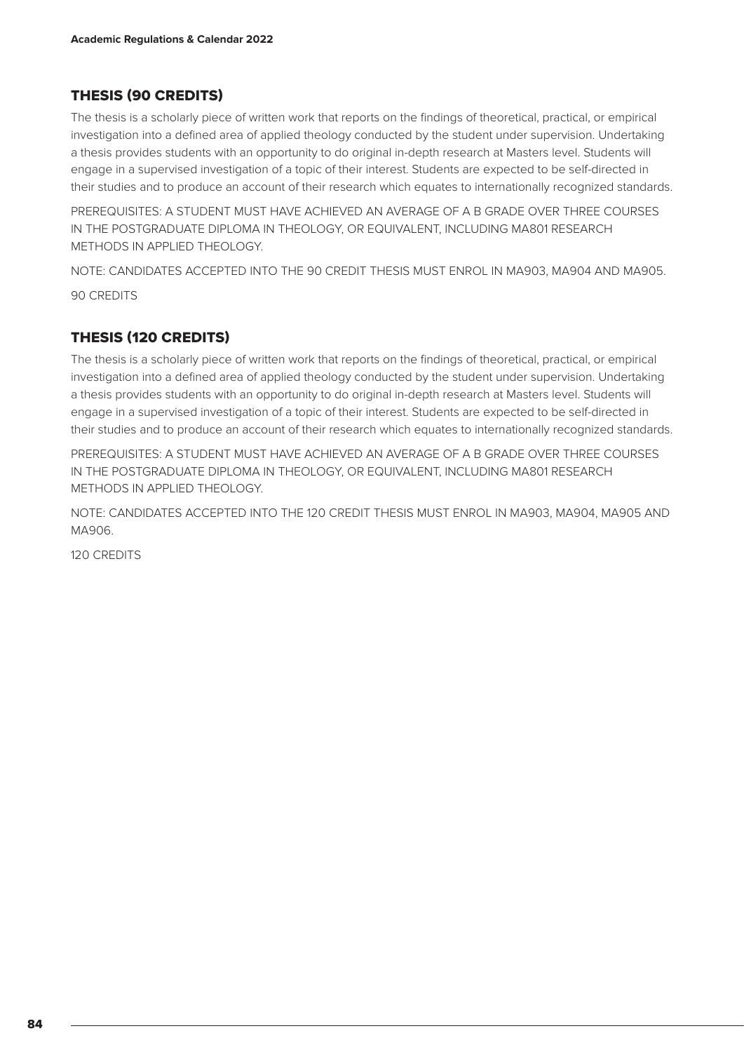## THESIS (90 CREDITS)

The thesis is a scholarly piece of written work that reports on the findings of theoretical, practical, or empirical investigation into a defined area of applied theology conducted by the student under supervision. Undertaking a thesis provides students with an opportunity to do original in-depth research at Masters level. Students will engage in a supervised investigation of a topic of their interest. Students are expected to be self-directed in their studies and to produce an account of their research which equates to internationally recognized standards.

PREREQUISITES: A STUDENT MUST HAVE ACHIEVED AN AVERAGE OF A B GRADE OVER THREE COURSES IN THE POSTGRADUATE DIPLOMA IN THEOLOGY, OR EQUIVALENT, INCLUDING MA801 RESEARCH METHODS IN APPLIED THEOLOGY.

NOTE: CANDIDATES ACCEPTED INTO THE 90 CREDIT THESIS MUST ENROL IN MA903, MA904 AND MA905.

90 CREDITS

## THESIS (120 CREDITS)

The thesis is a scholarly piece of written work that reports on the findings of theoretical, practical, or empirical investigation into a defined area of applied theology conducted by the student under supervision. Undertaking a thesis provides students with an opportunity to do original in-depth research at Masters level. Students will engage in a supervised investigation of a topic of their interest. Students are expected to be self-directed in their studies and to produce an account of their research which equates to internationally recognized standards.

PREREQUISITES: A STUDENT MUST HAVE ACHIEVED AN AVERAGE OF A B GRADE OVER THREE COURSES IN THE POSTGRADUATE DIPLOMA IN THEOLOGY, OR EQUIVALENT, INCLUDING MA801 RESEARCH METHODS IN APPLIED THEOLOGY.

NOTE: CANDIDATES ACCEPTED INTO THE 120 CREDIT THESIS MUST ENROL IN MA903, MA904, MA905 AND MA906.

120 CREDITS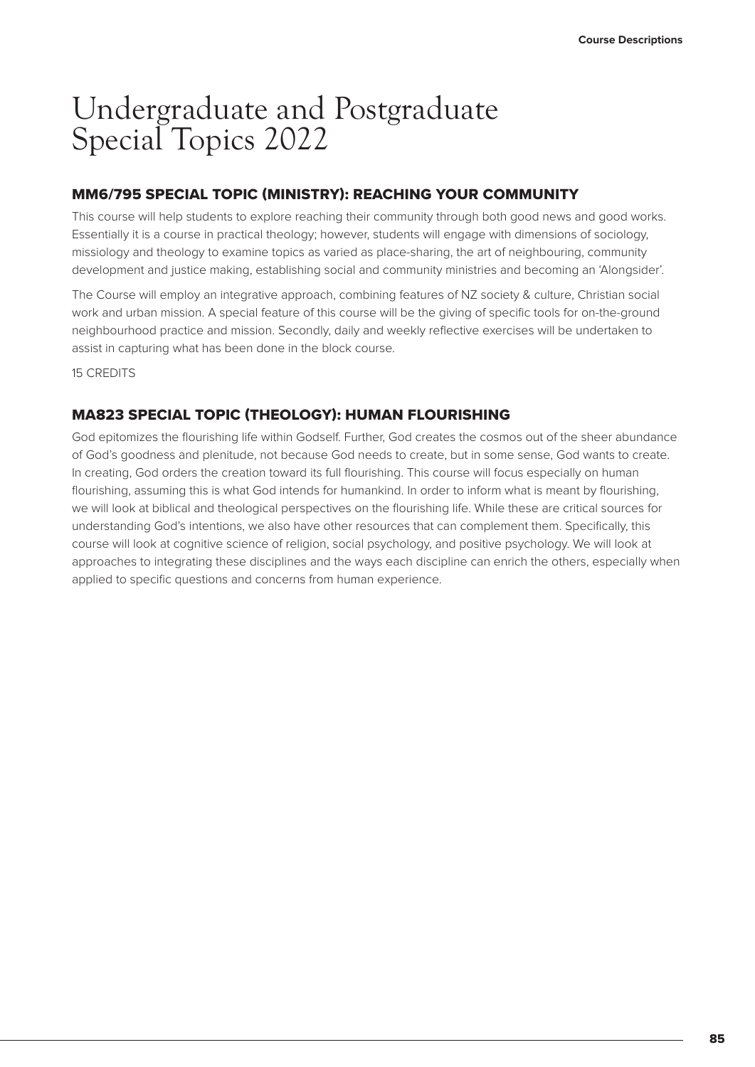# Undergraduate and Postgraduate Special Topics 2022

## MM6/795 SPECIAL TOPIC (MINISTRY): REACHING YOUR COMMUNITY

This course will help students to explore reaching their community through both good news and good works. Essentially it is a course in practical theology; however, students will engage with dimensions of sociology, missiology and theology to examine topics as varied as place-sharing, the art of neighbouring, community development and justice making, establishing social and community ministries and becoming an 'Alongsider'.

The Course will employ an integrative approach, combining features of NZ society & culture, Christian social work and urban mission. A special feature of this course will be the giving of specific tools for on-the-ground neighbourhood practice and mission. Secondly, daily and weekly reflective exercises will be undertaken to assist in capturing what has been done in the block course.

15 CREDITS

## MA823 SPECIAL TOPIC (THEOLOGY): HUMAN FLOURISHING

God epitomizes the flourishing life within Godself. Further, God creates the cosmos out of the sheer abundance of God's goodness and plenitude, not because God needs to create, but in some sense, God wants to create. In creating, God orders the creation toward its full flourishing. This course will focus especially on human flourishing, assuming this is what God intends for humankind. In order to inform what is meant by flourishing, we will look at biblical and theological perspectives on the flourishing life. While these are critical sources for understanding God's intentions, we also have other resources that can complement them. Specifically, this course will look at cognitive science of religion, social psychology, and positive psychology. We will look at approaches to integrating these disciplines and the ways each discipline can enrich the others, especially when applied to specific questions and concerns from human experience.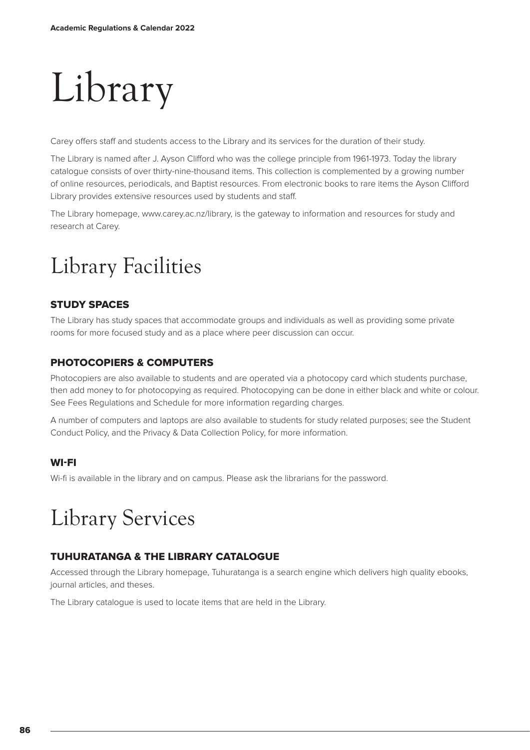# Library

Carey offers staff and students access to the Library and its services for the duration of their study.

The Library is named after J. Ayson Clifford who was the college principle from 1961-1973. Today the library catalogue consists of over thirty-nine-thousand items. This collection is complemented by a growing number of online resources, periodicals, and Baptist resources. From electronic books to rare items the Ayson Clifford Library provides extensive resources used by students and staff.

The Library homepage, www.carey.ac.nz/library, is the gateway to information and resources for study and research at Carey.

# Library Facilities

### STUDY SPACES

The Library has study spaces that accommodate groups and individuals as well as providing some private rooms for more focused study and as a place where peer discussion can occur.

### PHOTOCOPIERS & COMPUTERS

Photocopiers are also available to students and are operated via a photocopy card which students purchase, then add money to for photocopying as required. Photocopying can be done in either black and white or colour. See Fees Regulations and Schedule for more information regarding charges.

A number of computers and laptops are also available to students for study related purposes; see the Student Conduct Policy, and the Privacy & Data Collection Policy, for more information.

### WI-FI

Wi-fi is available in the library and on campus. Please ask the librarians for the password.

# Library Services

### TUHURATANGA & THE LIBRARY CATALOGUE

Accessed through the Library homepage, Tuhuratanga is a search engine which delivers high quality ebooks, journal articles, and theses.

The Library catalogue is used to locate items that are held in the Library.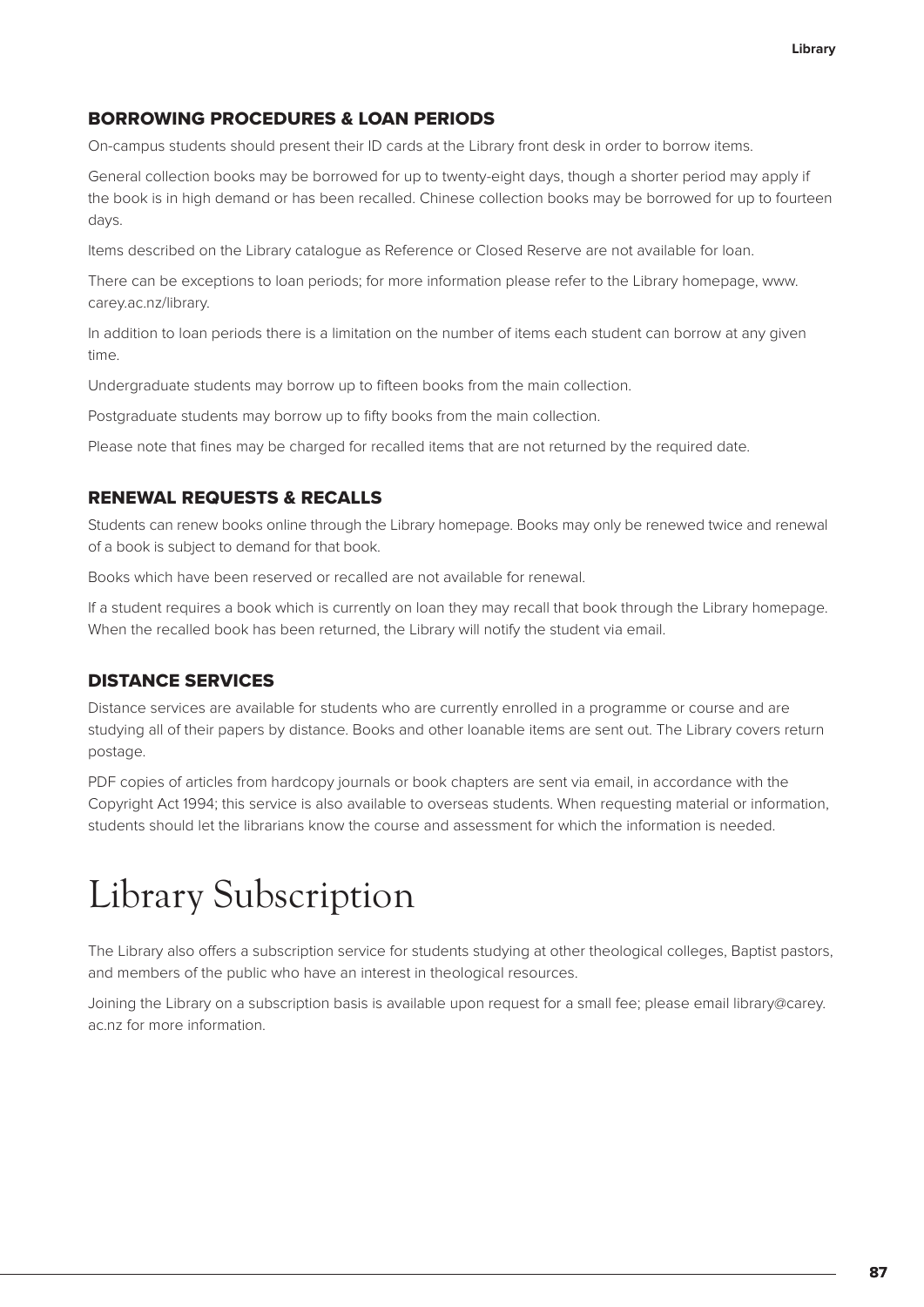### BORROWING PROCEDURES & LOAN PERIODS

On-campus students should present their ID cards at the Library front desk in order to borrow items.

General collection books may be borrowed for up to twenty-eight days, though a shorter period may apply if the book is in high demand or has been recalled. Chinese collection books may be borrowed for up to fourteen days.

Items described on the Library catalogue as Reference or Closed Reserve are not available for loan.

There can be exceptions to loan periods; for more information please refer to the Library homepage, www.carey.ac.nz/library.

In addition to loan periods there is a limitation on the number of items each student can borrow at any given time.

Undergraduate students may borrow up to fifteen books from the main collection.

Postgraduate students may borrow up to fifty books from the main collection.

Please note that fines may be charged for recalled items that are not returned by the required date.

### RENEWAL REQUESTS & RECALLS

Students can renew books online through the Library homepage. Books may only be renewed twice and renewal of a book is subject to demand for that book.

Books which have been reserved or recalled are not available for renewal.

If a student requires a book which is currently on loan they may recall that book through the Library homepage. When the recalled book has been returned, the Library will notify the student via email.

### DISTANCE SERVICES

Distance services are available for students who are currently enrolled in a programme or course and are studying all of their papers by distance. Books and other loanable items are sent out. The Library covers return postage.

PDF copies of articles from hardcopy journals or book chapters are sent via email, in accordance with the Copyright Act 1994; this service is also available to overseas students. When requesting material or information, students should let the librarians know the course and assessment for which the information is needed.

# Library Subscription

The Library also offers a subscription service for students studying at other theological colleges, Baptist pastors, and members of the public who have an interest in theological resources.

Joining the Library on a subscription basis is available upon request for a small fee; please email library@carey.ac.nz for more information.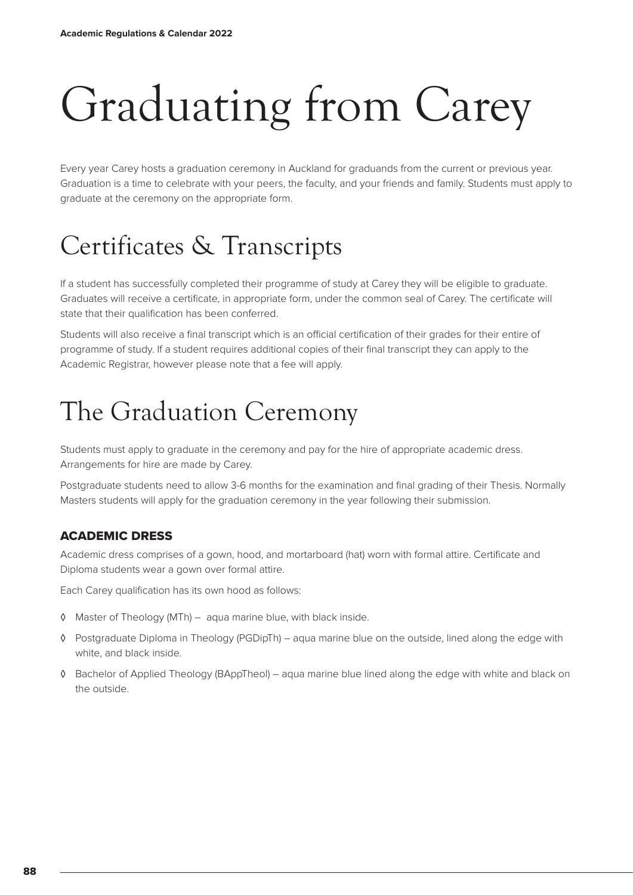# Graduating from Carey

Every year Carey hosts a graduation ceremony in Auckland for graduands from the current or previous year. Graduation is a time to celebrate with your peers, the faculty, and your friends and family. Students must apply to graduate at the ceremony on the appropriate form.

## Certificates & Transcripts

If a student has successfully completed their programme of study at Carey they will be eligible to graduate. Graduates will receive a certificate, in appropriate form, under the common seal of Carey. The certificate will state that their qualification has been conferred.

Students will also receive a final transcript which is an official certification of their grades for their entire of programme of study. If a student requires additional copies of their final transcript they can apply to the Academic Registrar, however please note that a fee will apply.

## The Graduation Ceremony

Students must apply to graduate in the ceremony and pay for the hire of appropriate academic dress. Arrangements for hire are made by Carey.

Postgraduate students need to allow 3-6 months for the examination and final grading of their Thesis. Normally Masters students will apply for the graduation ceremony in the year following their submission.

### ACADEMIC DRESS

Academic dress comprises of a gown, hood, and mortarboard (hat) worn with formal attire. Certificate and Diploma students wear a gown over formal attire.

Each Carey qualification has its own hood as follows:

- Master of Theology (MTh) – aqua marine blue, with black inside.
- Postgraduate Diploma in Theology (PGDipTh) – aqua marine blue on the outside, lined along the edge with white, and black inside.
- Bachelor of Applied Theology (BAppTheol) – aqua marine blue lined along the edge with white and black on the outside.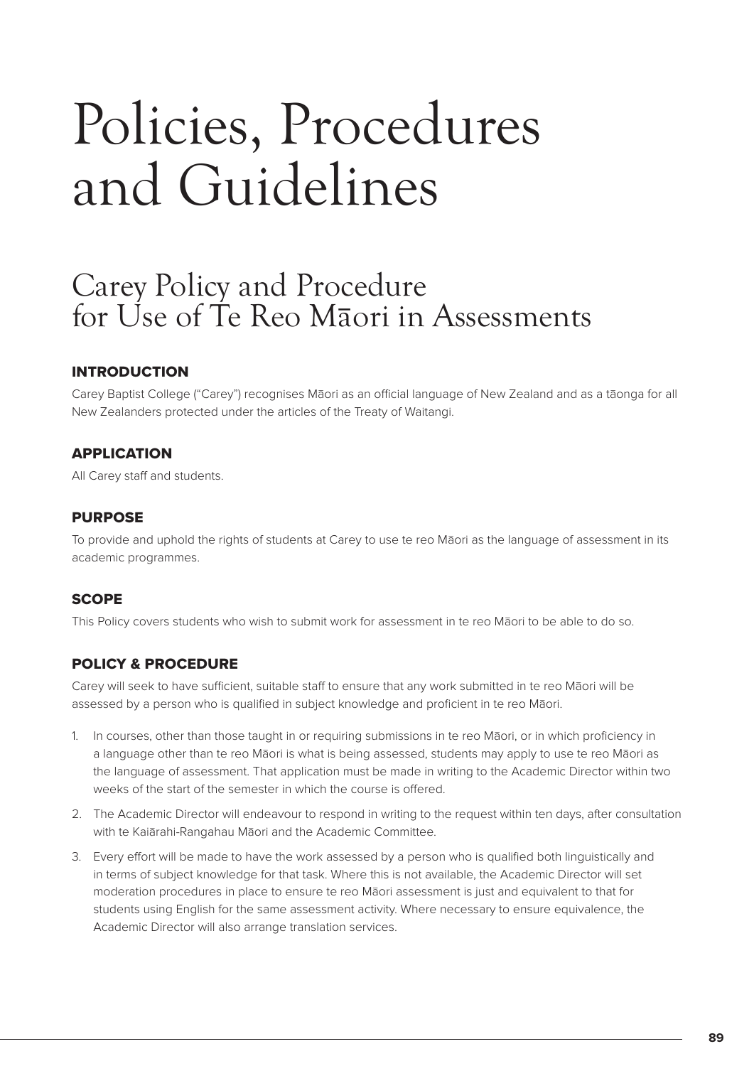# Policies, Procedures and Guidelines

## Carey Policy and Procedure for Use of Te Reo Māori in Assessments

### INTRODUCTION

Carey Baptist College ("Carey") recognises Māori as an official language of New Zealand and as a tāonga for all New Zealanders protected under the articles of the Treaty of Waitangi.

### APPLICATION

All Carey staff and students.

### PURPOSE

To provide and uphold the rights of students at Carey to use te reo Māori as the language of assessment in its academic programmes.

### SCOPE

This Policy covers students who wish to submit work for assessment in te reo Māori to be able to do so.

### POLICY & PROCEDURE

Carey will seek to have sufficient, suitable staff to ensure that any work submitted in te reo Māori will be assessed by a person who is qualified in subject knowledge and proficient in te reo Māori.

1. In courses, other than those taught in or requiring submissions in te reo Māori, or in which proficiency in a language other than te reo Māori is what is being assessed, students may apply to use te reo Māori as the language of assessment. That application must be made in writing to the Academic Director within two weeks of the start of the semester in which the course is offered.
2. The Academic Director will endeavour to respond in writing to the request within ten days, after consultation with te Kaiārahi-Rangahau Māori and the Academic Committee.
3. Every effort will be made to have the work assessed by a person who is qualified both linguistically and in terms of subject knowledge for that task. Where this is not available, the Academic Director will set moderation procedures in place to ensure te reo Māori assessment is just and equivalent to that for students using English for the same assessment activity. Where necessary to ensure equivalence, the Academic Director will also arrange translation services.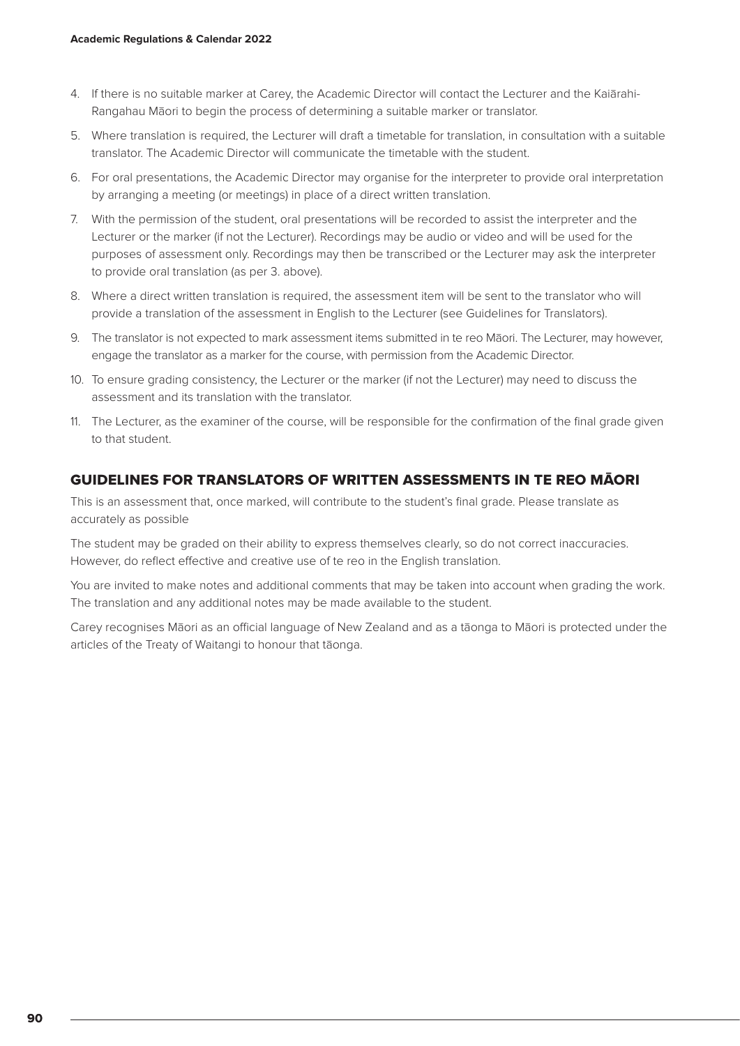4. If there is no suitable marker at Carey, the Academic Director will contact the Lecturer and the Kaiārahi-Rangahau Māori to begin the process of determining a suitable marker or translator.
5. Where translation is required, the Lecturer will draft a timetable for translation, in consultation with a suitable translator. The Academic Director will communicate the timetable with the student.
6. For oral presentations, the Academic Director may organise for the interpreter to provide oral interpretation by arranging a meeting (or meetings) in place of a direct written translation.
7. With the permission of the student, oral presentations will be recorded to assist the interpreter and the Lecturer or the marker (if not the Lecturer). Recordings may be audio or video and will be used for the purposes of assessment only. Recordings may then be transcribed or the Lecturer may ask the interpreter to provide oral translation (as per 3. above).
8. Where a direct written translation is required, the assessment item will be sent to the translator who will provide a translation of the assessment in English to the Lecturer (see Guidelines for Translators).
9. The translator is not expected to mark assessment items submitted in te reo Māori. The Lecturer, may however, engage the translator as a marker for the course, with permission from the Academic Director.
10. To ensure grading consistency, the Lecturer or the marker (if not the Lecturer) may need to discuss the assessment and its translation with the translator.
11. The Lecturer, as the examiner of the course, will be responsible for the confirmation of the final grade given to that student.

## GUIDELINES FOR TRANSLATORS OF WRITTEN ASSESSMENTS IN TE REO MĀORI

This is an assessment that, once marked, will contribute to the student's final grade. Please translate as accurately as possible

The student may be graded on their ability to express themselves clearly, so do not correct inaccuracies. However, do reflect effective and creative use of te reo in the English translation.

You are invited to make notes and additional comments that may be taken into account when grading the work. The translation and any additional notes may be made available to the student.

Carey recognises Māori as an official language of New Zealand and as a tāonga to Māori is protected under the articles of the Treaty of Waitangi to honour that tāonga.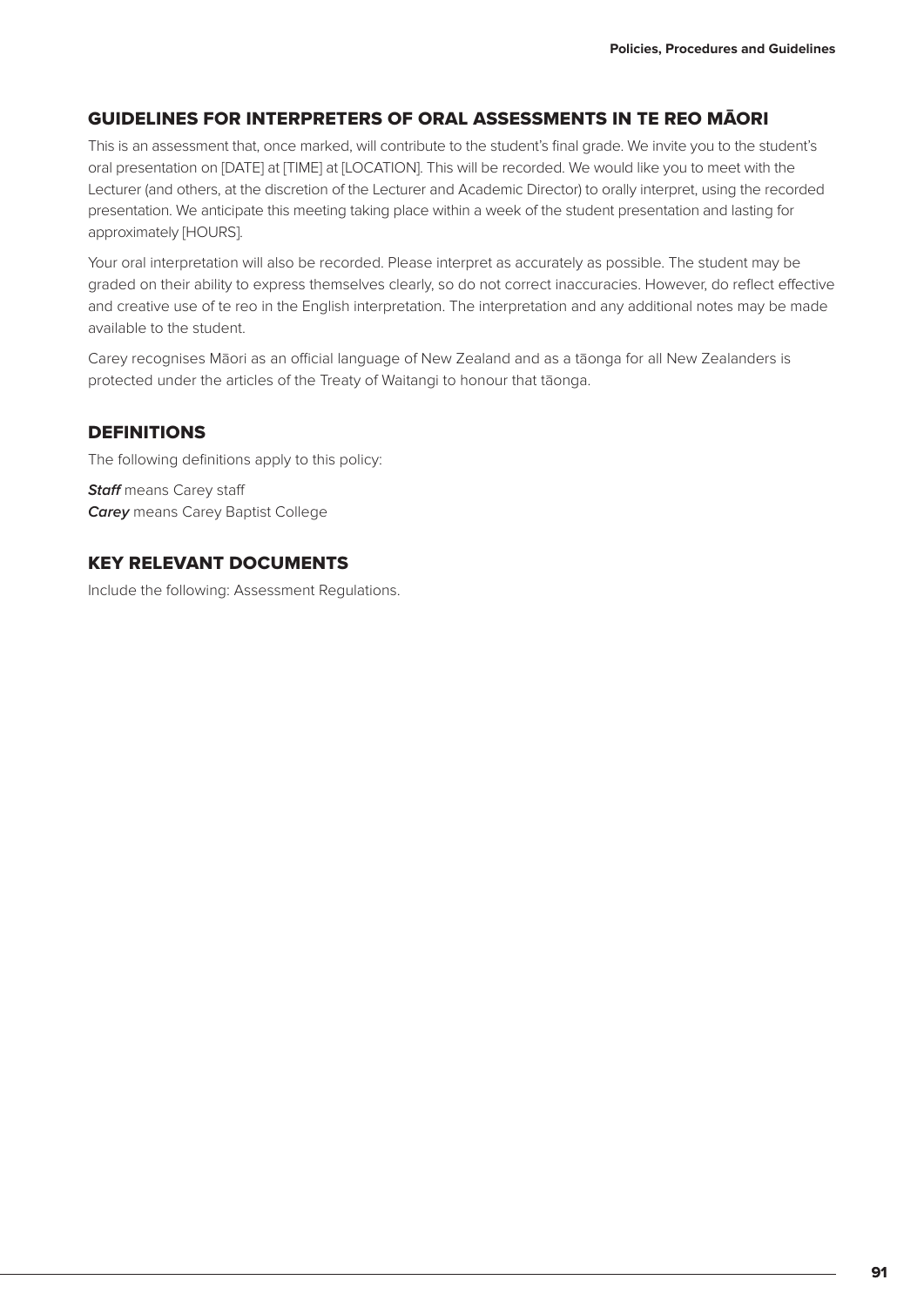## GUIDELINES FOR INTERPRETERS OF ORAL ASSESSMENTS IN TE REO MĀORI

This is an assessment that, once marked, will contribute to the student's final grade. We invite you to the student's oral presentation on [DATE] at [TIME] at [LOCATION]. This will be recorded. We would like you to meet with the Lecturer (and others, at the discretion of the Lecturer and Academic Director) to orally interpret, using the recorded presentation. We anticipate this meeting taking place within a week of the student presentation and lasting for approximately [HOURS].

Your oral interpretation will also be recorded. Please interpret as accurately as possible. The student may be graded on their ability to express themselves clearly, so do not correct inaccuracies. However, do reflect effective and creative use of te reo in the English interpretation. The interpretation and any additional notes may be made available to the student.

Carey recognises Māori as an official language of New Zealand and as a tāonga for all New Zealanders is protected under the articles of the Treaty of Waitangi to honour that tāonga.

## DEFINITIONS

The following definitions apply to this policy:

***Staff*** means Carey staff
***Carey*** means Carey Baptist College

## KEY RELEVANT DOCUMENTS

Include the following: Assessment Regulations.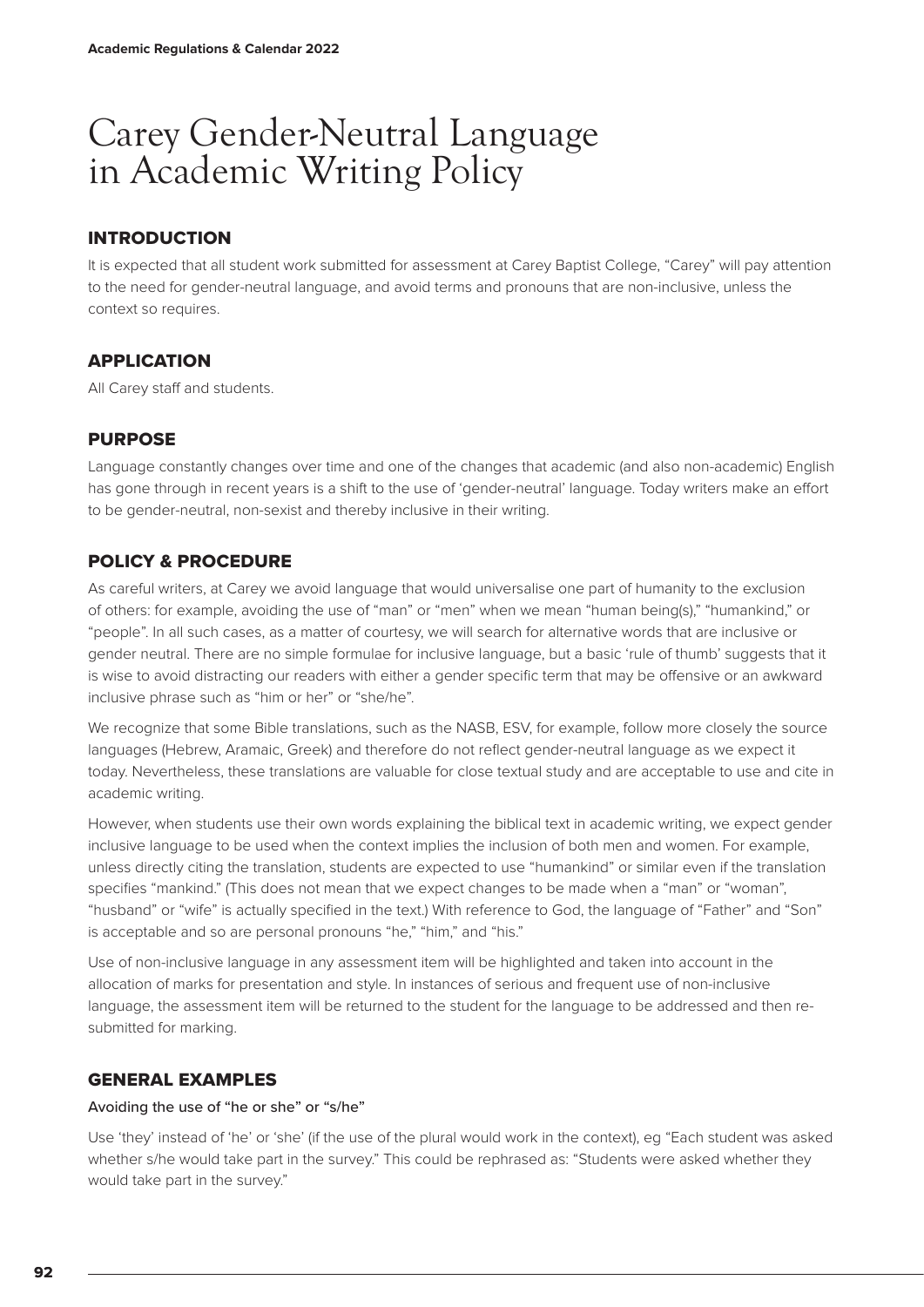# Carey Gender-Neutral Language in Academic Writing Policy

## INTRODUCTION

It is expected that all student work submitted for assessment at Carey Baptist College, "Carey" will pay attention to the need for gender-neutral language, and avoid terms and pronouns that are non-inclusive, unless the context so requires.

## APPLICATION

All Carey staff and students.

## PURPOSE

Language constantly changes over time and one of the changes that academic (and also non-academic) English has gone through in recent years is a shift to the use of 'gender-neutral' language. Today writers make an effort to be gender-neutral, non-sexist and thereby inclusive in their writing.

## POLICY & PROCEDURE

As careful writers, at Carey we avoid language that would universalise one part of humanity to the exclusion of others: for example, avoiding the use of "man" or "men" when we mean "human being(s)," "humankind," or "people". In all such cases, as a matter of courtesy, we will search for alternative words that are inclusive or gender neutral. There are no simple formulae for inclusive language, but a basic 'rule of thumb' suggests that it is wise to avoid distracting our readers with either a gender specific term that may be offensive or an awkward inclusive phrase such as "him or her" or "she/he".

We recognize that some Bible translations, such as the NASB, ESV, for example, follow more closely the source languages (Hebrew, Aramaic, Greek) and therefore do not reflect gender-neutral language as we expect it today. Nevertheless, these translations are valuable for close textual study and are acceptable to use and cite in academic writing.

However, when students use their own words explaining the biblical text in academic writing, we expect gender inclusive language to be used when the context implies the inclusion of both men and women. For example, unless directly citing the translation, students are expected to use "humankind" or similar even if the translation specifies "mankind." (This does not mean that we expect changes to be made when a "man" or "woman", "husband" or "wife" is actually specified in the text.) With reference to God, the language of "Father" and "Son" is acceptable and so are personal pronouns "he," "him," and "his."

Use of non-inclusive language in any assessment item will be highlighted and taken into account in the allocation of marks for presentation and style. In instances of serious and frequent use of non-inclusive language, the assessment item will be returned to the student for the language to be addressed and then re-submitted for marking.

## GENERAL EXAMPLES

### Avoiding the use of "he or she" or "s/he"

Use 'they' instead of 'he' or 'she' (if the use of the plural would work in the context), eg "Each student was asked whether s/he would take part in the survey." This could be rephrased as: "Students were asked whether they would take part in the survey."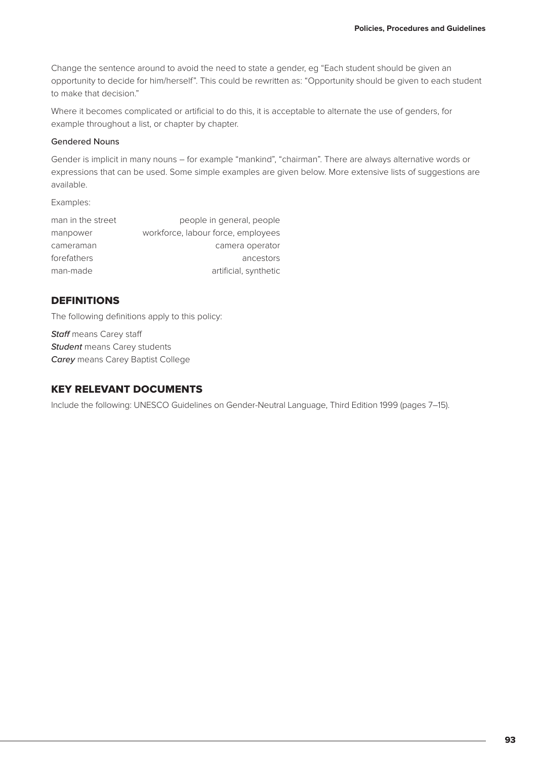Change the sentence around to avoid the need to state a gender, eg "Each student should be given an opportunity to decide for him/herself". This could be rewritten as: "Opportunity should be given to each student to make that decision."

Where it becomes complicated or artificial to do this, it is acceptable to alternate the use of genders, for example throughout a list, or chapter by chapter.

#### Gendered Nouns

Gender is implicit in many nouns – for example "mankind", "chairman". There are always alternative words or expressions that can be used. Some simple examples are given below. More extensive lists of suggestions are available.

Examples:

| | |
|---|---|
| man in the street | people in general, people |
| manpower | workforce, labour force, employees |
| cameraman | camera operator |
| forefathers | ancestors |
| man-made | artificial, synthetic |

## DEFINITIONS

The following definitions apply to this policy:

***Staff*** means Carey staff
***Student*** means Carey students
***Carey*** means Carey Baptist College

## KEY RELEVANT DOCUMENTS

Include the following: UNESCO Guidelines on Gender-Neutral Language, Third Edition 1999 (pages 7–15).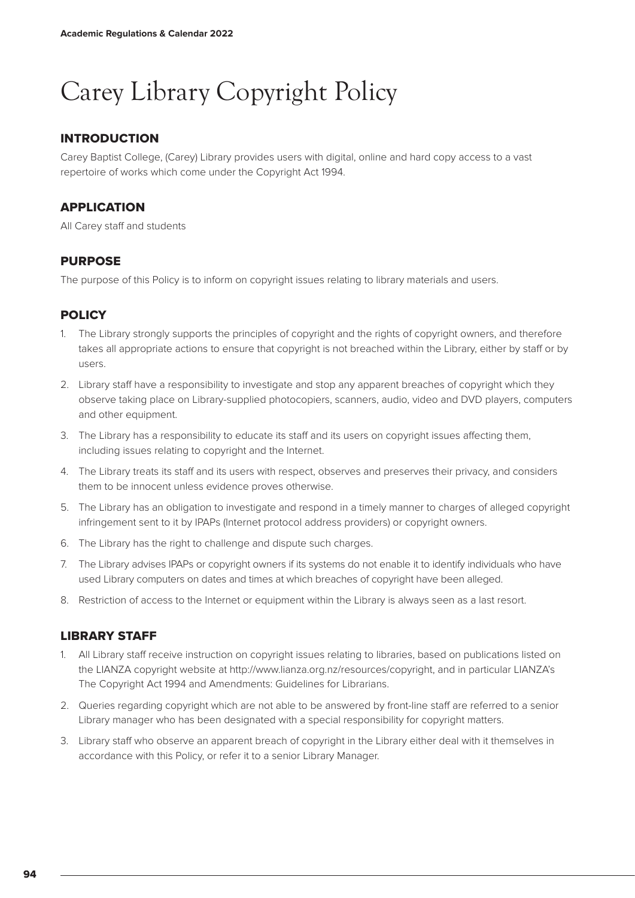# Carey Library Copyright Policy

## INTRODUCTION

Carey Baptist College, (Carey) Library provides users with digital, online and hard copy access to a vast repertoire of works which come under the Copyright Act 1994.

## APPLICATION

All Carey staff and students

## PURPOSE

The purpose of this Policy is to inform on copyright issues relating to library materials and users.

## POLICY

1. The Library strongly supports the principles of copyright and the rights of copyright owners, and therefore takes all appropriate actions to ensure that copyright is not breached within the Library, either by staff or by users.
2. Library staff have a responsibility to investigate and stop any apparent breaches of copyright which they observe taking place on Library-supplied photocopiers, scanners, audio, video and DVD players, computers and other equipment.
3. The Library has a responsibility to educate its staff and its users on copyright issues affecting them, including issues relating to copyright and the Internet.
4. The Library treats its staff and its users with respect, observes and preserves their privacy, and considers them to be innocent unless evidence proves otherwise.
5. The Library has an obligation to investigate and respond in a timely manner to charges of alleged copyright infringement sent to it by IPAPs (Internet protocol address providers) or copyright owners.
6. The Library has the right to challenge and dispute such charges.
7. The Library advises IPAPs or copyright owners if its systems do not enable it to identify individuals who have used Library computers on dates and times at which breaches of copyright have been alleged.
8. Restriction of access to the Internet or equipment within the Library is always seen as a last resort.

## LIBRARY STAFF

1. All Library staff receive instruction on copyright issues relating to libraries, based on publications listed on the LIANZA copyright website at http://www.lianza.org.nz/resources/copyright, and in particular LIANZA's The Copyright Act 1994 and Amendments: Guidelines for Librarians.
2. Queries regarding copyright which are not able to be answered by front-line staff are referred to a senior Library manager who has been designated with a special responsibility for copyright matters.
3. Library staff who observe an apparent breach of copyright in the Library either deal with it themselves in accordance with this Policy, or refer it to a senior Library Manager.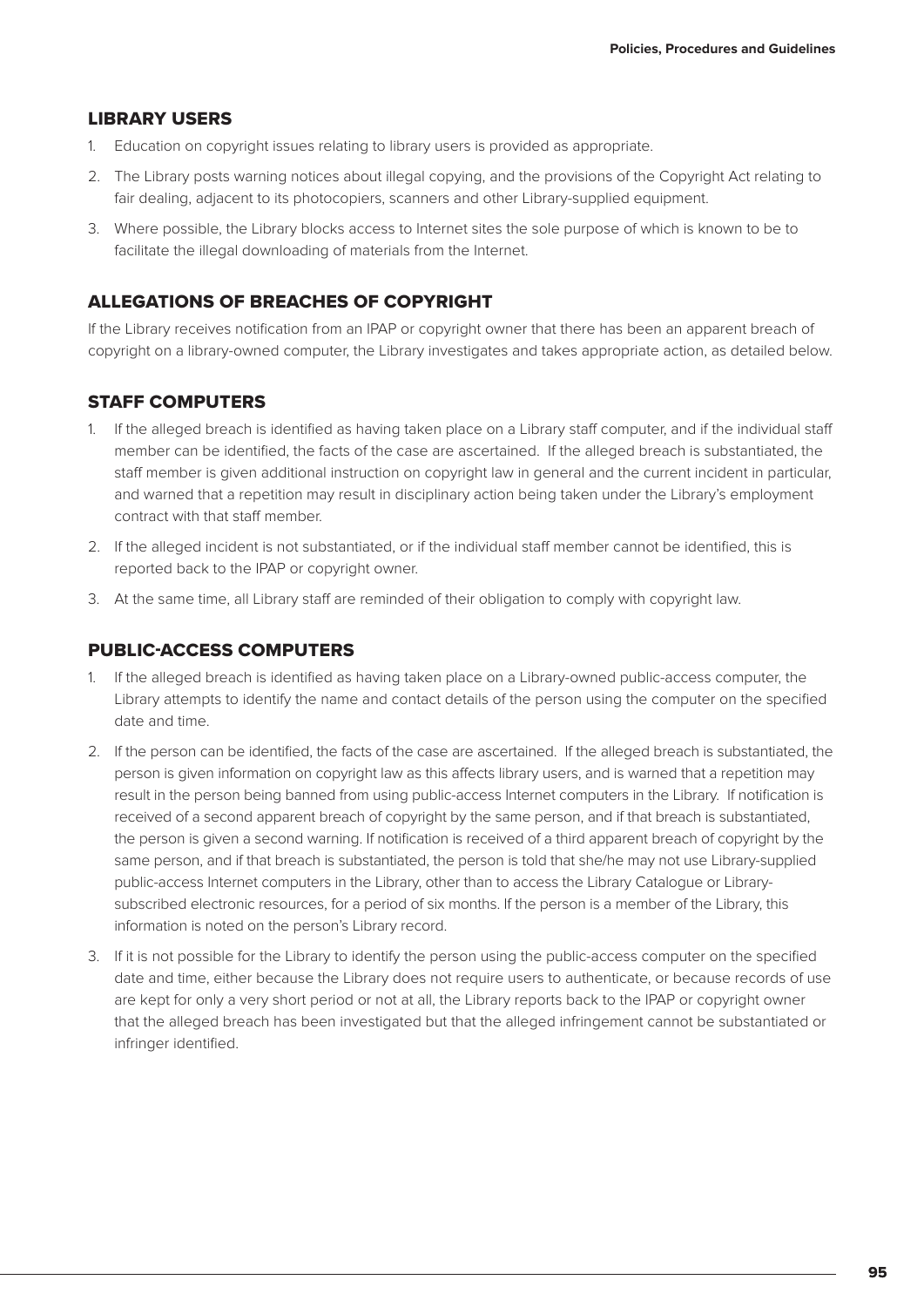## LIBRARY USERS

1. Education on copyright issues relating to library users is provided as appropriate.
2. The Library posts warning notices about illegal copying, and the provisions of the Copyright Act relating to fair dealing, adjacent to its photocopiers, scanners and other Library-supplied equipment.
3. Where possible, the Library blocks access to Internet sites the sole purpose of which is known to be to facilitate the illegal downloading of materials from the Internet.

## ALLEGATIONS OF BREACHES OF COPYRIGHT

If the Library receives notification from an IPAP or copyright owner that there has been an apparent breach of copyright on a library-owned computer, the Library investigates and takes appropriate action, as detailed below.

## STAFF COMPUTERS

1. If the alleged breach is identified as having taken place on a Library staff computer, and if the individual staff member can be identified, the facts of the case are ascertained. If the alleged breach is substantiated, the staff member is given additional instruction on copyright law in general and the current incident in particular, and warned that a repetition may result in disciplinary action being taken under the Library's employment contract with that staff member.
2. If the alleged incident is not substantiated, or if the individual staff member cannot be identified, this is reported back to the IPAP or copyright owner.
3. At the same time, all Library staff are reminded of their obligation to comply with copyright law.

## PUBLIC-ACCESS COMPUTERS

1. If the alleged breach is identified as having taken place on a Library-owned public-access computer, the Library attempts to identify the name and contact details of the person using the computer on the specified date and time.
2. If the person can be identified, the facts of the case are ascertained. If the alleged breach is substantiated, the person is given information on copyright law as this affects library users, and is warned that a repetition may result in the person being banned from using public-access Internet computers in the Library. If notification is received of a second apparent breach of copyright by the same person, and if that breach is substantiated, the person is given a second warning. If notification is received of a third apparent breach of copyright by the same person, and if that breach is substantiated, the person is told that she/he may not use Library-supplied public-access Internet computers in the Library, other than to access the Library Catalogue or Library-subscribed electronic resources, for a period of six months. If the person is a member of the Library, this information is noted on the person's Library record.
3. If it is not possible for the Library to identify the person using the public-access computer on the specified date and time, either because the Library does not require users to authenticate, or because records of use are kept for only a very short period or not at all, the Library reports back to the IPAP or copyright owner that the alleged breach has been investigated but that the alleged infringement cannot be substantiated or infringer identified.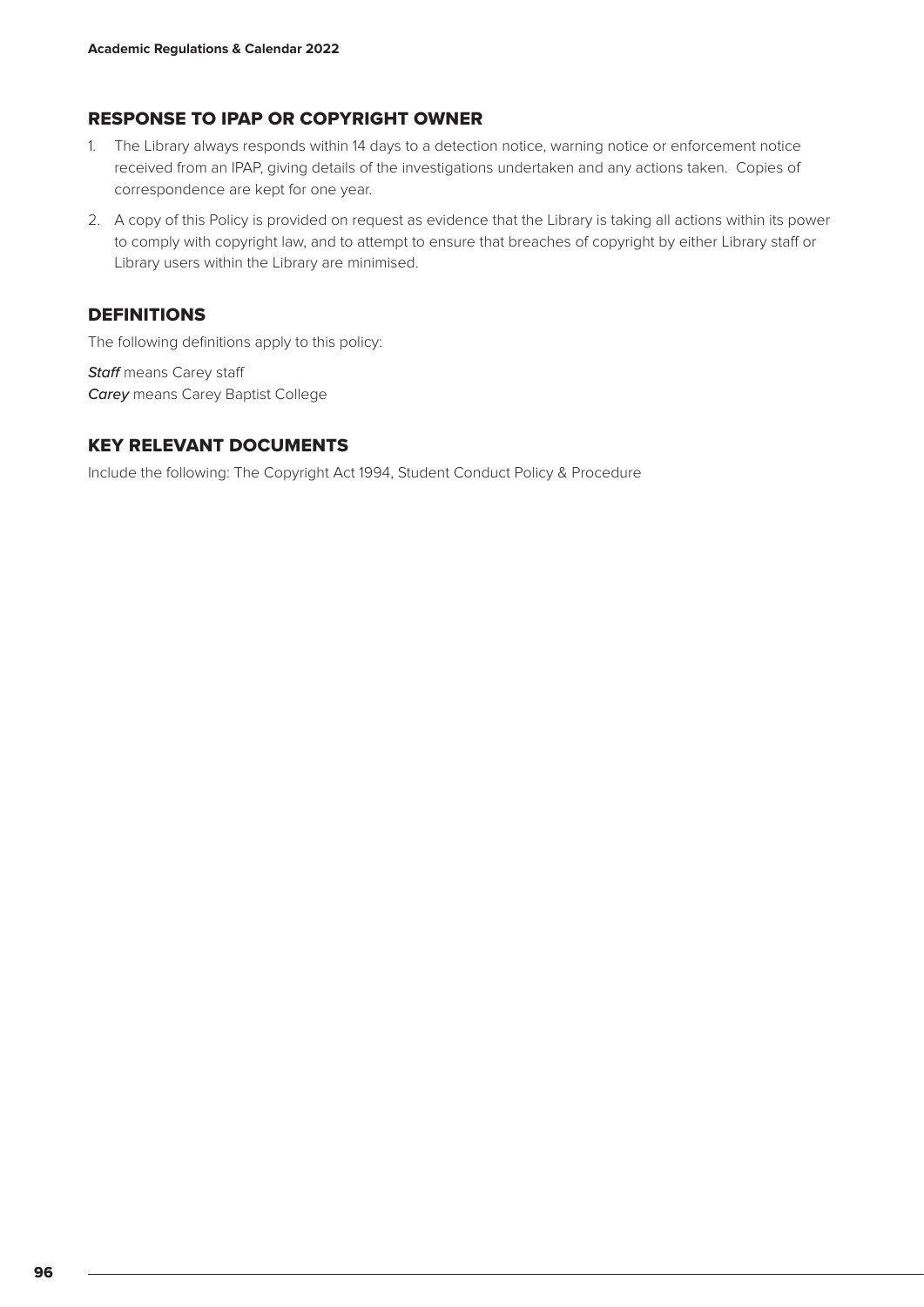## RESPONSE TO IPAP OR COPYRIGHT OWNER

1. The Library always responds within 14 days to a detection notice, warning notice or enforcement notice received from an IPAP, giving details of the investigations undertaken and any actions taken. Copies of correspondence are kept for one year.
2. A copy of this Policy is provided on request as evidence that the Library is taking all actions within its power to comply with copyright law, and to attempt to ensure that breaches of copyright by either Library staff or Library users within the Library are minimised.

## DEFINITIONS

The following definitions apply to this policy:

***Staff*** means Carey staff
***Carey*** means Carey Baptist College

## KEY RELEVANT DOCUMENTS

Include the following: The Copyright Act 1994, Student Conduct Policy & Procedure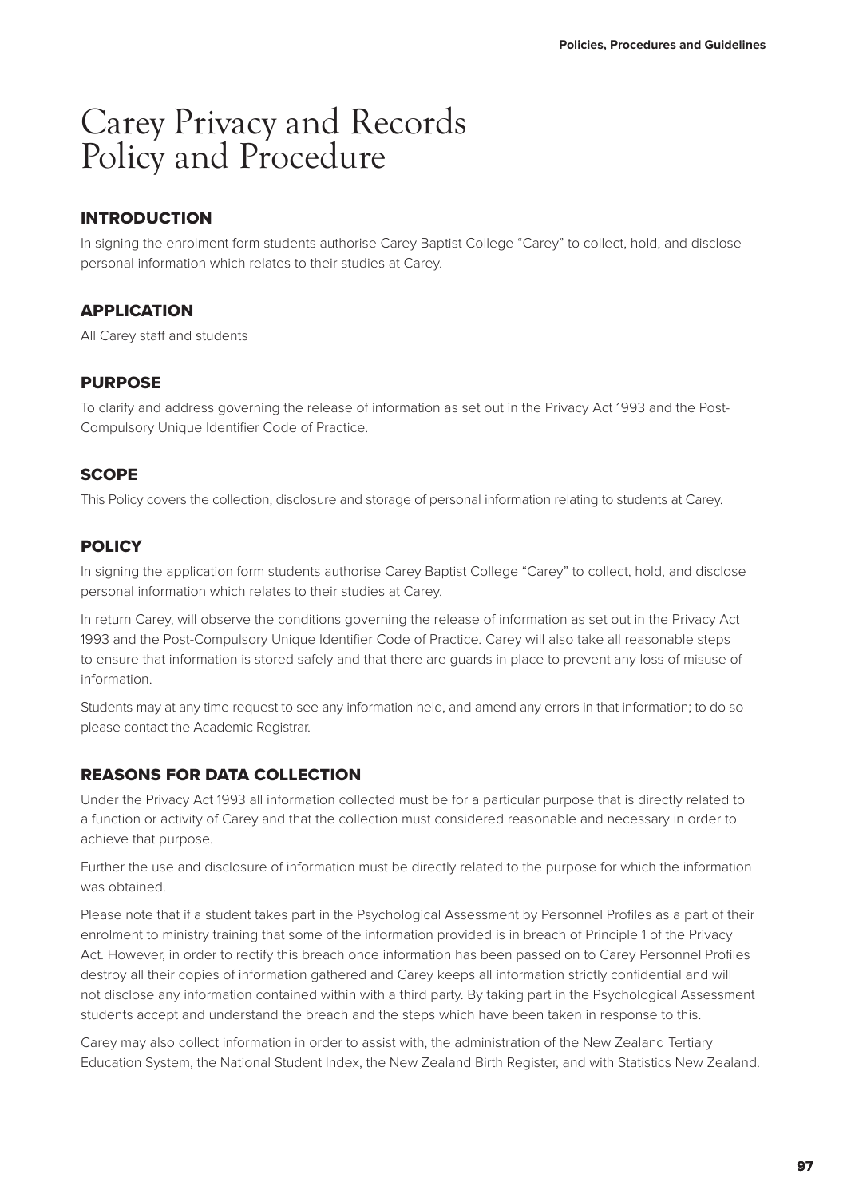# Carey Privacy and Records Policy and Procedure

## INTRODUCTION

In signing the enrolment form students authorise Carey Baptist College "Carey" to collect, hold, and disclose personal information which relates to their studies at Carey.

## APPLICATION

All Carey staff and students

## PURPOSE

To clarify and address governing the release of information as set out in the Privacy Act 1993 and the Post-Compulsory Unique Identifier Code of Practice.

## SCOPE

This Policy covers the collection, disclosure and storage of personal information relating to students at Carey.

## POLICY

In signing the application form students authorise Carey Baptist College "Carey" to collect, hold, and disclose personal information which relates to their studies at Carey.

In return Carey, will observe the conditions governing the release of information as set out in the Privacy Act 1993 and the Post-Compulsory Unique Identifier Code of Practice. Carey will also take all reasonable steps to ensure that information is stored safely and that there are guards in place to prevent any loss of misuse of information.

Students may at any time request to see any information held, and amend any errors in that information; to do so please contact the Academic Registrar.

## REASONS FOR DATA COLLECTION

Under the Privacy Act 1993 all information collected must be for a particular purpose that is directly related to a function or activity of Carey and that the collection must considered reasonable and necessary in order to achieve that purpose.

Further the use and disclosure of information must be directly related to the purpose for which the information was obtained.

Please note that if a student takes part in the Psychological Assessment by Personnel Profiles as a part of their enrolment to ministry training that some of the information provided is in breach of Principle 1 of the Privacy Act. However, in order to rectify this breach once information has been passed on to Carey Personnel Profiles destroy all their copies of information gathered and Carey keeps all information strictly confidential and will not disclose any information contained within with a third party. By taking part in the Psychological Assessment students accept and understand the breach and the steps which have been taken in response to this.

Carey may also collect information in order to assist with, the administration of the New Zealand Tertiary Education System, the National Student Index, the New Zealand Birth Register, and with Statistics New Zealand.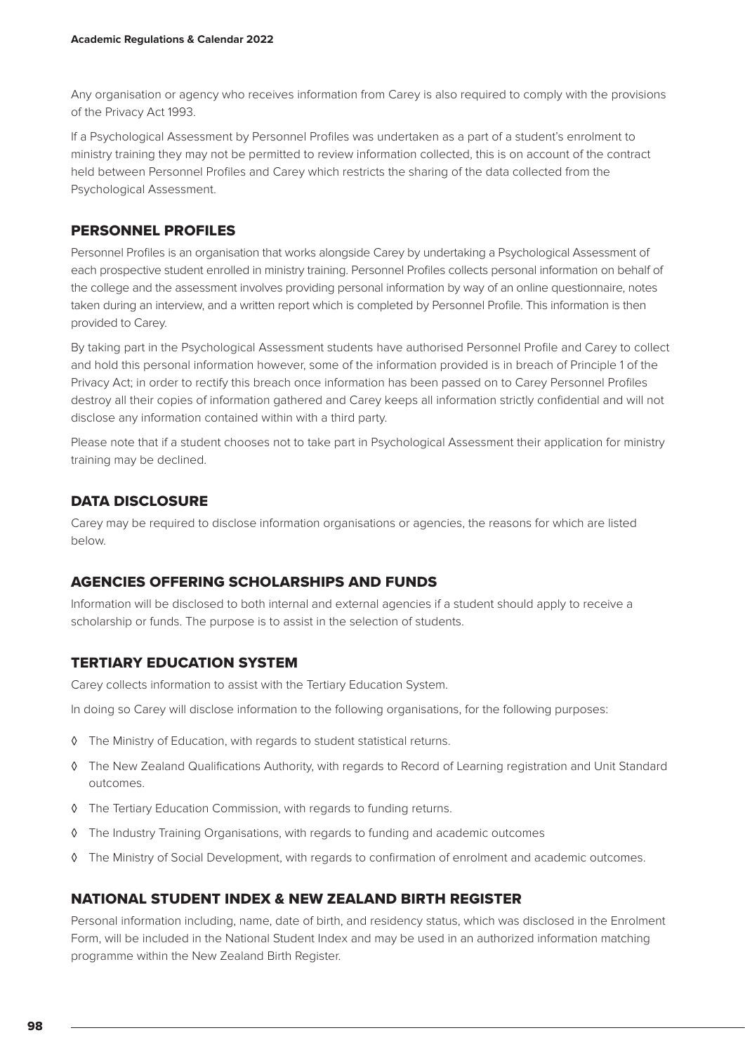Any organisation or agency who receives information from Carey is also required to comply with the provisions of the Privacy Act 1993.

If a Psychological Assessment by Personnel Profiles was undertaken as a part of a student's enrolment to ministry training they may not be permitted to review information collected, this is on account of the contract held between Personnel Profiles and Carey which restricts the sharing of the data collected from the Psychological Assessment.

## PERSONNEL PROFILES

Personnel Profiles is an organisation that works alongside Carey by undertaking a Psychological Assessment of each prospective student enrolled in ministry training. Personnel Profiles collects personal information on behalf of the college and the assessment involves providing personal information by way of an online questionnaire, notes taken during an interview, and a written report which is completed by Personnel Profile. This information is then provided to Carey.

By taking part in the Psychological Assessment students have authorised Personnel Profile and Carey to collect and hold this personal information however, some of the information provided is in breach of Principle 1 of the Privacy Act; in order to rectify this breach once information has been passed on to Carey Personnel Profiles destroy all their copies of information gathered and Carey keeps all information strictly confidential and will not disclose any information contained within with a third party.

Please note that if a student chooses not to take part in Psychological Assessment their application for ministry training may be declined.

## DATA DISCLOSURE

Carey may be required to disclose information organisations or agencies, the reasons for which are listed below.

## AGENCIES OFFERING SCHOLARSHIPS AND FUNDS

Information will be disclosed to both internal and external agencies if a student should apply to receive a scholarship or funds. The purpose is to assist in the selection of students.

## TERTIARY EDUCATION SYSTEM

Carey collects information to assist with the Tertiary Education System.

In doing so Carey will disclose information to the following organisations, for the following purposes:

- The Ministry of Education, with regards to student statistical returns.
- The New Zealand Qualifications Authority, with regards to Record of Learning registration and Unit Standard outcomes.
- The Tertiary Education Commission, with regards to funding returns.
- The Industry Training Organisations, with regards to funding and academic outcomes
- The Ministry of Social Development, with regards to confirmation of enrolment and academic outcomes.

## NATIONAL STUDENT INDEX & NEW ZEALAND BIRTH REGISTER

Personal information including, name, date of birth, and residency status, which was disclosed in the Enrolment Form, will be included in the National Student Index and may be used in an authorized information matching programme within the New Zealand Birth Register.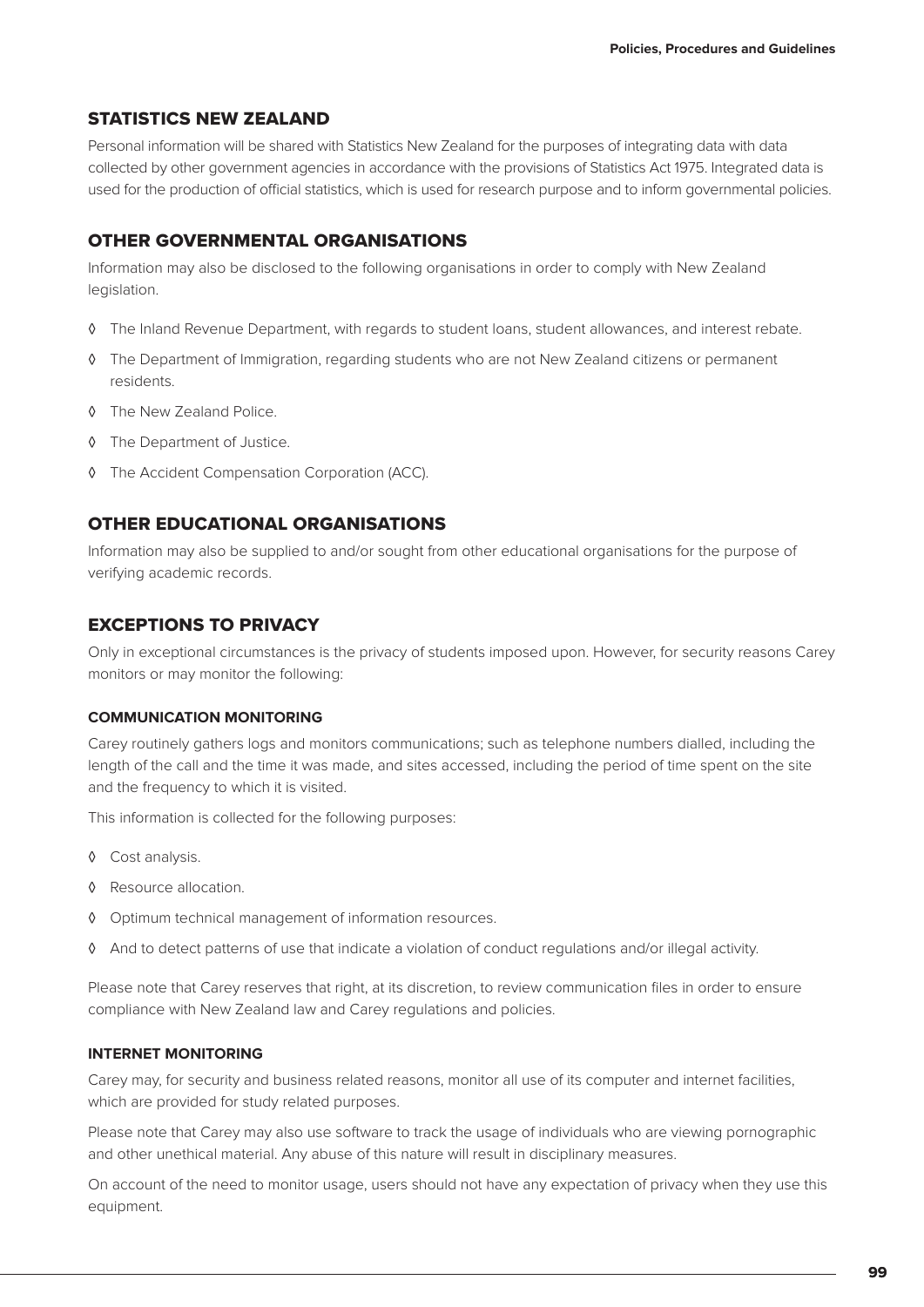## STATISTICS NEW ZEALAND

Personal information will be shared with Statistics New Zealand for the purposes of integrating data with data collected by other government agencies in accordance with the provisions of Statistics Act 1975. Integrated data is used for the production of official statistics, which is used for research purpose and to inform governmental policies.

## OTHER GOVERNMENTAL ORGANISATIONS

Information may also be disclosed to the following organisations in order to comply with New Zealand legislation.

- The Inland Revenue Department, with regards to student loans, student allowances, and interest rebate.
- The Department of Immigration, regarding students who are not New Zealand citizens or permanent residents.
- The New Zealand Police.
- The Department of Justice.
- The Accident Compensation Corporation (ACC).

## OTHER EDUCATIONAL ORGANISATIONS

Information may also be supplied to and/or sought from other educational organisations for the purpose of verifying academic records.

## EXCEPTIONS TO PRIVACY

Only in exceptional circumstances is the privacy of students imposed upon. However, for security reasons Carey monitors or may monitor the following:

### COMMUNICATION MONITORING

Carey routinely gathers logs and monitors communications; such as telephone numbers dialled, including the length of the call and the time it was made, and sites accessed, including the period of time spent on the site and the frequency to which it is visited.

This information is collected for the following purposes:

- Cost analysis.
- Resource allocation.
- Optimum technical management of information resources.
- And to detect patterns of use that indicate a violation of conduct regulations and/or illegal activity.

Please note that Carey reserves that right, at its discretion, to review communication files in order to ensure compliance with New Zealand law and Carey regulations and policies.

### INTERNET MONITORING

Carey may, for security and business related reasons, monitor all use of its computer and internet facilities, which are provided for study related purposes.

Please note that Carey may also use software to track the usage of individuals who are viewing pornographic and other unethical material. Any abuse of this nature will result in disciplinary measures.

On account of the need to monitor usage, users should not have any expectation of privacy when they use this equipment.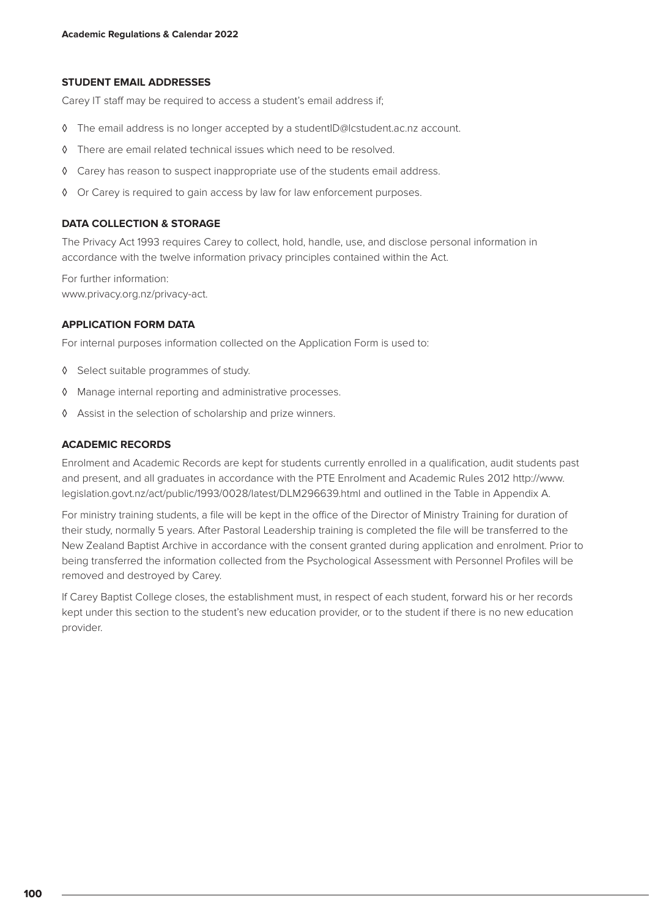### STUDENT EMAIL ADDRESSES

Carey IT staff may be required to access a student's email address if;

- ◊ The email address is no longer accepted by a studentID@lcstudent.ac.nz account.
- ◊ There are email related technical issues which need to be resolved.
- ◊ Carey has reason to suspect inappropriate use of the students email address.
- ◊ Or Carey is required to gain access by law for law enforcement purposes.

### DATA COLLECTION & STORAGE

The Privacy Act 1993 requires Carey to collect, hold, handle, use, and disclose personal information in accordance with the twelve information privacy principles contained within the Act.

For further information:
www.privacy.org.nz/privacy-act.

### APPLICATION FORM DATA

For internal purposes information collected on the Application Form is used to:

- ◊ Select suitable programmes of study.
- ◊ Manage internal reporting and administrative processes.
- ◊ Assist in the selection of scholarship and prize winners.

### ACADEMIC RECORDS

Enrolment and Academic Records are kept for students currently enrolled in a qualification, audit students past and present, and all graduates in accordance with the PTE Enrolment and Academic Rules 2012 http://www.legislation.govt.nz/act/public/1993/0028/latest/DLM296639.html and outlined in the Table in Appendix A.

For ministry training students, a file will be kept in the office of the Director of Ministry Training for duration of their study, normally 5 years. After Pastoral Leadership training is completed the file will be transferred to the New Zealand Baptist Archive in accordance with the consent granted during application and enrolment. Prior to being transferred the information collected from the Psychological Assessment with Personnel Profiles will be removed and destroyed by Carey.

If Carey Baptist College closes, the establishment must, in respect of each student, forward his or her records kept under this section to the student's new education provider, or to the student if there is no new education provider.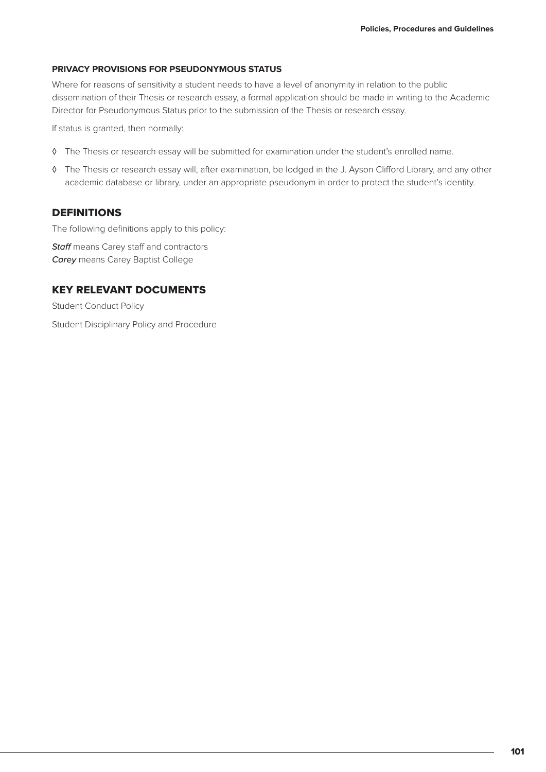### PRIVACY PROVISIONS FOR PSEUDONYMOUS STATUS

Where for reasons of sensitivity a student needs to have a level of anonymity in relation to the public dissemination of their Thesis or research essay, a formal application should be made in writing to the Academic Director for Pseudonymous Status prior to the submission of the Thesis or research essay.

If status is granted, then normally:

- The Thesis or research essay will be submitted for examination under the student's enrolled name.
- The Thesis or research essay will, after examination, be lodged in the J. Ayson Clifford Library, and any other academic database or library, under an appropriate pseudonym in order to protect the student's identity.

## DEFINITIONS

The following definitions apply to this policy:

***Staff*** means Carey staff and contractors
***Carey*** means Carey Baptist College

## KEY RELEVANT DOCUMENTS

Student Conduct Policy

Student Disciplinary Policy and Procedure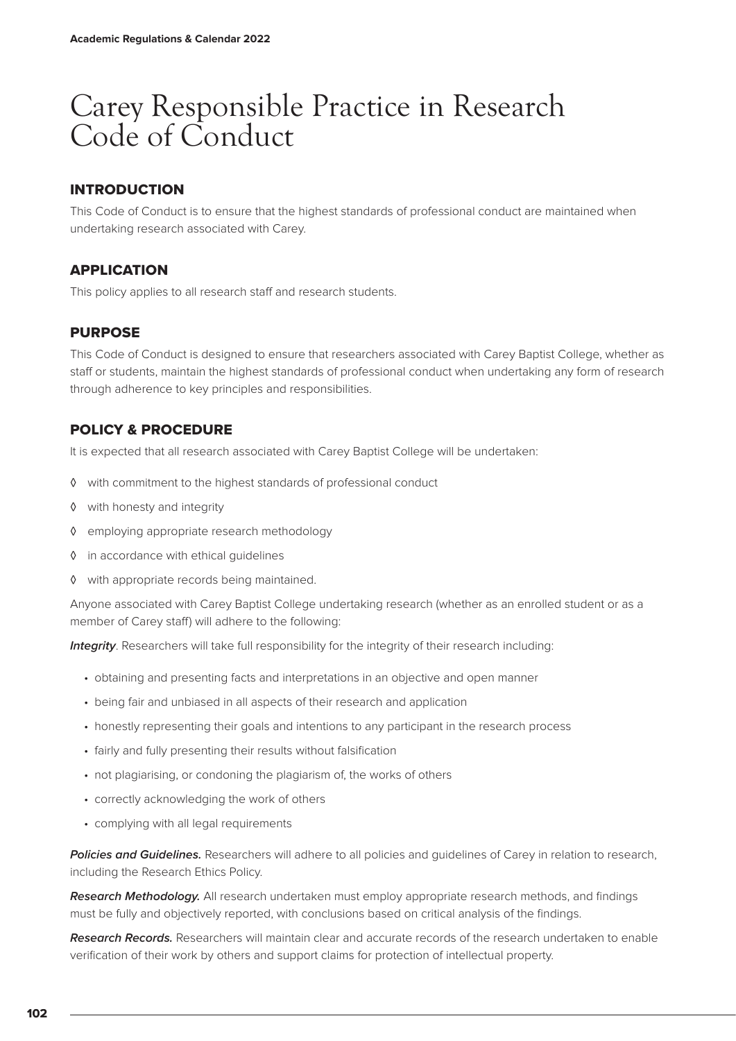# Carey Responsible Practice in Research Code of Conduct

## INTRODUCTION

This Code of Conduct is to ensure that the highest standards of professional conduct are maintained when undertaking research associated with Carey.

## APPLICATION

This policy applies to all research staff and research students.

## PURPOSE

This Code of Conduct is designed to ensure that researchers associated with Carey Baptist College, whether as staff or students, maintain the highest standards of professional conduct when undertaking any form of research through adherence to key principles and responsibilities.

## POLICY & PROCEDURE

It is expected that all research associated with Carey Baptist College will be undertaken:

- with commitment to the highest standards of professional conduct
- with honesty and integrity
- employing appropriate research methodology
- in accordance with ethical guidelines
- with appropriate records being maintained.

Anyone associated with Carey Baptist College undertaking research (whether as an enrolled student or as a member of Carey staff) will adhere to the following:

***Integrity***. Researchers will take full responsibility for the integrity of their research including:

- obtaining and presenting facts and interpretations in an objective and open manner
- being fair and unbiased in all aspects of their research and application
- honestly representing their goals and intentions to any participant in the research process
- fairly and fully presenting their results without falsification
- not plagiarising, or condoning the plagiarism of, the works of others
- correctly acknowledging the work of others
- complying with all legal requirements

***Policies and Guidelines.*** Researchers will adhere to all policies and guidelines of Carey in relation to research, including the Research Ethics Policy.

***Research Methodology.*** All research undertaken must employ appropriate research methods, and findings must be fully and objectively reported, with conclusions based on critical analysis of the findings.

***Research Records.*** Researchers will maintain clear and accurate records of the research undertaken to enable verification of their work by others and support claims for protection of intellectual property.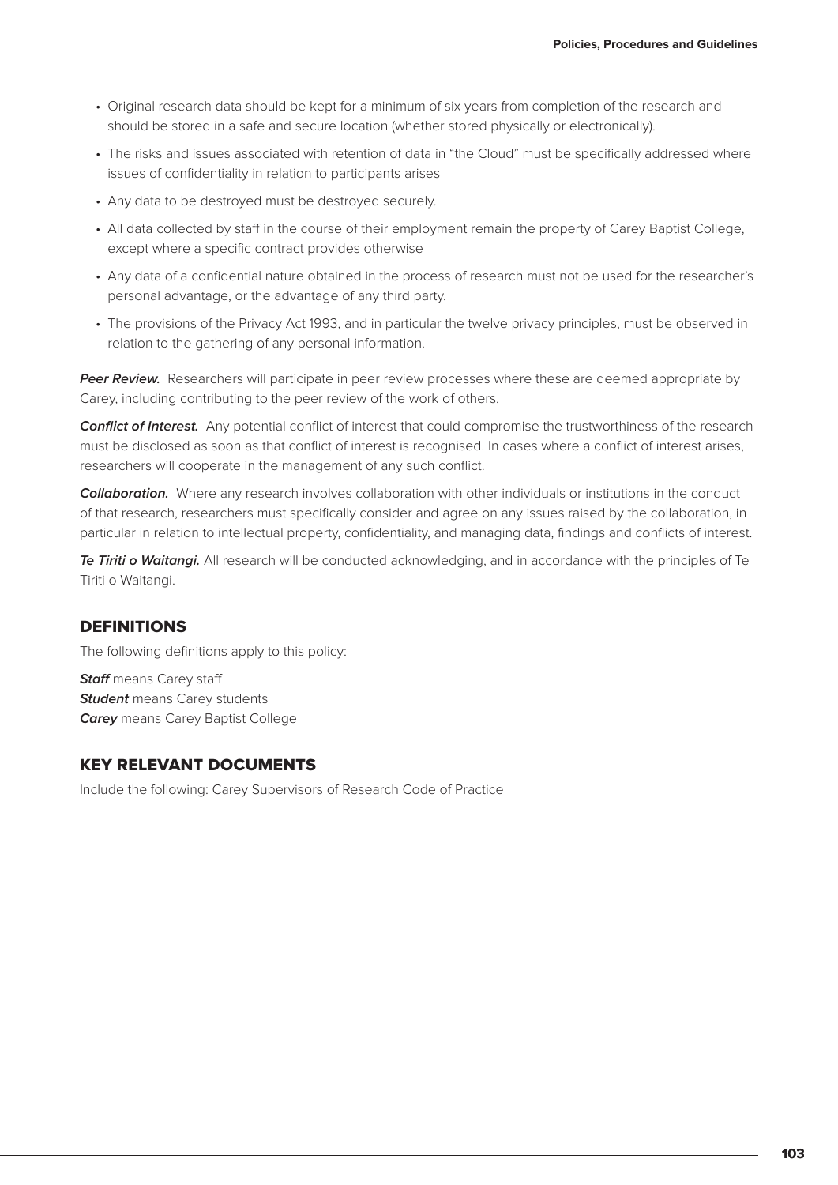- Original research data should be kept for a minimum of six years from completion of the research and should be stored in a safe and secure location (whether stored physically or electronically).
- The risks and issues associated with retention of data in "the Cloud" must be specifically addressed where issues of confidentiality in relation to participants arises
- Any data to be destroyed must be destroyed securely.
- All data collected by staff in the course of their employment remain the property of Carey Baptist College, except where a specific contract provides otherwise
- Any data of a confidential nature obtained in the process of research must not be used for the researcher's personal advantage, or the advantage of any third party.
- The provisions of the Privacy Act 1993, and in particular the twelve privacy principles, must be observed in relation to the gathering of any personal information.

***Peer Review.*** Researchers will participate in peer review processes where these are deemed appropriate by Carey, including contributing to the peer review of the work of others.

***Conflict of Interest.*** Any potential conflict of interest that could compromise the trustworthiness of the research must be disclosed as soon as that conflict of interest is recognised. In cases where a conflict of interest arises, researchers will cooperate in the management of any such conflict.

***Collaboration.*** Where any research involves collaboration with other individuals or institutions in the conduct of that research, researchers must specifically consider and agree on any issues raised by the collaboration, in particular in relation to intellectual property, confidentiality, and managing data, findings and conflicts of interest.

***Te Tiriti o Waitangi.*** All research will be conducted acknowledging, and in accordance with the principles of Te Tiriti o Waitangi.

## DEFINITIONS

The following definitions apply to this policy:

***Staff*** means Carey staff
***Student*** means Carey students
***Carey*** means Carey Baptist College

## KEY RELEVANT DOCUMENTS

Include the following: Carey Supervisors of Research Code of Practice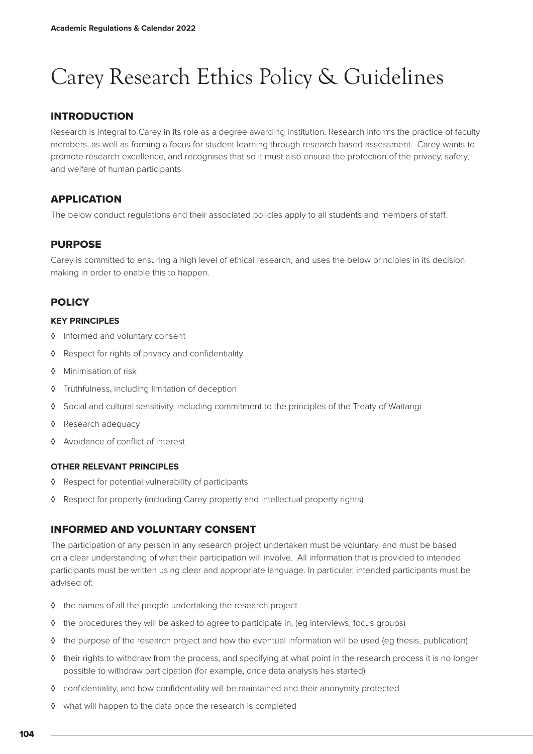# Carey Research Ethics Policy & Guidelines

## INTRODUCTION

Research is integral to Carey in its role as a degree awarding institution. Research informs the practice of faculty members, as well as forming a focus for student learning through research based assessment. Carey wants to promote research excellence, and recognises that so it must also ensure the protection of the privacy, safety, and welfare of human participants.

## APPLICATION

The below conduct regulations and their associated policies apply to all students and members of staff.

## PURPOSE

Carey is committed to ensuring a high level of ethical research, and uses the below principles in its decision making in order to enable this to happen.

## POLICY

### KEY PRINCIPLES

- Informed and voluntary consent
- Respect for rights of privacy and confidentiality
- Minimisation of risk
- Truthfulness, including limitation of deception
- Social and cultural sensitivity, including commitment to the principles of the Treaty of Waitangi
- Research adequacy
- Avoidance of conflict of interest

### OTHER RELEVANT PRINCIPLES

- Respect for potential vulnerability of participants
- Respect for property (including Carey property and intellectual property rights)

## INFORMED AND VOLUNTARY CONSENT

The participation of any person in any research project undertaken must be voluntary, and must be based on a clear understanding of what their participation will involve. All information that is provided to intended participants must be written using clear and appropriate language. In particular, intended participants must be advised of:

- the names of all the people undertaking the research project
- the procedures they will be asked to agree to participate in, (eg interviews, focus groups)
- the purpose of the research project and how the eventual information will be used (eg thesis, publication)
- their rights to withdraw from the process, and specifying at what point in the research process it is no longer possible to withdraw participation (for example, once data analysis has started)
- confidentiality, and how confidentiality will be maintained and their anonymity protected
- what will happen to the data once the research is completed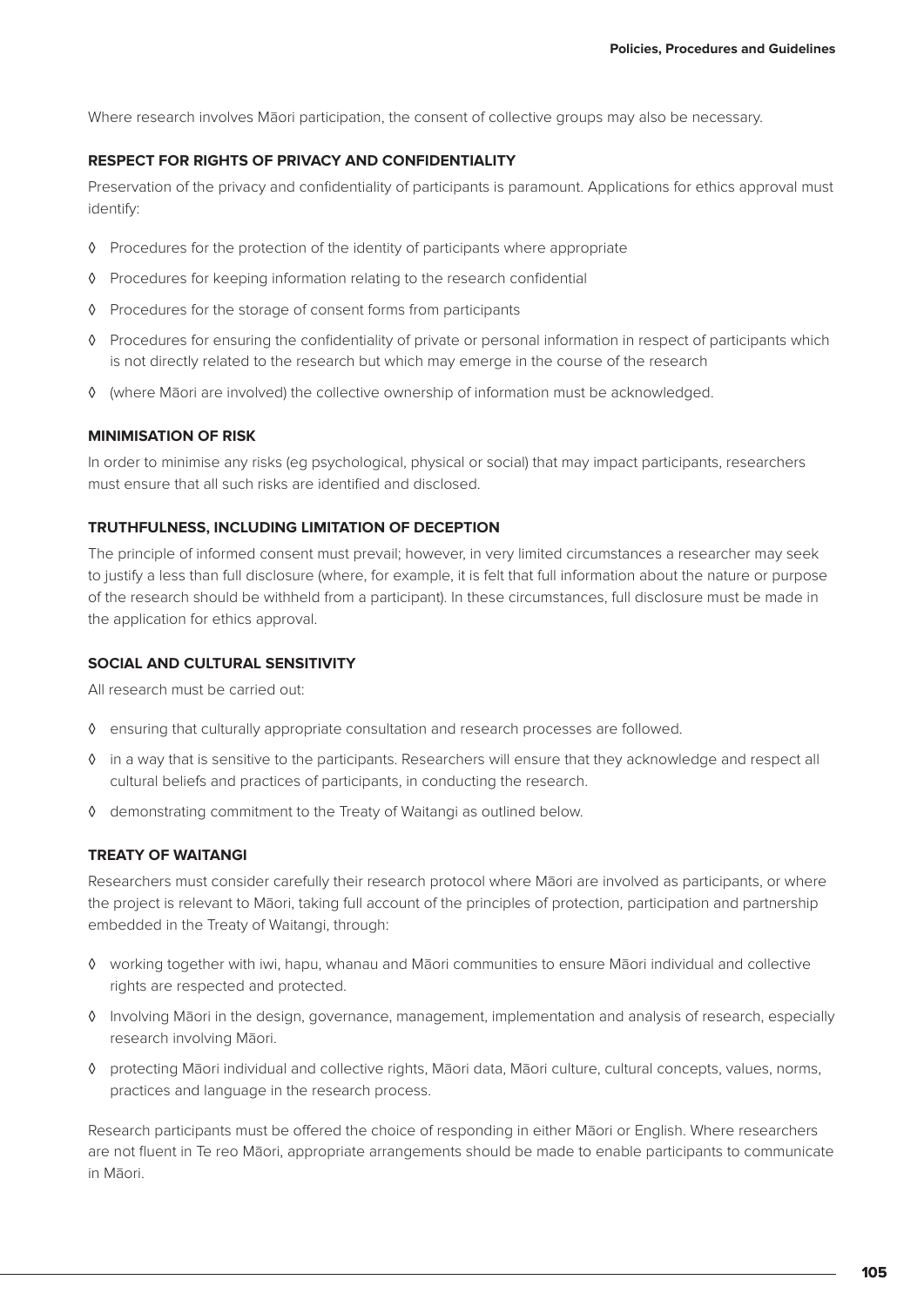Where research involves Māori participation, the consent of collective groups may also be necessary.

### RESPECT FOR RIGHTS OF PRIVACY AND CONFIDENTIALITY

Preservation of the privacy and confidentiality of participants is paramount. Applications for ethics approval must identify:

- Procedures for the protection of the identity of participants where appropriate
- Procedures for keeping information relating to the research confidential
- Procedures for the storage of consent forms from participants
- Procedures for ensuring the confidentiality of private or personal information in respect of participants which is not directly related to the research but which may emerge in the course of the research
- (where Māori are involved) the collective ownership of information must be acknowledged.

### MINIMISATION OF RISK

In order to minimise any risks (eg psychological, physical or social) that may impact participants, researchers must ensure that all such risks are identified and disclosed.

### TRUTHFULNESS, INCLUDING LIMITATION OF DECEPTION

The principle of informed consent must prevail; however, in very limited circumstances a researcher may seek to justify a less than full disclosure (where, for example, it is felt that full information about the nature or purpose of the research should be withheld from a participant). In these circumstances, full disclosure must be made in the application for ethics approval.

### SOCIAL AND CULTURAL SENSITIVITY

All research must be carried out:

- ensuring that culturally appropriate consultation and research processes are followed.
- in a way that is sensitive to the participants. Researchers will ensure that they acknowledge and respect all cultural beliefs and practices of participants, in conducting the research.
- demonstrating commitment to the Treaty of Waitangi as outlined below.

### TREATY OF WAITANGI

Researchers must consider carefully their research protocol where Māori are involved as participants, or where the project is relevant to Māori, taking full account of the principles of protection, participation and partnership embedded in the Treaty of Waitangi, through:

- working together with iwi, hapu, whanau and Māori communities to ensure Māori individual and collective rights are respected and protected.
- Involving Māori in the design, governance, management, implementation and analysis of research, especially research involving Māori.
- protecting Māori individual and collective rights, Māori data, Māori culture, cultural concepts, values, norms, practices and language in the research process.

Research participants must be offered the choice of responding in either Māori or English. Where researchers are not fluent in Te reo Māori, appropriate arrangements should be made to enable participants to communicate in Māori.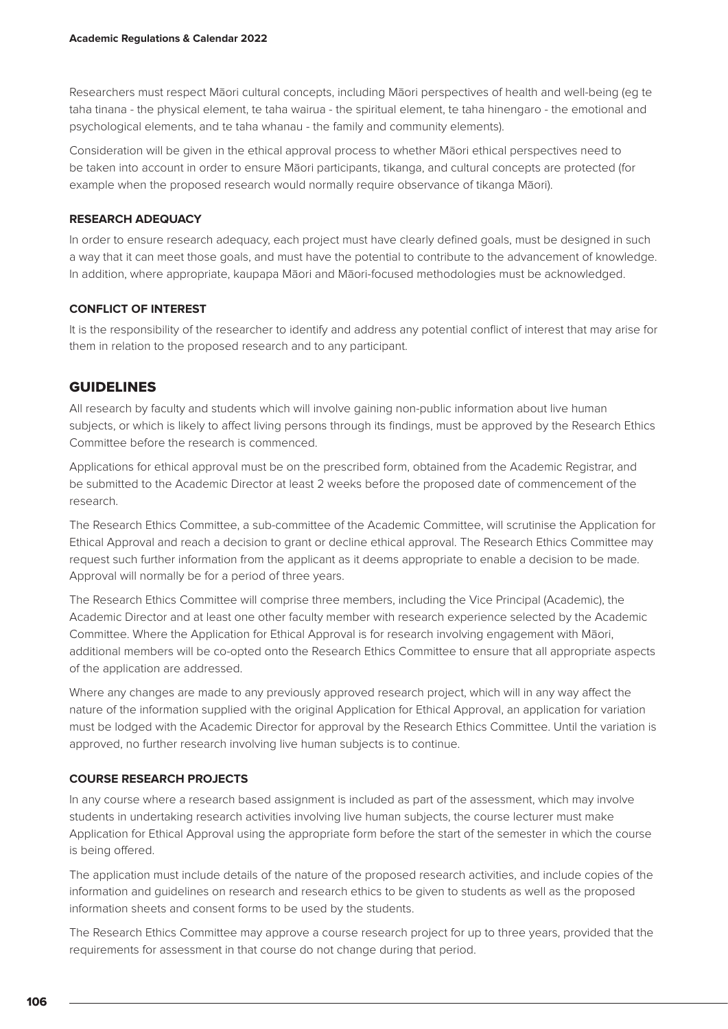Researchers must respect Māori cultural concepts, including Māori perspectives of health and well-being (eg te taha tinana - the physical element, te taha wairua - the spiritual element, te taha hinengaro - the emotional and psychological elements, and te taha whanau - the family and community elements).

Consideration will be given in the ethical approval process to whether Māori ethical perspectives need to be taken into account in order to ensure Māori participants, tikanga, and cultural concepts are protected (for example when the proposed research would normally require observance of tikanga Māori).

### RESEARCH ADEQUACY

In order to ensure research adequacy, each project must have clearly defined goals, must be designed in such a way that it can meet those goals, and must have the potential to contribute to the advancement of knowledge. In addition, where appropriate, kaupapa Māori and Māori-focused methodologies must be acknowledged.

### CONFLICT OF INTEREST

It is the responsibility of the researcher to identify and address any potential conflict of interest that may arise for them in relation to the proposed research and to any participant.

## GUIDELINES

All research by faculty and students which will involve gaining non-public information about live human subjects, or which is likely to affect living persons through its findings, must be approved by the Research Ethics Committee before the research is commenced.

Applications for ethical approval must be on the prescribed form, obtained from the Academic Registrar, and be submitted to the Academic Director at least 2 weeks before the proposed date of commencement of the research.

The Research Ethics Committee, a sub-committee of the Academic Committee, will scrutinise the Application for Ethical Approval and reach a decision to grant or decline ethical approval. The Research Ethics Committee may request such further information from the applicant as it deems appropriate to enable a decision to be made. Approval will normally be for a period of three years.

The Research Ethics Committee will comprise three members, including the Vice Principal (Academic), the Academic Director and at least one other faculty member with research experience selected by the Academic Committee. Where the Application for Ethical Approval is for research involving engagement with Māori, additional members will be co-opted onto the Research Ethics Committee to ensure that all appropriate aspects of the application are addressed.

Where any changes are made to any previously approved research project, which will in any way affect the nature of the information supplied with the original Application for Ethical Approval, an application for variation must be lodged with the Academic Director for approval by the Research Ethics Committee. Until the variation is approved, no further research involving live human subjects is to continue.

### COURSE RESEARCH PROJECTS

In any course where a research based assignment is included as part of the assessment, which may involve students in undertaking research activities involving live human subjects, the course lecturer must make Application for Ethical Approval using the appropriate form before the start of the semester in which the course is being offered.

The application must include details of the nature of the proposed research activities, and include copies of the information and guidelines on research and research ethics to be given to students as well as the proposed information sheets and consent forms to be used by the students.

The Research Ethics Committee may approve a course research project for up to three years, provided that the requirements for assessment in that course do not change during that period.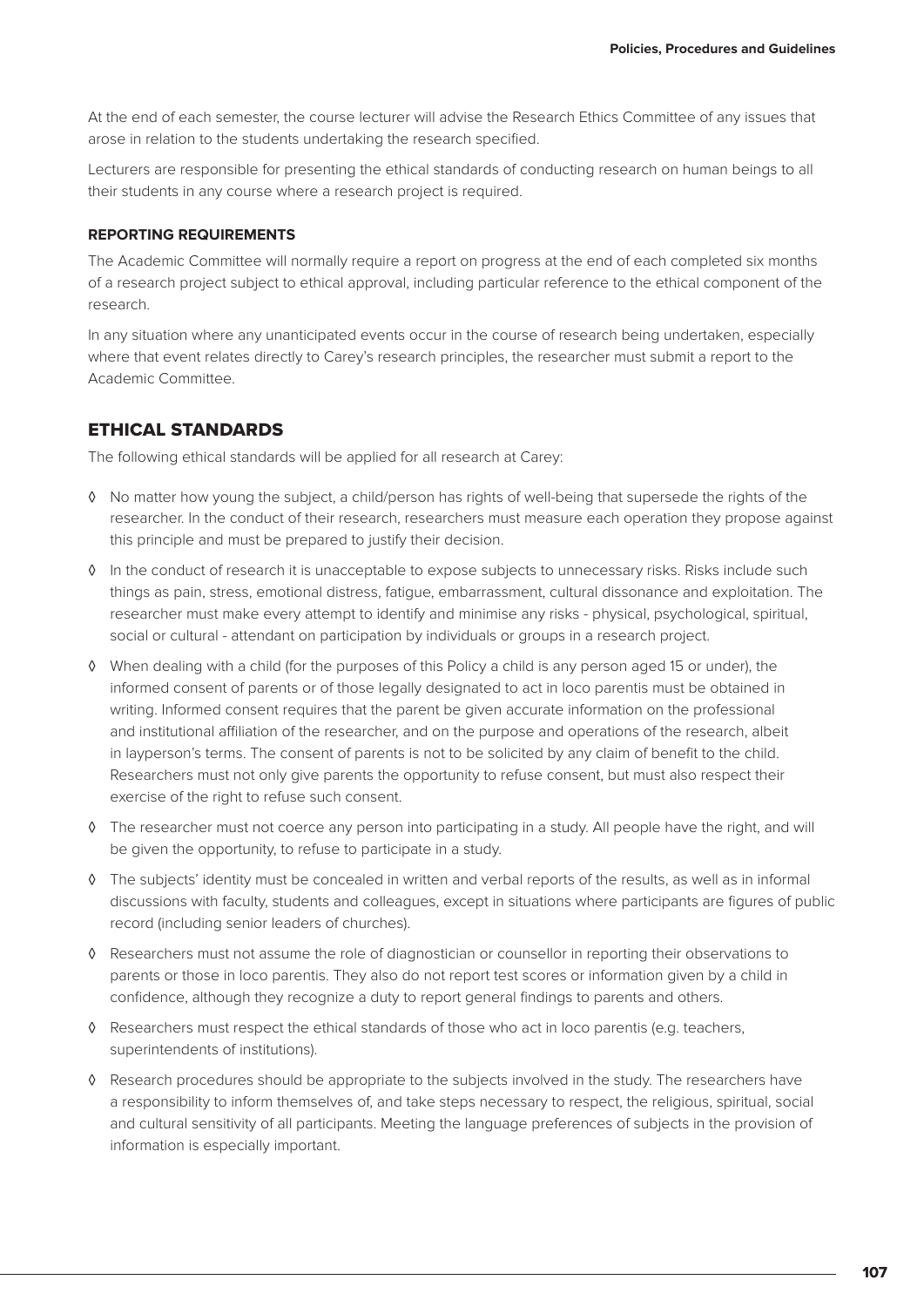At the end of each semester, the course lecturer will advise the Research Ethics Committee of any issues that arose in relation to the students undertaking the research specified.

Lecturers are responsible for presenting the ethical standards of conducting research on human beings to all their students in any course where a research project is required.

**REPORTING REQUIREMENTS**

The Academic Committee will normally require a report on progress at the end of each completed six months of a research project subject to ethical approval, including particular reference to the ethical component of the research.

In any situation where any unanticipated events occur in the course of research being undertaken, especially where that event relates directly to Carey's research principles, the researcher must submit a report to the Academic Committee.

## ETHICAL STANDARDS

The following ethical standards will be applied for all research at Carey:

- No matter how young the subject, a child/person has rights of well-being that supersede the rights of the researcher. In the conduct of their research, researchers must measure each operation they propose against this principle and must be prepared to justify their decision.
- In the conduct of research it is unacceptable to expose subjects to unnecessary risks. Risks include such things as pain, stress, emotional distress, fatigue, embarrassment, cultural dissonance and exploitation. The researcher must make every attempt to identify and minimise any risks - physical, psychological, spiritual, social or cultural - attendant on participation by individuals or groups in a research project.
- When dealing with a child (for the purposes of this Policy a child is any person aged 15 or under), the informed consent of parents or of those legally designated to act in loco parentis must be obtained in writing. Informed consent requires that the parent be given accurate information on the professional and institutional affiliation of the researcher, and on the purpose and operations of the research, albeit in layperson's terms. The consent of parents is not to be solicited by any claim of benefit to the child. Researchers must not only give parents the opportunity to refuse consent, but must also respect their exercise of the right to refuse such consent.
- The researcher must not coerce any person into participating in a study. All people have the right, and will be given the opportunity, to refuse to participate in a study.
- The subjects' identity must be concealed in written and verbal reports of the results, as well as in informal discussions with faculty, students and colleagues, except in situations where participants are figures of public record (including senior leaders of churches).
- Researchers must not assume the role of diagnostician or counsellor in reporting their observations to parents or those in loco parentis. They also do not report test scores or information given by a child in confidence, although they recognize a duty to report general findings to parents and others.
- Researchers must respect the ethical standards of those who act in loco parentis (e.g. teachers, superintendents of institutions).
- Research procedures should be appropriate to the subjects involved in the study. The researchers have a responsibility to inform themselves of, and take steps necessary to respect, the religious, spiritual, social and cultural sensitivity of all participants. Meeting the language preferences of subjects in the provision of information is especially important.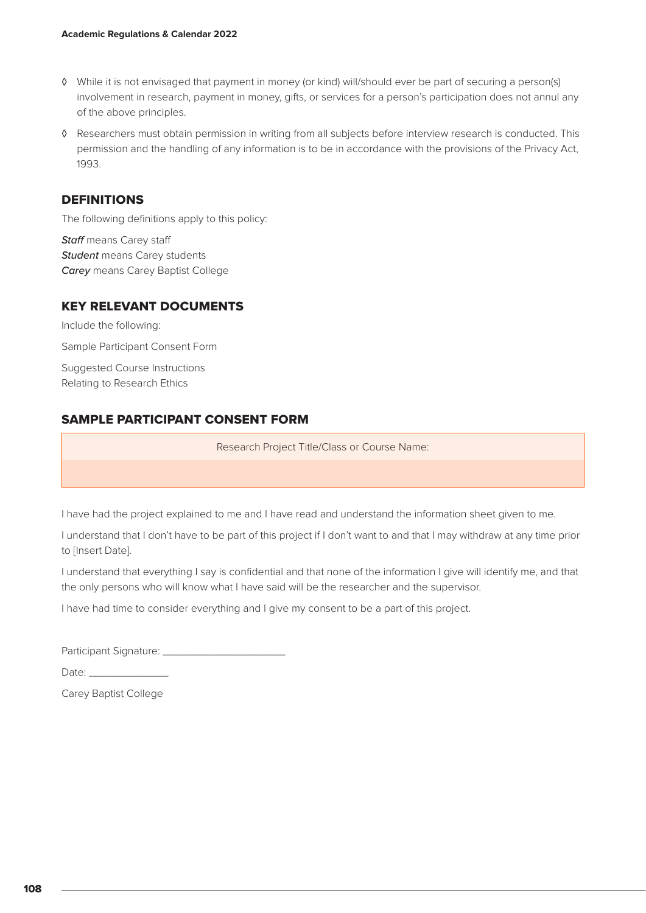- While it is not envisaged that payment in money (or kind) will/should ever be part of securing a person(s) involvement in research, payment in money, gifts, or services for a person's participation does not annul any of the above principles.
- Researchers must obtain permission in writing from all subjects before interview research is conducted. This permission and the handling of any information is to be in accordance with the provisions of the Privacy Act, 1993.

## DEFINITIONS

The following definitions apply to this policy:

***Staff*** means Carey staff
***Student*** means Carey students
***Carey*** means Carey Baptist College

## KEY RELEVANT DOCUMENTS

Include the following:

Sample Participant Consent Form

Suggested Course Instructions
Relating to Research Ethics

## SAMPLE PARTICIPANT CONSENT FORM

| Research Project Title/Class or Course Name: |
| --- |
| |

I have had the project explained to me and I have read and understand the information sheet given to me.

I understand that I don't have to be part of this project if I don't want to and that I may withdraw at any time prior to [Insert Date].

I understand that everything I say is confidential and that none of the information I give will identify me, and that the only persons who will know what I have said will be the researcher and the supervisor.

I have had time to consider everything and I give my consent to be a part of this project.

Participant Signature: ______________________

Date: _______________

Carey Baptist College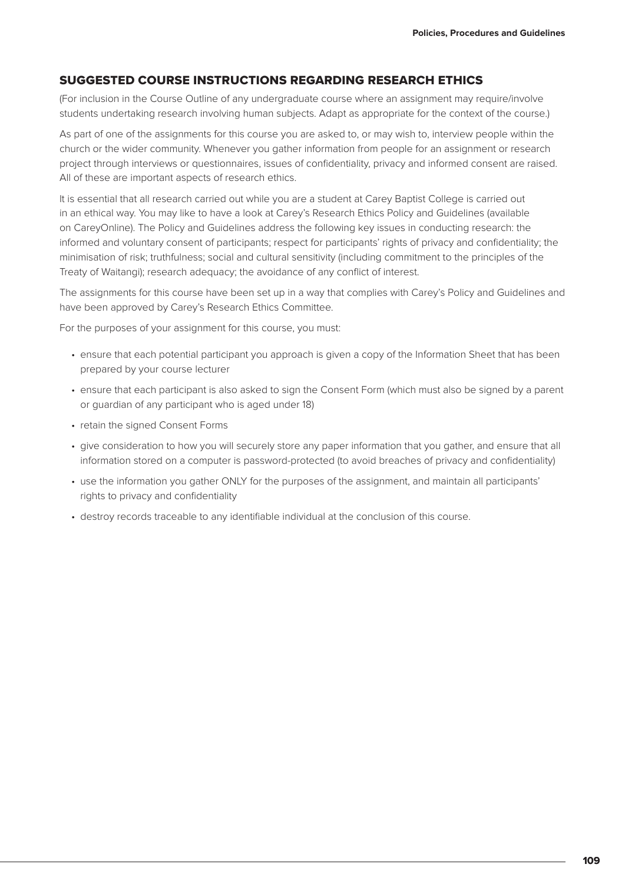## SUGGESTED COURSE INSTRUCTIONS REGARDING RESEARCH ETHICS

(For inclusion in the Course Outline of any undergraduate course where an assignment may require/involve students undertaking research involving human subjects. Adapt as appropriate for the context of the course.)

As part of one of the assignments for this course you are asked to, or may wish to, interview people within the church or the wider community. Whenever you gather information from people for an assignment or research project through interviews or questionnaires, issues of confidentiality, privacy and informed consent are raised. All of these are important aspects of research ethics.

It is essential that all research carried out while you are a student at Carey Baptist College is carried out in an ethical way. You may like to have a look at Carey's Research Ethics Policy and Guidelines (available on CareyOnline). The Policy and Guidelines address the following key issues in conducting research: the informed and voluntary consent of participants; respect for participants' rights of privacy and confidentiality; the minimisation of risk; truthfulness; social and cultural sensitivity (including commitment to the principles of the Treaty of Waitangi); research adequacy; the avoidance of any conflict of interest.

The assignments for this course have been set up in a way that complies with Carey's Policy and Guidelines and have been approved by Carey's Research Ethics Committee.

For the purposes of your assignment for this course, you must:

- ensure that each potential participant you approach is given a copy of the Information Sheet that has been prepared by your course lecturer
- ensure that each participant is also asked to sign the Consent Form (which must also be signed by a parent or guardian of any participant who is aged under 18)
- retain the signed Consent Forms
- give consideration to how you will securely store any paper information that you gather, and ensure that all information stored on a computer is password-protected (to avoid breaches of privacy and confidentiality)
- use the information you gather ONLY for the purposes of the assignment, and maintain all participants' rights to privacy and confidentiality
- destroy records traceable to any identifiable individual at the conclusion of this course.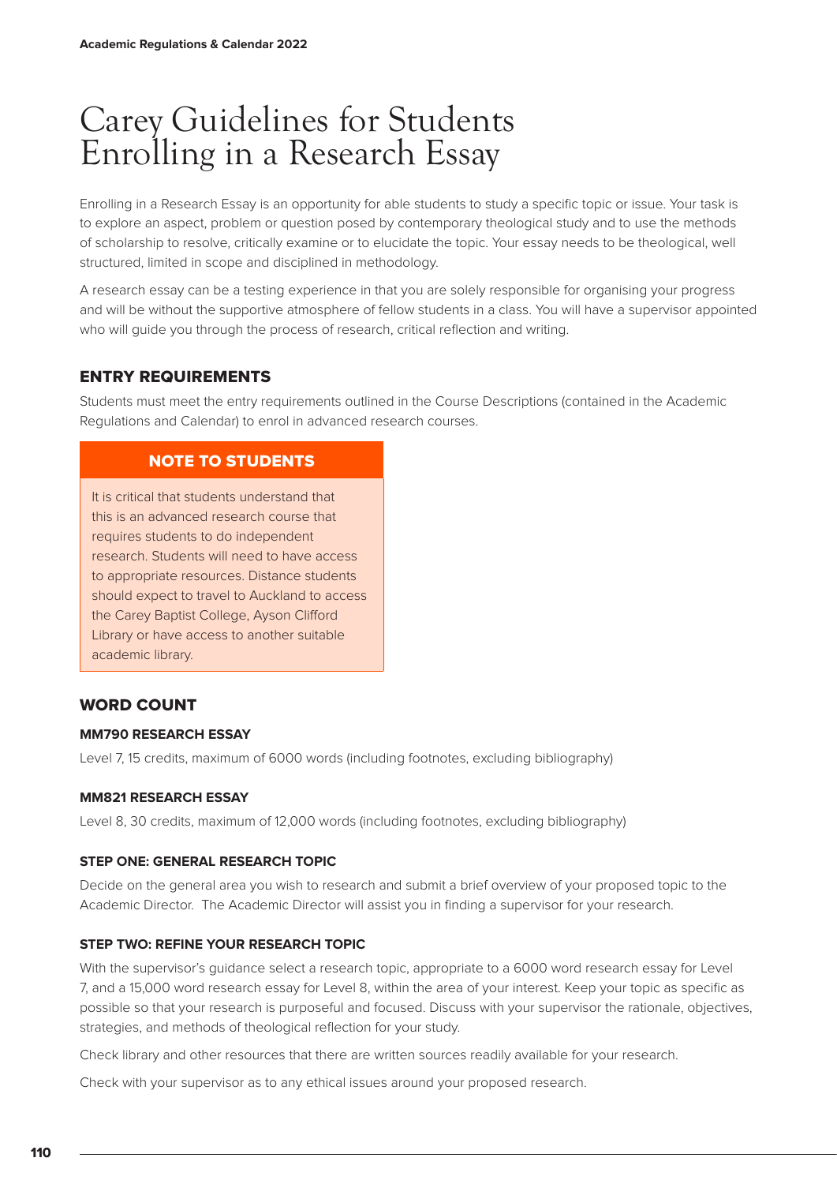# Carey Guidelines for Students Enrolling in a Research Essay

Enrolling in a Research Essay is an opportunity for able students to study a specific topic or issue. Your task is to explore an aspect, problem or question posed by contemporary theological study and to use the methods of scholarship to resolve, critically examine or to elucidate the topic. Your essay needs to be theological, well structured, limited in scope and disciplined in methodology.

A research essay can be a testing experience in that you are solely responsible for organising your progress and will be without the supportive atmosphere of fellow students in a class. You will have a supervisor appointed who will guide you through the process of research, critical reflection and writing.

## ENTRY REQUIREMENTS

Students must meet the entry requirements outlined in the Course Descriptions (contained in the Academic Regulations and Calendar) to enrol in advanced research courses.

> **NOTE TO STUDENTS**
>
> It is critical that students understand that this is an advanced research course that requires students to do independent research. Students will need to have access to appropriate resources. Distance students should expect to travel to Auckland to access the Carey Baptist College, Ayson Clifford Library or have access to another suitable academic library.

## WORD COUNT

### MM790 RESEARCH ESSAY

Level 7, 15 credits, maximum of 6000 words (including footnotes, excluding bibliography)

### MM821 RESEARCH ESSAY

Level 8, 30 credits, maximum of 12,000 words (including footnotes, excluding bibliography)

### STEP ONE: GENERAL RESEARCH TOPIC

Decide on the general area you wish to research and submit a brief overview of your proposed topic to the Academic Director. The Academic Director will assist you in finding a supervisor for your research.

### STEP TWO: REFINE YOUR RESEARCH TOPIC

With the supervisor's guidance select a research topic, appropriate to a 6000 word research essay for Level 7, and a 15,000 word research essay for Level 8, within the area of your interest. Keep your topic as specific as possible so that your research is purposeful and focused. Discuss with your supervisor the rationale, objectives, strategies, and methods of theological reflection for your study.

Check library and other resources that there are written sources readily available for your research.

Check with your supervisor as to any ethical issues around your proposed research.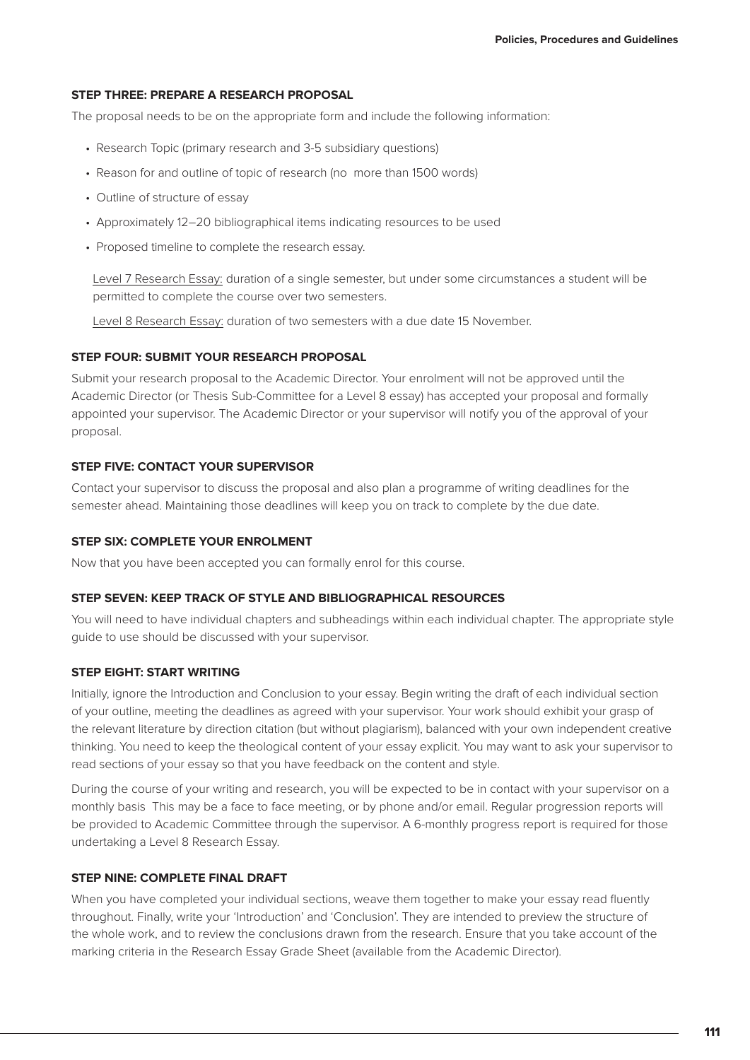### STEP THREE: PREPARE A RESEARCH PROPOSAL

The proposal needs to be on the appropriate form and include the following information:

- Research Topic (primary research and 3-5 subsidiary questions)
- Reason for and outline of topic of research (no more than 1500 words)
- Outline of structure of essay
- Approximately 12–20 bibliographical items indicating resources to be used
- Proposed timeline to complete the research essay.

<u>Level 7 Research Essay:</u> duration of a single semester, but under some circumstances a student will be permitted to complete the course over two semesters.

<u>Level 8 Research Essay:</u> duration of two semesters with a due date 15 November.

### STEP FOUR: SUBMIT YOUR RESEARCH PROPOSAL

Submit your research proposal to the Academic Director. Your enrolment will not be approved until the Academic Director (or Thesis Sub-Committee for a Level 8 essay) has accepted your proposal and formally appointed your supervisor. The Academic Director or your supervisor will notify you of the approval of your proposal.

### STEP FIVE: CONTACT YOUR SUPERVISOR

Contact your supervisor to discuss the proposal and also plan a programme of writing deadlines for the semester ahead. Maintaining those deadlines will keep you on track to complete by the due date.

### STEP SIX: COMPLETE YOUR ENROLMENT

Now that you have been accepted you can formally enrol for this course.

### STEP SEVEN: KEEP TRACK OF STYLE AND BIBLIOGRAPHICAL RESOURCES

You will need to have individual chapters and subheadings within each individual chapter. The appropriate style guide to use should be discussed with your supervisor.

### STEP EIGHT: START WRITING

Initially, ignore the Introduction and Conclusion to your essay. Begin writing the draft of each individual section of your outline, meeting the deadlines as agreed with your supervisor. Your work should exhibit your grasp of the relevant literature by direction citation (but without plagiarism), balanced with your own independent creative thinking. You need to keep the theological content of your essay explicit. You may want to ask your supervisor to read sections of your essay so that you have feedback on the content and style.

During the course of your writing and research, you will be expected to be in contact with your supervisor on a monthly basis This may be a face to face meeting, or by phone and/or email. Regular progression reports will be provided to Academic Committee through the supervisor. A 6-monthly progress report is required for those undertaking a Level 8 Research Essay.

### STEP NINE: COMPLETE FINAL DRAFT

When you have completed your individual sections, weave them together to make your essay read fluently throughout. Finally, write your 'Introduction' and 'Conclusion'. They are intended to preview the structure of the whole work, and to review the conclusions drawn from the research. Ensure that you take account of the marking criteria in the Research Essay Grade Sheet (available from the Academic Director).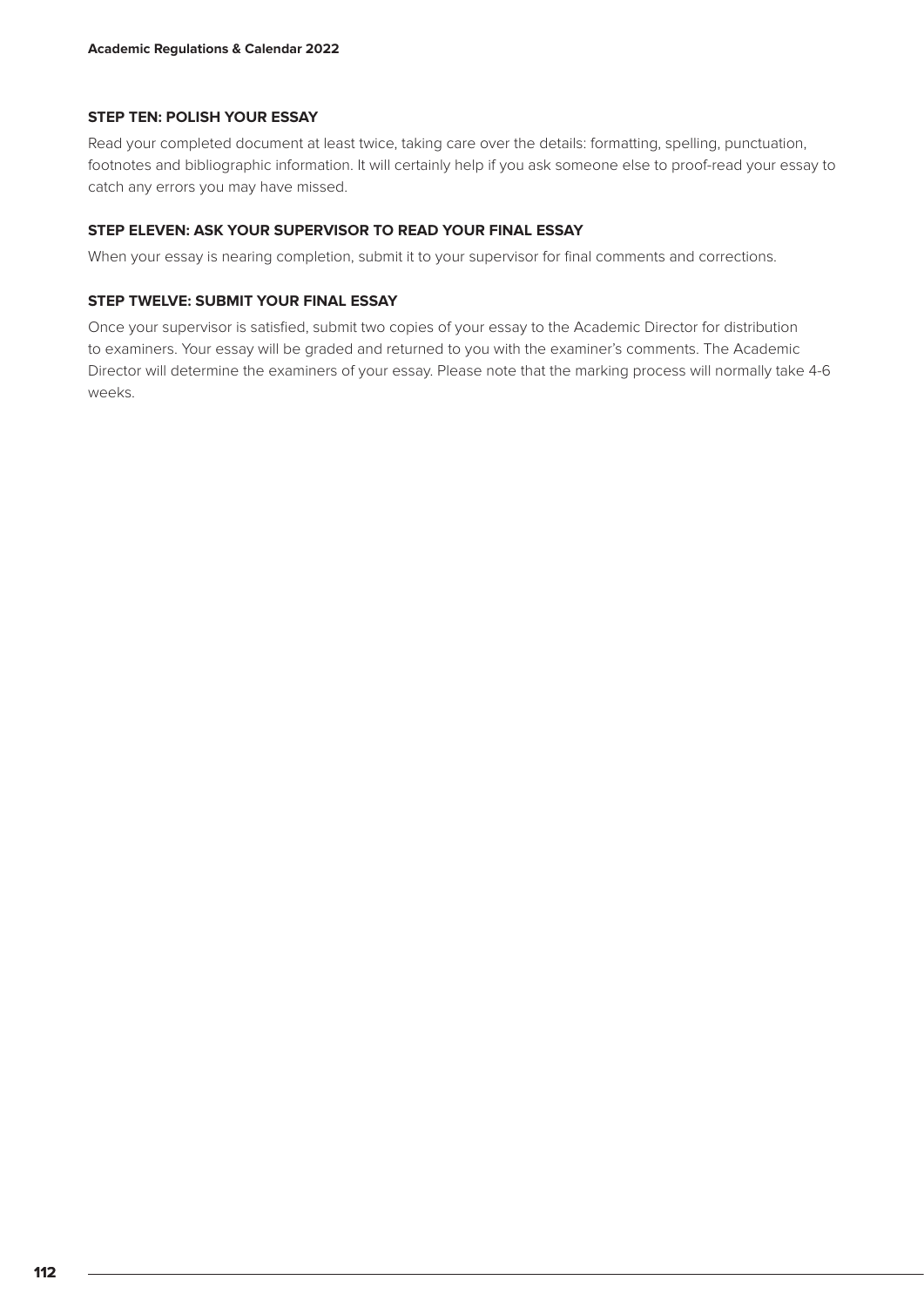### STEP TEN: POLISH YOUR ESSAY

Read your completed document at least twice, taking care over the details: formatting, spelling, punctuation, footnotes and bibliographic information. It will certainly help if you ask someone else to proof-read your essay to catch any errors you may have missed.

### STEP ELEVEN: ASK YOUR SUPERVISOR TO READ YOUR FINAL ESSAY

When your essay is nearing completion, submit it to your supervisor for final comments and corrections.

### STEP TWELVE: SUBMIT YOUR FINAL ESSAY

Once your supervisor is satisfied, submit two copies of your essay to the Academic Director for distribution to examiners. Your essay will be graded and returned to you with the examiner's comments. The Academic Director will determine the examiners of your essay. Please note that the marking process will normally take 4-6 weeks.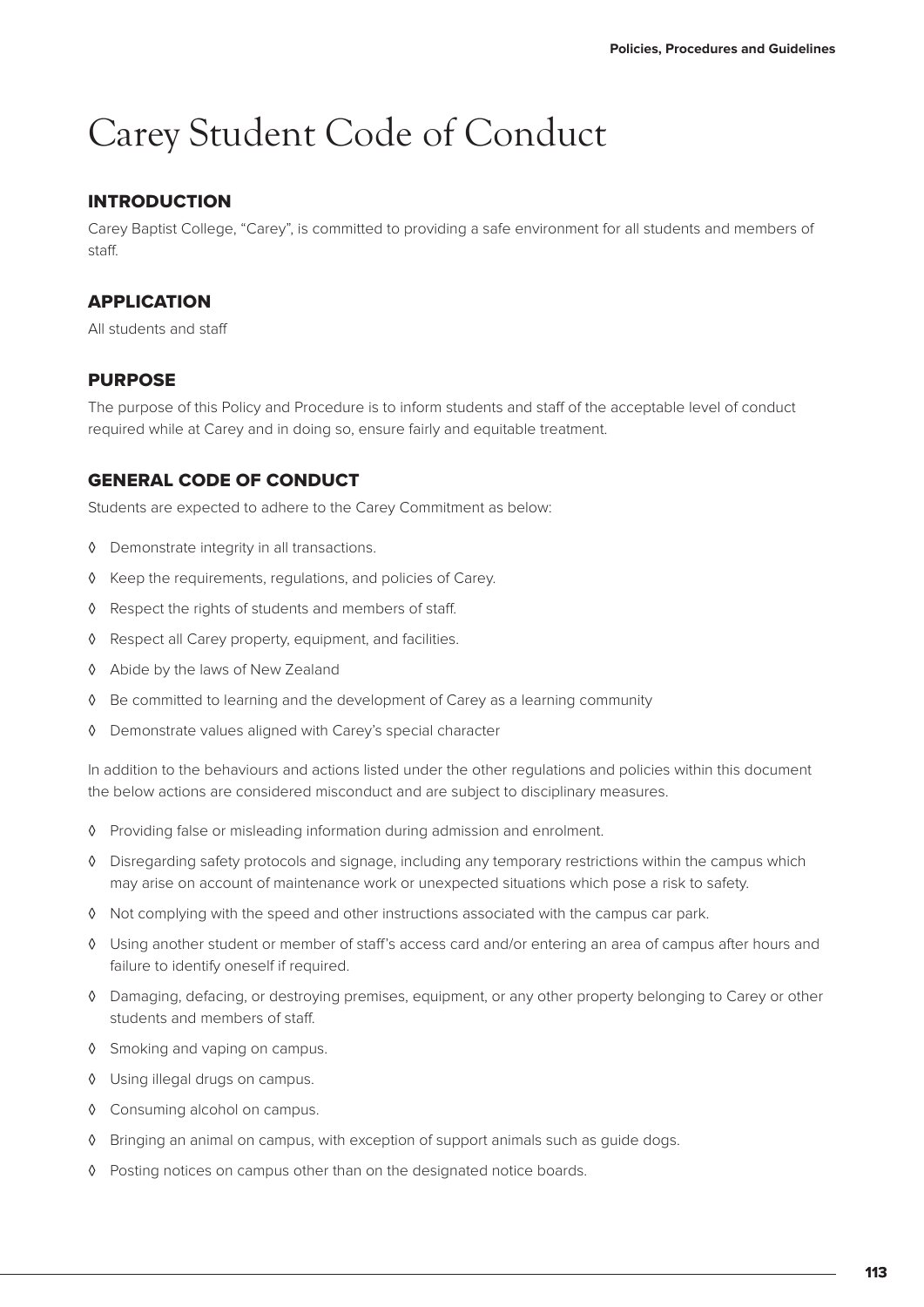# Carey Student Code of Conduct

## INTRODUCTION

Carey Baptist College, "Carey", is committed to providing a safe environment for all students and members of staff.

## APPLICATION

All students and staff

## PURPOSE

The purpose of this Policy and Procedure is to inform students and staff of the acceptable level of conduct required while at Carey and in doing so, ensure fairly and equitable treatment.

## GENERAL CODE OF CONDUCT

Students are expected to adhere to the Carey Commitment as below:

- Demonstrate integrity in all transactions.
- Keep the requirements, regulations, and policies of Carey.
- Respect the rights of students and members of staff.
- Respect all Carey property, equipment, and facilities.
- Abide by the laws of New Zealand
- Be committed to learning and the development of Carey as a learning community
- Demonstrate values aligned with Carey's special character

In addition to the behaviours and actions listed under the other regulations and policies within this document the below actions are considered misconduct and are subject to disciplinary measures.

- Providing false or misleading information during admission and enrolment.
- Disregarding safety protocols and signage, including any temporary restrictions within the campus which may arise on account of maintenance work or unexpected situations which pose a risk to safety.
- Not complying with the speed and other instructions associated with the campus car park.
- Using another student or member of staff's access card and/or entering an area of campus after hours and failure to identify oneself if required.
- Damaging, defacing, or destroying premises, equipment, or any other property belonging to Carey or other students and members of staff.
- Smoking and vaping on campus.
- Using illegal drugs on campus.
- Consuming alcohol on campus.
- Bringing an animal on campus, with exception of support animals such as guide dogs.
- Posting notices on campus other than on the designated notice boards.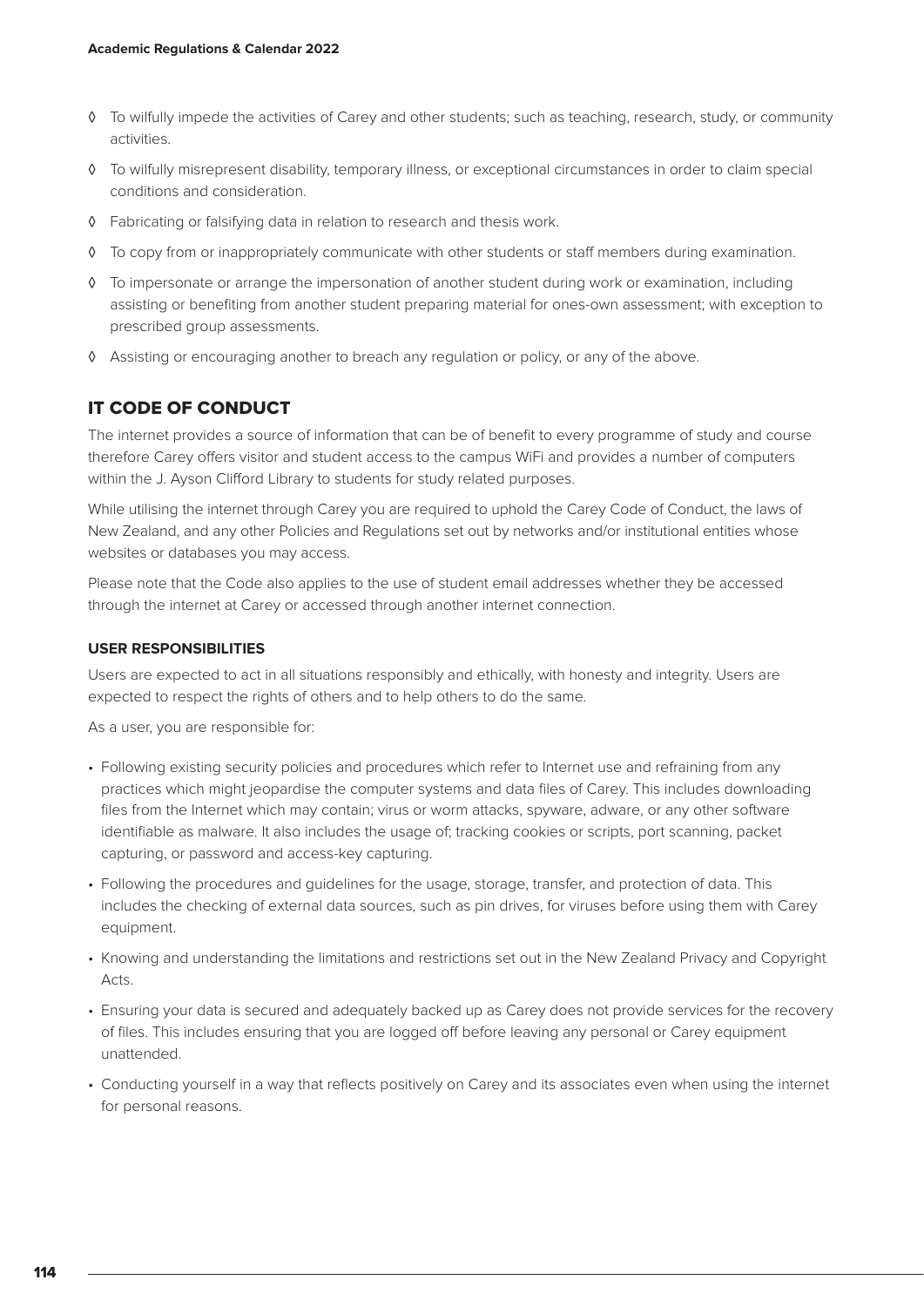- ◊ To wilfully impede the activities of Carey and other students; such as teaching, research, study, or community activities.
- ◊ To wilfully misrepresent disability, temporary illness, or exceptional circumstances in order to claim special conditions and consideration.
- ◊ Fabricating or falsifying data in relation to research and thesis work.
- ◊ To copy from or inappropriately communicate with other students or staff members during examination.
- ◊ To impersonate or arrange the impersonation of another student during work or examination, including assisting or benefiting from another student preparing material for ones-own assessment; with exception to prescribed group assessments.
- ◊ Assisting or encouraging another to breach any regulation or policy, or any of the above.

## IT CODE OF CONDUCT

The internet provides a source of information that can be of benefit to every programme of study and course therefore Carey offers visitor and student access to the campus WiFi and provides a number of computers within the J. Ayson Clifford Library to students for study related purposes.

While utilising the internet through Carey you are required to uphold the Carey Code of Conduct, the laws of New Zealand, and any other Policies and Regulations set out by networks and/or institutional entities whose websites or databases you may access.

Please note that the Code also applies to the use of student email addresses whether they be accessed through the internet at Carey or accessed through another internet connection.

### USER RESPONSIBILITIES

Users are expected to act in all situations responsibly and ethically, with honesty and integrity. Users are expected to respect the rights of others and to help others to do the same.

As a user, you are responsible for:

- Following existing security policies and procedures which refer to Internet use and refraining from any practices which might jeopardise the computer systems and data files of Carey. This includes downloading files from the Internet which may contain; virus or worm attacks, spyware, adware, or any other software identifiable as malware. It also includes the usage of; tracking cookies or scripts, port scanning, packet capturing, or password and access-key capturing.
- Following the procedures and guidelines for the usage, storage, transfer, and protection of data. This includes the checking of external data sources, such as pin drives, for viruses before using them with Carey equipment.
- Knowing and understanding the limitations and restrictions set out in the New Zealand Privacy and Copyright Acts.
- Ensuring your data is secured and adequately backed up as Carey does not provide services for the recovery of files. This includes ensuring that you are logged off before leaving any personal or Carey equipment unattended.
- Conducting yourself in a way that reflects positively on Carey and its associates even when using the internet for personal reasons.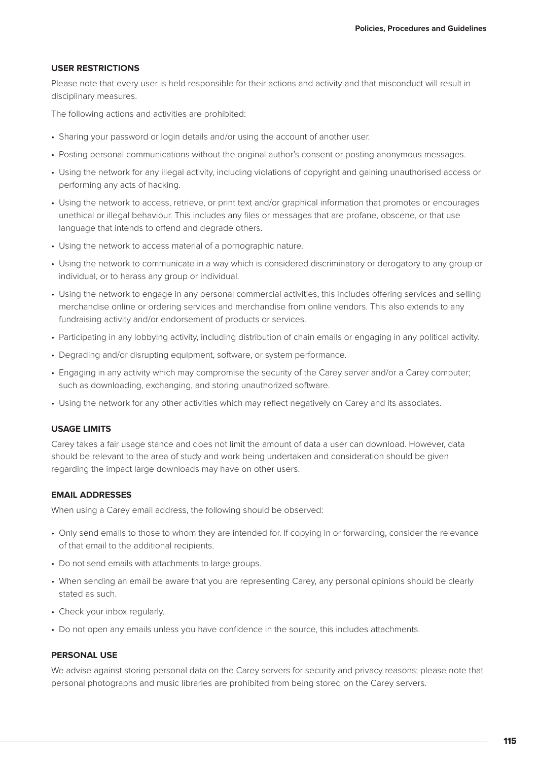### USER RESTRICTIONS

Please note that every user is held responsible for their actions and activity and that misconduct will result in disciplinary measures.

The following actions and activities are prohibited:

- Sharing your password or login details and/or using the account of another user.
- Posting personal communications without the original author's consent or posting anonymous messages.
- Using the network for any illegal activity, including violations of copyright and gaining unauthorised access or performing any acts of hacking.
- Using the network to access, retrieve, or print text and/or graphical information that promotes or encourages unethical or illegal behaviour. This includes any files or messages that are profane, obscene, or that use language that intends to offend and degrade others.
- Using the network to access material of a pornographic nature.
- Using the network to communicate in a way which is considered discriminatory or derogatory to any group or individual, or to harass any group or individual.
- Using the network to engage in any personal commercial activities, this includes offering services and selling merchandise online or ordering services and merchandise from online vendors. This also extends to any fundraising activity and/or endorsement of products or services.
- Participating in any lobbying activity, including distribution of chain emails or engaging in any political activity.
- Degrading and/or disrupting equipment, software, or system performance.
- Engaging in any activity which may compromise the security of the Carey server and/or a Carey computer; such as downloading, exchanging, and storing unauthorized software.
- Using the network for any other activities which may reflect negatively on Carey and its associates.

### USAGE LIMITS

Carey takes a fair usage stance and does not limit the amount of data a user can download. However, data should be relevant to the area of study and work being undertaken and consideration should be given regarding the impact large downloads may have on other users.

### EMAIL ADDRESSES

When using a Carey email address, the following should be observed:

- Only send emails to those to whom they are intended for. If copying in or forwarding, consider the relevance of that email to the additional recipients.
- Do not send emails with attachments to large groups.
- When sending an email be aware that you are representing Carey, any personal opinions should be clearly stated as such.
- Check your inbox regularly.
- Do not open any emails unless you have confidence in the source, this includes attachments.

### PERSONAL USE

We advise against storing personal data on the Carey servers for security and privacy reasons; please note that personal photographs and music libraries are prohibited from being stored on the Carey servers.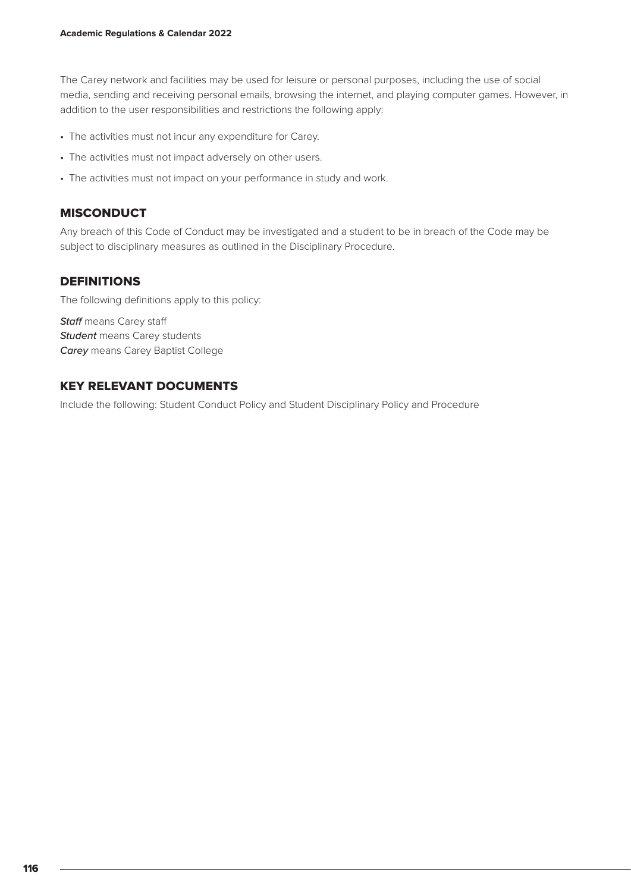The Carey network and facilities may be used for leisure or personal purposes, including the use of social media, sending and receiving personal emails, browsing the internet, and playing computer games. However, in addition to the user responsibilities and restrictions the following apply:

- The activities must not incur any expenditure for Carey.
- The activities must not impact adversely on other users.
- The activities must not impact on your performance in study and work.

## MISCONDUCT

Any breach of this Code of Conduct may be investigated and a student to be in breach of the Code may be subject to disciplinary measures as outlined in the Disciplinary Procedure.

## DEFINITIONS

The following definitions apply to this policy:

***Staff*** means Carey staff
***Student*** means Carey students
***Carey*** means Carey Baptist College

## KEY RELEVANT DOCUMENTS

Include the following: Student Conduct Policy and Student Disciplinary Policy and Procedure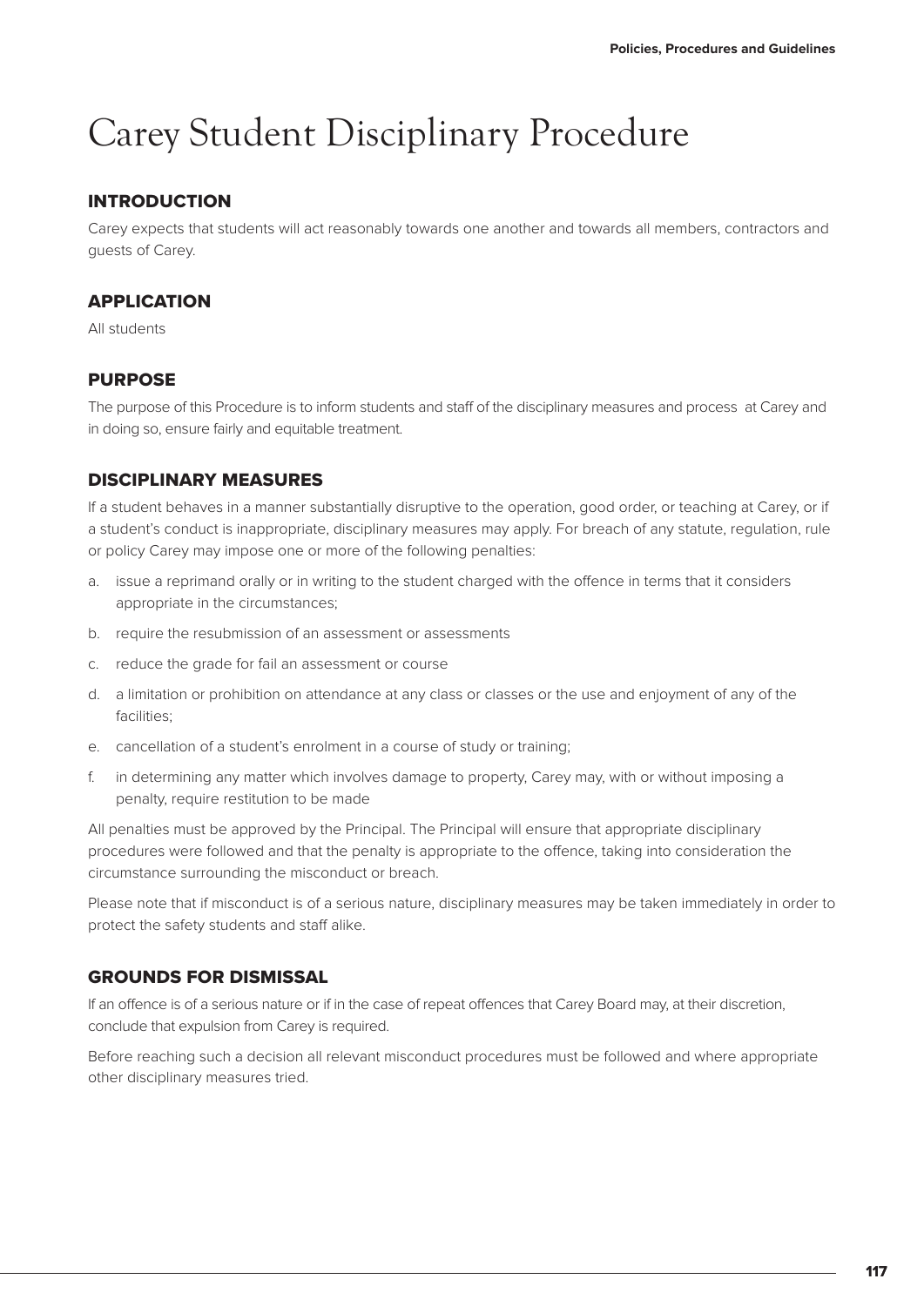# Carey Student Disciplinary Procedure

## INTRODUCTION

Carey expects that students will act reasonably towards one another and towards all members, contractors and guests of Carey.

## APPLICATION

All students

## PURPOSE

The purpose of this Procedure is to inform students and staff of the disciplinary measures and process at Carey and in doing so, ensure fairly and equitable treatment.

## DISCIPLINARY MEASURES

If a student behaves in a manner substantially disruptive to the operation, good order, or teaching at Carey, or if a student's conduct is inappropriate, disciplinary measures may apply. For breach of any statute, regulation, rule or policy Carey may impose one or more of the following penalties:

a. issue a reprimand orally or in writing to the student charged with the offence in terms that it considers appropriate in the circumstances;

b. require the resubmission of an assessment or assessments

c. reduce the grade for fail an assessment or course

d. a limitation or prohibition on attendance at any class or classes or the use and enjoyment of any of the facilities;

e. cancellation of a student's enrolment in a course of study or training;

f. in determining any matter which involves damage to property, Carey may, with or without imposing a penalty, require restitution to be made

All penalties must be approved by the Principal. The Principal will ensure that appropriate disciplinary procedures were followed and that the penalty is appropriate to the offence, taking into consideration the circumstance surrounding the misconduct or breach.

Please note that if misconduct is of a serious nature, disciplinary measures may be taken immediately in order to protect the safety students and staff alike.

## GROUNDS FOR DISMISSAL

If an offence is of a serious nature or if in the case of repeat offences that Carey Board may, at their discretion, conclude that expulsion from Carey is required.

Before reaching such a decision all relevant misconduct procedures must be followed and where appropriate other disciplinary measures tried.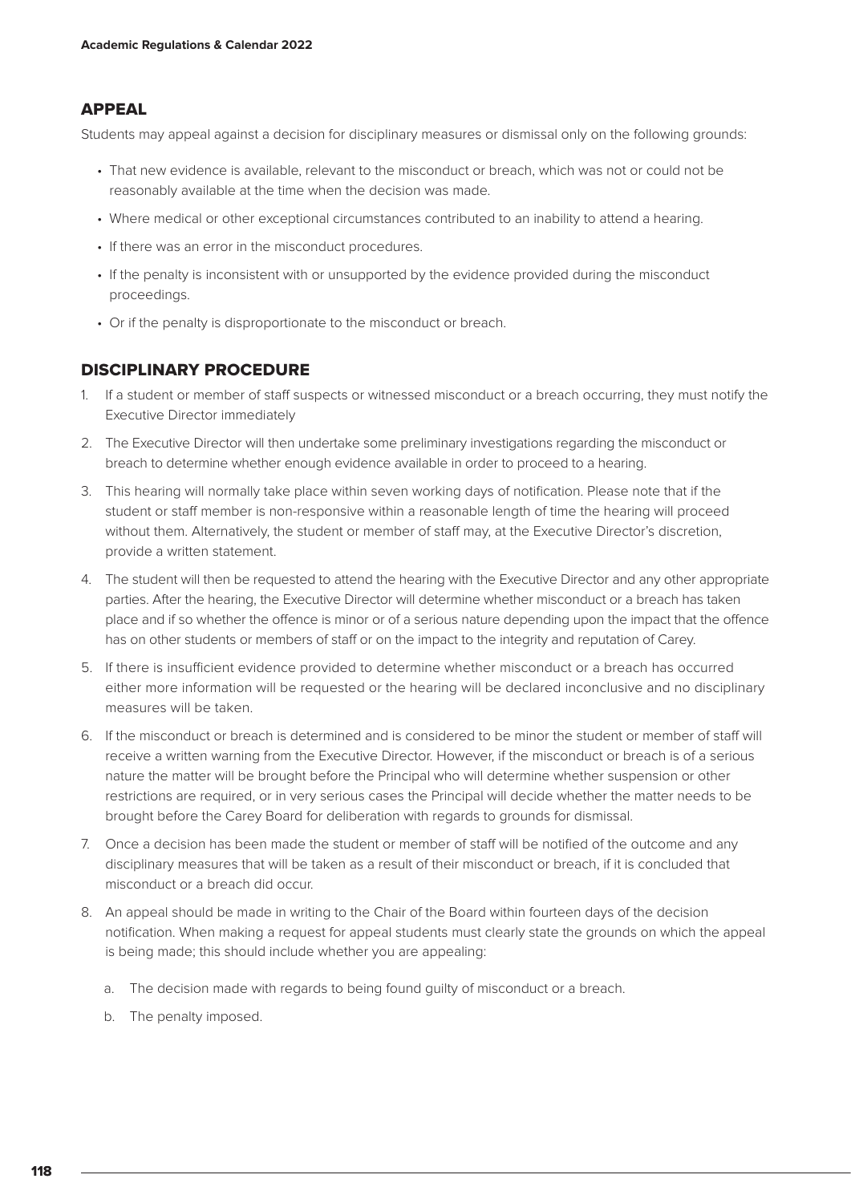## APPEAL

Students may appeal against a decision for disciplinary measures or dismissal only on the following grounds:

- That new evidence is available, relevant to the misconduct or breach, which was not or could not be reasonably available at the time when the decision was made.
- Where medical or other exceptional circumstances contributed to an inability to attend a hearing.
- If there was an error in the misconduct procedures.
- If the penalty is inconsistent with or unsupported by the evidence provided during the misconduct proceedings.
- Or if the penalty is disproportionate to the misconduct or breach.

## DISCIPLINARY PROCEDURE

1. If a student or member of staff suspects or witnessed misconduct or a breach occurring, they must notify the Executive Director immediately
2. The Executive Director will then undertake some preliminary investigations regarding the misconduct or breach to determine whether enough evidence available in order to proceed to a hearing.
3. This hearing will normally take place within seven working days of notification. Please note that if the student or staff member is non-responsive within a reasonable length of time the hearing will proceed without them. Alternatively, the student or member of staff may, at the Executive Director's discretion, provide a written statement.
4. The student will then be requested to attend the hearing with the Executive Director and any other appropriate parties. After the hearing, the Executive Director will determine whether misconduct or a breach has taken place and if so whether the offence is minor or of a serious nature depending upon the impact that the offence has on other students or members of staff or on the impact to the integrity and reputation of Carey.
5. If there is insufficient evidence provided to determine whether misconduct or a breach has occurred either more information will be requested or the hearing will be declared inconclusive and no disciplinary measures will be taken.
6. If the misconduct or breach is determined and is considered to be minor the student or member of staff will receive a written warning from the Executive Director. However, if the misconduct or breach is of a serious nature the matter will be brought before the Principal who will determine whether suspension or other restrictions are required, or in very serious cases the Principal will decide whether the matter needs to be brought before the Carey Board for deliberation with regards to grounds for dismissal.
7. Once a decision has been made the student or member of staff will be notified of the outcome and any disciplinary measures that will be taken as a result of their misconduct or breach, if it is concluded that misconduct or a breach did occur.
8. An appeal should be made in writing to the Chair of the Board within fourteen days of the decision notification. When making a request for appeal students must clearly state the grounds on which the appeal is being made; this should include whether you are appealing:
    a. The decision made with regards to being found guilty of misconduct or a breach.
    b. The penalty imposed.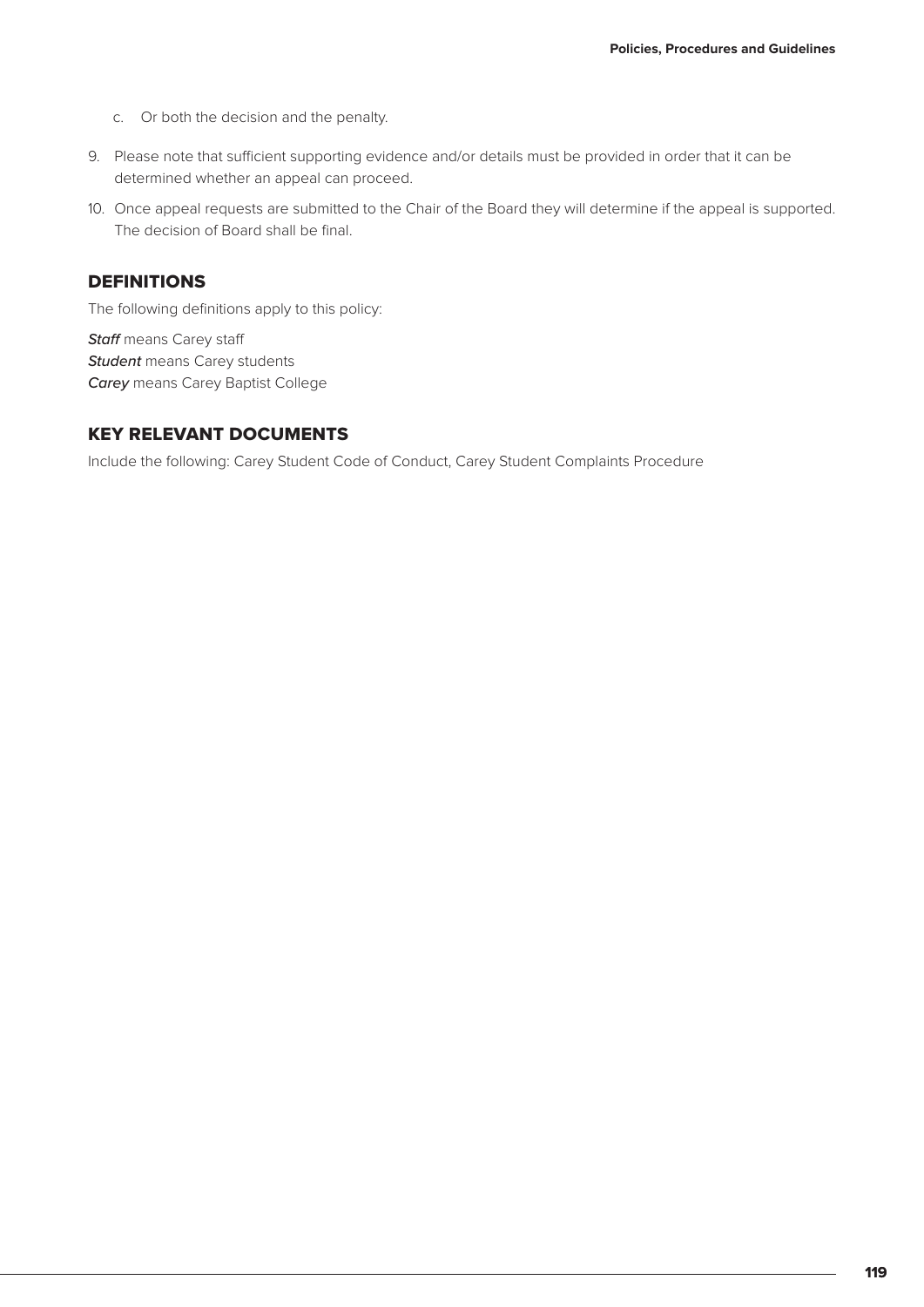c. Or both the decision and the penalty.

9. Please note that sufficient supporting evidence and/or details must be provided in order that it can be determined whether an appeal can proceed.
10. Once appeal requests are submitted to the Chair of the Board they will determine if the appeal is supported. The decision of Board shall be final.

## DEFINITIONS

The following definitions apply to this policy:

***Staff*** means Carey staff
***Student*** means Carey students
***Carey*** means Carey Baptist College

## KEY RELEVANT DOCUMENTS

Include the following: Carey Student Code of Conduct, Carey Student Complaints Procedure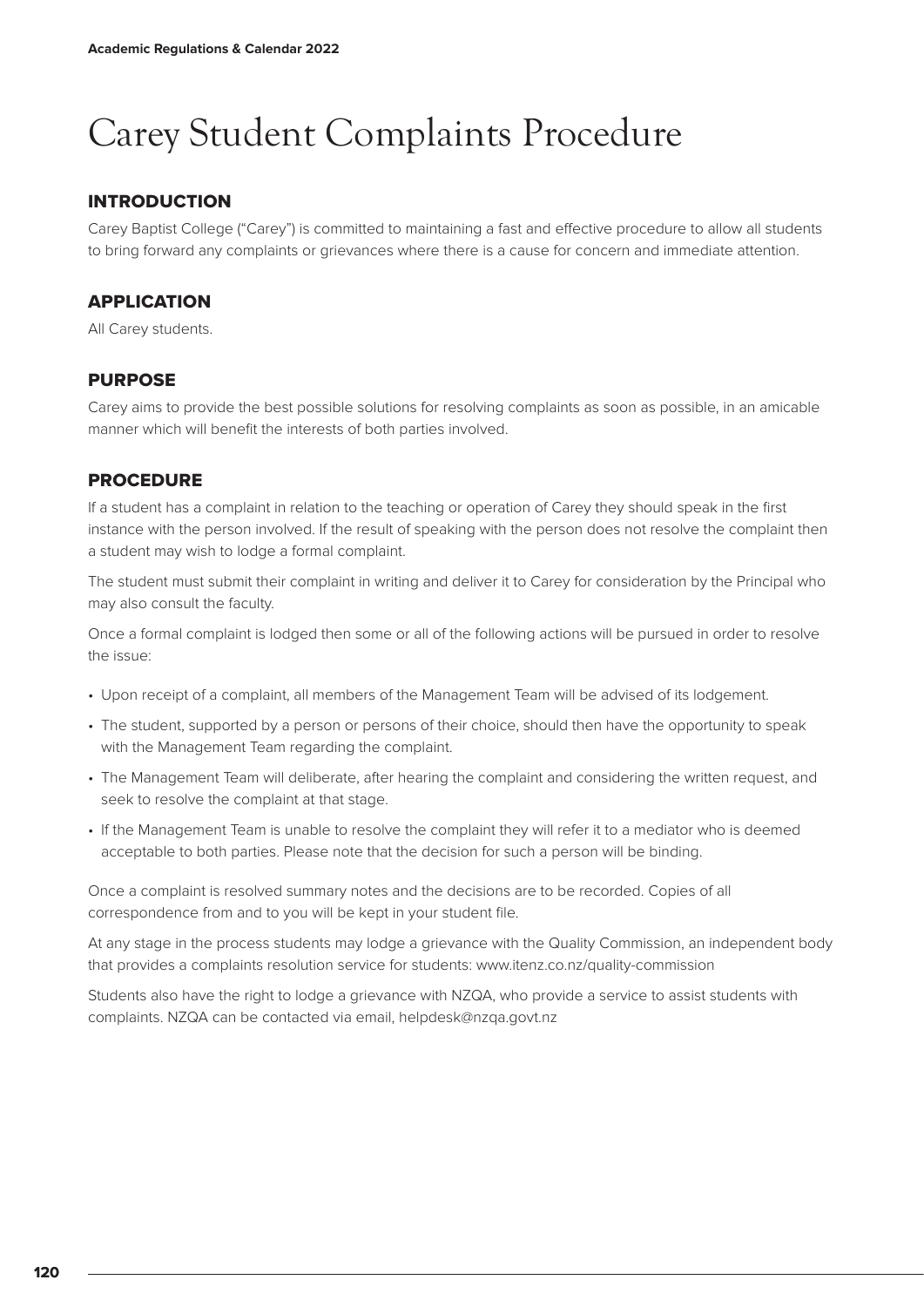# Carey Student Complaints Procedure

## INTRODUCTION

Carey Baptist College ("Carey") is committed to maintaining a fast and effective procedure to allow all students to bring forward any complaints or grievances where there is a cause for concern and immediate attention.

## APPLICATION

All Carey students.

## PURPOSE

Carey aims to provide the best possible solutions for resolving complaints as soon as possible, in an amicable manner which will benefit the interests of both parties involved.

## PROCEDURE

If a student has a complaint in relation to the teaching or operation of Carey they should speak in the first instance with the person involved. If the result of speaking with the person does not resolve the complaint then a student may wish to lodge a formal complaint.

The student must submit their complaint in writing and deliver it to Carey for consideration by the Principal who may also consult the faculty.

Once a formal complaint is lodged then some or all of the following actions will be pursued in order to resolve the issue:

- Upon receipt of a complaint, all members of the Management Team will be advised of its lodgement.
- The student, supported by a person or persons of their choice, should then have the opportunity to speak with the Management Team regarding the complaint.
- The Management Team will deliberate, after hearing the complaint and considering the written request, and seek to resolve the complaint at that stage.
- If the Management Team is unable to resolve the complaint they will refer it to a mediator who is deemed acceptable to both parties. Please note that the decision for such a person will be binding.

Once a complaint is resolved summary notes and the decisions are to be recorded. Copies of all correspondence from and to you will be kept in your student file.

At any stage in the process students may lodge a grievance with the Quality Commission, an independent body that provides a complaints resolution service for students: www.itenz.co.nz/quality-commission

Students also have the right to lodge a grievance with NZQA, who provide a service to assist students with complaints. NZQA can be contacted via email, helpdesk@nzqa.govt.nz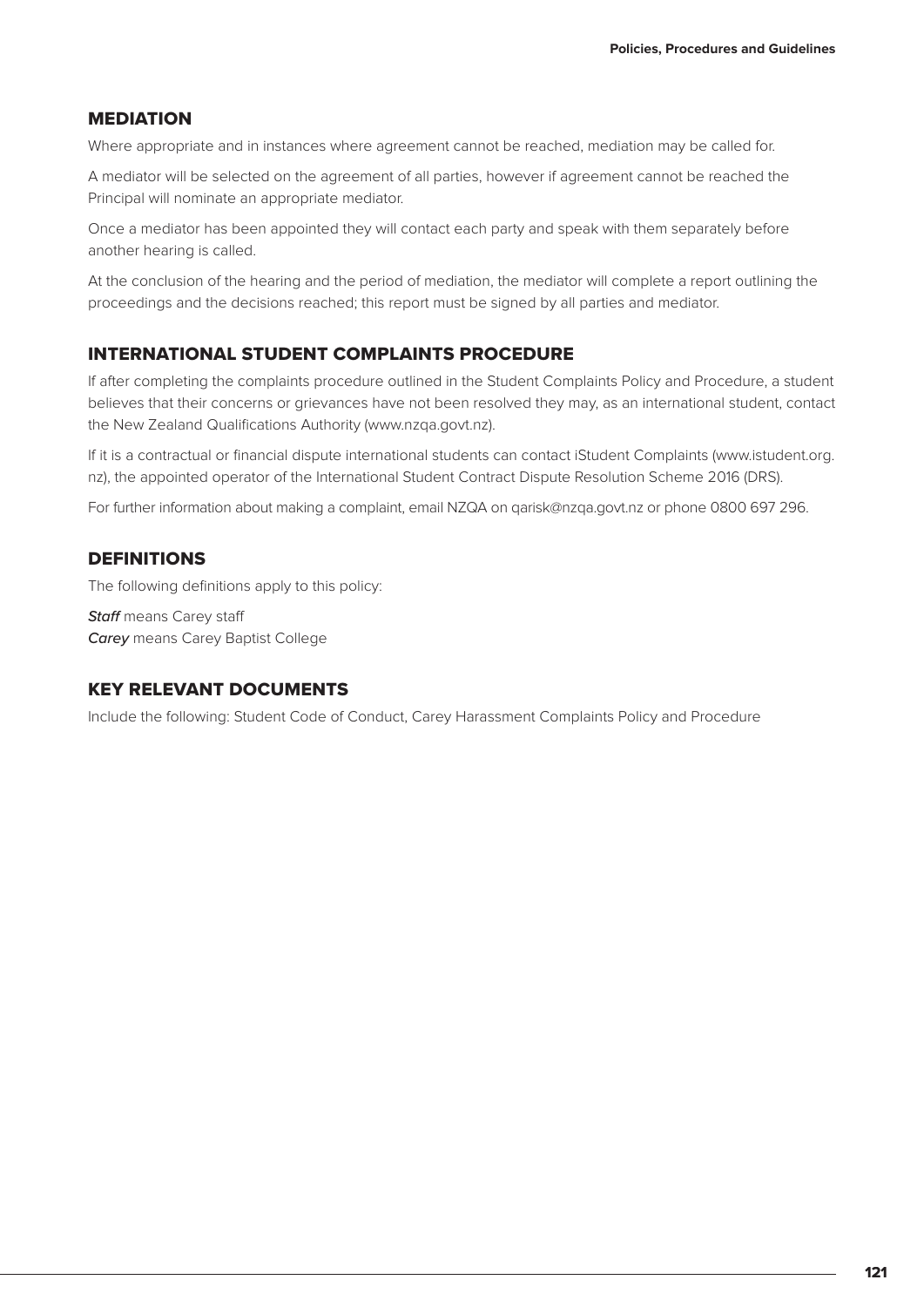## MEDIATION

Where appropriate and in instances where agreement cannot be reached, mediation may be called for.

A mediator will be selected on the agreement of all parties, however if agreement cannot be reached the Principal will nominate an appropriate mediator.

Once a mediator has been appointed they will contact each party and speak with them separately before another hearing is called.

At the conclusion of the hearing and the period of mediation, the mediator will complete a report outlining the proceedings and the decisions reached; this report must be signed by all parties and mediator.

## INTERNATIONAL STUDENT COMPLAINTS PROCEDURE

If after completing the complaints procedure outlined in the Student Complaints Policy and Procedure, a student believes that their concerns or grievances have not been resolved they may, as an international student, contact the New Zealand Qualifications Authority (www.nzqa.govt.nz).

If it is a contractual or financial dispute international students can contact iStudent Complaints (www.istudent.org.nz), the appointed operator of the International Student Contract Dispute Resolution Scheme 2016 (DRS).

For further information about making a complaint, email NZQA on qarisk@nzqa.govt.nz or phone 0800 697 296.

## DEFINITIONS

The following definitions apply to this policy:

***Staff*** means Carey staff
***Carey*** means Carey Baptist College

## KEY RELEVANT DOCUMENTS

Include the following: Student Code of Conduct, Carey Harassment Complaints Policy and Procedure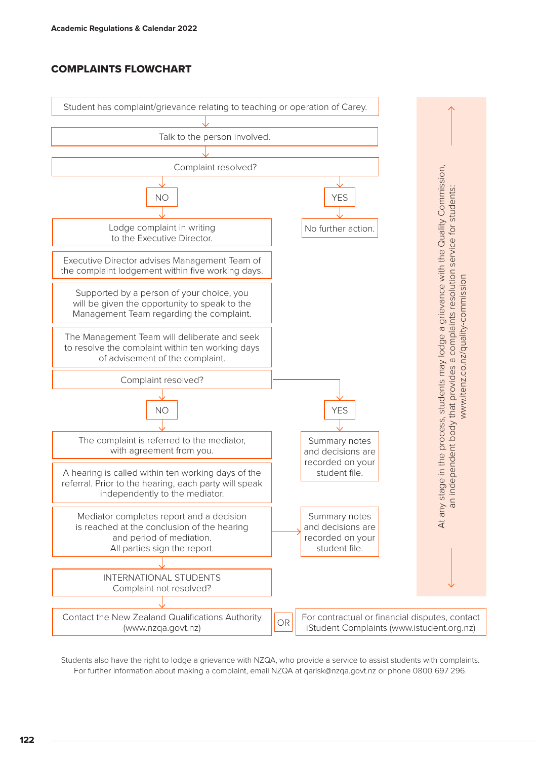## COMPLAINTS FLOWCHART

Student has complaint/grievance relating to teaching or operation of Carey.

↓

Talk to the person involved.

↓

Complaint resolved?

- **YES** → No further action.
- **NO** ↓

Lodge complaint in writing to the Executive Director.

Executive Director advises Management Team of the complaint lodgement within five working days.

Supported by a person of your choice, you will be given the opportunity to speak to the Management Team regarding the complaint.

The Management Team will deliberate and seek to resolve the complaint within ten working days of advisement of the complaint.

Complaint resolved?

- **YES** → Summary notes and decisions are recorded on your student file.
- **NO** ↓

The complaint is referred to the mediator, with agreement from you.

A hearing is called within ten working days of the referral. Prior to the hearing, each party will speak independently to the mediator.

Mediator completes report and a decision is reached at the conclusion of the hearing and period of mediation. All parties sign the report. → Summary notes and decisions are recorded on your student file.

↓

INTERNATIONAL STUDENTS
Complaint not resolved?

↓

Contact the New Zealand Qualifications Authority (www.nzqa.govt.nz) OR For contractual or financial disputes, contact iStudent Complaints (www.istudent.org.nz)

At any stage in the process, students may lodge a grievance with the Quality Commission, an independent body that provides a complaints resolution service for students: www.itenz.co.nz/quality-commission

Students also have the right to lodge a grievance with NZQA, who provide a service to assist students with complaints. For further information about making a complaint, email NZQA at qarisk@nzqa.govt.nz or phone 0800 697 296.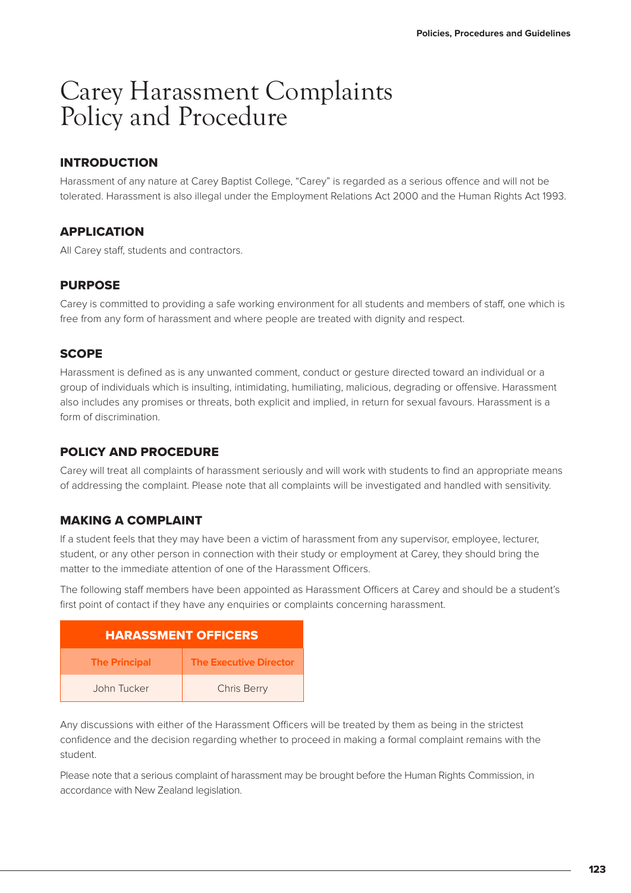# Carey Harassment Complaints Policy and Procedure

## INTRODUCTION

Harassment of any nature at Carey Baptist College, "Carey" is regarded as a serious offence and will not be tolerated. Harassment is also illegal under the Employment Relations Act 2000 and the Human Rights Act 1993.

## APPLICATION

All Carey staff, students and contractors.

## PURPOSE

Carey is committed to providing a safe working environment for all students and members of staff, one which is free from any form of harassment and where people are treated with dignity and respect.

## SCOPE

Harassment is defined as is any unwanted comment, conduct or gesture directed toward an individual or a group of individuals which is insulting, intimidating, humiliating, malicious, degrading or offensive. Harassment also includes any promises or threats, both explicit and implied, in return for sexual favours. Harassment is a form of discrimination.

## POLICY AND PROCEDURE

Carey will treat all complaints of harassment seriously and will work with students to find an appropriate means of addressing the complaint. Please note that all complaints will be investigated and handled with sensitivity.

## MAKING A COMPLAINT

If a student feels that they may have been a victim of harassment from any supervisor, employee, lecturer, student, or any other person in connection with their study or employment at Carey, they should bring the matter to the immediate attention of one of the Harassment Officers.

The following staff members have been appointed as Harassment Officers at Carey and should be a student's first point of contact if they have any enquiries or complaints concerning harassment.

| HARASSMENT OFFICERS | |
|---|---|
| **The Principal** | **The Executive Director** |
| John Tucker | Chris Berry |

Any discussions with either of the Harassment Officers will be treated by them as being in the strictest confidence and the decision regarding whether to proceed in making a formal complaint remains with the student.

Please note that a serious complaint of harassment may be brought before the Human Rights Commission, in accordance with New Zealand legislation.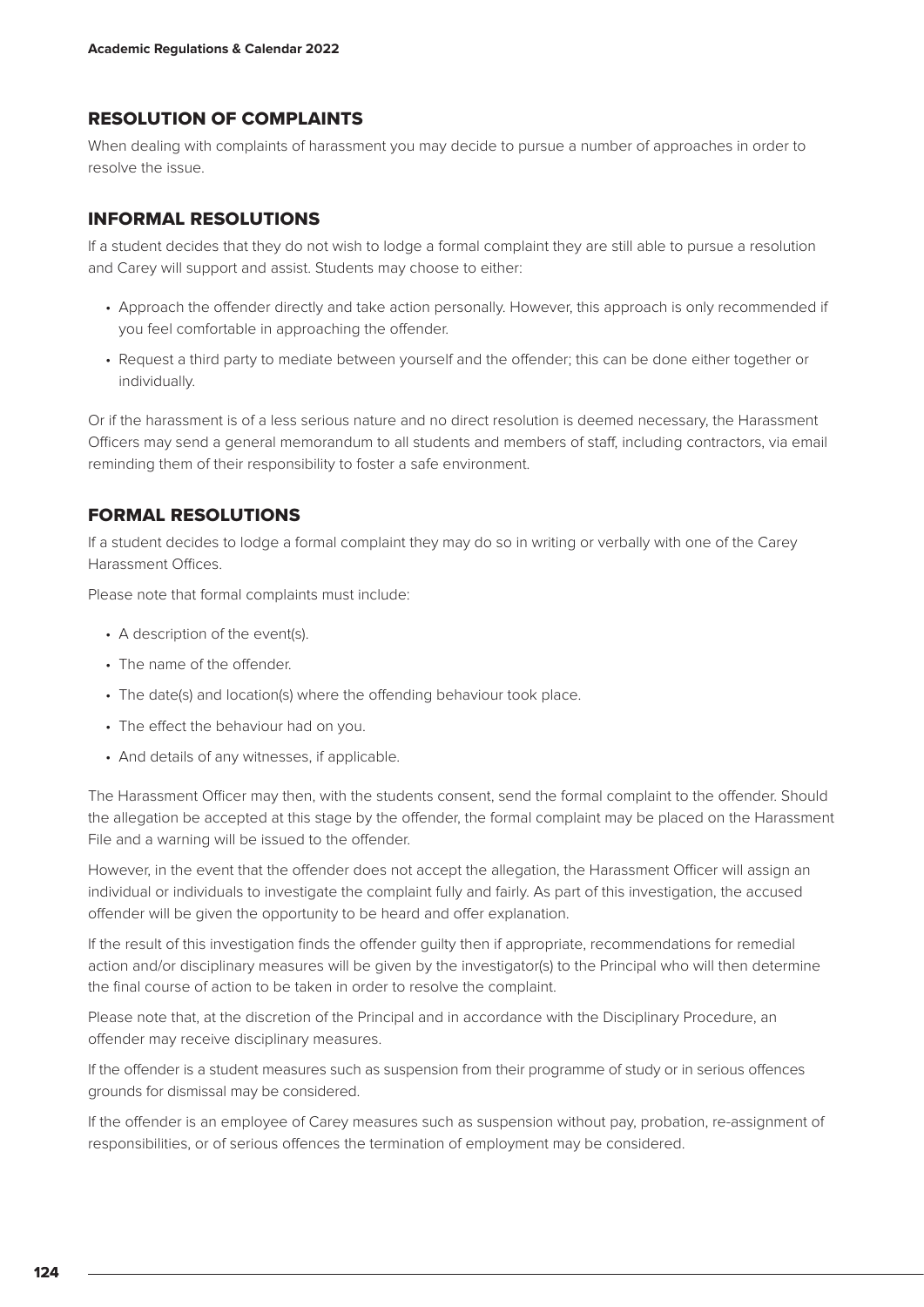## RESOLUTION OF COMPLAINTS

When dealing with complaints of harassment you may decide to pursue a number of approaches in order to resolve the issue.

## INFORMAL RESOLUTIONS

If a student decides that they do not wish to lodge a formal complaint they are still able to pursue a resolution and Carey will support and assist. Students may choose to either:

- Approach the offender directly and take action personally. However, this approach is only recommended if you feel comfortable in approaching the offender.
- Request a third party to mediate between yourself and the offender; this can be done either together or individually.

Or if the harassment is of a less serious nature and no direct resolution is deemed necessary, the Harassment Officers may send a general memorandum to all students and members of staff, including contractors, via email reminding them of their responsibility to foster a safe environment.

## FORMAL RESOLUTIONS

If a student decides to lodge a formal complaint they may do so in writing or verbally with one of the Carey Harassment Offices.

Please note that formal complaints must include:

- A description of the event(s).
- The name of the offender.
- The date(s) and location(s) where the offending behaviour took place.
- The effect the behaviour had on you.
- And details of any witnesses, if applicable.

The Harassment Officer may then, with the students consent, send the formal complaint to the offender. Should the allegation be accepted at this stage by the offender, the formal complaint may be placed on the Harassment File and a warning will be issued to the offender.

However, in the event that the offender does not accept the allegation, the Harassment Officer will assign an individual or individuals to investigate the complaint fully and fairly. As part of this investigation, the accused offender will be given the opportunity to be heard and offer explanation.

If the result of this investigation finds the offender guilty then if appropriate, recommendations for remedial action and/or disciplinary measures will be given by the investigator(s) to the Principal who will then determine the final course of action to be taken in order to resolve the complaint.

Please note that, at the discretion of the Principal and in accordance with the Disciplinary Procedure, an offender may receive disciplinary measures.

If the offender is a student measures such as suspension from their programme of study or in serious offences grounds for dismissal may be considered.

If the offender is an employee of Carey measures such as suspension without pay, probation, re-assignment of responsibilities, or of serious offences the termination of employment may be considered.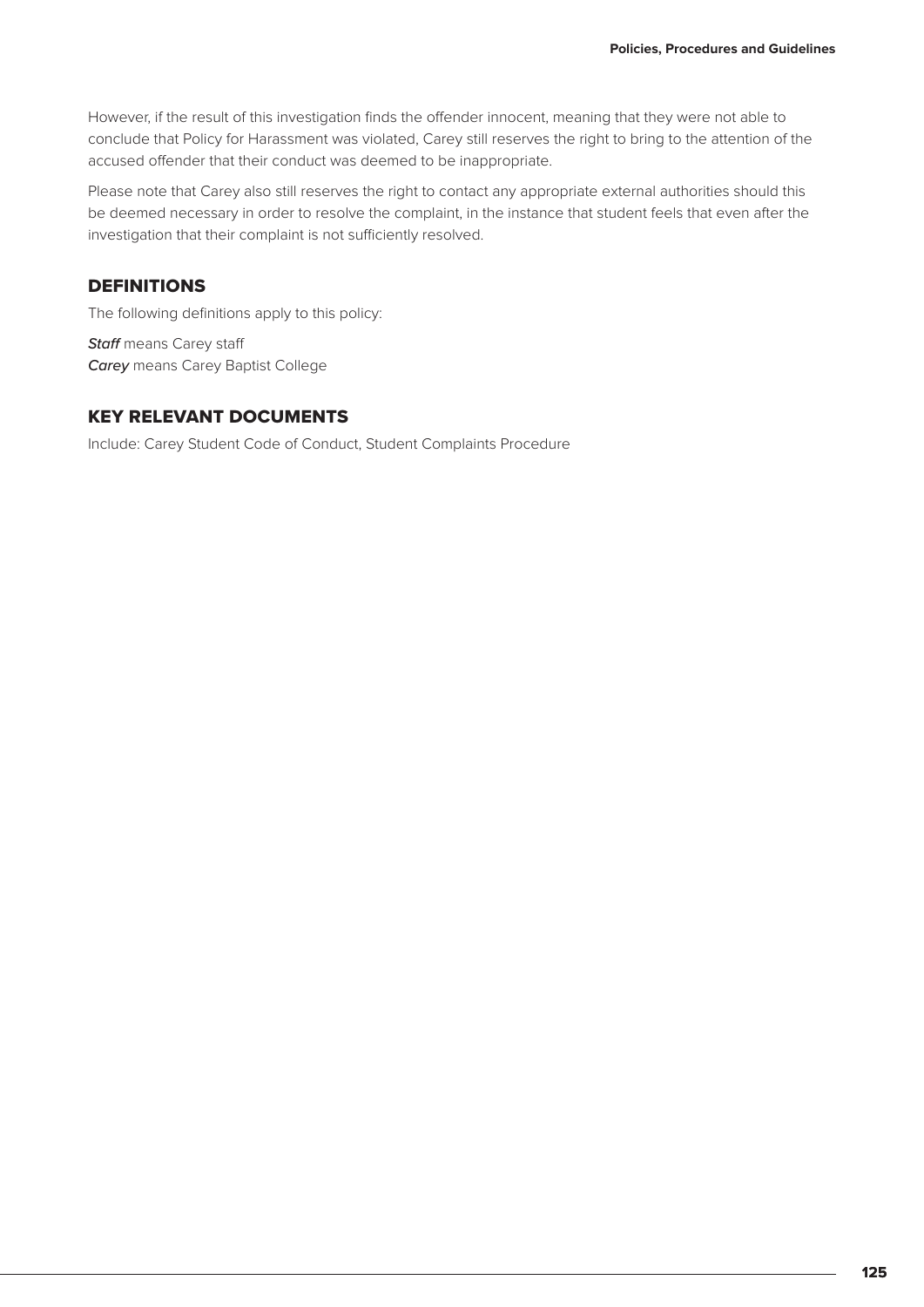However, if the result of this investigation finds the offender innocent, meaning that they were not able to conclude that Policy for Harassment was violated, Carey still reserves the right to bring to the attention of the accused offender that their conduct was deemed to be inappropriate.

Please note that Carey also still reserves the right to contact any appropriate external authorities should this be deemed necessary in order to resolve the complaint, in the instance that student feels that even after the investigation that their complaint is not sufficiently resolved.

## DEFINITIONS

The following definitions apply to this policy:

***Staff*** means Carey staff
***Carey*** means Carey Baptist College

## KEY RELEVANT DOCUMENTS

Include: Carey Student Code of Conduct, Student Complaints Procedure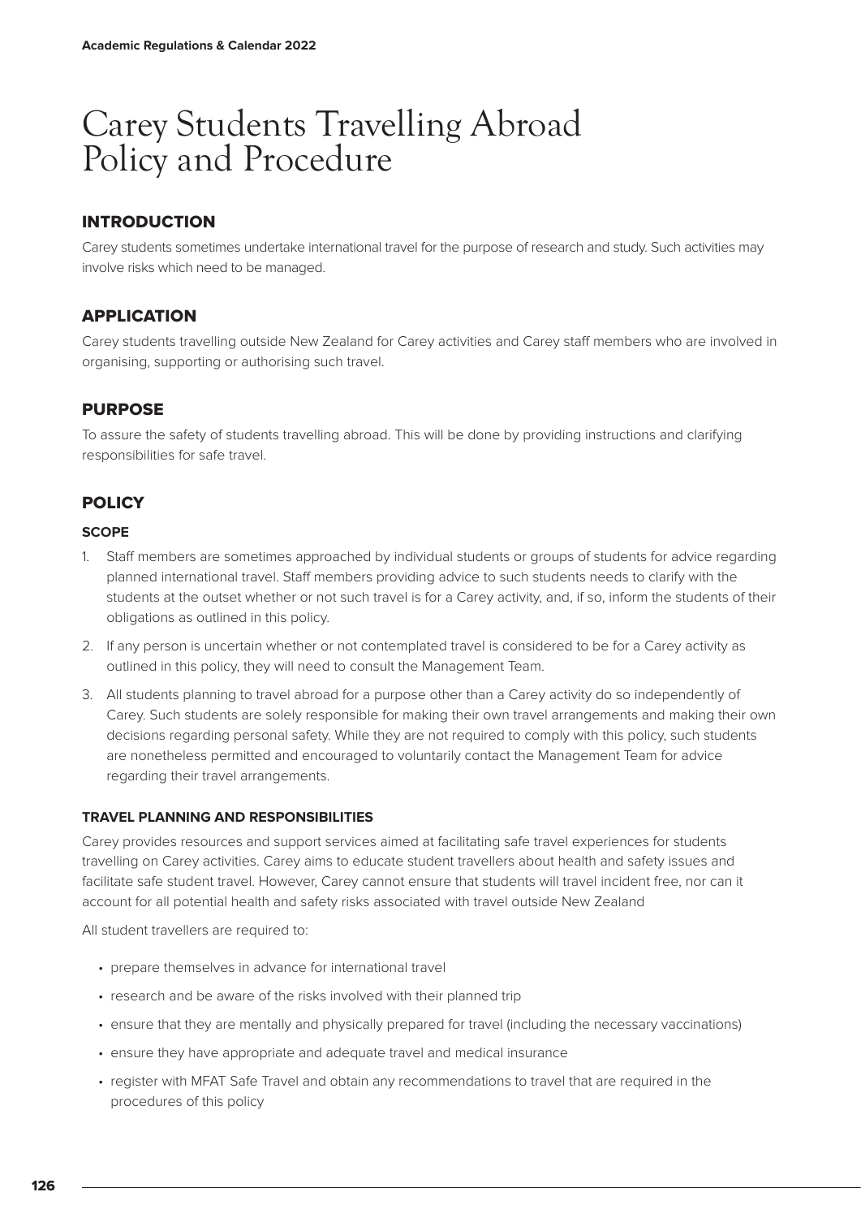# Carey Students Travelling Abroad Policy and Procedure

## INTRODUCTION

Carey students sometimes undertake international travel for the purpose of research and study. Such activities may involve risks which need to be managed.

## APPLICATION

Carey students travelling outside New Zealand for Carey activities and Carey staff members who are involved in organising, supporting or authorising such travel.

## PURPOSE

To assure the safety of students travelling abroad. This will be done by providing instructions and clarifying responsibilities for safe travel.

## POLICY

### SCOPE

1. Staff members are sometimes approached by individual students or groups of students for advice regarding planned international travel. Staff members providing advice to such students needs to clarify with the students at the outset whether or not such travel is for a Carey activity, and, if so, inform the students of their obligations as outlined in this policy.
2. If any person is uncertain whether or not contemplated travel is considered to be for a Carey activity as outlined in this policy, they will need to consult the Management Team.
3. All students planning to travel abroad for a purpose other than a Carey activity do so independently of Carey. Such students are solely responsible for making their own travel arrangements and making their own decisions regarding personal safety. While they are not required to comply with this policy, such students are nonetheless permitted and encouraged to voluntarily contact the Management Team for advice regarding their travel arrangements.

### TRAVEL PLANNING AND RESPONSIBILITIES

Carey provides resources and support services aimed at facilitating safe travel experiences for students travelling on Carey activities. Carey aims to educate student travellers about health and safety issues and facilitate safe student travel. However, Carey cannot ensure that students will travel incident free, nor can it account for all potential health and safety risks associated with travel outside New Zealand

All student travellers are required to:

- prepare themselves in advance for international travel
- research and be aware of the risks involved with their planned trip
- ensure that they are mentally and physically prepared for travel (including the necessary vaccinations)
- ensure they have appropriate and adequate travel and medical insurance
- register with MFAT Safe Travel and obtain any recommendations to travel that are required in the procedures of this policy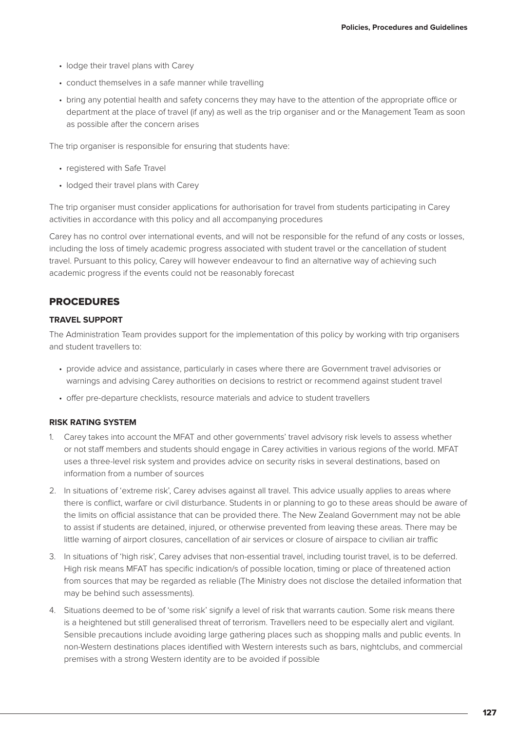- lodge their travel plans with Carey
- conduct themselves in a safe manner while travelling
- bring any potential health and safety concerns they may have to the attention of the appropriate office or department at the place of travel (if any) as well as the trip organiser and or the Management Team as soon as possible after the concern arises

The trip organiser is responsible for ensuring that students have:

- registered with Safe Travel
- lodged their travel plans with Carey

The trip organiser must consider applications for authorisation for travel from students participating in Carey activities in accordance with this policy and all accompanying procedures

Carey has no control over international events, and will not be responsible for the refund of any costs or losses, including the loss of timely academic progress associated with student travel or the cancellation of student travel. Pursuant to this policy, Carey will however endeavour to find an alternative way of achieving such academic progress if the events could not be reasonably forecast

## PROCEDURES

### TRAVEL SUPPORT

The Administration Team provides support for the implementation of this policy by working with trip organisers and student travellers to:

- provide advice and assistance, particularly in cases where there are Government travel advisories or warnings and advising Carey authorities on decisions to restrict or recommend against student travel
- offer pre-departure checklists, resource materials and advice to student travellers

### RISK RATING SYSTEM

1. Carey takes into account the MFAT and other governments' travel advisory risk levels to assess whether or not staff members and students should engage in Carey activities in various regions of the world. MFAT uses a three-level risk system and provides advice on security risks in several destinations, based on information from a number of sources
2. In situations of 'extreme risk', Carey advises against all travel. This advice usually applies to areas where there is conflict, warfare or civil disturbance. Students in or planning to go to these areas should be aware of the limits on official assistance that can be provided there. The New Zealand Government may not be able to assist if students are detained, injured, or otherwise prevented from leaving these areas. There may be little warning of airport closures, cancellation of air services or closure of airspace to civilian air traffic
3. In situations of 'high risk', Carey advises that non-essential travel, including tourist travel, is to be deferred. High risk means MFAT has specific indication/s of possible location, timing or place of threatened action from sources that may be regarded as reliable (The Ministry does not disclose the detailed information that may be behind such assessments).
4. Situations deemed to be of 'some risk' signify a level of risk that warrants caution. Some risk means there is a heightened but still generalised threat of terrorism. Travellers need to be especially alert and vigilant. Sensible precautions include avoiding large gathering places such as shopping malls and public events. In non-Western destinations places identified with Western interests such as bars, nightclubs, and commercial premises with a strong Western identity are to be avoided if possible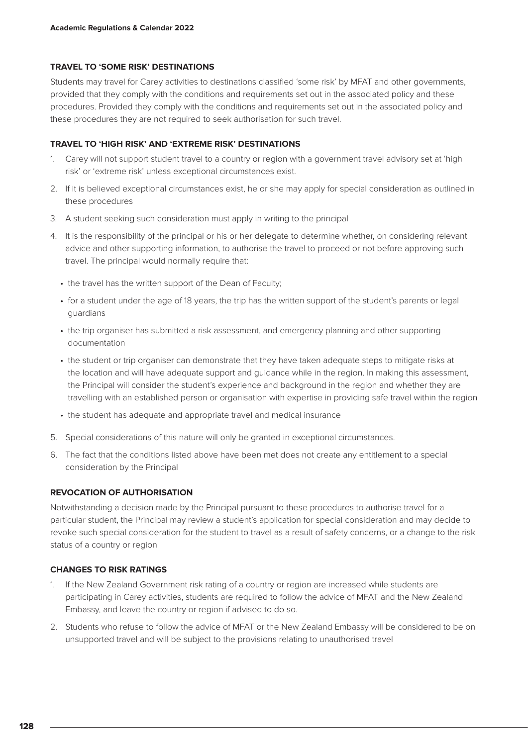### TRAVEL TO 'SOME RISK' DESTINATIONS

Students may travel for Carey activities to destinations classified 'some risk' by MFAT and other governments, provided that they comply with the conditions and requirements set out in the associated policy and these procedures. Provided they comply with the conditions and requirements set out in the associated policy and these procedures they are not required to seek authorisation for such travel.

### TRAVEL TO 'HIGH RISK' AND 'EXTREME RISK' DESTINATIONS

1. Carey will not support student travel to a country or region with a government travel advisory set at 'high risk' or 'extreme risk' unless exceptional circumstances exist.
2. If it is believed exceptional circumstances exist, he or she may apply for special consideration as outlined in these procedures
3. A student seeking such consideration must apply in writing to the principal
4. It is the responsibility of the principal or his or her delegate to determine whether, on considering relevant advice and other supporting information, to authorise the travel to proceed or not before approving such travel. The principal would normally require that:
   - the travel has the written support of the Dean of Faculty;
   - for a student under the age of 18 years, the trip has the written support of the student's parents or legal guardians
   - the trip organiser has submitted a risk assessment, and emergency planning and other supporting documentation
   - the student or trip organiser can demonstrate that they have taken adequate steps to mitigate risks at the location and will have adequate support and guidance while in the region. In making this assessment, the Principal will consider the student's experience and background in the region and whether they are travelling with an established person or organisation with expertise in providing safe travel within the region
   - the student has adequate and appropriate travel and medical insurance
5. Special considerations of this nature will only be granted in exceptional circumstances.
6. The fact that the conditions listed above have been met does not create any entitlement to a special consideration by the Principal

### REVOCATION OF AUTHORISATION

Notwithstanding a decision made by the Principal pursuant to these procedures to authorise travel for a particular student, the Principal may review a student's application for special consideration and may decide to revoke such special consideration for the student to travel as a result of safety concerns, or a change to the risk status of a country or region

### CHANGES TO RISK RATINGS

1. If the New Zealand Government risk rating of a country or region are increased while students are participating in Carey activities, students are required to follow the advice of MFAT and the New Zealand Embassy, and leave the country or region if advised to do so.
2. Students who refuse to follow the advice of MFAT or the New Zealand Embassy will be considered to be on unsupported travel and will be subject to the provisions relating to unauthorised travel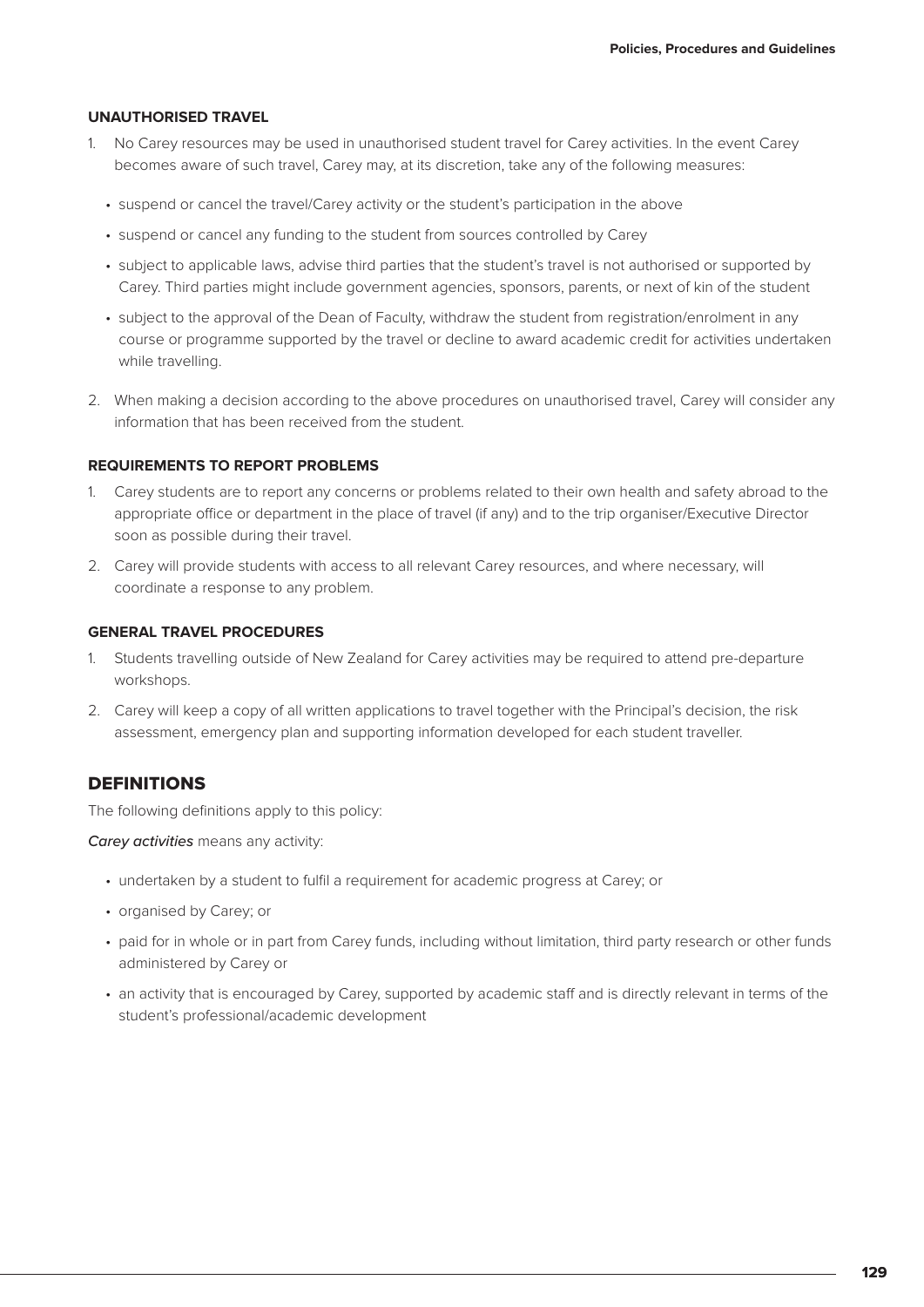#### UNAUTHORISED TRAVEL

1. No Carey resources may be used in unauthorised student travel for Carey activities. In the event Carey becomes aware of such travel, Carey may, at its discretion, take any of the following measures:
   - suspend or cancel the travel/Carey activity or the student's participation in the above
   - suspend or cancel any funding to the student from sources controlled by Carey
   - subject to applicable laws, advise third parties that the student's travel is not authorised or supported by Carey. Third parties might include government agencies, sponsors, parents, or next of kin of the student
   - subject to the approval of the Dean of Faculty, withdraw the student from registration/enrolment in any course or programme supported by the travel or decline to award academic credit for activities undertaken while travelling.
2. When making a decision according to the above procedures on unauthorised travel, Carey will consider any information that has been received from the student.

#### REQUIREMENTS TO REPORT PROBLEMS

1. Carey students are to report any concerns or problems related to their own health and safety abroad to the appropriate office or department in the place of travel (if any) and to the trip organiser/Executive Director soon as possible during their travel.
2. Carey will provide students with access to all relevant Carey resources, and where necessary, will coordinate a response to any problem.

#### GENERAL TRAVEL PROCEDURES

1. Students travelling outside of New Zealand for Carey activities may be required to attend pre-departure workshops.
2. Carey will keep a copy of all written applications to travel together with the Principal's decision, the risk assessment, emergency plan and supporting information developed for each student traveller.

## DEFINITIONS

The following definitions apply to this policy:

***Carey activities*** means any activity:

- undertaken by a student to fulfil a requirement for academic progress at Carey; or
- organised by Carey; or
- paid for in whole or in part from Carey funds, including without limitation, third party research or other funds administered by Carey or
- an activity that is encouraged by Carey, supported by academic staff and is directly relevant in terms of the student's professional/academic development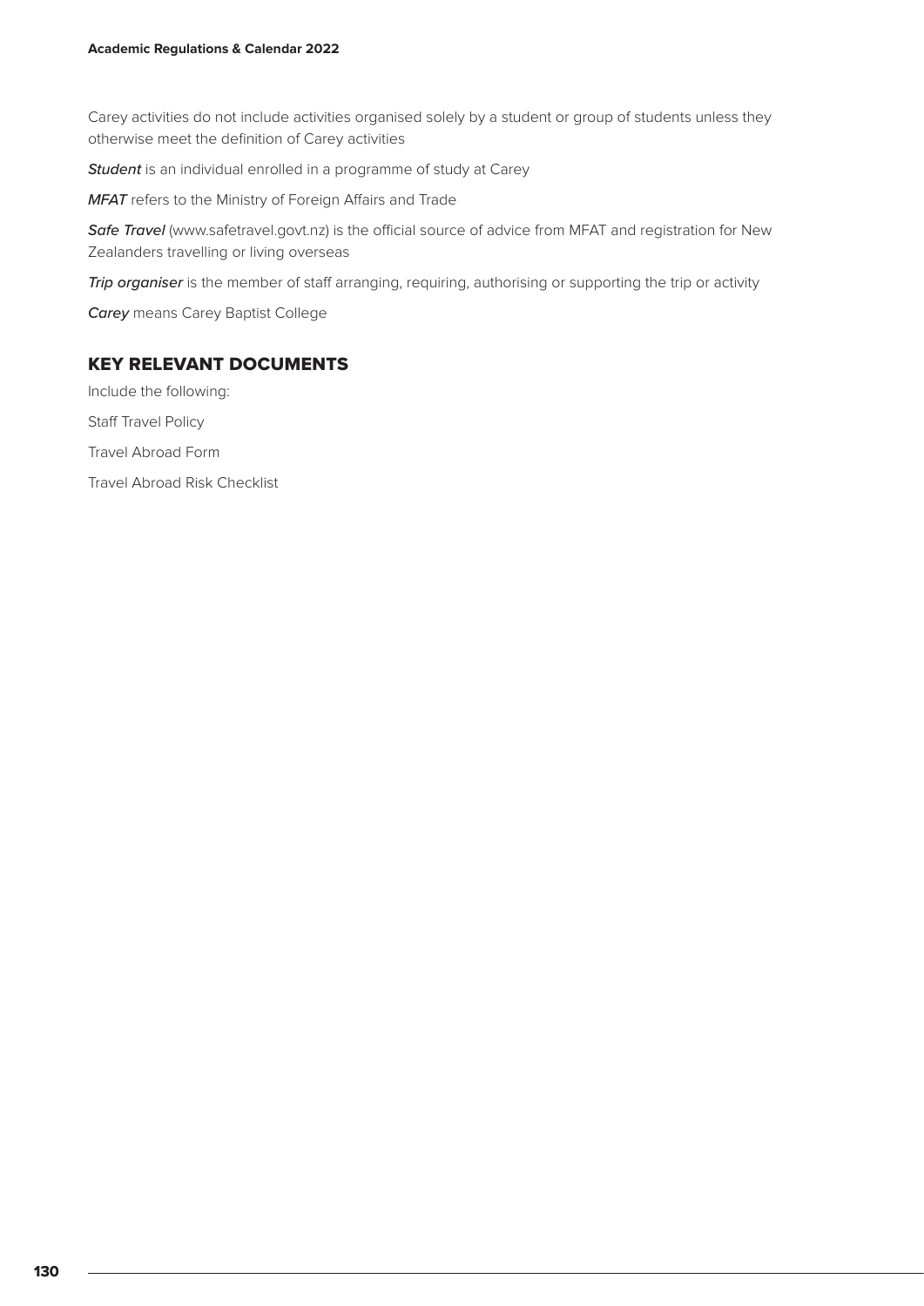Carey activities do not include activities organised solely by a student or group of students unless they otherwise meet the definition of Carey activities

***Student*** is an individual enrolled in a programme of study at Carey

***MFAT*** refers to the Ministry of Foreign Affairs and Trade

***Safe Travel*** (www.safetravel.govt.nz) is the official source of advice from MFAT and registration for New Zealanders travelling or living overseas

***Trip organiser*** is the member of staff arranging, requiring, authorising or supporting the trip or activity

***Carey*** means Carey Baptist College

## KEY RELEVANT DOCUMENTS

Include the following:

Staff Travel Policy

Travel Abroad Form

Travel Abroad Risk Checklist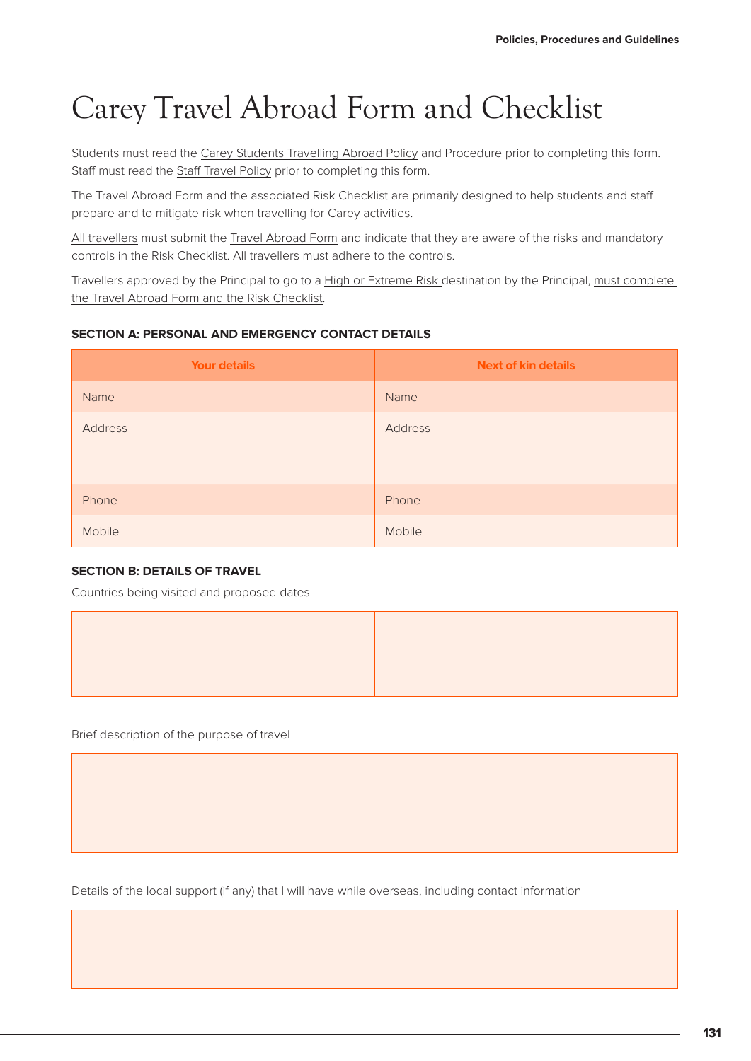# Carey Travel Abroad Form and Checklist

Students must read the Carey Students Travelling Abroad Policy and Procedure prior to completing this form. Staff must read the Staff Travel Policy prior to completing this form.

The Travel Abroad Form and the associated Risk Checklist are primarily designed to help students and staff prepare and to mitigate risk when travelling for Carey activities.

All travellers must submit the Travel Abroad Form and indicate that they are aware of the risks and mandatory controls in the Risk Checklist. All travellers must adhere to the controls.

Travellers approved by the Principal to go to a High or Extreme Risk destination by the Principal, must complete the Travel Abroad Form and the Risk Checklist.

**SECTION A: PERSONAL AND EMERGENCY CONTACT DETAILS**

| Your details | Next of kin details |
|---|---|
| Name | Name |
| Address | Address |
| Phone | Phone |
| Mobile | Mobile |

**SECTION B: DETAILS OF TRAVEL**

Countries being visited and proposed dates

| | |
|---|---|
| | |

Brief description of the purpose of travel

| |
|---|
| |

Details of the local support (if any) that I will have while overseas, including contact information

| |
|---|
| |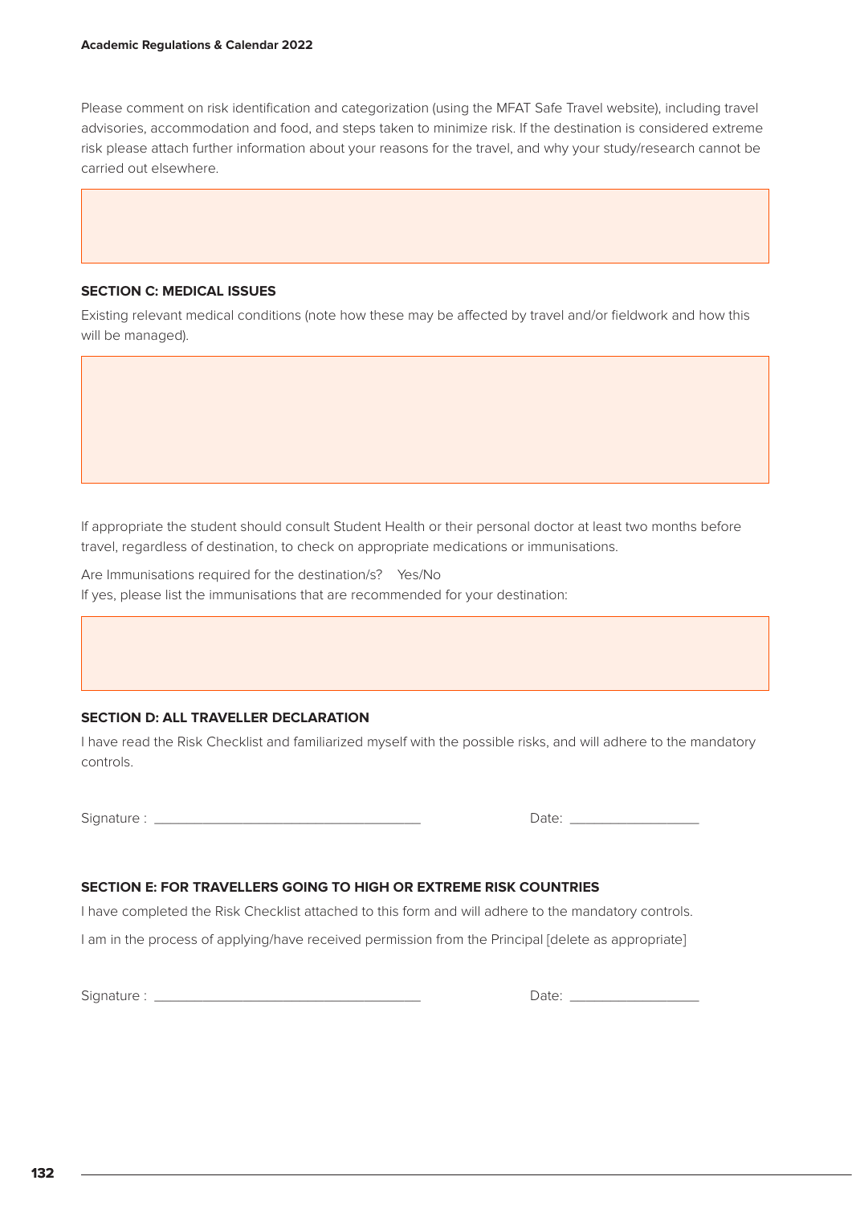Please comment on risk identification and categorization (using the MFAT Safe Travel website), including travel advisories, accommodation and food, and steps taken to minimize risk. If the destination is considered extreme risk please attach further information about your reasons for the travel, and why your study/research cannot be carried out elsewhere.

|   |
|---|
|   |

### SECTION C: MEDICAL ISSUES

Existing relevant medical conditions (note how these may be affected by travel and/or fieldwork and how this will be managed).

|   |
|---|
|   |

If appropriate the student should consult Student Health or their personal doctor at least two months before travel, regardless of destination, to check on appropriate medications or immunisations.

Are Immunisations required for the destination/s? Yes/No

If yes, please list the immunisations that are recommended for your destination:

|   |
|---|
|   |

### SECTION D: ALL TRAVELLER DECLARATION

I have read the Risk Checklist and familiarized myself with the possible risks, and will adhere to the mandatory controls.

Signature : ______________________________ Date: ________________

### SECTION E: FOR TRAVELLERS GOING TO HIGH OR EXTREME RISK COUNTRIES

I have completed the Risk Checklist attached to this form and will adhere to the mandatory controls.

I am in the process of applying/have received permission from the Principal [delete as appropriate]

Signature : ______________________________ Date: ________________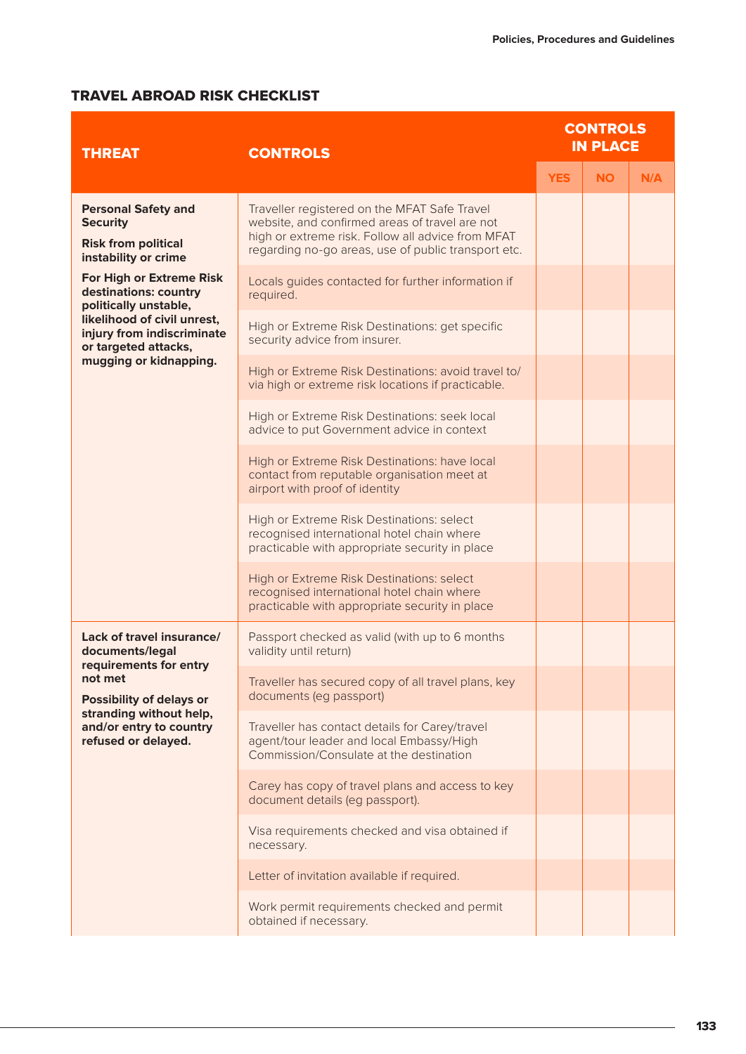## TRAVEL ABROAD RISK CHECKLIST

| THREAT | CONTROLS | CONTROLS IN PLACE | | |
|---|---|---|---|---|
| | | YES | NO | N/A |
| **Personal Safety and Security**<br><br>**Risk from political instability or crime**<br><br>**For High or Extreme Risk destinations: country politically unstable, likelihood of civil unrest, injury from indiscriminate or targeted attacks, mugging or kidnapping.** | Traveller registered on the MFAT Safe Travel website, and confirmed areas of travel are not high or extreme risk. Follow all advice from MFAT regarding no-go areas, use of public transport etc. | | | |
| | Locals guides contacted for further information if required. | | | |
| | High or Extreme Risk Destinations: get specific security advice from insurer. | | | |
| | High or Extreme Risk Destinations: avoid travel to/ via high or extreme risk locations if practicable. | | | |
| | High or Extreme Risk Destinations: seek local advice to put Government advice in context | | | |
| | High or Extreme Risk Destinations: have local contact from reputable organisation meet at airport with proof of identity | | | |
| | High or Extreme Risk Destinations: select recognised international hotel chain where practicable with appropriate security in place | | | |
| | High or Extreme Risk Destinations: select recognised international hotel chain where practicable with appropriate security in place | | | |
| **Lack of travel insurance/ documents/legal requirements for entry not met**<br><br>**Possibility of delays or stranding without help, and/or entry to country refused or delayed.** | Passport checked as valid (with up to 6 months validity until return) | | | |
| | Traveller has secured copy of all travel plans, key documents (eg passport) | | | |
| | Traveller has contact details for Carey/travel agent/tour leader and local Embassy/High Commission/Consulate at the destination | | | |
| | Carey has copy of travel plans and access to key document details (eg passport). | | | |
| | Visa requirements checked and visa obtained if necessary. | | | |
| | Letter of invitation available if required. | | | |
| | Work permit requirements checked and permit obtained if necessary. | | | |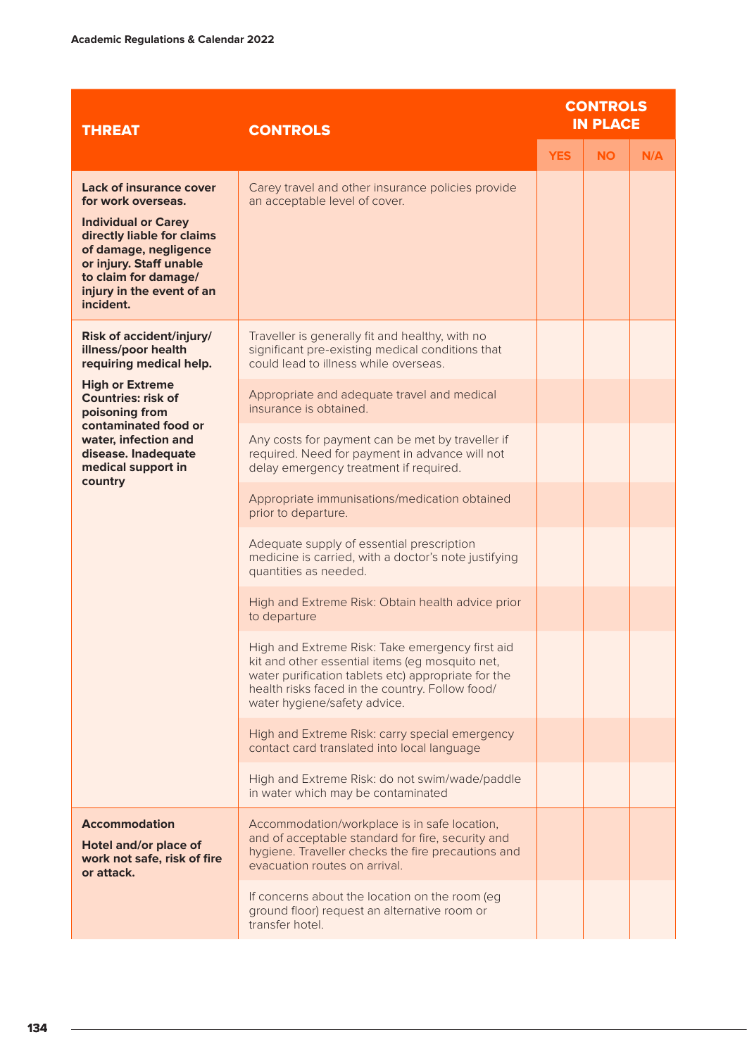| THREAT | CONTROLS | CONTROLS IN PLACE | | |
|---|---|---|---|---|
| | | YES | NO | N/A |
| **Lack of insurance cover for work overseas.** **Individual or Carey directly liable for claims of damage, negligence or injury. Staff unable to claim for damage/ injury in the event of an incident.** | Carey travel and other insurance policies provide an acceptable level of cover. | | | |
| **Risk of accident/injury/ illness/poor health requiring medical help.** **High or Extreme Countries: risk of poisoning from contaminated food or water, infection and disease. Inadequate medical support in country** | Traveller is generally fit and healthy, with no significant pre-existing medical conditions that could lead to illness while overseas. | | | |
| | Appropriate and adequate travel and medical insurance is obtained. | | | |
| | Any costs for payment can be met by traveller if required. Need for payment in advance will not delay emergency treatment if required. | | | |
| | Appropriate immunisations/medication obtained prior to departure. | | | |
| | Adequate supply of essential prescription medicine is carried, with a doctor's note justifying quantities as needed. | | | |
| | High and Extreme Risk: Obtain health advice prior to departure | | | |
| | High and Extreme Risk: Take emergency first aid kit and other essential items (eg mosquito net, water purification tablets etc) appropriate for the health risks faced in the country. Follow food/ water hygiene/safety advice. | | | |
| | High and Extreme Risk: carry special emergency contact card translated into local language | | | |
| | High and Extreme Risk: do not swim/wade/paddle in water which may be contaminated | | | |
| **Accommodation** **Hotel and/or place of work not safe, risk of fire or attack.** | Accommodation/workplace is in safe location, and of acceptable standard for fire, security and hygiene. Traveller checks the fire precautions and evacuation routes on arrival. | | | |
| | If concerns about the location on the room (eg ground floor) request an alternative room or transfer hotel. | | | |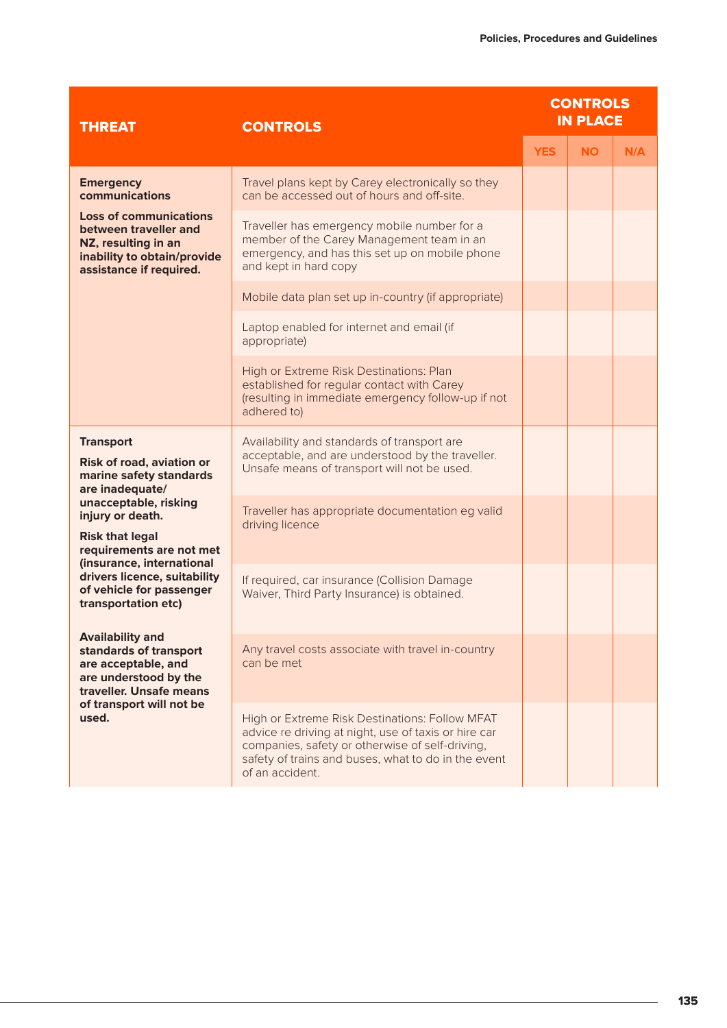| THREAT | CONTROLS | CONTROLS IN PLACE | | |
|---|---|---|---|---|
| | | YES | NO | N/A |
| **Emergency communications**<br><br>**Loss of communications between traveller and NZ, resulting in an inability to obtain/provide assistance if required.** | Travel plans kept by Carey electronically so they can be accessed out of hours and off-site. | | | |
| | Traveller has emergency mobile number for a member of the Carey Management team in an emergency, and has this set up on mobile phone and kept in hard copy | | | |
| | Mobile data plan set up in-country (if appropriate) | | | |
| | Laptop enabled for internet and email (if appropriate) | | | |
| | High or Extreme Risk Destinations: Plan established for regular contact with Carey (resulting in immediate emergency follow-up if not adhered to) | | | |
| **Transport**<br><br>**Risk of road, aviation or marine safety standards are inadequate/ unacceptable, risking injury or death.**<br><br>**Risk that legal requirements are not met (insurance, international drivers licence, suitability of vehicle for passenger transportation etc)**<br><br>**Availability and standards of transport are acceptable, and are understood by the traveller. Unsafe means of transport will not be used.** | Availability and standards of transport are acceptable, and are understood by the traveller. Unsafe means of transport will not be used. | | | |
| | Traveller has appropriate documentation eg valid driving licence | | | |
| | If required, car insurance (Collision Damage Waiver, Third Party Insurance) is obtained. | | | |
| | Any travel costs associate with travel in-country can be met | | | |
| | High or Extreme Risk Destinations: Follow MFAT advice re driving at night, use of taxis or hire car companies, safety or otherwise of self-driving, safety of trains and buses, what to do in the event of an accident. | | | |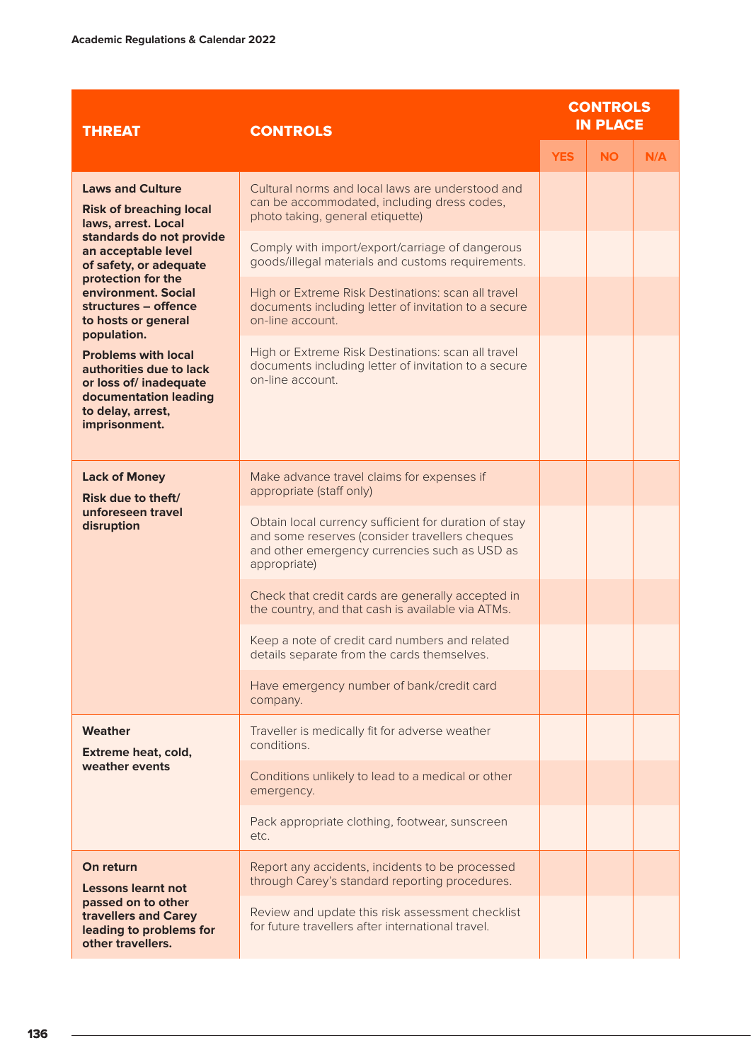| THREAT | CONTROLS | CONTROLS IN PLACE | | |
|---|---|---|---|---|
| | | YES | NO | N/A |
| **Laws and Culture**<br>**Risk of breaching local laws, arrest. Local standards do not provide an acceptable level of safety, or adequate protection for the environment. Social structures – offence to hosts or general population.**<br>**Problems with local authorities due to lack or loss of/ inadequate documentation leading to delay, arrest, imprisonment.** | Cultural norms and local laws are understood and can be accommodated, including dress codes, photo taking, general etiquette) | | | |
| | Comply with import/export/carriage of dangerous goods/illegal materials and customs requirements. | | | |
| | High or Extreme Risk Destinations: scan all travel documents including letter of invitation to a secure on-line account. | | | |
| | High or Extreme Risk Destinations: scan all travel documents including letter of invitation to a secure on-line account. | | | |
| **Lack of Money**<br>**Risk due to theft/ unforeseen travel disruption** | Make advance travel claims for expenses if appropriate (staff only) | | | |
| | Obtain local currency sufficient for duration of stay and some reserves (consider travellers cheques and other emergency currencies such as USD as appropriate) | | | |
| | Check that credit cards are generally accepted in the country, and that cash is available via ATMs. | | | |
| | Keep a note of credit card numbers and related details separate from the cards themselves. | | | |
| | Have emergency number of bank/credit card company. | | | |
| **Weather**<br>**Extreme heat, cold, weather events** | Traveller is medically fit for adverse weather conditions. | | | |
| | Conditions unlikely to lead to a medical or other emergency. | | | |
| | Pack appropriate clothing, footwear, sunscreen etc. | | | |
| **On return**<br>**Lessons learnt not passed on to other travellers and Carey leading to problems for other travellers.** | Report any accidents, incidents to be processed through Carey's standard reporting procedures. | | | |
| | Review and update this risk assessment checklist for future travellers after international travel. | | | |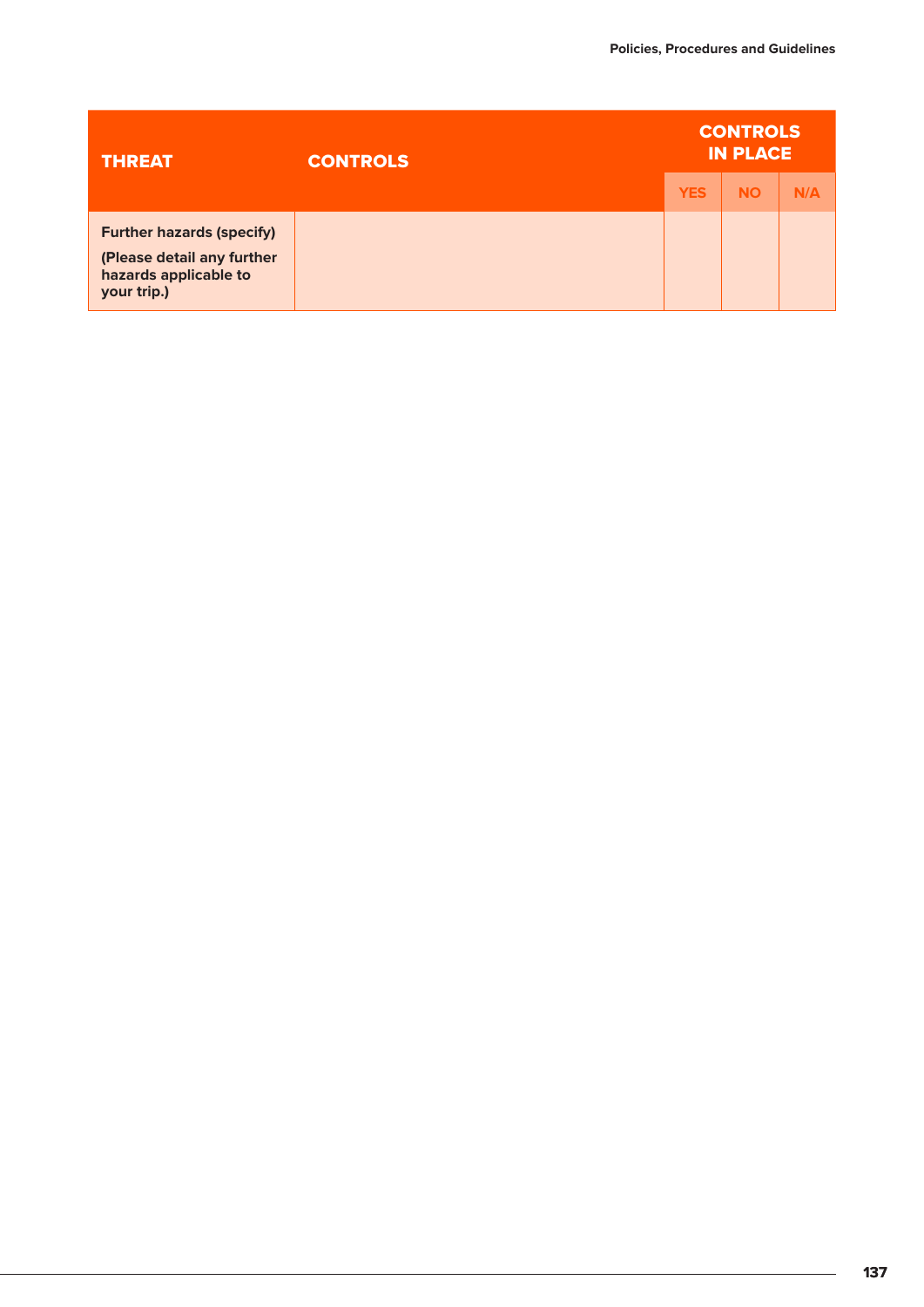| THREAT | CONTROLS | CONTROLS IN PLACE | | |
|---|---|---|---|---|
| | | YES | NO | N/A |
| **Further hazards (specify)**<br>**(Please detail any further hazards applicable to your trip.)** | | | | |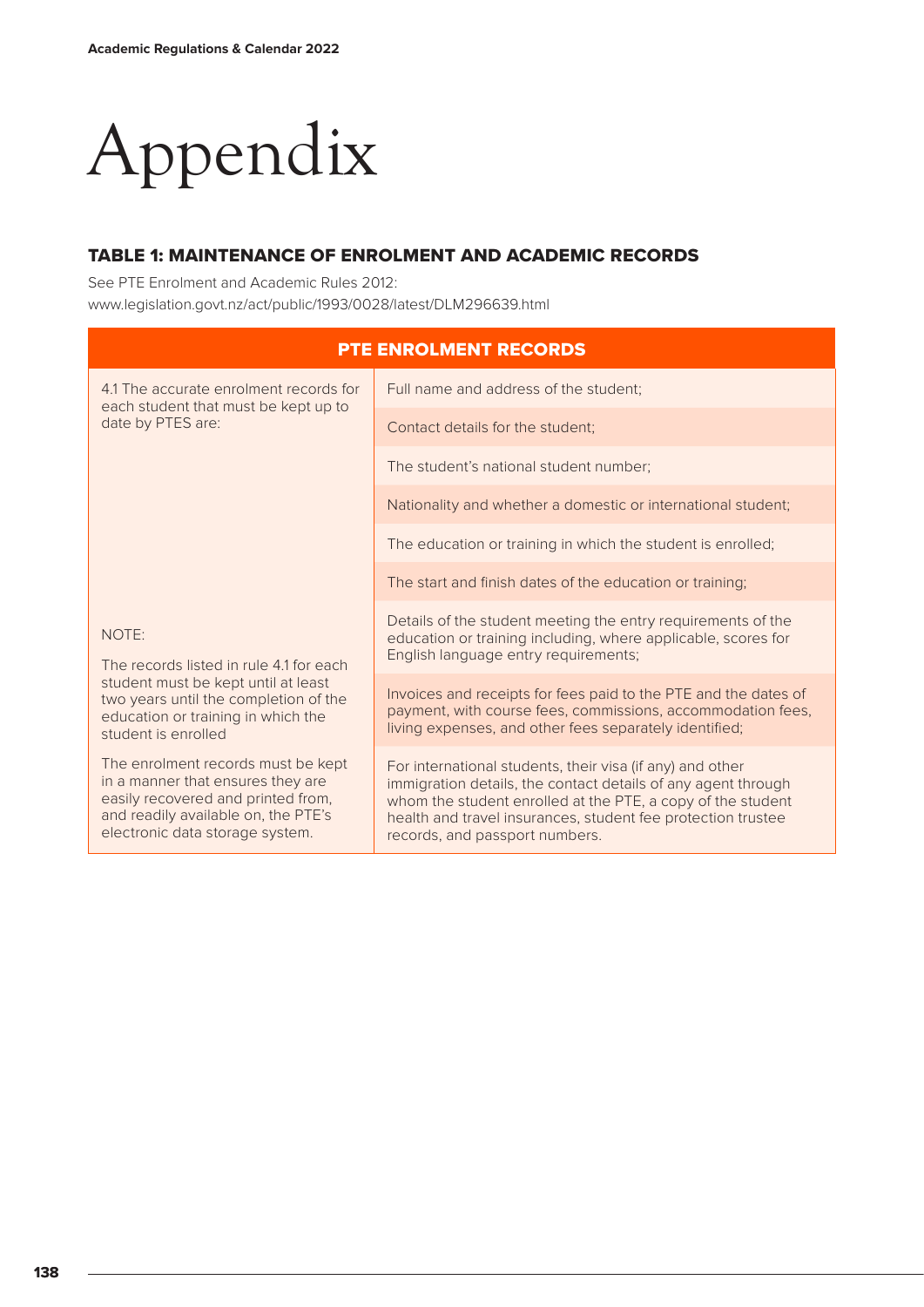# Appendix

## TABLE 1: MAINTENANCE OF ENROLMENT AND ACADEMIC RECORDS

See PTE Enrolment and Academic Rules 2012:
www.legislation.govt.nz/act/public/1993/0028/latest/DLM296639.html

| PTE ENROLMENT RECORDS | |
|---|---|
| 4.1 The accurate enrolment records for each student that must be kept up to date by PTES are: | Full name and address of the student; |
| | Contact details for the student; |
| | The student's national student number; |
| | Nationality and whether a domestic or international student; |
| | The education or training in which the student is enrolled; |
| | The start and finish dates of the education or training; |
| NOTE: | Details of the student meeting the entry requirements of the education or training including, where applicable, scores for English language entry requirements; |
| The records listed in rule 4.1 for each student must be kept until at least two years until the completion of the education or training in which the student is enrolled | Invoices and receipts for fees paid to the PTE and the dates of payment, with course fees, commissions, accommodation fees, living expenses, and other fees separately identified; |
| The enrolment records must be kept in a manner that ensures they are easily recovered and printed from, and readily available on, the PTE's electronic data storage system. | For international students, their visa (if any) and other immigration details, the contact details of any agent through whom the student enrolled at the PTE, a copy of the student health and travel insurances, student fee protection trustee records, and passport numbers. |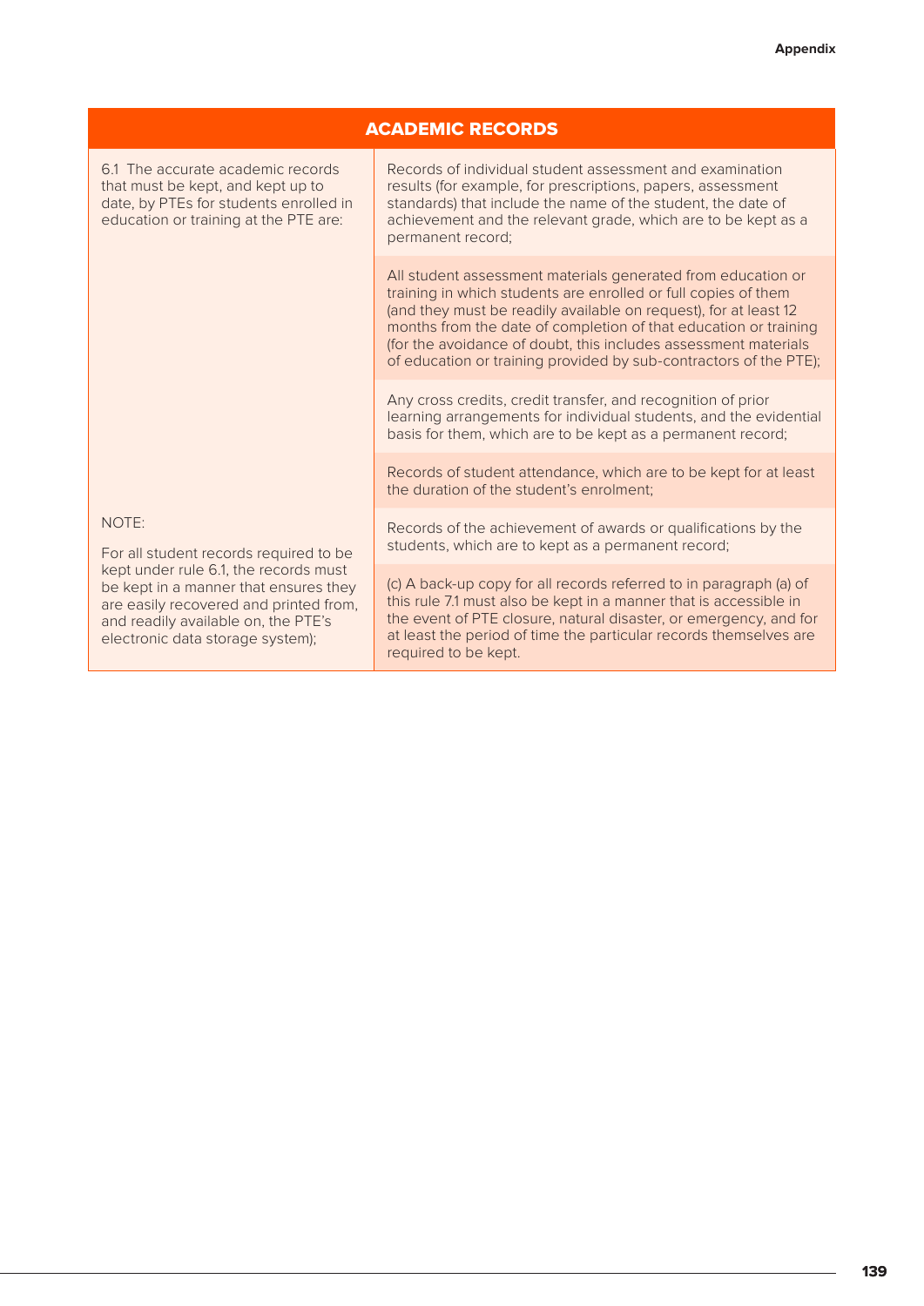| ACADEMIC RECORDS | |
|---|---|
| 6.1 The accurate academic records that must be kept, and kept up to date, by PTEs for students enrolled in education or training at the PTE are: | Records of individual student assessment and examination results (for example, for prescriptions, papers, assessment standards) that include the name of the student, the date of achievement and the relevant grade, which are to be kept as a permanent record; |
| | All student assessment materials generated from education or training in which students are enrolled or full copies of them (and they must be readily available on request), for at least 12 months from the date of completion of that education or training (for the avoidance of doubt, this includes assessment materials of education or training provided by sub-contractors of the PTE); |
| | Any cross credits, credit transfer, and recognition of prior learning arrangements for individual students, and the evidential basis for them, which are to be kept as a permanent record; |
| | Records of student attendance, which are to be kept for at least the duration of the student's enrolment; |
| NOTE:<br><br>For all student records required to be kept under rule 6.1, the records must be kept in a manner that ensures they are easily recovered and printed from, and readily available on, the PTE's electronic data storage system); | Records of the achievement of awards or qualifications by the students, which are to kept as a permanent record; |
| | (c) A back-up copy for all records referred to in paragraph (a) of this rule 7.1 must also be kept in a manner that is accessible in the event of PTE closure, natural disaster, or emergency, and for at least the period of time the particular records themselves are required to be kept. |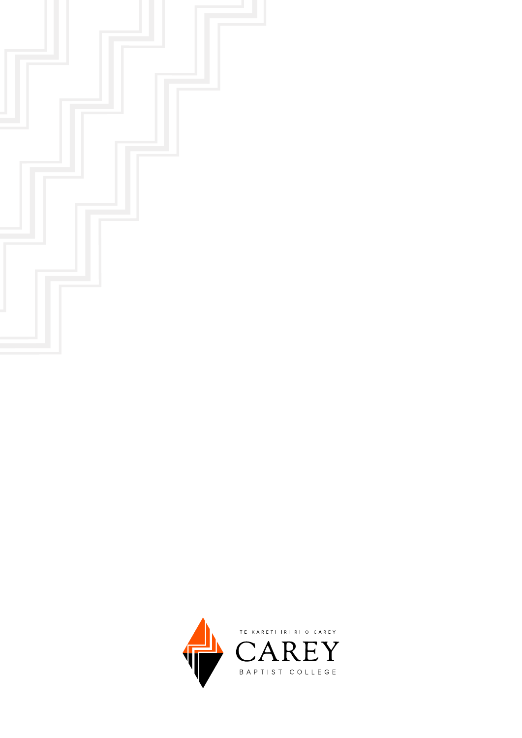TE KĀRETI IRIIRI O CAREY

CAREY

BAPTIST COLLEGE